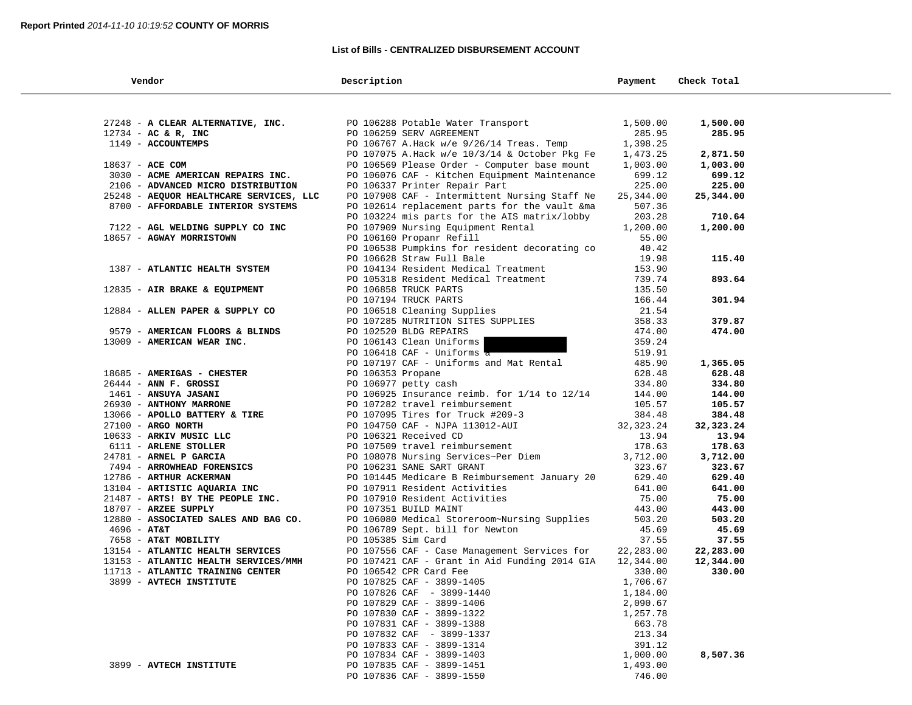**Report Printed** *2014-11-10 10:19:52* **COUNTY OF MORRIS**

**List of Bills - CENTRALIZED DISBURSEMENT ACCOUNT**

| Vendor | Description | Payment | Check Total |
|---|---|---|---|
| 27248 - **A CLEAR ALTERNATIVE, INC.** | PO 106288 Potable Water Transport | 1,500.00 | **1,500.00** |
| 12734 - **AC & R, INC** | PO 106259 SERV AGREEMENT | 285.95 | **285.95** |
| 1149 - **ACCOUNTEMPS** | PO 106767 A.Hack w/e 9/26/14 Treas. Temp | 1,398.25 | |
| | PO 107075 A.Hack w/e 10/3/14 & October Pkg Fe | 1,473.25 | **2,871.50** |
| 18637 - **ACE COM** | PO 106569 Please Order - Computer base mount | 1,003.00 | **1,003.00** |
| 3030 - **ACME AMERICAN REPAIRS INC.** | PO 106076 CAF - Kitchen Equipment Maintenance | 699.12 | **699.12** |
| 2106 - **ADVANCED MICRO DISTRIBUTION** | PO 106337 Printer Repair Part | 225.00 | **225.00** |
| 25248 - **AEQUOR HEALTHCARE SERVICES, LLC** | PO 107908 CAF - Intermittent Nursing Staff Ne | 25,344.00 | **25,344.00** |
| 8700 - **AFFORDABLE INTERIOR SYSTEMS** | PO 102614 replacement parts for the vault &ma | 507.36 | |
| | PO 103224 mis parts for the AIS matrix/lobby | 203.28 | **710.64** |
| 7122 - **AGL WELDING SUPPLY CO INC** | PO 107909 Nursing Equipment Rental | 1,200.00 | **1,200.00** |
| 18657 - **AGWAY MORRISTOWN** | PO 106160 Propanr Refill | 55.00 | |
| | PO 106538 Pumpkins for resident decorating co | 40.42 | |
| | PO 106628 Straw Full Bale | 19.98 | **115.40** |
| 1387 - **ATLANTIC HEALTH SYSTEM** | PO 104134 Resident Medical Treatment | 153.90 | |
| | PO 105318 Resident Medical Treatment | 739.74 | **893.64** |
| 12835 - **AIR BRAKE & EQUIPMENT** | PO 106858 TRUCK PARTS | 135.50 | |
| | PO 107194 TRUCK PARTS | 166.44 | **301.94** |
| 12884 - **ALLEN PAPER & SUPPLY CO** | PO 106518 Cleaning Supplies | 21.54 | |
| | PO 107285 NUTRITION SITES SUPPLIES | 358.33 | **379.87** |
| 9579 - **AMERICAN FLOORS & BLINDS** | PO 102520 BLDG REPAIRS | 474.00 | **474.00** |
| 13009 - **AMERICAN WEAR INC.** | PO 106143 Clean Uniforms | 359.24 | |
| | PO 106418 CAF - Uniforms a | 519.91 | |
| | PO 107197 CAF - Uniforms and Mat Rental | 485.90 | **1,365.05** |
| 18685 - **AMERIGAS - CHESTER** | PO 106353 Propane | 628.48 | **628.48** |
| 26444 - **ANN F. GROSSI** | PO 106977 petty cash | 334.80 | **334.80** |
| 1461 - **ANSUYA JASANI** | PO 106925 Insurance reimb. for 1/14 to 12/14 | 144.00 | **144.00** |
| 26930 - **ANTHONY MARRONE** | PO 107282 travel reimbursement | 105.57 | **105.57** |
| 13066 - **APOLLO BATTERY & TIRE** | PO 107095 Tires for Truck #209-3 | 384.48 | **384.48** |
| 27100 - **ARGO NORTH** | PO 104750 CAF - NJPA 113012-AUI | 32,323.24 | **32,323.24** |
| 10633 - **ARKIV MUSIC LLC** | PO 106321 Received CD | 13.94 | **13.94** |
| 6111 - **ARLENE STOLLER** | PO 107509 travel reimbursement | 178.63 | **178.63** |
| 24781 - **ARNEL P GARCIA** | PO 108078 Nursing Services~Per Diem | 3,712.00 | **3,712.00** |
| 7494 - **ARROWHEAD FORENSICS** | PO 106231 SANE SART GRANT | 323.67 | **323.67** |
| 12786 - **ARTHUR ACKERMAN** | PO 101445 Medicare B Reimbursement January 20 | 629.40 | **629.40** |
| 13104 - **ARTISTIC AQUARIA INC** | PO 107911 Resident Activities | 641.00 | **641.00** |
| 21487 - **ARTS! BY THE PEOPLE INC.** | PO 107910 Resident Activities | 75.00 | **75.00** |
| 18707 - **ARZEE SUPPLY** | PO 107351 BUILD MAINT | 443.00 | **443.00** |
| 12880 - **ASSOCIATED SALES AND BAG CO.** | PO 106080 Medical Storeroom~Nursing Supplies | 503.20 | **503.20** |
| 4696 - **AT&T** | PO 106789 Sept. bill for Newton | 45.69 | **45.69** |
| 7658 - **AT&T MOBILITY** | PO 105385 Sim Card | 37.55 | **37.55** |
| 13154 - **ATLANTIC HEALTH SERVICES** | PO 107556 CAF - Case Management Services for | 22,283.00 | **22,283.00** |
| 13153 - **ATLANTIC HEALTH SERVICES/MMH** | PO 107421 CAF - Grant in Aid Funding 2014 GIA | 12,344.00 | **12,344.00** |
| 11713 - **ATLANTIC TRAINING CENTER** | PO 106542 CPR Card Fee | 330.00 | **330.00** |
| 3899 - **AVTECH INSTITUTE** | PO 107825 CAF - 3899-1405 | 1,706.67 | |
| | PO 107826 CAF - 3899-1440 | 1,184.00 | |
| | PO 107829 CAF - 3899-1406 | 2,090.67 | |
| | PO 107830 CAF - 3899-1322 | 1,257.78 | |
| | PO 107831 CAF - 3899-1388 | 663.78 | |
| | PO 107832 CAF - 3899-1337 | 213.34 | |
| | PO 107833 CAF - 3899-1314 | 391.12 | |
| | PO 107834 CAF - 3899-1403 | 1,000.00 | **8,507.36** |
| 3899 - **AVTECH INSTITUTE** | PO 107835 CAF - 3899-1451 | 1,493.00 | |
| | PO 107836 CAF - 3899-1550 | 746.00 | |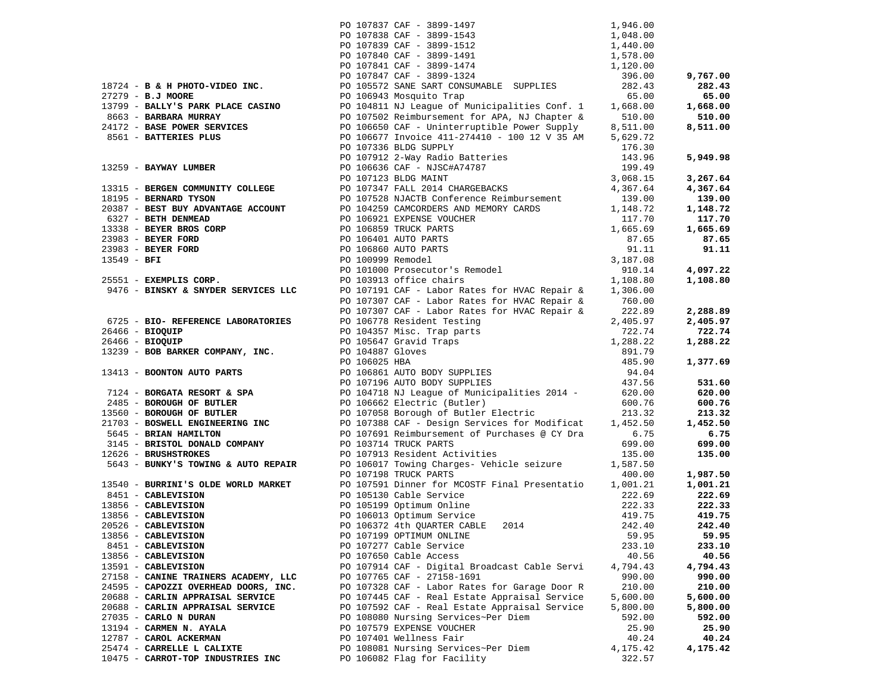| Vendor | PO / Description | Amount | Total |
|---|---|---|---|
| | PO 107837 CAF - 3899-1497 | 1,946.00 | |
| | PO 107838 CAF - 3899-1543 | 1,048.00 | |
| | PO 107839 CAF - 3899-1512 | 1,440.00 | |
| | PO 107840 CAF - 3899-1491 | 1,578.00 | |
| | PO 107841 CAF - 3899-1474 | 1,120.00 | |
| | PO 107847 CAF - 3899-1324 | 396.00 | **9,767.00** |
| 18724 - **B & H PHOTO-VIDEO INC.** | PO 105572 SANE SART CONSUMABLE SUPPLIES | 282.43 | **282.43** |
| 27279 - **B.J MOORE** | PO 106943 Mosquito Trap | 65.00 | **65.00** |
| 13799 - **BALLY'S PARK PLACE CASINO** | PO 104811 NJ League of Municipalities Conf. 1 | 1,668.00 | **1,668.00** |
| 8663 - **BARBARA MURRAY** | PO 107502 Reimbursement for APA, NJ Chapter & | 510.00 | **510.00** |
| 24172 - **BASE POWER SERVICES** | PO 106650 CAF - Uninterruptible Power Supply | 8,511.00 | **8,511.00** |
| 8561 - **BATTERIES PLUS** | PO 106677 Invoice 411-274410 - 100 12 V 35 AM | 5,629.72 | |
| | PO 107336 BLDG SUPPLY | 176.30 | |
| | PO 107912 2-Way Radio Batteries | 143.96 | **5,949.98** |
| 13259 - **BAYWAY LUMBER** | PO 106636 CAF - NJSC#A74787 | 199.49 | |
| | PO 107123 BLDG MAINT | 3,068.15 | **3,267.64** |
| 13315 - **BERGEN COMMUNITY COLLEGE** | PO 107347 FALL 2014 CHARGEBACKS | 4,367.64 | **4,367.64** |
| 18195 - **BERNARD TYSON** | PO 107528 NJACTB Conference Reimbursement | 139.00 | **139.00** |
| 20387 - **BEST BUY ADVANTAGE ACCOUNT** | PO 104259 CAMCORDERS AND MEMORY CARDS | 1,148.72 | **1,148.72** |
| 6327 - **BETH DENMEAD** | PO 106921 EXPENSE VOUCHER | 117.70 | **117.70** |
| 13338 - **BEYER BROS CORP** | PO 106859 TRUCK PARTS | 1,665.69 | **1,665.69** |
| 23983 - **BEYER FORD** | PO 106401 AUTO PARTS | 87.65 | **87.65** |
| 23983 - **BEYER FORD** | PO 106860 AUTO PARTS | 91.11 | **91.11** |
| 13549 - **BFI** | PO 100999 Remodel | 3,187.08 | |
| | PO 101000 Prosecutor's Remodel | 910.14 | **4,097.22** |
| 25551 - **EXEMPLIS CORP.** | PO 103913 office chairs | 1,108.80 | **1,108.80** |
| 9476 - **BINSKY & SNYDER SERVICES LLC** | PO 107191 CAF - Labor Rates for HVAC Repair & | 1,306.00 | |
| | PO 107307 CAF - Labor Rates for HVAC Repair & | 760.00 | |
| | PO 107307 CAF - Labor Rates for HVAC Repair & | 222.89 | **2,288.89** |
| 6725 - **BIO- REFERENCE LABORATORIES** | PO 106778 Resident Testing | 2,405.97 | **2,405.97** |
| 26466 - **BIOQUIP** | PO 104357 Misc. Trap parts | 722.74 | **722.74** |
| 26466 - **BIOQUIP** | PO 105647 Gravid Traps | 1,288.22 | **1,288.22** |
| 13239 - **BOB BARKER COMPANY, INC.** | PO 104887 Gloves | 891.79 | |
| | PO 106025 HBA | 485.90 | **1,377.69** |
| 13413 - **BOONTON AUTO PARTS** | PO 106861 AUTO BODY SUPPLIES | 94.04 | |
| | PO 107196 AUTO BODY SUPPLIES | 437.56 | **531.60** |
| 7124 - **BORGATA RESORT & SPA** | PO 104718 NJ League of Municipalities 2014 - | 620.00 | **620.00** |
| 2485 - **BOROUGH OF BUTLER** | PO 106662 Electric (Butler) | 600.76 | **600.76** |
| 13560 - **BOROUGH OF BUTLER** | PO 107058 Borough of Butler Electric | 213.32 | **213.32** |
| 21703 - **BOSWELL ENGINEERING INC** | PO 107388 CAF - Design Services for Modificat | 1,452.50 | **1,452.50** |
| 5645 - **BRIAN HAMILTON** | PO 107691 Reimbursement of Purchases @ CY Dra | 6.75 | **6.75** |
| 3145 - **BRISTOL DONALD COMPANY** | PO 103714 TRUCK PARTS | 699.00 | **699.00** |
| 12626 - **BRUSHSTROKES** | PO 107913 Resident Activities | 135.00 | **135.00** |
| 5643 - **BUNKY'S TOWING & AUTO REPAIR** | PO 106017 Towing Charges- Vehicle seizure | 1,587.50 | |
| | PO 107198 TRUCK PARTS | 400.00 | **1,987.50** |
| 13540 - **BURRINI'S OLDE WORLD MARKET** | PO 107591 Dinner for MCOSTF Final Presentatio | 1,001.21 | **1,001.21** |
| 8451 - **CABLEVISION** | PO 105130 Cable Service | 222.69 | **222.69** |
| 13856 - **CABLEVISION** | PO 105199 Optimum Online | 222.33 | **222.33** |
| 13856 - **CABLEVISION** | PO 106013 Optimum Service | 419.75 | **419.75** |
| 20526 - **CABLEVISION** | PO 106372 4th QUARTER CABLE 2014 | 242.40 | **242.40** |
| 13856 - **CABLEVISION** | PO 107199 OPTIMUM ONLINE | 59.95 | **59.95** |
| 8451 - **CABLEVISION** | PO 107277 Cable Service | 233.10 | **233.10** |
| 13856 - **CABLEVISION** | PO 107650 Cable Access | 40.56 | **40.56** |
| 13591 - **CABLEVISION** | PO 107914 CAF - Digital Broadcast Cable Servi | 4,794.43 | **4,794.43** |
| 27158 - **CANINE TRAINERS ACADEMY, LLC** | PO 107765 CAF - 27158-1691 | 990.00 | **990.00** |
| 24595 - **CAPOZZI OVERHEAD DOORS, INC.** | PO 107328 CAF - Labor Rates for Garage Door R | 210.00 | **210.00** |
| 20688 - **CARLIN APPRAISAL SERVICE** | PO 107445 CAF - Real Estate Appraisal Service | 5,600.00 | **5,600.00** |
| 20688 - **CARLIN APPRAISAL SERVICE** | PO 107592 CAF - Real Estate Appraisal Service | 5,800.00 | **5,800.00** |
| 27035 - **CARLO N DURAN** | PO 108080 Nursing Services~Per Diem | 592.00 | **592.00** |
| 13194 - **CARMEN N. AYALA** | PO 107579 EXPENSE VOUCHER | 25.90 | **25.90** |
| 12787 - **CAROL ACKERMAN** | PO 107401 Wellness Fair | 40.24 | **40.24** |
| 25474 - **CARRELLE L CALIXTE** | PO 108081 Nursing Services~Per Diem | 4,175.42 | **4,175.42** |
| 10475 - **CARROT-TOP INDUSTRIES INC** | PO 106082 Flag for Facility | 322.57 | |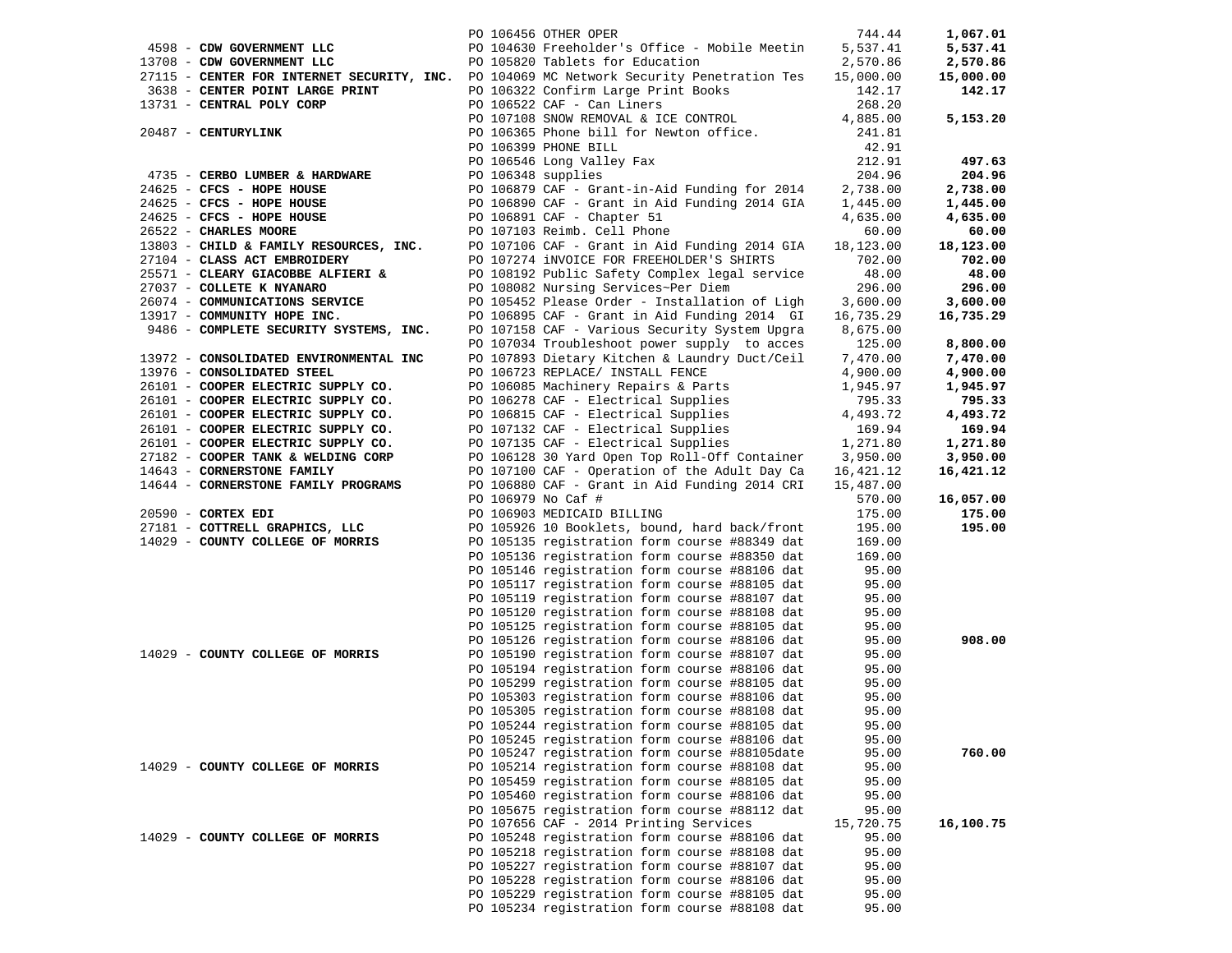| Vendor | PO / Description | Amount | Total |
|---|---|---|---|
| | PO 106456 OTHER OPER | 744.44 | **1,067.01** |
| 4598 - **CDW GOVERNMENT LLC** | PO 104630 Freeholder's Office - Mobile Meetin | 5,537.41 | **5,537.41** |
| 13708 - **CDW GOVERNMENT LLC** | PO 105820 Tablets for Education | 2,570.86 | **2,570.86** |
| 27115 - **CENTER FOR INTERNET SECURITY, INC.** | PO 104069 MC Network Security Penetration Tes | 15,000.00 | **15,000.00** |
| 3638 - **CENTER POINT LARGE PRINT** | PO 106322 Confirm Large Print Books | 142.17 | **142.17** |
| 13731 - **CENTRAL POLY CORP** | PO 106522 CAF - Can Liners | 268.20 | |
| | PO 107108 SNOW REMOVAL & ICE CONTROL | 4,885.00 | **5,153.20** |
| 20487 - **CENTURYLINK** | PO 106365 Phone bill for Newton office. | 241.81 | |
| | PO 106399 PHONE BILL | 42.91 | |
| | PO 106546 Long Valley Fax | 212.91 | **497.63** |
| 4735 - **CERBO LUMBER & HARDWARE** | PO 106348 supplies | 204.96 | **204.96** |
| 24625 - **CFCS - HOPE HOUSE** | PO 106879 CAF - Grant-in-Aid Funding for 2014 | 2,738.00 | **2,738.00** |
| 24625 - **CFCS - HOPE HOUSE** | PO 106890 CAF - Grant in Aid Funding 2014 GIA | 1,445.00 | **1,445.00** |
| 24625 - **CFCS - HOPE HOUSE** | PO 106891 CAF - Chapter 51 | 4,635.00 | **4,635.00** |
| 26522 - **CHARLES MOORE** | PO 107103 Reimb. Cell Phone | 60.00 | **60.00** |
| 13803 - **CHILD & FAMILY RESOURCES, INC.** | PO 107106 CAF - Grant in Aid Funding 2014 GIA | 18,123.00 | **18,123.00** |
| 27104 - **CLASS ACT EMBROIDERY** | PO 107274 iNVOICE FOR FREEHOLDER'S SHIRTS | 702.00 | **702.00** |
| 25571 - **CLEARY GIACOBBE ALFIERI &** | PO 108192 Public Safety Complex legal service | 48.00 | **48.00** |
| 27037 - **COLLETE K NYANARO** | PO 108082 Nursing Services~Per Diem | 296.00 | **296.00** |
| 26074 - **COMMUNICATIONS SERVICE** | PO 105452 Please Order - Installation of Ligh | 3,600.00 | **3,600.00** |
| 13917 - **COMMUNITY HOPE INC.** | PO 106895 CAF - Grant in Aid Funding 2014 GI | 16,735.29 | **16,735.29** |
| 9486 - **COMPLETE SECURITY SYSTEMS, INC.** | PO 107158 CAF - Various Security System Upgra | 8,675.00 | |
| | PO 107034 Troubleshoot power supply to acces | 125.00 | **8,800.00** |
| 13972 - **CONSOLIDATED ENVIRONMENTAL INC** | PO 107893 Dietary Kitchen & Laundry Duct/Ceil | 7,470.00 | **7,470.00** |
| 13976 - **CONSOLIDATED STEEL** | PO 106723 REPLACE/ INSTALL FENCE | 4,900.00 | **4,900.00** |
| 26101 - **COOPER ELECTRIC SUPPLY CO.** | PO 106085 Machinery Repairs & Parts | 1,945.97 | **1,945.97** |
| 26101 - **COOPER ELECTRIC SUPPLY CO.** | PO 106278 CAF - Electrical Supplies | 795.33 | **795.33** |
| 26101 - **COOPER ELECTRIC SUPPLY CO.** | PO 106815 CAF - Electrical Supplies | 4,493.72 | **4,493.72** |
| 26101 - **COOPER ELECTRIC SUPPLY CO.** | PO 107132 CAF - Electrical Supplies | 169.94 | **169.94** |
| 26101 - **COOPER ELECTRIC SUPPLY CO.** | PO 107135 CAF - Electrical Supplies | 1,271.80 | **1,271.80** |
| 27182 - **COOPER TANK & WELDING CORP** | PO 106128 30 Yard Open Top Roll-Off Container | 3,950.00 | **3,950.00** |
| 14643 - **CORNERSTONE FAMILY** | PO 107100 CAF - Operation of the Adult Day Ca | 16,421.12 | **16,421.12** |
| 14644 - **CORNERSTONE FAMILY PROGRAMS** | PO 106880 CAF - Grant in Aid Funding 2014 CRI | 15,487.00 | |
| | PO 106979 No Caf # | 570.00 | **16,057.00** |
| 20590 - **CORTEX EDI** | PO 106903 MEDICAID BILLING | 175.00 | **175.00** |
| 27181 - **COTTRELL GRAPHICS, LLC** | PO 105926 10 Booklets, bound, hard back/front | 195.00 | **195.00** |
| 14029 - **COUNTY COLLEGE OF MORRIS** | PO 105135 registration form course #88349 dat | 169.00 | |
| | PO 105136 registration form course #88350 dat | 169.00 | |
| | PO 105146 registration form course #88106 dat | 95.00 | |
| | PO 105117 registration form course #88105 dat | 95.00 | |
| | PO 105119 registration form course #88107 dat | 95.00 | |
| | PO 105120 registration form course #88108 dat | 95.00 | |
| | PO 105125 registration form course #88105 dat | 95.00 | |
| | PO 105126 registration form course #88106 dat | 95.00 | **908.00** |
| 14029 - **COUNTY COLLEGE OF MORRIS** | PO 105190 registration form course #88107 dat | 95.00 | |
| | PO 105194 registration form course #88106 dat | 95.00 | |
| | PO 105299 registration form course #88105 dat | 95.00 | |
| | PO 105303 registration form course #88106 dat | 95.00 | |
| | PO 105305 registration form course #88108 dat | 95.00 | |
| | PO 105244 registration form course #88105 dat | 95.00 | |
| | PO 105245 registration form course #88106 dat | 95.00 | |
| | PO 105247 registration form course #88105date | 95.00 | **760.00** |
| 14029 - **COUNTY COLLEGE OF MORRIS** | PO 105214 registration form course #88108 dat | 95.00 | |
| | PO 105459 registration form course #88105 dat | 95.00 | |
| | PO 105460 registration form course #88106 dat | 95.00 | |
| | PO 105675 registration form course #88112 dat | 95.00 | |
| | PO 107656 CAF - 2014 Printing Services | 15,720.75 | **16,100.75** |
| 14029 - **COUNTY COLLEGE OF MORRIS** | PO 105248 registration form course #88106 dat | 95.00 | |
| | PO 105218 registration form course #88108 dat | 95.00 | |
| | PO 105227 registration form course #88107 dat | 95.00 | |
| | PO 105228 registration form course #88106 dat | 95.00 | |
| | PO 105229 registration form course #88105 dat | 95.00 | |
| | PO 105234 registration form course #88108 dat | 95.00 | |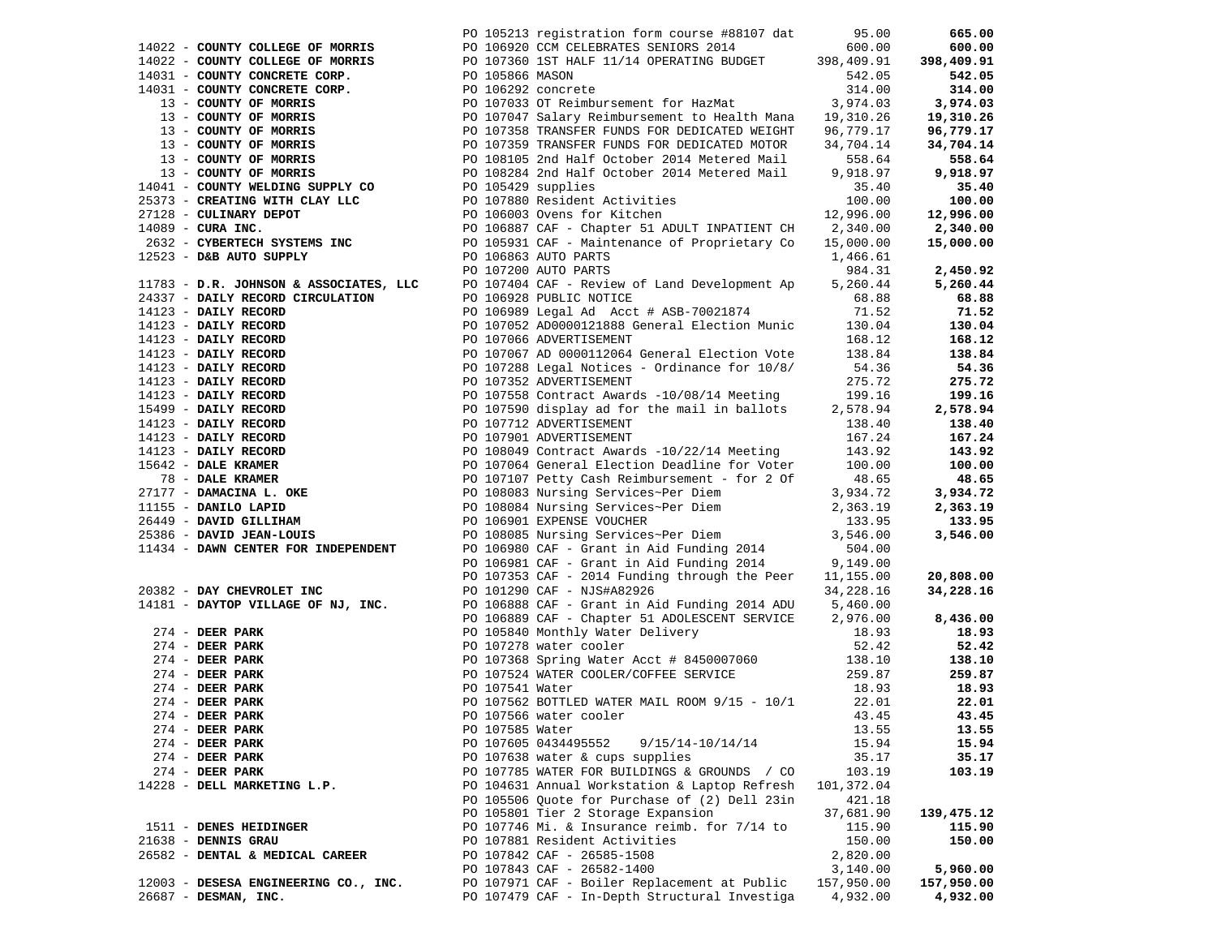| Vendor | PO / Description | Amount | Total |
|---|---|---|---|
| | PO 105213 registration form course #88107 dat | 95.00 | **665.00** |
| 14022 - **COUNTY COLLEGE OF MORRIS** | PO 106920 CCM CELEBRATES SENIORS 2014 | 600.00 | **600.00** |
| 14022 - **COUNTY COLLEGE OF MORRIS** | PO 107360 1ST HALF 11/14 OPERATING BUDGET | 398,409.91 | **398,409.91** |
| 14031 - **COUNTY CONCRETE CORP.** | PO 105866 MASON | 542.05 | **542.05** |
| 14031 - **COUNTY CONCRETE CORP.** | PO 106292 concrete | 314.00 | **314.00** |
| 13 - **COUNTY OF MORRIS** | PO 107033 OT Reimbursement for HazMat | 3,974.03 | **3,974.03** |
| 13 - **COUNTY OF MORRIS** | PO 107047 Salary Reimbursement to Health Mana | 19,310.26 | **19,310.26** |
| 13 - **COUNTY OF MORRIS** | PO 107358 TRANSFER FUNDS FOR DEDICATED WEIGHT | 96,779.17 | **96,779.17** |
| 13 - **COUNTY OF MORRIS** | PO 107359 TRANSFER FUNDS FOR DEDICATED MOTOR | 34,704.14 | **34,704.14** |
| 13 - **COUNTY OF MORRIS** | PO 108105 2nd Half October 2014 Metered Mail | 558.64 | **558.64** |
| 13 - **COUNTY OF MORRIS** | PO 108284 2nd Half October 2014 Metered Mail | 9,918.97 | **9,918.97** |
| 14041 - **COUNTY WELDING SUPPLY CO** | PO 105429 supplies | 35.40 | **35.40** |
| 25373 - **CREATING WITH CLAY LLC** | PO 107880 Resident Activities | 100.00 | **100.00** |
| 27128 - **CULINARY DEPOT** | PO 106003 Ovens for Kitchen | 12,996.00 | **12,996.00** |
| 14089 - **CURA INC.** | PO 106887 CAF - Chapter 51 ADULT INPATIENT CH | 2,340.00 | **2,340.00** |
| 2632 - **CYBERTECH SYSTEMS INC** | PO 105931 CAF - Maintenance of Proprietary Co | 15,000.00 | **15,000.00** |
| 12523 - **D&B AUTO SUPPLY** | PO 106863 AUTO PARTS | 1,466.61 | |
| | PO 107200 AUTO PARTS | 984.31 | **2,450.92** |
| 11783 - **D.R. JOHNSON & ASSOCIATES, LLC** | PO 107404 CAF - Review of Land Development Ap | 5,260.44 | **5,260.44** |
| 24337 - **DAILY RECORD CIRCULATION** | PO 106928 PUBLIC NOTICE | 68.88 | **68.88** |
| 14123 - **DAILY RECORD** | PO 106989 Legal Ad Acct # ASB-70021874 | 71.52 | **71.52** |
| 14123 - **DAILY RECORD** | PO 107052 AD0000121888 General Election Munic | 130.04 | **130.04** |
| 14123 - **DAILY RECORD** | PO 107066 ADVERTISEMENT | 168.12 | **168.12** |
| 14123 - **DAILY RECORD** | PO 107067 AD 0000112064 General Election Vote | 138.84 | **138.84** |
| 14123 - **DAILY RECORD** | PO 107288 Legal Notices - Ordinance for 10/8/ | 54.36 | **54.36** |
| 14123 - **DAILY RECORD** | PO 107352 ADVERTISEMENT | 275.72 | **275.72** |
| 14123 - **DAILY RECORD** | PO 107558 Contract Awards -10/08/14 Meeting | 199.16 | **199.16** |
| 15499 - **DAILY RECORD** | PO 107590 display ad for the mail in ballots | 2,578.94 | **2,578.94** |
| 14123 - **DAILY RECORD** | PO 107712 ADVERTISEMENT | 138.40 | **138.40** |
| 14123 - **DAILY RECORD** | PO 107901 ADVERTISEMENT | 167.24 | **167.24** |
| 14123 - **DAILY RECORD** | PO 108049 Contract Awards -10/22/14 Meeting | 143.92 | **143.92** |
| 15642 - **DALE KRAMER** | PO 107064 General Election Deadline for Voter | 100.00 | **100.00** |
| 78 - **DALE KRAMER** | PO 107107 Petty Cash Reimbursement - for 2 Of | 48.65 | **48.65** |
| 27177 - **DAMACINA L. OKE** | PO 108083 Nursing Services~Per Diem | 3,934.72 | **3,934.72** |
| 11155 - **DANILO LAPID** | PO 108084 Nursing Services~Per Diem | 2,363.19 | **2,363.19** |
| 26449 - **DAVID GILLIHAM** | PO 106901 EXPENSE VOUCHER | 133.95 | **133.95** |
| 25386 - **DAVID JEAN-LOUIS** | PO 108085 Nursing Services~Per Diem | 3,546.00 | **3,546.00** |
| 11434 - **DAWN CENTER FOR INDEPENDENT** | PO 106980 CAF - Grant in Aid Funding 2014 | 504.00 | |
| | PO 106981 CAF - Grant in Aid Funding 2014 | 9,149.00 | |
| | PO 107353 CAF - 2014 Funding through the Peer | 11,155.00 | **20,808.00** |
| 20382 - **DAY CHEVROLET INC** | PO 101290 CAF - NJS#A82926 | 34,228.16 | **34,228.16** |
| 14181 - **DAYTOP VILLAGE OF NJ, INC.** | PO 106888 CAF - Grant in Aid Funding 2014 ADU | 5,460.00 | |
| | PO 106889 CAF - Chapter 51 ADOLESCENT SERVICE | 2,976.00 | **8,436.00** |
| 274 - **DEER PARK** | PO 105840 Monthly Water Delivery | 18.93 | **18.93** |
| 274 - **DEER PARK** | PO 107278 water cooler | 52.42 | **52.42** |
| 274 - **DEER PARK** | PO 107368 Spring Water Acct # 8450007060 | 138.10 | **138.10** |
| 274 - **DEER PARK** | PO 107524 WATER COOLER/COFFEE SERVICE | 259.87 | **259.87** |
| 274 - **DEER PARK** | PO 107541 Water | 18.93 | **18.93** |
| 274 - **DEER PARK** | PO 107562 BOTTLED WATER MAIL ROOM 9/15 - 10/1 | 22.01 | **22.01** |
| 274 - **DEER PARK** | PO 107566 water cooler | 43.45 | **43.45** |
| 274 - **DEER PARK** | PO 107585 Water | 13.55 | **13.55** |
| 274 - **DEER PARK** | PO 107605 0434495552 9/15/14-10/14/14 | 15.94 | **15.94** |
| 274 - **DEER PARK** | PO 107638 water & cups supplies | 35.17 | **35.17** |
| 274 - **DEER PARK** | PO 107785 WATER FOR BUILDINGS & GROUNDS / CO | 103.19 | **103.19** |
| 14228 - **DELL MARKETING L.P.** | PO 104631 Annual Workstation & Laptop Refresh | 101,372.04 | |
| | PO 105506 Quote for Purchase of (2) Dell 23in | 421.18 | |
| | PO 105801 Tier 2 Storage Expansion | 37,681.90 | **139,475.12** |
| 1511 - **DENES HEIDINGER** | PO 107746 Mi. & Insurance reimb. for 7/14 to | 115.90 | **115.90** |
| 21638 - **DENNIS GRAU** | PO 107881 Resident Activities | 150.00 | **150.00** |
| 26582 - **DENTAL & MEDICAL CAREER** | PO 107842 CAF - 26585-1508 | 2,820.00 | |
| | PO 107843 CAF - 26582-1400 | 3,140.00 | **5,960.00** |
| 12003 - **DESESA ENGINEERING CO., INC.** | PO 107971 CAF - Boiler Replacement at Public | 157,950.00 | **157,950.00** |
| 26687 - **DESMAN, INC.** | PO 107479 CAF - In-Depth Structural Investiga | 4,932.00 | **4,932.00** |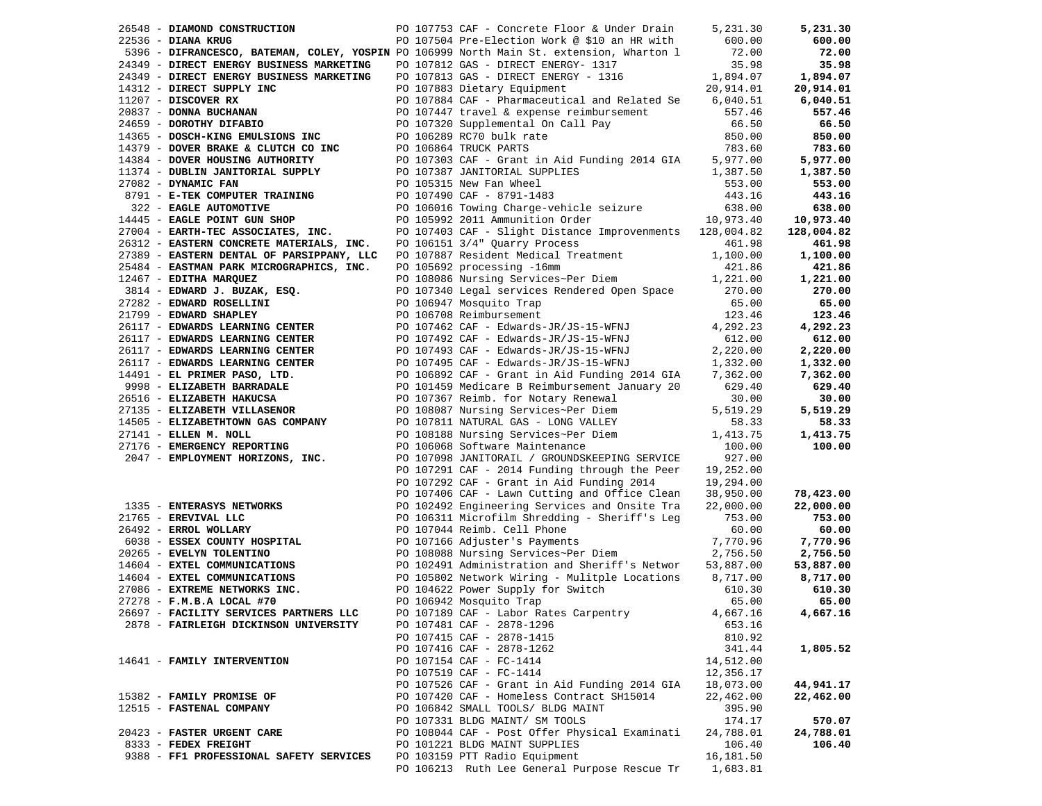| Vendor | PO / Description | Amount | Total |
|---|---|---|---|
| 26548 - **DIAMOND CONSTRUCTION** | PO 107753 CAF - Concrete Floor & Under Drain | 5,231.30 | **5,231.30** |
| 22536 - **DIANA KRUG** | PO 107504 Pre-Election Work @ $10 an HR with | 600.00 | **600.00** |
| 5396 - **DIFRANCESCO, BATEMAN, COLEY, YOSPIN** | PO 106999 North Main St. extension, Wharton l | 72.00 | **72.00** |
| 24349 - **DIRECT ENERGY BUSINESS MARKETING** | PO 107812 GAS - DIRECT ENERGY- 1317 | 35.98 | **35.98** |
| 24349 - **DIRECT ENERGY BUSINESS MARKETING** | PO 107813 GAS - DIRECT ENERGY - 1316 | 1,894.07 | **1,894.07** |
| 14312 - **DIRECT SUPPLY INC** | PO 107883 Dietary Equipment | 20,914.01 | **20,914.01** |
| 11207 - **DISCOVER RX** | PO 107884 CAF - Pharmaceutical and Related Se | 6,040.51 | **6,040.51** |
| 20837 - **DONNA BUCHANAN** | PO 107447 travel & expense reimbursement | 557.46 | **557.46** |
| 24659 - **DOROTHY DIFABIO** | PO 107320 Supplemental On Call Pay | 66.50 | **66.50** |
| 14365 - **DOSCH-KING EMULSIONS INC** | PO 106289 RC70 bulk rate | 850.00 | **850.00** |
| 14379 - **DOVER BRAKE & CLUTCH CO INC** | PO 106864 TRUCK PARTS | 783.60 | **783.60** |
| 14384 - **DOVER HOUSING AUTHORITY** | PO 107303 CAF - Grant in Aid Funding 2014 GIA | 5,977.00 | **5,977.00** |
| 11374 - **DUBLIN JANITORIAL SUPPLY** | PO 107387 JANITORIAL SUPPLIES | 1,387.50 | **1,387.50** |
| 27082 - **DYNAMIC FAN** | PO 105315 New Fan Wheel | 553.00 | **553.00** |
| 8791 - **E-TEK COMPUTER TRAINING** | PO 107490 CAF - 8791-1483 | 443.16 | **443.16** |
| 322 - **EAGLE AUTOMOTIVE** | PO 106016 Towing Charge-vehicle seizure | 638.00 | **638.00** |
| 14445 - **EAGLE POINT GUN SHOP** | PO 105992 2011 Ammunition Order | 10,973.40 | **10,973.40** |
| 27004 - **EARTH-TEC ASSOCIATES, INC.** | PO 107403 CAF - Slight Distance Improvements | 128,004.82 | **128,004.82** |
| 26312 - **EASTERN CONCRETE MATERIALS, INC.** | PO 106151 3/4" Quarry Process | 461.98 | **461.98** |
| 27389 - **EASTERN DENTAL OF PARSIPPANY, LLC** | PO 107887 Resident Medical Treatment | 1,100.00 | **1,100.00** |
| 25484 - **EASTMAN PARK MICROGRAPHICS, INC.** | PO 105692 processing -16mm | 421.86 | **421.86** |
| 12467 - **EDITHA MARQUEZ** | PO 108086 Nursing Services~Per Diem | 1,221.00 | **1,221.00** |
| 3814 - **EDWARD J. BUZAK, ESQ.** | PO 107340 Legal services Rendered Open Space | 270.00 | **270.00** |
| 27282 - **EDWARD ROSELLINI** | PO 106947 Mosquito Trap | 65.00 | **65.00** |
| 21799 - **EDWARD SHAPLEY** | PO 106708 Reimbursement | 123.46 | **123.46** |
| 26117 - **EDWARDS LEARNING CENTER** | PO 107462 CAF - Edwards-JR/JS-15-WFNJ | 4,292.23 | **4,292.23** |
| 26117 - **EDWARDS LEARNING CENTER** | PO 107492 CAF - Edwards-JR/JS-15-WFNJ | 612.00 | **612.00** |
| 26117 - **EDWARDS LEARNING CENTER** | PO 107493 CAF - Edwards-JR/JS-15-WFNJ | 2,220.00 | **2,220.00** |
| 26117 - **EDWARDS LEARNING CENTER** | PO 107495 CAF - Edwards-JR/JS-15-WFNJ | 1,332.00 | **1,332.00** |
| 14491 - **EL PRIMER PASO, LTD.** | PO 106892 CAF - Grant in Aid Funding 2014 GIA | 7,362.00 | **7,362.00** |
| 9998 - **ELIZABETH BARRADALE** | PO 101459 Medicare B Reimbursement January 20 | 629.40 | **629.40** |
| 26516 - **ELIZABETH HAKUCSA** | PO 107367 Reimb. for Notary Renewal | 30.00 | **30.00** |
| 27135 - **ELIZABETH VILLASENOR** | PO 108087 Nursing Services~Per Diem | 5,519.29 | **5,519.29** |
| 14505 - **ELIZABETHTOWN GAS COMPANY** | PO 107811 NATURAL GAS - LONG VALLEY | 58.33 | **58.33** |
| 27141 - **ELLEN M. NOLL** | PO 108188 Nursing Services~Per Diem | 1,413.75 | **1,413.75** |
| 27176 - **EMERGENCY REPORTING** | PO 106068 Software Maintenance | 100.00 | **100.00** |
| 2047 - **EMPLOYMENT HORIZONS, INC.** | PO 107098 JANITORAIL / GROUNDSKEEPING SERVICE | 927.00 | |
| | PO 107291 CAF - 2014 Funding through the Peer | 19,252.00 | |
| | PO 107292 CAF - Grant in Aid Funding 2014 | 19,294.00 | |
| | PO 107406 CAF - Lawn Cutting and Office Clean | 38,950.00 | **78,423.00** |
| 1335 - **ENTERASYS NETWORKS** | PO 102492 Engineering Services and Onsite Tra | 22,000.00 | **22,000.00** |
| 21765 - **EREVIVAL LLC** | PO 106311 Microfilm Shredding - Sheriff's Leg | 753.00 | **753.00** |
| 26492 - **ERROL WOLLARY** | PO 107044 Reimb. Cell Phone | 60.00 | **60.00** |
| 6038 - **ESSEX COUNTY HOSPITAL** | PO 107166 Adjuster's Payments | 7,770.96 | **7,770.96** |
| 20265 - **EVELYN TOLENTINO** | PO 108088 Nursing Services~Per Diem | 2,756.50 | **2,756.50** |
| 14604 - **EXTEL COMMUNICATIONS** | PO 102491 Administration and Sheriff's Networ | 53,887.00 | **53,887.00** |
| 14604 - **EXTEL COMMUNICATIONS** | PO 105802 Network Wiring - Mulitple Locations | 8,717.00 | **8,717.00** |
| 27086 - **EXTREME NETWORKS INC.** | PO 104622 Power Supply for Switch | 610.30 | **610.30** |
| 27278 - **F.M.B.A LOCAL #70** | PO 106942 Mosquito Trap | 65.00 | **65.00** |
| 26697 - **FACILITY SERVICES PARTNERS LLC** | PO 107189 CAF - Labor Rates Carpentry | 4,667.16 | **4,667.16** |
| 2878 - **FAIRLEIGH DICKINSON UNIVERSITY** | PO 107481 CAF - 2878-1296 | 653.16 | |
| | PO 107415 CAF - 2878-1415 | 810.92 | |
| | PO 107416 CAF - 2878-1262 | 341.44 | **1,805.52** |
| 14641 - **FAMILY INTERVENTION** | PO 107154 CAF - FC-1414 | 14,512.00 | |
| | PO 107519 CAF - FC-1414 | 12,356.17 | |
| | PO 107526 CAF - Grant in Aid Funding 2014 GIA | 18,073.00 | **44,941.17** |
| 15382 - **FAMILY PROMISE OF** | PO 107420 CAF - Homeless Contract SH15014 | 22,462.00 | **22,462.00** |
| 12515 - **FASTENAL COMPANY** | PO 106842 SMALL TOOLS/ BLDG MAINT | 395.90 | |
| | PO 107331 BLDG MAINT/ SM TOOLS | 174.17 | **570.07** |
| 20423 - **FASTER URGENT CARE** | PO 108044 CAF - Post Offer Physical Examinati | 24,788.01 | **24,788.01** |
| 8333 - **FEDEX FREIGHT** | PO 101221 BLDG MAINT SUPPLIES | 106.40 | **106.40** |
| 9388 - **FF1 PROFESSIONAL SAFETY SERVICES** | PO 103159 PTT Radio Equipment | 16,181.50 | |
| | PO 106213 Ruth Lee General Purpose Rescue Tr | 1,683.81 | |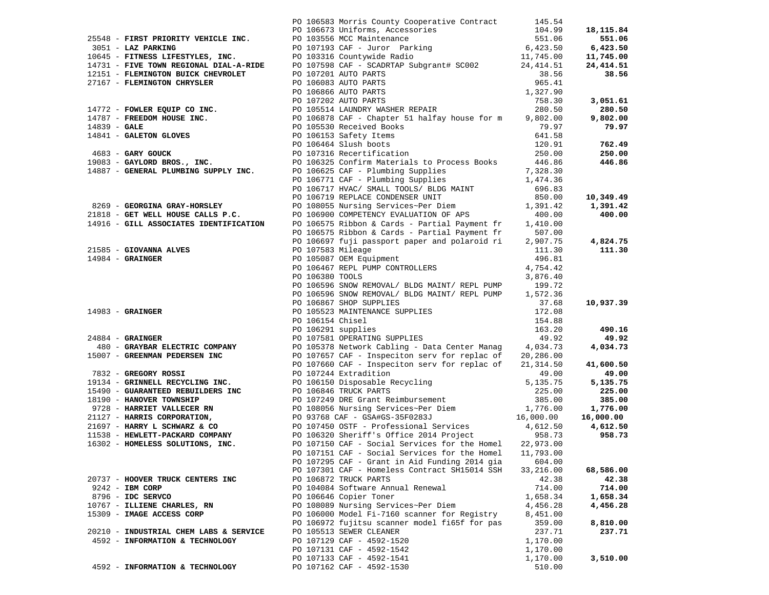| Vendor | PO / Description | Amount | Total |
|---|---|---|---|
| | PO 106583 Morris County Cooperative Contract | 145.54 | |
| | PO 106673 Uniforms, Accessories | 104.99 | **18,115.84** |
| 25548 - **FIRST PRIORITY VEHICLE INC.** | PO 103556 MCC Maintenance | 551.06 | **551.06** |
| 3051 - **LAZ PARKING** | PO 107193 CAF - Juror Parking | 6,423.50 | **6,423.50** |
| 10645 - **FITNESS LIFESTYLES, INC.** | PO 103316 Countywide Radio | 11,745.00 | **11,745.00** |
| 14731 - **FIVE TOWN REGIONAL DIAL-A-RIDE** | PO 107598 CAF - SCADRTAP Subgrant# SC002 | 24,414.51 | **24,414.51** |
| 12151 - **FLEMINGTON BUICK CHEVROLET** | PO 107201 AUTO PARTS | 38.56 | **38.56** |
| 27167 - **FLEMINGTON CHRYSLER** | PO 106083 AUTO PARTS | 965.41 | |
| | PO 106866 AUTO PARTS | 1,327.90 | |
| | PO 107202 AUTO PARTS | 758.30 | **3,051.61** |
| 14772 - **FOWLER EQUIP CO INC.** | PO 105514 LAUNDRY WASHER REPAIR | 280.50 | **280.50** |
| 14787 - **FREEDOM HOUSE INC.** | PO 106878 CAF - Chapter 51 halfay house for m | 9,802.00 | **9,802.00** |
| 14839 - **GALE** | PO 105530 Received Books | 79.97 | **79.97** |
| 14841 - **GALETON GLOVES** | PO 106153 Safety Items | 641.58 | |
| | PO 106464 Slush boots | 120.91 | **762.49** |
| 4683 - **GARY GOUCK** | PO 107316 Recertification | 250.00 | **250.00** |
| 19083 - **GAYLORD BROS., INC.** | PO 106325 Confirm Materials to Process Books | 446.86 | **446.86** |
| 14887 - **GENERAL PLUMBING SUPPLY INC.** | PO 106625 CAF - Plumbing Supplies | 7,328.30 | |
| | PO 106771 CAF - Plumbing Supplies | 1,474.36 | |
| | PO 106717 HVAC/ SMALL TOOLS/ BLDG MAINT | 696.83 | |
| | PO 106719 REPLACE CONDENSER UNIT | 850.00 | **10,349.49** |
| 8269 - **GEORGINA GRAY-HORSLEY** | PO 108055 Nursing Services~Per Diem | 1,391.42 | **1,391.42** |
| 21818 - **GET WELL HOUSE CALLS P.C.** | PO 106900 COMPETENCY EVALUATION OF APS | 400.00 | **400.00** |
| 14916 - **GILL ASSOCIATES IDENTIFICATION** | PO 106575 Ribbon & Cards - Partial Payment fr | 1,410.00 | |
| | PO 106575 Ribbon & Cards - Partial Payment fr | 507.00 | |
| | PO 106697 fuji passport paper and polaroid ri | 2,907.75 | **4,824.75** |
| 21585 - **GIOVANNA ALVES** | PO 107583 Mileage | 111.30 | **111.30** |
| 14984 - **GRAINGER** | PO 105087 OEM Equipment | 496.81 | |
| | PO 106467 REPL PUMP CONTROLLERS | 4,754.42 | |
| | PO 106380 TOOLS | 3,876.40 | |
| | PO 106596 SNOW REMOVAL/ BLDG MAINT/ REPL PUMP | 199.72 | |
| | PO 106596 SNOW REMOVAL/ BLDG MAINT/ REPL PUMP | 1,572.36 | |
| | PO 106867 SHOP SUPPLIES | 37.68 | **10,937.39** |
| 14983 - **GRAINGER** | PO 105523 MAINTENANCE SUPPLIES | 172.08 | |
| | PO 106154 Chisel | 154.88 | |
| | PO 106291 supplies | 163.20 | **490.16** |
| 24884 - **GRAINGER** | PO 107581 OPERATING SUPPLIES | 49.92 | **49.92** |
| 480 - **GRAYBAR ELECTRIC COMPANY** | PO 105378 Network Cabling - Data Center Manag | 4,034.73 | **4,034.73** |
| 15007 - **GREENMAN PEDERSEN INC** | PO 107657 CAF - Inspeciton serv for replac of | 20,286.00 | |
| | PO 107660 CAF - Inspeciton serv for replac of | 21,314.50 | **41,600.50** |
| 7832 - **GREGORY ROSSI** | PO 107244 Extradition | 49.00 | **49.00** |
| 19134 - **GRINNELL RECYCLING INC.** | PO 106150 Disposable Recycling | 5,135.75 | **5,135.75** |
| 15490 - **GUARANTEED REBUILDERS INC** | PO 106846 TRUCK PARTS | 225.00 | **225.00** |
| 18190 - **HANOVER TOWNSHIP** | PO 107249 DRE Grant Reimbursement | 385.00 | **385.00** |
| 9728 - **HARRIET VALLECER RN** | PO 108056 Nursing Services~Per Diem | 1,776.00 | **1,776.00** |
| 21127 - **HARRIS CORPORATION,** | PO 93768 CAF - GSA#GS-35F0283J | 16,000.00 | **16,000.00** |
| 21697 - **HARRY L SCHWARZ & CO** | PO 107450 OSTF - Professional Services | 4,612.50 | **4,612.50** |
| 11538 - **HEWLETT-PACKARD COMPANY** | PO 106320 Sheriff's Office 2014 Project | 958.73 | **958.73** |
| 16302 - **HOMELESS SOLUTIONS, INC.** | PO 107150 CAF - Social Services for the Homel | 22,973.00 | |
| | PO 107151 CAF - Social Services for the Homel | 11,793.00 | |
| | PO 107295 CAF - Grant in Aid Funding 2014 gia | 604.00 | |
| | PO 107301 CAF - Homeless Contract SH15014 SSH | 33,216.00 | **68,586.00** |
| 20737 - **HOOVER TRUCK CENTERS INC** | PO 106872 TRUCK PARTS | 42.38 | **42.38** |
| 9242 - **IBM CORP** | PO 104084 Software Annual Renewal | 714.00 | **714.00** |
| 8796 - **IDC SERVCO** | PO 106646 Copier Toner | 1,658.34 | **1,658.34** |
| 10767 - **ILLIENE CHARLES, RN** | PO 108089 Nursing Services~Per Diem | 4,456.28 | **4,456.28** |
| 15309 - **IMAGE ACCESS CORP** | PO 106000 Model Fi-7160 scanner for Registry | 8,451.00 | |
| | PO 106972 fujitsu scanner model fi65f for pas | 359.00 | **8,810.00** |
| 20210 - **INDUSTRIAL CHEM LABS & SERVICE** | PO 105513 SEWER CLEANER | 237.71 | **237.71** |
| 4592 - **INFORMATION & TECHNOLOGY** | PO 107129 CAF - 4592-1520 | 1,170.00 | |
| | PO 107131 CAF - 4592-1542 | 1,170.00 | |
| | PO 107133 CAF - 4592-1541 | 1,170.00 | **3,510.00** |
| 4592 - **INFORMATION & TECHNOLOGY** | PO 107162 CAF - 4592-1530 | 510.00 | |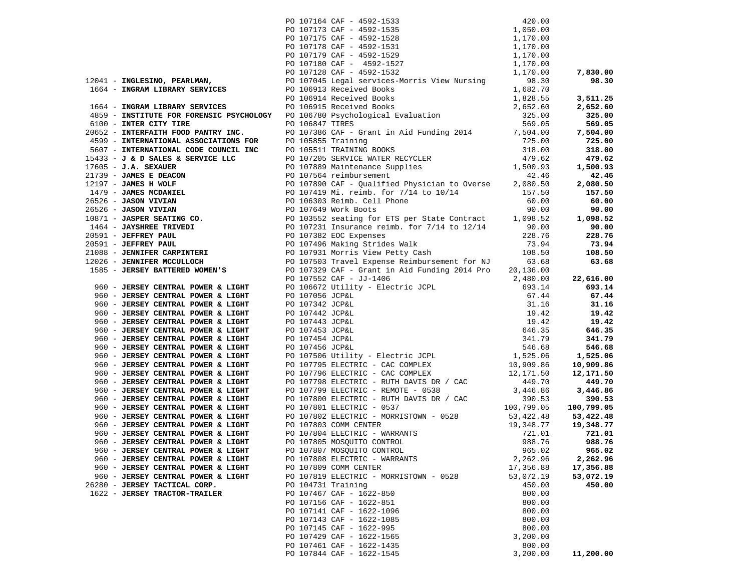| Vendor | PO / Description | Amount | Total |
|---|---|---|---|
| | PO 107164 CAF - 4592-1533 | 420.00 | |
| | PO 107173 CAF - 4592-1535 | 1,050.00 | |
| | PO 107175 CAF - 4592-1528 | 1,170.00 | |
| | PO 107178 CAF - 4592-1531 | 1,170.00 | |
| | PO 107179 CAF - 4592-1529 | 1,170.00 | |
| | PO 107180 CAF - 4592-1527 | 1,170.00 | |
| | PO 107128 CAF - 4592-1532 | 1,170.00 | **7,830.00** |
| 12041 - **INGLESINO, PEARLMAN,** | PO 107045 Legal services-Morris View Nursing | 98.30 | **98.30** |
| 1664 - **INGRAM LIBRARY SERVICES** | PO 106913 Received Books | 1,682.70 | |
| | PO 106914 Received Books | 1,828.55 | **3,511.25** |
| 1664 - **INGRAM LIBRARY SERVICES** | PO 106915 Received Books | 2,652.60 | **2,652.60** |
| 4859 - **INSTITUTE FOR FORENSIC PSYCHOLOGY** | PO 106780 Psychological Evaluation | 325.00 | **325.00** |
| 6100 - **INTER CITY TIRE** | PO 106847 TIRES | 569.05 | **569.05** |
| 20652 - **INTERFAITH FOOD PANTRY INC.** | PO 107386 CAF - Grant in Aid Funding 2014 | 7,504.00 | **7,504.00** |
| 4599 - **INTERNATIONAL ASSOCIATIONS FOR** | PO 105855 Training | 725.00 | **725.00** |
| 5607 - **INTERNATIONAL CODE COUNCIL INC** | PO 105511 TRAINING BOOKS | 318.00 | **318.00** |
| 15433 - **J & D SALES & SERVICE LLC** | PO 107205 SERVICE WATER RECYCLER | 479.62 | **479.62** |
| 17605 - **J.A. SEXAUER** | PO 107889 Maintenance Supplies | 1,500.93 | **1,500.93** |
| 21739 - **JAMES E DEACON** | PO 107564 reimbursement | 42.46 | **42.46** |
| 12197 - **JAMES H WOLF** | PO 107890 CAF - Qualified Physician to Overse | 2,080.50 | **2,080.50** |
| 1479 - **JAMES MCDANIEL** | PO 107419 Mi. reimb. for 7/14 to 10/14 | 157.50 | **157.50** |
| 26526 - **JASON VIVIAN** | PO 106303 Reimb. Cell Phone | 60.00 | **60.00** |
| 26526 - **JASON VIVIAN** | PO 107649 Work Boots | 90.00 | **90.00** |
| 10871 - **JASPER SEATING CO.** | PO 103552 seating for ETS per State Contract | 1,098.52 | **1,098.52** |
| 1464 - **JAYSHREE TRIVEDI** | PO 107231 Insurance reimb. for 7/14 to 12/14 | 90.00 | **90.00** |
| 20591 - **JEFFREY PAUL** | PO 107382 EOC Expenses | 228.76 | **228.76** |
| 20591 - **JEFFREY PAUL** | PO 107496 Making Strides Walk | 73.94 | **73.94** |
| 21088 - **JENNIFER CARPINTERI** | PO 107931 Morris View Petty Cash | 108.50 | **108.50** |
| 12026 - **JENNIFER MCCULLOCH** | PO 107503 Travel Expense Reimbursement for NJ | 63.68 | **63.68** |
| 1585 - **JERSEY BATTERED WOMEN'S** | PO 107329 CAF - Grant in Aid Funding 2014 Pro | 20,136.00 | |
| | PO 107552 CAF - JJ-1406 | 2,480.00 | **22,616.00** |
| 960 - **JERSEY CENTRAL POWER & LIGHT** | PO 106672 Utility - Electric JCPL | 693.14 | **693.14** |
| 960 - **JERSEY CENTRAL POWER & LIGHT** | PO 107056 JCP&L | 67.44 | **67.44** |
| 960 - **JERSEY CENTRAL POWER & LIGHT** | PO 107342 JCP&L | 31.16 | **31.16** |
| 960 - **JERSEY CENTRAL POWER & LIGHT** | PO 107442 JCP&L | 19.42 | **19.42** |
| 960 - **JERSEY CENTRAL POWER & LIGHT** | PO 107443 JCP&L | 19.42 | **19.42** |
| 960 - **JERSEY CENTRAL POWER & LIGHT** | PO 107453 JCP&L | 646.35 | **646.35** |
| 960 - **JERSEY CENTRAL POWER & LIGHT** | PO 107454 JCP&L | 341.79 | **341.79** |
| 960 - **JERSEY CENTRAL POWER & LIGHT** | PO 107456 JCP&L | 546.68 | **546.68** |
| 960 - **JERSEY CENTRAL POWER & LIGHT** | PO 107506 Utility - Electric JCPL | 1,525.06 | **1,525.06** |
| 960 - **JERSEY CENTRAL POWER & LIGHT** | PO 107795 ELECTRIC - CAC COMPLEX | 10,909.86 | **10,909.86** |
| 960 - **JERSEY CENTRAL POWER & LIGHT** | PO 107796 ELECTRIC - CAC COMPLEX | 12,171.50 | **12,171.50** |
| 960 - **JERSEY CENTRAL POWER & LIGHT** | PO 107798 ELECTRIC - RUTH DAVIS DR / CAC | 449.70 | **449.70** |
| 960 - **JERSEY CENTRAL POWER & LIGHT** | PO 107799 ELECTRIC - REMOTE - 0538 | 3,446.86 | **3,446.86** |
| 960 - **JERSEY CENTRAL POWER & LIGHT** | PO 107800 ELECTRIC - RUTH DAVIS DR / CAC | 390.53 | **390.53** |
| 960 - **JERSEY CENTRAL POWER & LIGHT** | PO 107801 ELECTRIC - 0537 | 100,799.05 | **100,799.05** |
| 960 - **JERSEY CENTRAL POWER & LIGHT** | PO 107802 ELECTRIC - MORRISTOWN - 0528 | 53,422.48 | **53,422.48** |
| 960 - **JERSEY CENTRAL POWER & LIGHT** | PO 107803 COMM CENTER | 19,348.77 | **19,348.77** |
| 960 - **JERSEY CENTRAL POWER & LIGHT** | PO 107804 ELECTRIC - WARRANTS | 721.01 | **721.01** |
| 960 - **JERSEY CENTRAL POWER & LIGHT** | PO 107805 MOSQUITO CONTROL | 988.76 | **988.76** |
| 960 - **JERSEY CENTRAL POWER & LIGHT** | PO 107807 MOSQUITO CONTROL | 965.02 | **965.02** |
| 960 - **JERSEY CENTRAL POWER & LIGHT** | PO 107808 ELECTRIC - WARRANTS | 2,262.96 | **2,262.96** |
| 960 - **JERSEY CENTRAL POWER & LIGHT** | PO 107809 COMM CENTER | 17,356.88 | **17,356.88** |
| 960 - **JERSEY CENTRAL POWER & LIGHT** | PO 107819 ELECTRIC - MORRISTOWN - 0528 | 53,072.19 | **53,072.19** |
| 26280 - **JERSEY TACTICAL CORP.** | PO 104731 Training | 450.00 | **450.00** |
| 1622 - **JERSEY TRACTOR-TRAILER** | PO 107467 CAF - 1622-850 | 800.00 | |
| | PO 107156 CAF - 1622-851 | 800.00 | |
| | PO 107141 CAF - 1622-1096 | 800.00 | |
| | PO 107143 CAF - 1622-1085 | 800.00 | |
| | PO 107145 CAF - 1622-995 | 800.00 | |
| | PO 107429 CAF - 1622-1565 | 3,200.00 | |
| | PO 107461 CAF - 1622-1435 | 800.00 | |
| | PO 107844 CAF - 1622-1545 | 3,200.00 | **11,200.00** |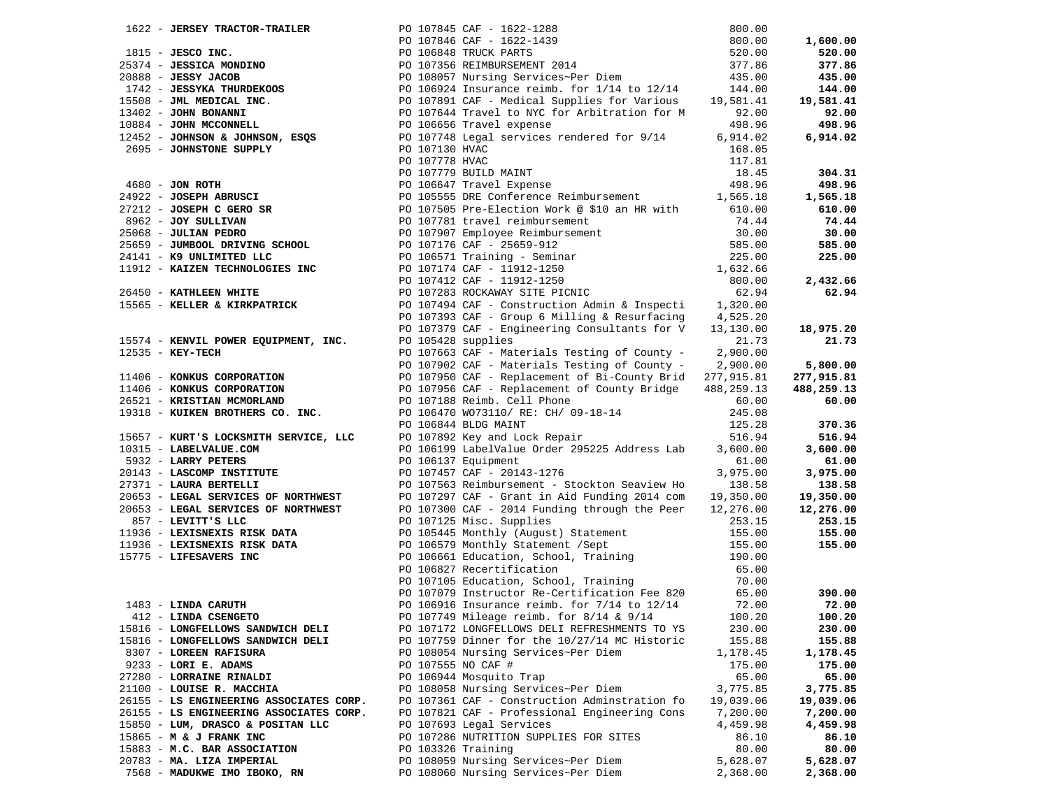| Vendor | PO / Description | Amount | Total |
|---|---|---|---|
| 1622 - **JERSEY TRACTOR-TRAILER** | PO 107845 CAF - 1622-1288 | 800.00 | |
| | PO 107846 CAF - 1622-1439 | 800.00 | **1,600.00** |
| 1815 - **JESCO INC.** | PO 106848 TRUCK PARTS | 520.00 | **520.00** |
| 25374 - **JESSICA MONDINO** | PO 107356 REIMBURSEMENT 2014 | 377.86 | **377.86** |
| 20888 - **JESSY JACOB** | PO 108057 Nursing Services~Per Diem | 435.00 | **435.00** |
| 1742 - **JESSYKA THURDEKOOS** | PO 106924 Insurance reimb. for 1/14 to 12/14 | 144.00 | **144.00** |
| 15508 - **JML MEDICAL INC.** | PO 107891 CAF - Medical Supplies for Various | 19,581.41 | **19,581.41** |
| 13402 - **JOHN BONANNI** | PO 107644 Travel to NYC for Arbitration for M | 92.00 | **92.00** |
| 10884 - **JOHN MCCONNELL** | PO 106656 Travel expense | 498.96 | **498.96** |
| 12452 - **JOHNSON & JOHNSON, ESQS** | PO 107748 Legal services rendered for 9/14 | 6,914.02 | **6,914.02** |
| 2695 - **JOHNSTONE SUPPLY** | PO 107130 HVAC | 168.05 | |
| | PO 107778 HVAC | 117.81 | |
| | PO 107779 BUILD MAINT | 18.45 | **304.31** |
| 4680 - **JON ROTH** | PO 106647 Travel Expense | 498.96 | **498.96** |
| 24922 - **JOSEPH ABRUSCI** | PO 105555 DRE Conference Reimbursement | 1,565.18 | **1,565.18** |
| 27212 - **JOSEPH C GERO SR** | PO 107505 Pre-Election Work @ $10 an HR with | 610.00 | **610.00** |
| 8962 - **JOY SULLIVAN** | PO 107781 travel reimbursement | 74.44 | **74.44** |
| 25068 - **JULIAN PEDRO** | PO 107907 Employee Reimbursement | 30.00 | **30.00** |
| 25659 - **JUMBOOL DRIVING SCHOOL** | PO 107176 CAF - 25659-912 | 585.00 | **585.00** |
| 24141 - **K9 UNLIMITED LLC** | PO 106571 Training - Seminar | 225.00 | **225.00** |
| 11912 - **KAIZEN TECHNOLOGIES INC** | PO 107174 CAF - 11912-1250 | 1,632.66 | |
| | PO 107412 CAF - 11912-1250 | 800.00 | **2,432.66** |
| 26450 - **KATHLEEN WHITE** | PO 107283 ROCKAWAY SITE PICNIC | 62.94 | **62.94** |
| 15565 - **KELLER & KIRKPATRICK** | PO 107494 CAF - Construction Admin & Inspecti | 1,320.00 | |
| | PO 107393 CAF - Group 6 Milling & Resurfacing | 4,525.20 | |
| | PO 107379 CAF - Engineering Consultants for V | 13,130.00 | **18,975.20** |
| 15574 - **KENVIL POWER EQUIPMENT, INC.** | PO 105428 supplies | 21.73 | **21.73** |
| 12535 - **KEY-TECH** | PO 107663 CAF - Materials Testing of County - | 2,900.00 | |
| | PO 107902 CAF - Materials Testing of County - | 2,900.00 | **5,800.00** |
| 11406 - **KONKUS CORPORATION** | PO 107950 CAF - Replacement of Bi-County Brid | 277,915.81 | **277,915.81** |
| 11406 - **KONKUS CORPORATION** | PO 107956 CAF - Replacement of County Bridge | 488,259.13 | **488,259.13** |
| 26521 - **KRISTIAN MCMORLAND** | PO 107188 Reimb. Cell Phone | 60.00 | **60.00** |
| 19318 - **KUIKEN BROTHERS CO. INC.** | PO 106470 WO73110/ RE: CH/ 09-18-14 | 245.08 | |
| | PO 106844 BLDG MAINT | 125.28 | **370.36** |
| 15657 - **KURT'S LOCKSMITH SERVICE, LLC** | PO 107892 Key and Lock Repair | 516.94 | **516.94** |
| 10315 - **LABELVALUE.COM** | PO 106199 LabelValue Order 295225 Address Lab | 3,600.00 | **3,600.00** |
| 5932 - **LARRY PETERS** | PO 106137 Equipment | 61.00 | **61.00** |
| 20143 - **LASCOMP INSTITUTE** | PO 107457 CAF - 20143-1276 | 3,975.00 | **3,975.00** |
| 27371 - **LAURA BERTELLI** | PO 107563 Reimbursement - Stockton Seaview Ho | 138.58 | **138.58** |
| 20653 - **LEGAL SERVICES OF NORTHWEST** | PO 107297 CAF - Grant in Aid Funding 2014 com | 19,350.00 | **19,350.00** |
| 20653 - **LEGAL SERVICES OF NORTHWEST** | PO 107300 CAF - 2014 Funding through the Peer | 12,276.00 | **12,276.00** |
| 857 - **LEVITT'S LLC** | PO 107125 Misc. Supplies | 253.15 | **253.15** |
| 11936 - **LEXISNEXIS RISK DATA** | PO 105445 Monthly (August) Statement | 155.00 | **155.00** |
| 11936 - **LEXISNEXIS RISK DATA** | PO 106579 Monthly Statement /Sept | 155.00 | **155.00** |
| 15775 - **LIFESAVERS INC** | PO 106661 Education, School, Training | 190.00 | |
| | PO 106827 Recertification | 65.00 | |
| | PO 107105 Education, School, Training | 70.00 | |
| | PO 107079 Instructor Re-Certification Fee 820 | 65.00 | **390.00** |
| 1483 - **LINDA CARUTH** | PO 106916 Insurance reimb. for 7/14 to 12/14 | 72.00 | **72.00** |
| 412 - **LINDA CSENGETO** | PO 107749 Mileage reimb. for 8/14 & 9/14 | 100.20 | **100.20** |
| 15816 - **LONGFELLOWS SANDWICH DELI** | PO 107172 LONGFELLOWS DELI REFRESHMENTS TO YS | 230.00 | **230.00** |
| 15816 - **LONGFELLOWS SANDWICH DELI** | PO 107759 Dinner for the 10/27/14 MC Historic | 155.88 | **155.88** |
| 8307 - **LOREEN RAFISURA** | PO 108054 Nursing Services~Per Diem | 1,178.45 | **1,178.45** |
| 9233 - **LORI E. ADAMS** | PO 107555 NO CAF # | 175.00 | **175.00** |
| 27280 - **LORRAINE RINALDI** | PO 106944 Mosquito Trap | 65.00 | **65.00** |
| 21100 - **LOUISE R. MACCHIA** | PO 108058 Nursing Services~Per Diem | 3,775.85 | **3,775.85** |
| 26155 - **LS ENGINEERING ASSOCIATES CORP.** | PO 107361 CAF - Construction Adminstration fo | 19,039.06 | **19,039.06** |
| 26155 - **LS ENGINEERING ASSOCIATES CORP.** | PO 107821 CAF - Professional Engineering Cons | 7,200.00 | **7,200.00** |
| 15850 - **LUM, DRASCO & POSITAN LLC** | PO 107693 Legal Services | 4,459.98 | **4,459.98** |
| 15865 - **M & J FRANK INC** | PO 107286 NUTRITION SUPPLIES FOR SITES | 86.10 | **86.10** |
| 15883 - **M.C. BAR ASSOCIATION** | PO 103326 Training | 80.00 | **80.00** |
| 20783 - **MA. LIZA IMPERIAL** | PO 108059 Nursing Services~Per Diem | 5,628.07 | **5,628.07** |
| 7568 - **MADUKWE IMO IBOKO, RN** | PO 108060 Nursing Services~Per Diem | 2,368.00 | **2,368.00** |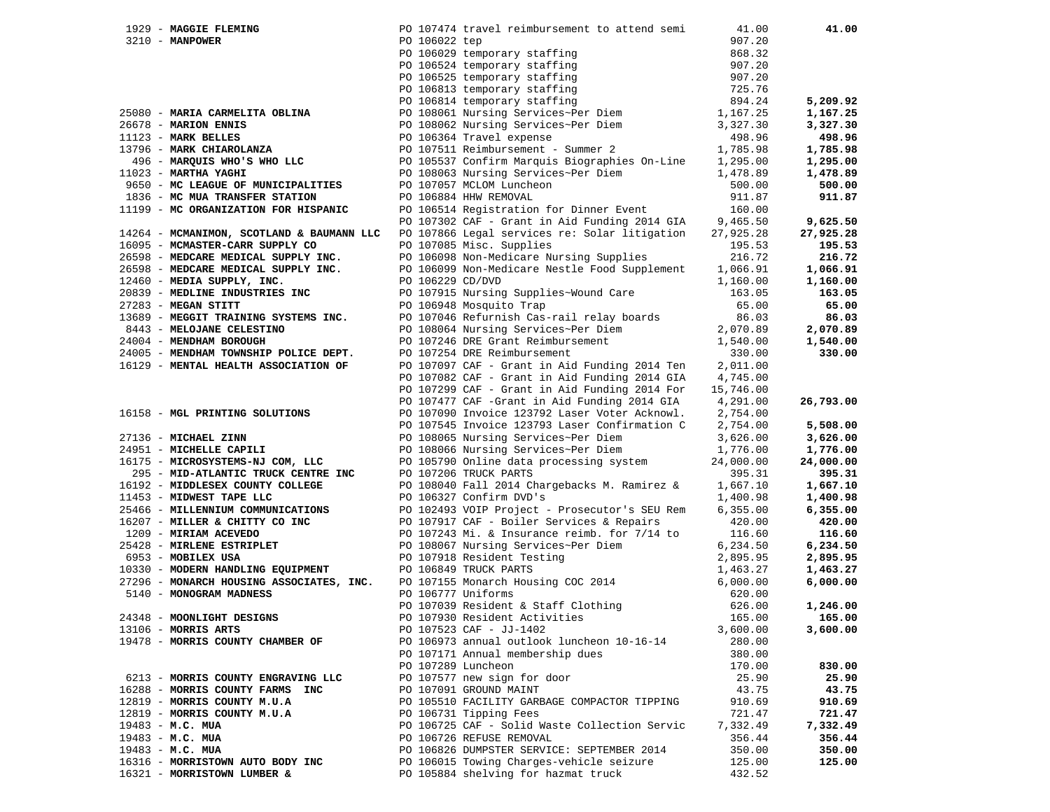| Vendor | PO / Description | Amount | Total |
|---|---|---|---|
| 1929 - **MAGGIE FLEMING** | PO 107474 travel reimbursement to attend semi | 41.00 | **41.00** |
| 3210 - **MANPOWER** | PO 106022 tep | 907.20 | |
| | PO 106029 temporary staffing | 868.32 | |
| | PO 106524 temporary staffing | 907.20 | |
| | PO 106525 temporary staffing | 907.20 | |
| | PO 106813 temporary staffing | 725.76 | |
| | PO 106814 temporary staffing | 894.24 | **5,209.92** |
| 25080 - **MARIA CARMELITA OBLINA** | PO 108061 Nursing Services~Per Diem | 1,167.25 | **1,167.25** |
| 26678 - **MARION ENNIS** | PO 108062 Nursing Services~Per Diem | 3,327.30 | **3,327.30** |
| 11123 - **MARK BELLES** | PO 106364 Travel expense | 498.96 | **498.96** |
| 13796 - **MARK CHIAROLANZA** | PO 107511 Reimbursement - Summer 2 | 1,785.98 | **1,785.98** |
| 496 - **MARQUIS WHO'S WHO LLC** | PO 105537 Confirm Marquis Biographies On-Line | 1,295.00 | **1,295.00** |
| 11023 - **MARTHA YAGHI** | PO 108063 Nursing Services~Per Diem | 1,478.89 | **1,478.89** |
| 9650 - **MC LEAGUE OF MUNICIPALITIES** | PO 107057 MCLOM Luncheon | 500.00 | **500.00** |
| 1836 - **MC MUA TRANSFER STATION** | PO 106884 HHW REMOVAL | 911.87 | **911.87** |
| 11199 - **MC ORGANIZATION FOR HISPANIC** | PO 106514 Registration for Dinner Event | 160.00 | |
| | PO 107302 CAF - Grant in Aid Funding 2014 GIA | 9,465.50 | **9,625.50** |
| 14264 - **MCMANIMON, SCOTLAND & BAUMANN LLC** | PO 107866 Legal services re: Solar litigation | 27,925.28 | **27,925.28** |
| 16095 - **MCMASTER-CARR SUPPLY CO** | PO 107085 Misc. Supplies | 195.53 | **195.53** |
| 26598 - **MEDCARE MEDICAL SUPPLY INC.** | PO 106098 Non-Medicare Nursing Supplies | 216.72 | **216.72** |
| 26598 - **MEDCARE MEDICAL SUPPLY INC.** | PO 106099 Non-Medicare Nestle Food Supplement | 1,066.91 | **1,066.91** |
| 12460 - **MEDIA SUPPLY, INC.** | PO 106229 CD/DVD | 1,160.00 | **1,160.00** |
| 20839 - **MEDLINE INDUSTRIES INC** | PO 107915 Nursing Supplies~Wound Care | 163.05 | **163.05** |
| 27283 - **MEGAN STITT** | PO 106948 Mosquito Trap | 65.00 | **65.00** |
| 13689 - **MEGGIT TRAINING SYSTEMS INC.** | PO 107046 Refurnish Cas-rail relay boards | 86.03 | **86.03** |
| 8443 - **MELOJANE CELESTINO** | PO 108064 Nursing Services~Per Diem | 2,070.89 | **2,070.89** |
| 24004 - **MENDHAM BOROUGH** | PO 107246 DRE Grant Reimbursement | 1,540.00 | **1,540.00** |
| 24005 - **MENDHAM TOWNSHIP POLICE DEPT.** | PO 107254 DRE Reimbursement | 330.00 | **330.00** |
| 16129 - **MENTAL HEALTH ASSOCIATION OF** | PO 107097 CAF - Grant in Aid Funding 2014 Ten | 2,011.00 | |
| | PO 107082 CAF - Grant in Aid Funding 2014 GIA | 4,745.00 | |
| | PO 107299 CAF - Grant in Aid Funding 2014 For | 15,746.00 | |
| | PO 107477 CAF -Grant in Aid Funding 2014 GIA | 4,291.00 | **26,793.00** |
| 16158 - **MGL PRINTING SOLUTIONS** | PO 107090 Invoice 123792 Laser Voter Acknowl. | 2,754.00 | |
| | PO 107545 Invoice 123793 Laser Confirmation C | 2,754.00 | **5,508.00** |
| 27136 - **MICHAEL ZINN** | PO 108065 Nursing Services~Per Diem | 3,626.00 | **3,626.00** |
| 24951 - **MICHELLE CAPILI** | PO 108066 Nursing Services~Per Diem | 1,776.00 | **1,776.00** |
| 16175 - **MICROSYSTEMS-NJ COM, LLC** | PO 105790 Online data processing system | 24,000.00 | **24,000.00** |
| 295 - **MID-ATLANTIC TRUCK CENTRE INC** | PO 107206 TRUCK PARTS | 395.31 | **395.31** |
| 16192 - **MIDDLESEX COUNTY COLLEGE** | PO 108040 Fall 2014 Chargebacks M. Ramirez & | 1,667.10 | **1,667.10** |
| 11453 - **MIDWEST TAPE LLC** | PO 106327 Confirm DVD's | 1,400.98 | **1,400.98** |
| 25466 - **MILLENNIUM COMMUNICATIONS** | PO 102493 VOIP Project - Prosecutor's SEU Rem | 6,355.00 | **6,355.00** |
| 16207 - **MILLER & CHITTY CO INC** | PO 107917 CAF - Boiler Services & Repairs | 420.00 | **420.00** |
| 1209 - **MIRIAM ACEVEDO** | PO 107243 Mi. & Insurance reimb. for 7/14 to | 116.60 | **116.60** |
| 25428 - **MIRLENE ESTRIPLET** | PO 108067 Nursing Services~Per Diem | 6,234.50 | **6,234.50** |
| 6953 - **MOBILEX USA** | PO 107918 Resident Testing | 2,895.95 | **2,895.95** |
| 10330 - **MODERN HANDLING EQUIPMENT** | PO 106849 TRUCK PARTS | 1,463.27 | **1,463.27** |
| 27296 - **MONARCH HOUSING ASSOCIATES, INC.** | PO 107155 Monarch Housing COC 2014 | 6,000.00 | **6,000.00** |
| 5140 - **MONOGRAM MADNESS** | PO 106777 Uniforms | 620.00 | |
| | PO 107039 Resident & Staff Clothing | 626.00 | **1,246.00** |
| 24348 - **MOONLIGHT DESIGNS** | PO 107930 Resident Activities | 165.00 | **165.00** |
| 13106 - **MORRIS ARTS** | PO 107523 CAF - JJ-1402 | 3,600.00 | **3,600.00** |
| 19478 - **MORRIS COUNTY CHAMBER OF** | PO 106973 annual outlook luncheon 10-16-14 | 280.00 | |
| | PO 107171 Annual membership dues | 380.00 | |
| | PO 107289 Luncheon | 170.00 | **830.00** |
| 6213 - **MORRIS COUNTY ENGRAVING LLC** | PO 107577 new sign for door | 25.90 | **25.90** |
| 16288 - **MORRIS COUNTY FARMS INC** | PO 107091 GROUND MAINT | 43.75 | **43.75** |
| 12819 - **MORRIS COUNTY M.U.A** | PO 105510 FACILITY GARBAGE COMPACTOR TIPPING | 910.69 | **910.69** |
| 12819 - **MORRIS COUNTY M.U.A** | PO 106731 Tipping Fees | 721.47 | **721.47** |
| 19483 - **M.C. MUA** | PO 106725 CAF - Solid Waste Collection Servic | 7,332.49 | **7,332.49** |
| 19483 - **M.C. MUA** | PO 106726 REFUSE REMOVAL | 356.44 | **356.44** |
| 19483 - **M.C. MUA** | PO 106826 DUMPSTER SERVICE: SEPTEMBER 2014 | 350.00 | **350.00** |
| 16316 - **MORRISTOWN AUTO BODY INC** | PO 106015 Towing Charges-vehicle seizure | 125.00 | **125.00** |
| 16321 - **MORRISTOWN LUMBER &** | PO 105884 shelving for hazmat truck | 432.52 | |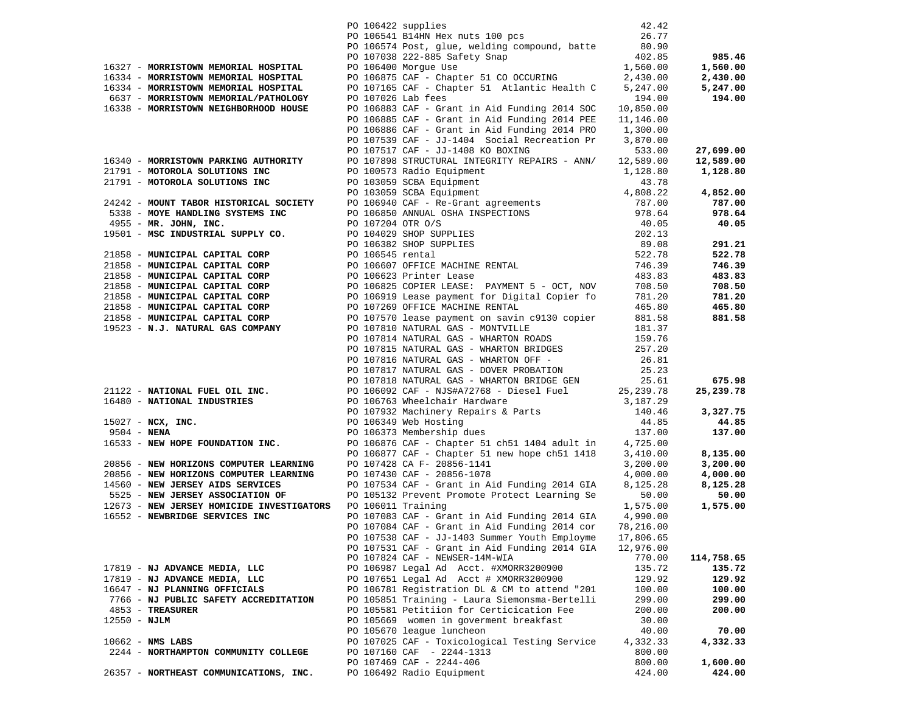| Vendor | PO / Description | Amount | Total |
|---|---|---|---|
| | PO 106422 supplies | 42.42 | |
| | PO 106541 B14HN Hex nuts 100 pcs | 26.77 | |
| | PO 106574 Post, glue, welding compound, batte | 80.90 | |
| | PO 107038 222-885 Safety Snap | 402.85 | **985.46** |
| 16327 - **MORRISTOWN MEMORIAL HOSPITAL** | PO 106400 Morgue Use | 1,560.00 | **1,560.00** |
| 16334 - **MORRISTOWN MEMORIAL HOSPITAL** | PO 106875 CAF - Chapter 51 CO OCCURING | 2,430.00 | **2,430.00** |
| 16334 - **MORRISTOWN MEMORIAL HOSPITAL** | PO 107165 CAF - Chapter 51 Atlantic Health C | 5,247.00 | **5,247.00** |
| 6637 - **MORRISTOWN MEMORIAL/PATHOLOGY** | PO 107026 Lab fees | 194.00 | **194.00** |
| 16338 - **MORRISTOWN NEIGHBORHOOD HOUSE** | PO 106883 CAF - Grant in Aid Funding 2014 SOC | 10,850.00 | |
| | PO 106885 CAF - Grant in Aid Funding 2014 PEE | 11,146.00 | |
| | PO 106886 CAF - Grant in Aid Funding 2014 PRO | 1,300.00 | |
| | PO 107539 CAF - JJ-1404 Social Recreation Pr | 3,870.00 | |
| | PO 107517 CAF - JJ-1408 KO BOXING | 533.00 | **27,699.00** |
| 16340 - **MORRISTOWN PARKING AUTHORITY** | PO 107898 STRUCTURAL INTEGRITY REPAIRS - ANN/ | 12,589.00 | **12,589.00** |
| 21791 - **MOTOROLA SOLUTIONS INC** | PO 100573 Radio Equipment | 1,128.80 | **1,128.80** |
| 21791 - **MOTOROLA SOLUTIONS INC** | PO 103059 SCBA Equipment | 43.78 | |
| | PO 103059 SCBA Equipment | 4,808.22 | **4,852.00** |
| 24242 - **MOUNT TABOR HISTORICAL SOCIETY** | PO 106940 CAF - Re-Grant agreements | 787.00 | **787.00** |
| 5338 - **MOYE HANDLING SYSTEMS INC** | PO 106850 ANNUAL OSHA INSPECTIONS | 978.64 | **978.64** |
| 4955 - **MR. JOHN, INC.** | PO 107204 OTR O/S | 40.05 | **40.05** |
| 19501 - **MSC INDUSTRIAL SUPPLY CO.** | PO 104029 SHOP SUPPLIES | 202.13 | |
| | PO 106382 SHOP SUPPLIES | 89.08 | **291.21** |
| 21858 - **MUNICIPAL CAPITAL CORP** | PO 106545 rental | 522.78 | **522.78** |
| 21858 - **MUNICIPAL CAPITAL CORP** | PO 106607 OFFICE MACHINE RENTAL | 746.39 | **746.39** |
| 21858 - **MUNICIPAL CAPITAL CORP** | PO 106623 Printer Lease | 483.83 | **483.83** |
| 21858 - **MUNICIPAL CAPITAL CORP** | PO 106825 COPIER LEASE: PAYMENT 5 - OCT, NOV | 708.50 | **708.50** |
| 21858 - **MUNICIPAL CAPITAL CORP** | PO 106919 Lease payment for Digital Copier fo | 781.20 | **781.20** |
| 21858 - **MUNICIPAL CAPITAL CORP** | PO 107269 OFFICE MACHINE RENTAL | 465.80 | **465.80** |
| 21858 - **MUNICIPAL CAPITAL CORP** | PO 107570 lease payment on savin c9130 copier | 881.58 | **881.58** |
| 19523 - **N.J. NATURAL GAS COMPANY** | PO 107810 NATURAL GAS - MONTVILLE | 181.37 | |
| | PO 107814 NATURAL GAS - WHARTON ROADS | 159.76 | |
| | PO 107815 NATURAL GAS - WHARTON BRIDGES | 257.20 | |
| | PO 107816 NATURAL GAS - WHARTON OFF - | 26.81 | |
| | PO 107817 NATURAL GAS - DOVER PROBATION | 25.23 | |
| | PO 107818 NATURAL GAS - WHARTON BRIDGE GEN | 25.61 | **675.98** |
| 21122 - **NATIONAL FUEL OIL INC.** | PO 106092 CAF - NJS#A72768 - Diesel Fuel | 25,239.78 | **25,239.78** |
| 16480 - **NATIONAL INDUSTRIES** | PO 106763 Wheelchair Hardware | 3,187.29 | |
| | PO 107932 Machinery Repairs & Parts | 140.46 | **3,327.75** |
| 15027 - **NCX, INC.** | PO 106349 Web Hosting | 44.85 | **44.85** |
| 9504 - **NENA** | PO 106373 Membership dues | 137.00 | **137.00** |
| 16533 - **NEW HOPE FOUNDATION INC.** | PO 106876 CAF - Chapter 51 ch51 1404 adult in | 4,725.00 | |
| | PO 106877 CAF - Chapter 51 new hope ch51 1418 | 3,410.00 | **8,135.00** |
| 20856 - **NEW HORIZONS COMPUTER LEARNING** | PO 107428 CA F- 20856-1141 | 3,200.00 | **3,200.00** |
| 20856 - **NEW HORIZONS COMPUTER LEARNING** | PO 107430 CAF - 20856-1078 | 4,000.00 | **4,000.00** |
| 14560 - **NEW JERSEY AIDS SERVICES** | PO 107534 CAF - Grant in Aid Funding 2014 GIA | 8,125.28 | **8,125.28** |
| 5525 - **NEW JERSEY ASSOCIATION OF** | PO 105132 Prevent Promote Protect Learning Se | 50.00 | **50.00** |
| 12673 - **NEW JERSEY HOMICIDE INVESTIGATORS** | PO 106011 Training | 1,575.00 | **1,575.00** |
| 16552 - **NEWBRIDGE SERVICES INC** | PO 107083 CAF - Grant in Aid Funding 2014 GIA | 4,990.00 | |
| | PO 107084 CAF - Grant in Aid Funding 2014 cor | 78,216.00 | |
| | PO 107538 CAF - JJ-1403 Summer Youth Employme | 17,806.65 | |
| | PO 107531 CAF - Grant in Aid Funding 2014 GIA | 12,976.00 | |
| | PO 107824 CAF - NEWSER-14M-WIA | 770.00 | **114,758.65** |
| 17819 - **NJ ADVANCE MEDIA, LLC** | PO 106987 Legal Ad Acct. #XMORR3200900 | 135.72 | **135.72** |
| 17819 - **NJ ADVANCE MEDIA, LLC** | PO 107651 Legal Ad Acct # XMORR3200900 | 129.92 | **129.92** |
| 16647 - **NJ PLANNING OFFICIALS** | PO 106781 Registration DL & CM to attend "201 | 100.00 | **100.00** |
| 7766 - **NJ PUBLIC SAFETY ACCREDITATION** | PO 105851 Training - Laura Siemonsma-Bertelli | 299.00 | **299.00** |
| 4853 - **TREASURER** | PO 105581 Petitiion for Certicication Fee | 200.00 | **200.00** |
| 12550 - **NJLM** | PO 105669 women in goverment breakfast | 30.00 | |
| | PO 105670 league luncheon | 40.00 | **70.00** |
| 10662 - **NMS LABS** | PO 107025 CAF - Toxicological Testing Service | 4,332.33 | **4,332.33** |
| 2244 - **NORTHAMPTON COMMUNITY COLLEGE** | PO 107160 CAF - 2244-1313 | 800.00 | |
| | PO 107469 CAF - 2244-406 | 800.00 | **1,600.00** |
| 26357 - **NORTHEAST COMMUNICATIONS, INC.** | PO 106492 Radio Equipment | 424.00 | **424.00** |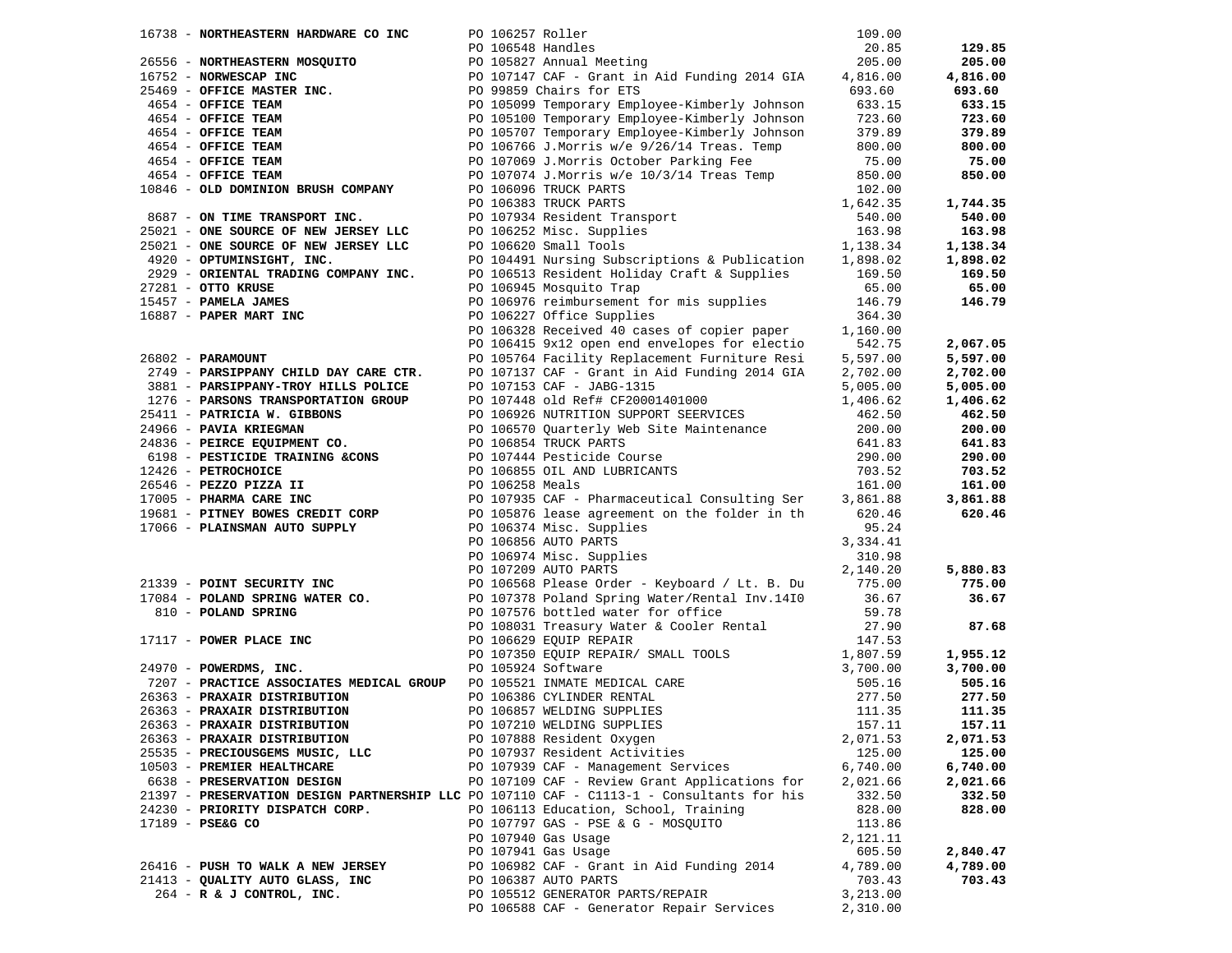| Vendor | PO / Description | Amount | Total |
|---|---|---|---|
| 16738 - **NORTHEASTERN HARDWARE CO INC** | PO 106257 Roller | 109.00 | |
| | PO 106548 Handles | 20.85 | **129.85** |
| 26556 - **NORTHEASTERN MOSQUITO** | PO 105827 Annual Meeting | 205.00 | **205.00** |
| 16752 - **NORWESCAP INC** | PO 107147 CAF - Grant in Aid Funding 2014 GIA | 4,816.00 | **4,816.00** |
| 25469 - **OFFICE MASTER INC.** | PO 99859 Chairs for ETS | 693.60 | **693.60** |
| 4654 - **OFFICE TEAM** | PO 105099 Temporary Employee-Kimberly Johnson | 633.15 | **633.15** |
| 4654 - **OFFICE TEAM** | PO 105100 Temporary Employee-Kimberly Johnson | 723.60 | **723.60** |
| 4654 - **OFFICE TEAM** | PO 105707 Temporary Employee-Kimberly Johnson | 379.89 | **379.89** |
| 4654 - **OFFICE TEAM** | PO 106766 J.Morris w/e 9/26/14 Treas. Temp | 800.00 | **800.00** |
| 4654 - **OFFICE TEAM** | PO 107069 J.Morris October Parking Fee | 75.00 | **75.00** |
| 4654 - **OFFICE TEAM** | PO 107074 J.Morris w/e 10/3/14 Treas Temp | 850.00 | **850.00** |
| 10846 - **OLD DOMINION BRUSH COMPANY** | PO 106096 TRUCK PARTS | 102.00 | |
| | PO 106383 TRUCK PARTS | 1,642.35 | **1,744.35** |
| 8687 - **ON TIME TRANSPORT INC.** | PO 107934 Resident Transport | 540.00 | **540.00** |
| 25021 - **ONE SOURCE OF NEW JERSEY LLC** | PO 106252 Misc. Supplies | 163.98 | **163.98** |
| 25021 - **ONE SOURCE OF NEW JERSEY LLC** | PO 106620 Small Tools | 1,138.34 | **1,138.34** |
| 4920 - **OPTUMINSIGHT, INC.** | PO 104491 Nursing Subscriptions & Publication | 1,898.02 | **1,898.02** |
| 2929 - **ORIENTAL TRADING COMPANY INC.** | PO 106513 Resident Holiday Craft & Supplies | 169.50 | **169.50** |
| 27281 - **OTTO KRUSE** | PO 106945 Mosquito Trap | 65.00 | **65.00** |
| 15457 - **PAMELA JAMES** | PO 106976 reimbursement for mis supplies | 146.79 | **146.79** |
| 16887 - **PAPER MART INC** | PO 106227 Office Supplies | 364.30 | |
| | PO 106328 Received 40 cases of copier paper | 1,160.00 | |
| | PO 106415 9x12 open end envelopes for electio | 542.75 | **2,067.05** |
| 26802 - **PARAMOUNT** | PO 105764 Facility Replacement Furniture Resi | 5,597.00 | **5,597.00** |
| 2749 - **PARSIPPANY CHILD DAY CARE CTR.** | PO 107137 CAF - Grant in Aid Funding 2014 GIA | 2,702.00 | **2,702.00** |
| 3881 - **PARSIPPANY-TROY HILLS POLICE** | PO 107153 CAF - JABG-1315 | 5,005.00 | **5,005.00** |
| 1276 - **PARSONS TRANSPORTATION GROUP** | PO 107448 old Ref# CF20001401000 | 1,406.62 | **1,406.62** |
| 25411 - **PATRICIA W. GIBBONS** | PO 106926 NUTRITION SUPPORT SEERVICES | 462.50 | **462.50** |
| 24966 - **PAVIA KRIEGMAN** | PO 106570 Quarterly Web Site Maintenance | 200.00 | **200.00** |
| 24836 - **PEIRCE EQUIPMENT CO.** | PO 106854 TRUCK PARTS | 641.83 | **641.83** |
| 6198 - **PESTICIDE TRAINING &CONS** | PO 107444 Pesticide Course | 290.00 | **290.00** |
| 12426 - **PETROCHOICE** | PO 106855 OIL AND LUBRICANTS | 703.52 | **703.52** |
| 26546 - **PEZZO PIZZA II** | PO 106258 Meals | 161.00 | **161.00** |
| 17005 - **PHARMA CARE INC** | PO 107935 CAF - Pharmaceutical Consulting Ser | 3,861.88 | **3,861.88** |
| 19681 - **PITNEY BOWES CREDIT CORP** | PO 105876 lease agreement on the folder in th | 620.46 | **620.46** |
| 17066 - **PLAINSMAN AUTO SUPPLY** | PO 106374 Misc. Supplies | 95.24 | |
| | PO 106856 AUTO PARTS | 3,334.41 | |
| | PO 106974 Misc. Supplies | 310.98 | |
| | PO 107209 AUTO PARTS | 2,140.20 | **5,880.83** |
| 21339 - **POINT SECURITY INC** | PO 106568 Please Order - Keyboard / Lt. B. Du | 775.00 | **775.00** |
| 17084 - **POLAND SPRING WATER CO.** | PO 107378 Poland Spring Water/Rental Inv.14I0 | 36.67 | **36.67** |
| 810 - **POLAND SPRING** | PO 107576 bottled water for office | 59.78 | |
| | PO 108031 Treasury Water & Cooler Rental | 27.90 | **87.68** |
| 17117 - **POWER PLACE INC** | PO 106629 EQUIP REPAIR | 147.53 | |
| | PO 107350 EQUIP REPAIR/ SMALL TOOLS | 1,807.59 | **1,955.12** |
| 24970 - **POWERDMS, INC.** | PO 105924 Software | 3,700.00 | **3,700.00** |
| 7207 - **PRACTICE ASSOCIATES MEDICAL GROUP** | PO 105521 INMATE MEDICAL CARE | 505.16 | **505.16** |
| 26363 - **PRAXAIR DISTRIBUTION** | PO 106386 CYLINDER RENTAL | 277.50 | **277.50** |
| 26363 - **PRAXAIR DISTRIBUTION** | PO 106857 WELDING SUPPLIES | 111.35 | **111.35** |
| 26363 - **PRAXAIR DISTRIBUTION** | PO 107210 WELDING SUPPLIES | 157.11 | **157.11** |
| 26363 - **PRAXAIR DISTRIBUTION** | PO 107888 Resident Oxygen | 2,071.53 | **2,071.53** |
| 25535 - **PRECIOUSGEMS MUSIC, LLC** | PO 107937 Resident Activities | 125.00 | **125.00** |
| 10503 - **PREMIER HEALTHCARE** | PO 107939 CAF - Management Services | 6,740.00 | **6,740.00** |
| 6638 - **PRESERVATION DESIGN** | PO 107109 CAF - Review Grant Applications for | 2,021.66 | **2,021.66** |
| 21397 - **PRESERVATION DESIGN PARTNERSHIP LLC** | PO 107110 CAF - C1113-1 - Consultants for his | 332.50 | **332.50** |
| 24230 - **PRIORITY DISPATCH CORP.** | PO 106113 Education, School, Training | 828.00 | **828.00** |
| 17189 - **PSE&G CO** | PO 107797 GAS - PSE & G - MOSQUITO | 113.86 | |
| | PO 107940 Gas Usage | 2,121.11 | |
| | PO 107941 Gas Usage | 605.50 | **2,840.47** |
| 26416 - **PUSH TO WALK A NEW JERSEY** | PO 106982 CAF - Grant in Aid Funding 2014 | 4,789.00 | **4,789.00** |
| 21413 - **QUALITY AUTO GLASS, INC** | PO 106387 AUTO PARTS | 703.43 | **703.43** |
| 264 - **R & J CONTROL, INC.** | PO 105512 GENERATOR PARTS/REPAIR | 3,213.00 | |
| | PO 106588 CAF - Generator Repair Services | 2,310.00 | |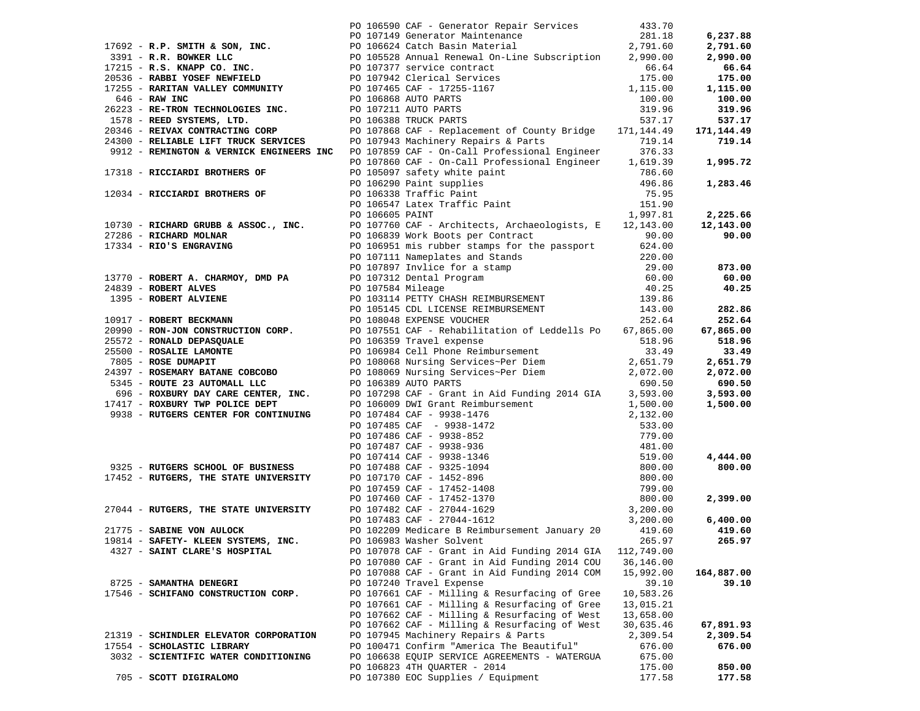| Vendor | PO / Description | Amount | Total |
|---|---|---|---|
| | PO 106590 CAF - Generator Repair Services | 433.70 | |
| | PO 107149 Generator Maintenance | 281.18 | **6,237.88** |
| 17692 - **R.P. SMITH & SON, INC.** | PO 106624 Catch Basin Material | 2,791.60 | **2,791.60** |
| 3391 - **R.R. BOWKER LLC** | PO 105528 Annual Renewal On-Line Subscription | 2,990.00 | **2,990.00** |
| 17215 - **R.S. KNAPP CO. INC.** | PO 107377 service contract | 66.64 | **66.64** |
| 20536 - **RABBI YOSEF NEWFIELD** | PO 107942 Clerical Services | 175.00 | **175.00** |
| 17255 - **RARITAN VALLEY COMMUNITY** | PO 107465 CAF - 17255-1167 | 1,115.00 | **1,115.00** |
| 646 - **RAW INC** | PO 106868 AUTO PARTS | 100.00 | **100.00** |
| 26223 - **RE-TRON TECHNOLOGIES INC.** | PO 107211 AUTO PARTS | 319.96 | **319.96** |
| 1578 - **REED SYSTEMS, LTD.** | PO 106388 TRUCK PARTS | 537.17 | **537.17** |
| 20346 - **REIVAX CONTRACTING CORP** | PO 107868 CAF - Replacement of County Bridge | 171,144.49 | **171,144.49** |
| 24300 - **RELIABLE LIFT TRUCK SERVICES** | PO 107943 Machinery Repairs & Parts | 719.14 | **719.14** |
| 9912 - **REMINGTON & VERNICK ENGINEERS INC** | PO 107859 CAF - On-Call Professional Engineer | 376.33 | |
| | PO 107860 CAF - On-Call Professional Engineer | 1,619.39 | **1,995.72** |
| 17318 - **RICCIARDI BROTHERS OF** | PO 105097 safety white paint | 786.60 | |
| | PO 106290 Paint supplies | 496.86 | **1,283.46** |
| 12034 - **RICCIARDI BROTHERS OF** | PO 106338 Traffic Paint | 75.95 | |
| | PO 106547 Latex Traffic Paint | 151.90 | |
| | PO 106605 PAINT | 1,997.81 | **2,225.66** |
| 10730 - **RICHARD GRUBB & ASSOC., INC.** | PO 107760 CAF - Architects, Archaeologists, E | 12,143.00 | **12,143.00** |
| 27286 - **RICHARD MOLNAR** | PO 106839 Work Boots per Contract | 90.00 | **90.00** |
| 17334 - **RIO'S ENGRAVING** | PO 106951 mis rubber stamps for the passport | 624.00 | |
| | PO 107111 Nameplates and Stands | 220.00 | |
| | PO 107897 Invlice for a stamp | 29.00 | **873.00** |
| 13770 - **ROBERT A. CHARMOY, DMD PA** | PO 107312 Dental Program | 60.00 | **60.00** |
| 24839 - **ROBERT ALVES** | PO 107584 Mileage | 40.25 | **40.25** |
| 1395 - **ROBERT ALVIENE** | PO 103114 PETTY CHASH REIMBURSEMENT | 139.86 | |
| | PO 105145 CDL LICENSE REIMBURSEMENT | 143.00 | **282.86** |
| 10917 - **ROBERT BECKMANN** | PO 108048 EXPENSE VOUCHER | 252.64 | **252.64** |
| 20990 - **RON-JON CONSTRUCTION CORP.** | PO 107551 CAF - Rehabilitation of Leddells Po | 67,865.00 | **67,865.00** |
| 25572 - **RONALD DEPASQUALE** | PO 106359 Travel expense | 518.96 | **518.96** |
| 25500 - **ROSALIE LAMONTE** | PO 106984 Cell Phone Reimbursement | 33.49 | **33.49** |
| 7805 - **ROSE DUMAPIT** | PO 108068 Nursing Services~Per Diem | 2,651.79 | **2,651.79** |
| 24397 - **ROSEMARY BATANE COBCOBO** | PO 108069 Nursing Services~Per Diem | 2,072.00 | **2,072.00** |
| 5345 - **ROUTE 23 AUTOMALL LLC** | PO 106389 AUTO PARTS | 690.50 | **690.50** |
| 696 - **ROXBURY DAY CARE CENTER, INC.** | PO 107298 CAF - Grant in Aid Funding 2014 GIA | 3,593.00 | **3,593.00** |
| 17417 - **ROXBURY TWP POLICE DEPT** | PO 106009 DWI Grant Reimbursement | 1,500.00 | **1,500.00** |
| 9938 - **RUTGERS CENTER FOR CONTINUING** | PO 107484 CAF - 9938-1476 | 2,132.00 | |
| | PO 107485 CAF - 9938-1472 | 533.00 | |
| | PO 107486 CAF - 9938-852 | 779.00 | |
| | PO 107487 CAF - 9938-936 | 481.00 | |
| | PO 107414 CAF - 9938-1346 | 519.00 | **4,444.00** |
| 9325 - **RUTGERS SCHOOL OF BUSINESS** | PO 107488 CAF - 9325-1094 | 800.00 | **800.00** |
| 17452 - **RUTGERS, THE STATE UNIVERSITY** | PO 107170 CAF - 1452-896 | 800.00 | |
| | PO 107459 CAF - 17452-1408 | 799.00 | |
| | PO 107460 CAF - 17452-1370 | 800.00 | **2,399.00** |
| 27044 - **RUTGERS, THE STATE UNIVERSITY** | PO 107482 CAF - 27044-1629 | 3,200.00 | |
| | PO 107483 CAF - 27044-1612 | 3,200.00 | **6,400.00** |
| 21775 - **SABINE VON AULOCK** | PO 102209 Medicare B Reimbursement January 20 | 419.60 | **419.60** |
| 19814 - **SAFETY- KLEEN SYSTEMS, INC.** | PO 106983 Washer Solvent | 265.97 | **265.97** |
| 4327 - **SAINT CLARE'S HOSPITAL** | PO 107078 CAF - Grant in Aid Funding 2014 GIA | 112,749.00 | |
| | PO 107080 CAF - Grant in Aid Funding 2014 COU | 36,146.00 | |
| | PO 107088 CAF - Grant in Aid Funding 2014 COM | 15,992.00 | **164,887.00** |
| 8725 - **SAMANTHA DENEGRI** | PO 107240 Travel Expense | 39.10 | **39.10** |
| 17546 - **SCHIFANO CONSTRUCTION CORP.** | PO 107661 CAF - Milling & Resurfacing of Gree | 10,583.26 | |
| | PO 107661 CAF - Milling & Resurfacing of Gree | 13,015.21 | |
| | PO 107662 CAF - Milling & Resurfacing of West | 13,658.00 | |
| | PO 107662 CAF - Milling & Resurfacing of West | 30,635.46 | **67,891.93** |
| 21319 - **SCHINDLER ELEVATOR CORPORATION** | PO 107945 Machinery Repairs & Parts | 2,309.54 | **2,309.54** |
| 17554 - **SCHOLASTIC LIBRARY** | PO 100471 Confirm "America The Beautiful" | 676.00 | **676.00** |
| 3032 - **SCIENTIFIC WATER CONDITIONING** | PO 106638 EQUIP SERVICE AGREEMENTS - WATERGUA | 675.00 | |
| | PO 106823 4TH QUARTER - 2014 | 175.00 | **850.00** |
| 705 - **SCOTT DIGIRALOMO** | PO 107380 EOC Supplies / Equipment | 177.58 | **177.58** |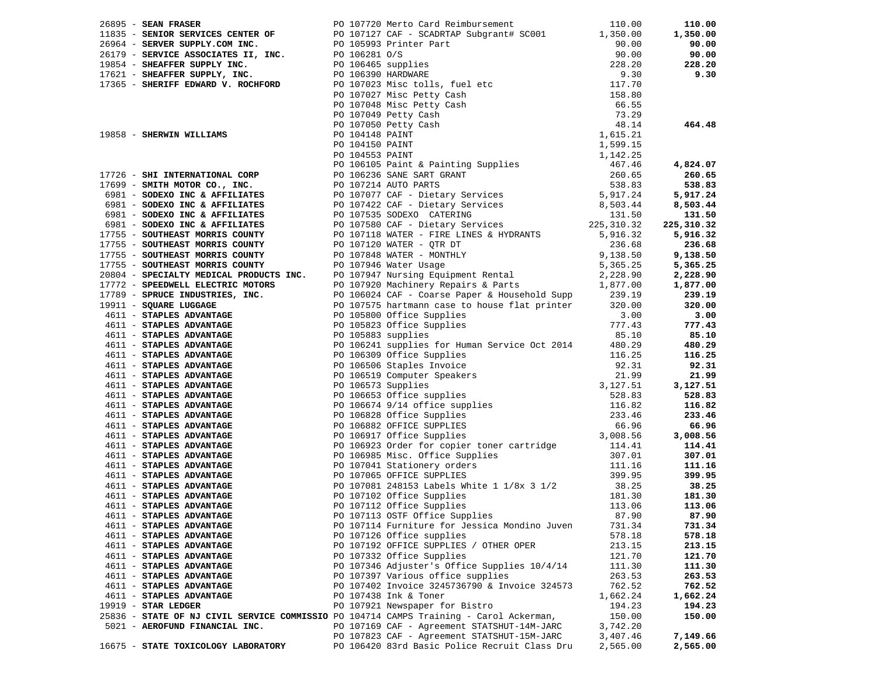| Vendor | PO / Description | Amount | Total |
|---|---|---|---|
| 26895 - **SEAN FRASER** | PO 107720 Merto Card Reimbursement | 110.00 | **110.00** |
| 11835 - **SENIOR SERVICES CENTER OF** | PO 107127 CAF - SCADRTAP Subgrant# SC001 | 1,350.00 | **1,350.00** |
| 26964 - **SERVER SUPPLY.COM INC.** | PO 105993 Printer Part | 90.00 | **90.00** |
| 26179 - **SERVICE ASSOCIATES II, INC.** | PO 106281 O/S | 90.00 | **90.00** |
| 19854 - **SHEAFFER SUPPLY INC.** | PO 106465 supplies | 228.20 | **228.20** |
| 17621 - **SHEAFFER SUPPLY, INC.** | PO 106390 HARDWARE | 9.30 | **9.30** |
| 17365 - **SHERIFF EDWARD V. ROCHFORD** | PO 107023 Misc tolls, fuel etc | 117.70 | |
| | PO 107027 Misc Petty Cash | 158.80 | |
| | PO 107048 Misc Petty Cash | 66.55 | |
| | PO 107049 Petty Cash | 73.29 | |
| | PO 107050 Petty Cash | 48.14 | **464.48** |
| 19858 - **SHERWIN WILLIAMS** | PO 104148 PAINT | 1,615.21 | |
| | PO 104150 PAINT | 1,599.15 | |
| | PO 104553 PAINT | 1,142.25 | |
| | PO 106105 Paint & Painting Supplies | 467.46 | **4,824.07** |
| 17726 - **SHI INTERNATIONAL CORP** | PO 106236 SANE SART GRANT | 260.65 | **260.65** |
| 17699 - **SMITH MOTOR CO., INC.** | PO 107214 AUTO PARTS | 538.83 | **538.83** |
| 6981 - **SODEXO INC & AFFILIATES** | PO 107077 CAF - Dietary Services | 5,917.24 | **5,917.24** |
| 6981 - **SODEXO INC & AFFILIATES** | PO 107422 CAF - Dietary Services | 8,503.44 | **8,503.44** |
| 6981 - **SODEXO INC & AFFILIATES** | PO 107535 SODEXO CATERING | 131.50 | **131.50** |
| 6981 - **SODEXO INC & AFFILIATES** | PO 107580 CAF - Dietary Services | 225,310.32 | **225,310.32** |
| 17755 - **SOUTHEAST MORRIS COUNTY** | PO 107118 WATER - FIRE LINES & HYDRANTS | 5,916.32 | **5,916.32** |
| 17755 - **SOUTHEAST MORRIS COUNTY** | PO 107120 WATER - QTR DT | 236.68 | **236.68** |
| 17755 - **SOUTHEAST MORRIS COUNTY** | PO 107848 WATER - MONTHLY | 9,138.50 | **9,138.50** |
| 17755 - **SOUTHEAST MORRIS COUNTY** | PO 107946 Water Usage | 5,365.25 | **5,365.25** |
| 20804 - **SPECIALTY MEDICAL PRODUCTS INC.** | PO 107947 Nursing Equipment Rental | 2,228.90 | **2,228.90** |
| 17772 - **SPEEDWELL ELECTRIC MOTORS** | PO 107920 Machinery Repairs & Parts | 1,877.00 | **1,877.00** |
| 17789 - **SPRUCE INDUSTRIES, INC.** | PO 106024 CAF - Coarse Paper & Household Supp | 239.19 | **239.19** |
| 19911 - **SQUARE LUGGAGE** | PO 107575 hartmann case to house flat printer | 320.00 | **320.00** |
| 4611 - **STAPLES ADVANTAGE** | PO 105800 Office Supplies | 3.00 | **3.00** |
| 4611 - **STAPLES ADVANTAGE** | PO 105823 Office Supplies | 777.43 | **777.43** |
| 4611 - **STAPLES ADVANTAGE** | PO 105883 supplies | 85.10 | **85.10** |
| 4611 - **STAPLES ADVANTAGE** | PO 106241 supplies for Human Service Oct 2014 | 480.29 | **480.29** |
| 4611 - **STAPLES ADVANTAGE** | PO 106309 Office Supplies | 116.25 | **116.25** |
| 4611 - **STAPLES ADVANTAGE** | PO 106506 Staples Invoice | 92.31 | **92.31** |
| 4611 - **STAPLES ADVANTAGE** | PO 106519 Computer Speakers | 21.99 | **21.99** |
| 4611 - **STAPLES ADVANTAGE** | PO 106573 Supplies | 3,127.51 | **3,127.51** |
| 4611 - **STAPLES ADVANTAGE** | PO 106653 Office supplies | 528.83 | **528.83** |
| 4611 - **STAPLES ADVANTAGE** | PO 106674 9/14 office supplies | 116.82 | **116.82** |
| 4611 - **STAPLES ADVANTAGE** | PO 106828 Office Supplies | 233.46 | **233.46** |
| 4611 - **STAPLES ADVANTAGE** | PO 106882 OFFICE SUPPLIES | 66.96 | **66.96** |
| 4611 - **STAPLES ADVANTAGE** | PO 106917 Office Supplies | 3,008.56 | **3,008.56** |
| 4611 - **STAPLES ADVANTAGE** | PO 106923 Order for copier toner cartridge | 114.41 | **114.41** |
| 4611 - **STAPLES ADVANTAGE** | PO 106985 Misc. Office Supplies | 307.01 | **307.01** |
| 4611 - **STAPLES ADVANTAGE** | PO 107041 Stationery orders | 111.16 | **111.16** |
| 4611 - **STAPLES ADVANTAGE** | PO 107065 OFFICE SUPPLIES | 399.95 | **399.95** |
| 4611 - **STAPLES ADVANTAGE** | PO 107081 248153 Labels White 1 1/8x 3 1/2 | 38.25 | **38.25** |
| 4611 - **STAPLES ADVANTAGE** | PO 107102 Office Supplies | 181.30 | **181.30** |
| 4611 - **STAPLES ADVANTAGE** | PO 107112 Office Supplies | 113.06 | **113.06** |
| 4611 - **STAPLES ADVANTAGE** | PO 107113 OSTF Office Supplies | 87.90 | **87.90** |
| 4611 - **STAPLES ADVANTAGE** | PO 107114 Furniture for Jessica Mondino Juven | 731.34 | **731.34** |
| 4611 - **STAPLES ADVANTAGE** | PO 107126 Office supplies | 578.18 | **578.18** |
| 4611 - **STAPLES ADVANTAGE** | PO 107192 OFFICE SUPPLIES / OTHER OPER | 213.15 | **213.15** |
| 4611 - **STAPLES ADVANTAGE** | PO 107332 Office Supplies | 121.70 | **121.70** |
| 4611 - **STAPLES ADVANTAGE** | PO 107346 Adjuster's Office Supplies 10/4/14 | 111.30 | **111.30** |
| 4611 - **STAPLES ADVANTAGE** | PO 107397 Various office supplies | 263.53 | **263.53** |
| 4611 - **STAPLES ADVANTAGE** | PO 107402 Invoice 3245736790 & Invoice 324573 | 762.52 | **762.52** |
| 4611 - **STAPLES ADVANTAGE** | PO 107438 Ink & Toner | 1,662.24 | **1,662.24** |
| 19919 - **STAR LEDGER** | PO 107921 Newspaper for Bistro | 194.23 | **194.23** |
| 25836 - **STATE OF NJ CIVIL SERVICE COMMISSIO** | PO 104714 CAMPS Training - Carol Ackerman, | 150.00 | **150.00** |
| 5021 - **AEROFUND FINANCIAL INC.** | PO 107169 CAF - Agreement STATSHUT-14M-JARC | 3,742.20 | |
| | PO 107823 CAF - Agreement STATSHUT-15M-JARC | 3,407.46 | **7,149.66** |
| 16675 - **STATE TOXICOLOGY LABORATORY** | PO 106420 83rd Basic Police Recruit Class Dru | 2,565.00 | **2,565.00** |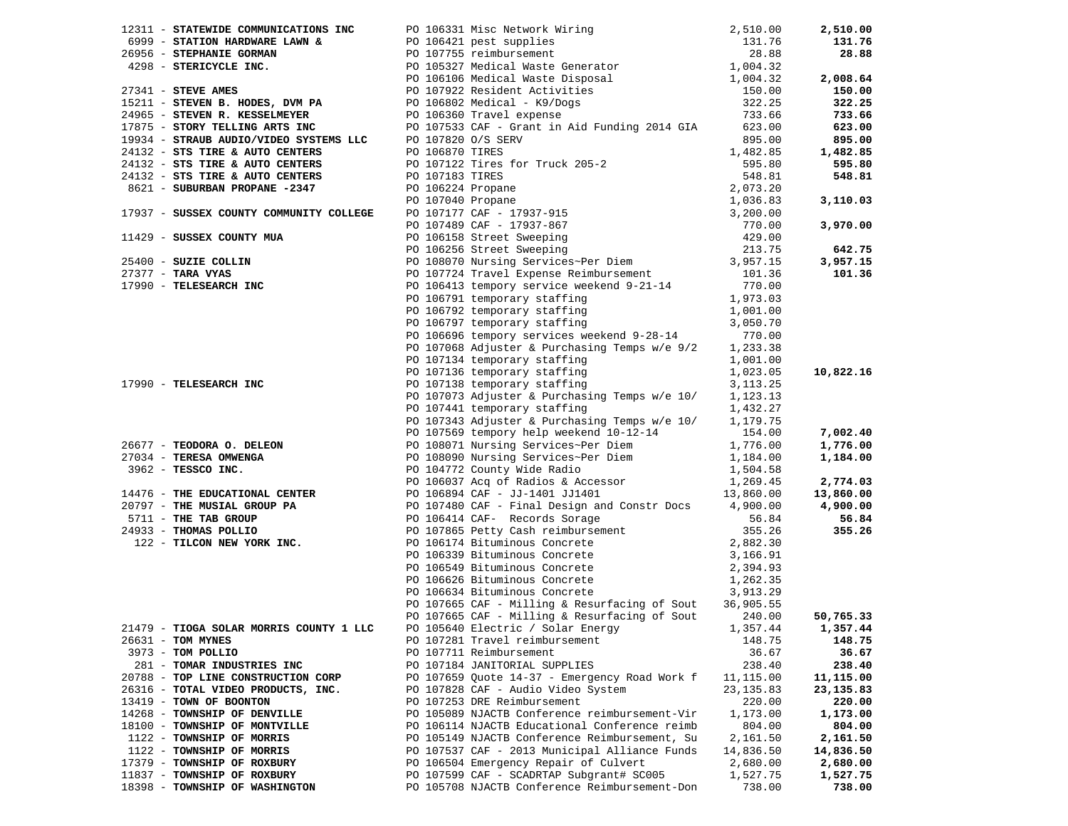| Vendor | PO / Description | Amount | Total |
|---|---|---|---|
| 12311 - **STATEWIDE COMMUNICATIONS INC** | PO 106331 Misc Network Wiring | 2,510.00 | **2,510.00** |
| 6999 - **STATION HARDWARE LAWN &** | PO 106421 pest supplies | 131.76 | **131.76** |
| 26956 - **STEPHANIE GORMAN** | PO 107755 reimbursement | 28.88 | **28.88** |
| 4298 - **STERICYCLE INC.** | PO 105327 Medical Waste Generator | 1,004.32 | |
| | PO 106106 Medical Waste Disposal | 1,004.32 | **2,008.64** |
| 27341 - **STEVE AMES** | PO 107922 Resident Activities | 150.00 | **150.00** |
| 15211 - **STEVEN B. HODES, DVM PA** | PO 106802 Medical - K9/Dogs | 322.25 | **322.25** |
| 24965 - **STEVEN R. KESSELMEYER** | PO 106360 Travel expense | 733.66 | **733.66** |
| 17875 - **STORY TELLING ARTS INC** | PO 107533 CAF - Grant in Aid Funding 2014 GIA | 623.00 | **623.00** |
| 19934 - **STRAUB AUDIO/VIDEO SYSTEMS LLC** | PO 107820 O/S SERV | 895.00 | **895.00** |
| 24132 - **STS TIRE & AUTO CENTERS** | PO 106870 TIRES | 1,482.85 | **1,482.85** |
| 24132 - **STS TIRE & AUTO CENTERS** | PO 107122 Tires for Truck 205-2 | 595.80 | **595.80** |
| 24132 - **STS TIRE & AUTO CENTERS** | PO 107183 TIRES | 548.81 | **548.81** |
| 8621 - **SUBURBAN PROPANE -2347** | PO 106224 Propane | 2,073.20 | |
| | PO 107040 Propane | 1,036.83 | **3,110.03** |
| 17937 - **SUSSEX COUNTY COMMUNITY COLLEGE** | PO 107177 CAF - 17937-915 | 3,200.00 | |
| | PO 107489 CAF - 17937-867 | 770.00 | **3,970.00** |
| 11429 - **SUSSEX COUNTY MUA** | PO 106158 Street Sweeping | 429.00 | |
| | PO 106256 Street Sweeping | 213.75 | **642.75** |
| 25400 - **SUZIE COLLIN** | PO 108070 Nursing Services~Per Diem | 3,957.15 | **3,957.15** |
| 27377 - **TARA VYAS** | PO 107724 Travel Expense Reimbursement | 101.36 | **101.36** |
| 17990 - **TELESEARCH INC** | PO 106413 tempory service weekend 9-21-14 | 770.00 | |
| | PO 106791 temporary staffing | 1,973.03 | |
| | PO 106792 temporary staffing | 1,001.00 | |
| | PO 106797 temporary staffing | 3,050.70 | |
| | PO 106696 tempory services weekend 9-28-14 | 770.00 | |
| | PO 107068 Adjuster & Purchasing Temps w/e 9/2 | 1,233.38 | |
| | PO 107134 temporary staffing | 1,001.00 | |
| | PO 107136 temporary staffing | 1,023.05 | **10,822.16** |
| 17990 - **TELESEARCH INC** | PO 107138 temporary staffing | 3,113.25 | |
| | PO 107073 Adjuster & Purchasing Temps w/e 10/ | 1,123.13 | |
| | PO 107441 temporary staffing | 1,432.27 | |
| | PO 107343 Adjuster & Purchasing Temps w/e 10/ | 1,179.75 | |
| | PO 107569 tempory help weekend 10-12-14 | 154.00 | **7,002.40** |
| 26677 - **TEODORA O. DELEON** | PO 108071 Nursing Services~Per Diem | 1,776.00 | **1,776.00** |
| 27034 - **TERESA OMWENGA** | PO 108090 Nursing Services~Per Diem | 1,184.00 | **1,184.00** |
| 3962 - **TESSCO INC.** | PO 104772 County Wide Radio | 1,504.58 | |
| | PO 106037 Acq of Radios & Accessor | 1,269.45 | **2,774.03** |
| 14476 - **THE EDUCATIONAL CENTER** | PO 106894 CAF - JJ-1401 JJ1401 | 13,860.00 | **13,860.00** |
| 20797 - **THE MUSIAL GROUP PA** | PO 107480 CAF - Final Design and Constr Docs | 4,900.00 | **4,900.00** |
| 5711 - **THE TAB GROUP** | PO 106414 CAF- Records Sorage | 56.84 | **56.84** |
| 24933 - **THOMAS POLLIO** | PO 107865 Petty Cash reimbursement | 355.26 | **355.26** |
| 122 - **TILCON NEW YORK INC.** | PO 106174 Bituminous Concrete | 2,882.30 | |
| | PO 106339 Bituminous Concrete | 3,166.91 | |
| | PO 106549 Bituminous Concrete | 2,394.93 | |
| | PO 106626 Bituminous Concrete | 1,262.35 | |
| | PO 106634 Bituminous Concrete | 3,913.29 | |
| | PO 107665 CAF - Milling & Resurfacing of Sout | 36,905.55 | |
| | PO 107665 CAF - Milling & Resurfacing of Sout | 240.00 | **50,765.33** |
| 21479 - **TIOGA SOLAR MORRIS COUNTY 1 LLC** | PO 105640 Electric / Solar Energy | 1,357.44 | **1,357.44** |
| 26631 - **TOM MYNES** | PO 107281 Travel reimbursement | 148.75 | **148.75** |
| 3973 - **TOM POLLIO** | PO 107711 Reimbursement | 36.67 | **36.67** |
| 281 - **TOMAR INDUSTRIES INC** | PO 107184 JANITORIAL SUPPLIES | 238.40 | **238.40** |
| 20788 - **TOP LINE CONSTRUCTION CORP** | PO 107659 Quote 14-37 - Emergency Road Work f | 11,115.00 | **11,115.00** |
| 26316 - **TOTAL VIDEO PRODUCTS, INC.** | PO 107828 CAF - Audio Video System | 23,135.83 | **23,135.83** |
| 13419 - **TOWN OF BOONTON** | PO 107253 DRE Reimbursement | 220.00 | **220.00** |
| 14268 - **TOWNSHIP OF DENVILLE** | PO 105089 NJACTB Conference reimbursement-Vir | 1,173.00 | **1,173.00** |
| 18100 - **TOWNSHIP OF MONTVILLE** | PO 106114 NJACTB Educational Conference reimb | 804.00 | **804.00** |
| 1122 - **TOWNSHIP OF MORRIS** | PO 105149 NJACTB Conference Reimbursement, Su | 2,161.50 | **2,161.50** |
| 1122 - **TOWNSHIP OF MORRIS** | PO 107537 CAF - 2013 Municipal Alliance Funds | 14,836.50 | **14,836.50** |
| 17379 - **TOWNSHIP OF ROXBURY** | PO 106504 Emergency Repair of Culvert | 2,680.00 | **2,680.00** |
| 11837 - **TOWNSHIP OF ROXBURY** | PO 107599 CAF - SCADRTAP Subgrant# SC005 | 1,527.75 | **1,527.75** |
| 18398 - **TOWNSHIP OF WASHINGTON** | PO 105708 NJACTB Conference Reimbursement-Don | 738.00 | **738.00** |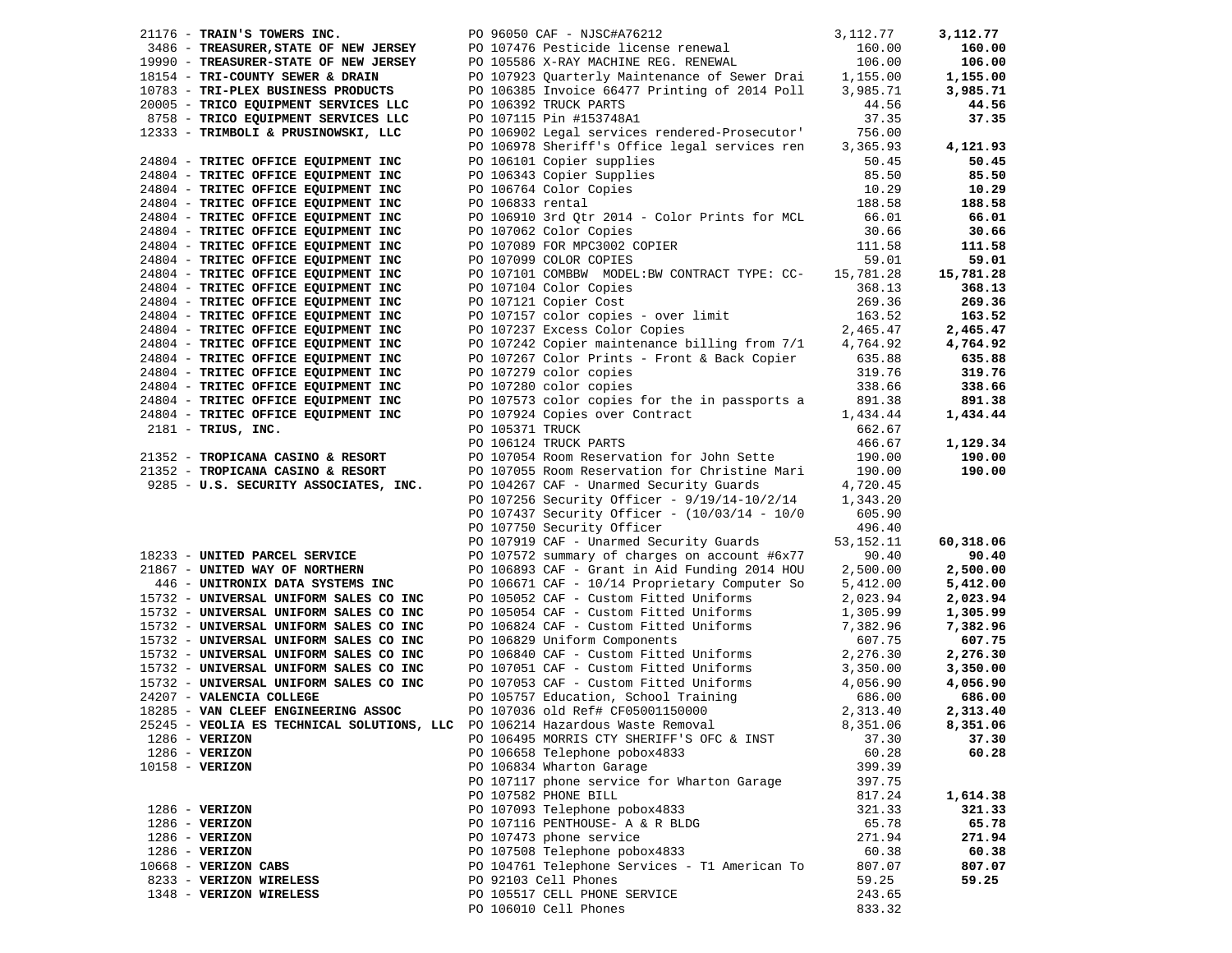| Vendor | PO / Description | Amount | Total |
|---|---|---|---|
| 21176 - **TRAIN'S TOWERS INC.** | PO 96050 CAF - NJSC#A76212 | 3,112.77 | **3,112.77** |
| 3486 - **TREASURER,STATE OF NEW JERSEY** | PO 107476 Pesticide license renewal | 160.00 | **160.00** |
| 19990 - **TREASURER-STATE OF NEW JERSEY** | PO 105586 X-RAY MACHINE REG. RENEWAL | 106.00 | **106.00** |
| 18154 - **TRI-COUNTY SEWER & DRAIN** | PO 107923 Quarterly Maintenance of Sewer Drai | 1,155.00 | **1,155.00** |
| 10783 - **TRI-PLEX BUSINESS PRODUCTS** | PO 106385 Invoice 66477 Printing of 2014 Poll | 3,985.71 | **3,985.71** |
| 20005 - **TRICO EQUIPMENT SERVICES LLC** | PO 106392 TRUCK PARTS | 44.56 | **44.56** |
| 8758 - **TRICO EQUIPMENT SERVICES LLC** | PO 107115 Pin #153748A1 | 37.35 | **37.35** |
| 12333 - **TRIMBOLI & PRUSINOWSKI, LLC** | PO 106902 Legal services rendered-Prosecutor' | 756.00 | |
| | PO 106978 Sheriff's Office legal services ren | 3,365.93 | **4,121.93** |
| 24804 - **TRITEC OFFICE EQUIPMENT INC** | PO 106101 Copier supplies | 50.45 | **50.45** |
| 24804 - **TRITEC OFFICE EQUIPMENT INC** | PO 106343 Copier Supplies | 85.50 | **85.50** |
| 24804 - **TRITEC OFFICE EQUIPMENT INC** | PO 106764 Color Copies | 10.29 | **10.29** |
| 24804 - **TRITEC OFFICE EQUIPMENT INC** | PO 106833 rental | 188.58 | **188.58** |
| 24804 - **TRITEC OFFICE EQUIPMENT INC** | PO 106910 3rd Qtr 2014 - Color Prints for MCL | 66.01 | **66.01** |
| 24804 - **TRITEC OFFICE EQUIPMENT INC** | PO 107062 Color Copies | 30.66 | **30.66** |
| 24804 - **TRITEC OFFICE EQUIPMENT INC** | PO 107089 FOR MPC3002 COPIER | 111.58 | **111.58** |
| 24804 - **TRITEC OFFICE EQUIPMENT INC** | PO 107099 COLOR COPIES | 59.01 | **59.01** |
| 24804 - **TRITEC OFFICE EQUIPMENT INC** | PO 107101 COMBBW MODEL:BW CONTRACT TYPE: CC- | 15,781.28 | **15,781.28** |
| 24804 - **TRITEC OFFICE EQUIPMENT INC** | PO 107104 Color Copies | 368.13 | **368.13** |
| 24804 - **TRITEC OFFICE EQUIPMENT INC** | PO 107121 Copier Cost | 269.36 | **269.36** |
| 24804 - **TRITEC OFFICE EQUIPMENT INC** | PO 107157 color copies - over limit | 163.52 | **163.52** |
| 24804 - **TRITEC OFFICE EQUIPMENT INC** | PO 107237 Excess Color Copies | 2,465.47 | **2,465.47** |
| 24804 - **TRITEC OFFICE EQUIPMENT INC** | PO 107242 Copier maintenance billing from 7/1 | 4,764.92 | **4,764.92** |
| 24804 - **TRITEC OFFICE EQUIPMENT INC** | PO 107267 Color Prints - Front & Back Copier | 635.88 | **635.88** |
| 24804 - **TRITEC OFFICE EQUIPMENT INC** | PO 107279 color copies | 319.76 | **319.76** |
| 24804 - **TRITEC OFFICE EQUIPMENT INC** | PO 107280 color copies | 338.66 | **338.66** |
| 24804 - **TRITEC OFFICE EQUIPMENT INC** | PO 107573 color copies for the in passports a | 891.38 | **891.38** |
| 24804 - **TRITEC OFFICE EQUIPMENT INC** | PO 107924 Copies over Contract | 1,434.44 | **1,434.44** |
| 2181 - **TRIUS, INC.** | PO 105371 TRUCK | 662.67 | |
| | PO 106124 TRUCK PARTS | 466.67 | **1,129.34** |
| 21352 - **TROPICANA CASINO & RESORT** | PO 107054 Room Reservation for John Sette | 190.00 | **190.00** |
| 21352 - **TROPICANA CASINO & RESORT** | PO 107055 Room Reservation for Christine Mari | 190.00 | **190.00** |
| 9285 - **U.S. SECURITY ASSOCIATES, INC.** | PO 104267 CAF - Unarmed Security Guards | 4,720.45 | |
| | PO 107256 Security Officer - 9/19/14-10/2/14 | 1,343.20 | |
| | PO 107437 Security Officer - (10/03/14 - 10/0 | 605.90 | |
| | PO 107750 Security Officer | 496.40 | |
| | PO 107919 CAF - Unarmed Security Guards | 53,152.11 | **60,318.06** |
| 18233 - **UNITED PARCEL SERVICE** | PO 107572 summary of charges on account #6x77 | 90.40 | **90.40** |
| 21867 - **UNITED WAY OF NORTHERN** | PO 106893 CAF - Grant in Aid Funding 2014 HOU | 2,500.00 | **2,500.00** |
| 446 - **UNITRONIX DATA SYSTEMS INC** | PO 106671 CAF - 10/14 Proprietary Computer So | 5,412.00 | **5,412.00** |
| 15732 - **UNIVERSAL UNIFORM SALES CO INC** | PO 105052 CAF - Custom Fitted Uniforms | 2,023.94 | **2,023.94** |
| 15732 - **UNIVERSAL UNIFORM SALES CO INC** | PO 105054 CAF - Custom Fitted Uniforms | 1,305.99 | **1,305.99** |
| 15732 - **UNIVERSAL UNIFORM SALES CO INC** | PO 106824 CAF - Custom Fitted Uniforms | 7,382.96 | **7,382.96** |
| 15732 - **UNIVERSAL UNIFORM SALES CO INC** | PO 106829 Uniform Components | 607.75 | **607.75** |
| 15732 - **UNIVERSAL UNIFORM SALES CO INC** | PO 106840 CAF - Custom Fitted Uniforms | 2,276.30 | **2,276.30** |
| 15732 - **UNIVERSAL UNIFORM SALES CO INC** | PO 107051 CAF - Custom Fitted Uniforms | 3,350.00 | **3,350.00** |
| 15732 - **UNIVERSAL UNIFORM SALES CO INC** | PO 107053 CAF - Custom Fitted Uniforms | 4,056.90 | **4,056.90** |
| 24207 - **VALENCIA COLLEGE** | PO 105757 Education, School Training | 686.00 | **686.00** |
| 18285 - **VAN CLEEF ENGINEERING ASSOC** | PO 107036 old Ref# CF05001150000 | 2,313.40 | **2,313.40** |
| 25245 - **VEOLIA ES TECHNICAL SOLUTIONS, LLC** | PO 106214 Hazardous Waste Removal | 8,351.06 | **8,351.06** |
| 1286 - **VERIZON** | PO 106495 MORRIS CTY SHERIFF'S OFC & INST | 37.30 | **37.30** |
| 1286 - **VERIZON** | PO 106658 Telephone pobox4833 | 60.28 | **60.28** |
| 10158 - **VERIZON** | PO 106834 Wharton Garage | 399.39 | |
| | PO 107117 phone service for Wharton Garage | 397.75 | |
| | PO 107582 PHONE BILL | 817.24 | **1,614.38** |
| 1286 - **VERIZON** | PO 107093 Telephone pobox4833 | 321.33 | **321.33** |
| 1286 - **VERIZON** | PO 107116 PENTHOUSE- A & R BLDG | 65.78 | **65.78** |
| 1286 - **VERIZON** | PO 107473 phone service | 271.94 | **271.94** |
| 1286 - **VERIZON** | PO 107508 Telephone pobox4833 | 60.38 | **60.38** |
| 10668 - **VERIZON CABS** | PO 104761 Telephone Services - T1 American To | 807.07 | **807.07** |
| 8233 - **VERIZON WIRELESS** | PO 92103 Cell Phones | 59.25 | **59.25** |
| 1348 - **VERIZON WIRELESS** | PO 105517 CELL PHONE SERVICE | 243.65 | |
| | PO 106010 Cell Phones | 833.32 | |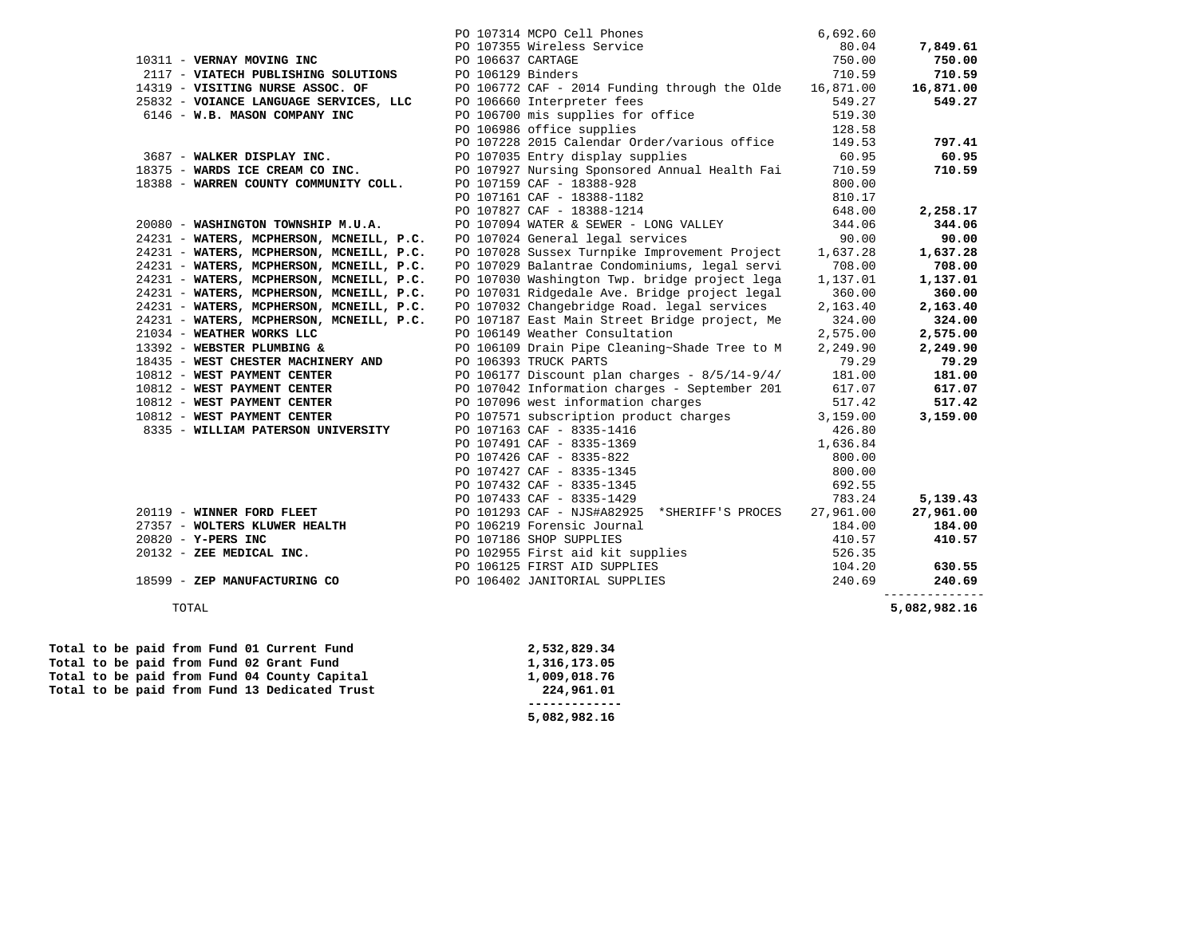| Vendor | PO / Description | Amount | Total |
|---|---|---|---|
| | PO 107314 MCPO Cell Phones | 6,692.60 | |
| | PO 107355 Wireless Service | 80.04 | **7,849.61** |
| 10311 - **VERNAY MOVING INC** | PO 106637 CARTAGE | 750.00 | **750.00** |
| 2117 - **VIATECH PUBLISHING SOLUTIONS** | PO 106129 Binders | 710.59 | **710.59** |
| 14319 - **VISITING NURSE ASSOC. OF** | PO 106772 CAF - 2014 Funding through the Olde | 16,871.00 | **16,871.00** |
| 25832 - **VOIANCE LANGUAGE SERVICES, LLC** | PO 106660 Interpreter fees | 549.27 | **549.27** |
| 6146 - **W.B. MASON COMPANY INC** | PO 106700 mis supplies for office | 519.30 | |
| | PO 106986 office supplies | 128.58 | |
| | PO 107228 2015 Calendar Order/various office | 149.53 | **797.41** |
| 3687 - **WALKER DISPLAY INC.** | PO 107035 Entry display supplies | 60.95 | **60.95** |
| 18375 - **WARDS ICE CREAM CO INC.** | PO 107927 Nursing Sponsored Annual Health Fai | 710.59 | **710.59** |
| 18388 - **WARREN COUNTY COMMUNITY COLL.** | PO 107159 CAF - 18388-928 | 800.00 | |
| | PO 107161 CAF - 18388-1182 | 810.17 | |
| | PO 107827 CAF - 18388-1214 | 648.00 | **2,258.17** |
| 20080 - **WASHINGTON TOWNSHIP M.U.A.** | PO 107094 WATER & SEWER - LONG VALLEY | 344.06 | **344.06** |
| 24231 - **WATERS, MCPHERSON, MCNEILL, P.C.** | PO 107024 General legal services | 90.00 | **90.00** |
| 24231 - **WATERS, MCPHERSON, MCNEILL, P.C.** | PO 107028 Sussex Turnpike Improvement Project | 1,637.28 | **1,637.28** |
| 24231 - **WATERS, MCPHERSON, MCNEILL, P.C.** | PO 107029 Balantrae Condominiums, legal servi | 708.00 | **708.00** |
| 24231 - **WATERS, MCPHERSON, MCNEILL, P.C.** | PO 107030 Washington Twp. bridge project lega | 1,137.01 | **1,137.01** |
| 24231 - **WATERS, MCPHERSON, MCNEILL, P.C.** | PO 107031 Ridgedale Ave. Bridge project legal | 360.00 | **360.00** |
| 24231 - **WATERS, MCPHERSON, MCNEILL, P.C.** | PO 107032 Changebridge Road. legal services | 2,163.40 | **2,163.40** |
| 24231 - **WATERS, MCPHERSON, MCNEILL, P.C.** | PO 107187 East Main Street Bridge project, Me | 324.00 | **324.00** |
| 21034 - **WEATHER WORKS LLC** | PO 106149 Weather Consultation | 2,575.00 | **2,575.00** |
| 13392 - **WEBSTER PLUMBING &** | PO 106109 Drain Pipe Cleaning~Shade Tree to M | 2,249.90 | **2,249.90** |
| 18435 - **WEST CHESTER MACHINERY AND** | PO 106393 TRUCK PARTS | 79.29 | **79.29** |
| 10812 - **WEST PAYMENT CENTER** | PO 106177 Discount plan charges - 8/5/14-9/4/ | 181.00 | **181.00** |
| 10812 - **WEST PAYMENT CENTER** | PO 107042 Information charges - September 201 | 617.07 | **617.07** |
| 10812 - **WEST PAYMENT CENTER** | PO 107096 west information charges | 517.42 | **517.42** |
| 10812 - **WEST PAYMENT CENTER** | PO 107571 subscription product charges | 3,159.00 | **3,159.00** |
| 8335 - **WILLIAM PATERSON UNIVERSITY** | PO 107163 CAF - 8335-1416 | 426.80 | |
| | PO 107491 CAF - 8335-1369 | 1,636.84 | |
| | PO 107426 CAF - 8335-822 | 800.00 | |
| | PO 107427 CAF - 8335-1345 | 800.00 | |
| | PO 107432 CAF - 8335-1345 | 692.55 | |
| | PO 107433 CAF - 8335-1429 | 783.24 | **5,139.43** |
| 20119 - **WINNER FORD FLEET** | PO 101293 CAF - NJS#A82925 *SHERIFF'S PROCES | 27,961.00 | **27,961.00** |
| 27357 - **WOLTERS KLUWER HEALTH** | PO 106219 Forensic Journal | 184.00 | **184.00** |
| 20820 - **Y-PERS INC** | PO 107186 SHOP SUPPLIES | 410.57 | **410.57** |
| 20132 - **ZEE MEDICAL INC.** | PO 102955 First aid kit supplies | 526.35 | |
| | PO 106125 FIRST AID SUPPLIES | 104.20 | **630.55** |
| 18599 - **ZEP MANUFACTURING CO** | PO 106402 JANITORIAL SUPPLIES | 240.69 | **240.69** |
| TOTAL | | | **5,082,982.16** |

| | |
|---|---|
| **Total to be paid from Fund 01 Current Fund** | **2,532,829.34** |
| **Total to be paid from Fund 02 Grant Fund** | **1,316,173.05** |
| **Total to be paid from Fund 04 County Capital** | **1,009,018.76** |
| **Total to be paid from Fund 13 Dedicated Trust** | **224,961.01** |
| | **5,082,982.16** |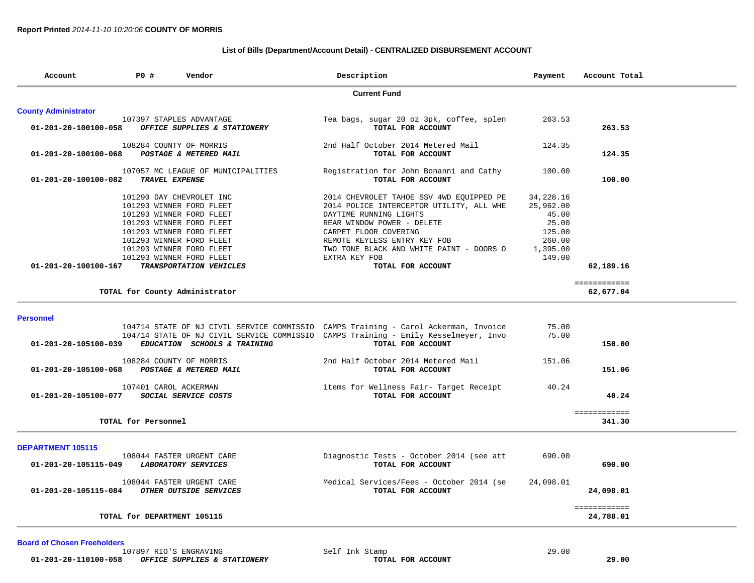**Report Printed** *2014-11-10 10:20:06* **COUNTY OF MORRIS**

### List of Bills (Department/Account Detail) - CENTRALIZED DISBURSEMENT ACCOUNT

| Account | PO # | Vendor | Description | Payment | Account Total |
|---|---|---|---|---|---|
| | | | **Current Fund** | | |
| **County Administrator** | | | | | |
| | 107397 | STAPLES ADVANTAGE | Tea bags, sugar 20 oz 3pk, coffee, splen | 263.53 | |
| 01-201-20-100100-058 | | *OFFICE SUPPLIES & STATIONERY* | TOTAL FOR ACCOUNT | | 263.53 |
| | 108284 | COUNTY OF MORRIS | 2nd Half October 2014 Metered Mail | 124.35 | |
| 01-201-20-100100-068 | | *POSTAGE & METERED MAIL* | TOTAL FOR ACCOUNT | | 124.35 |
| | 107057 | MC LEAGUE OF MUNICIPALITIES | Registration for John Bonanni and Cathy | 100.00 | |
| 01-201-20-100100-082 | | *TRAVEL EXPENSE* | TOTAL FOR ACCOUNT | | 100.00 |
| | 101290 | DAY CHEVROLET INC | 2014 CHEVROLET TAHOE SSV 4WD EQUIPPED PE | 34,228.16 | |
| | 101293 | WINNER FORD FLEET | 2014 POLICE INTERCEPTOR UTILITY, ALL WHE | 25,962.00 | |
| | 101293 | WINNER FORD FLEET | DAYTIME RUNNING LIGHTS | 45.00 | |
| | 101293 | WINNER FORD FLEET | REAR WINDOW POWER - DELETE | 25.00 | |
| | 101293 | WINNER FORD FLEET | CARPET FLOOR COVERING | 125.00 | |
| | 101293 | WINNER FORD FLEET | REMOTE KEYLESS ENTRY KEY FOB | 260.00 | |
| | 101293 | WINNER FORD FLEET | TWO TONE BLACK AND WHITE PAINT - DOORS O | 1,395.00 | |
| | 101293 | WINNER FORD FLEET | EXTRA KEY FOB | 149.00 | |
| 01-201-20-100100-167 | | *TRANSPORTATION VEHICLES* | TOTAL FOR ACCOUNT | | 62,189.16 |
| | | TOTAL for County Administrator | | | 62,677.04 |
| **Personnel** | | | | | |
| | 104714 | STATE OF NJ CIVIL SERVICE COMMISSIO | CAMPS Training - Carol Ackerman, Invoice | 75.00 | |
| | 104714 | STATE OF NJ CIVIL SERVICE COMMISSIO | CAMPS Training - Emily Kesselmeyer, Invo | 75.00 | |
| 01-201-20-105100-039 | | *EDUCATION SCHOOLS & TRAINING* | TOTAL FOR ACCOUNT | | 150.00 |
| | 108284 | COUNTY OF MORRIS | 2nd Half October 2014 Metered Mail | 151.06 | |
| 01-201-20-105100-068 | | *POSTAGE & METERED MAIL* | TOTAL FOR ACCOUNT | | 151.06 |
| | 107401 | CAROL ACKERMAN | items for Wellness Fair- Target Receipt | 40.24 | |
| 01-201-20-105100-077 | | *SOCIAL SERVICE COSTS* | TOTAL FOR ACCOUNT | | 40.24 |
| | | TOTAL for Personnel | | | 341.30 |
| **DEPARTMENT 105115** | | | | | |
| | 108044 | FASTER URGENT CARE | Diagnostic Tests - October 2014 (see att | 690.00 | |
| 01-201-20-105115-049 | | *LABORATORY SERVICES* | TOTAL FOR ACCOUNT | | 690.00 |
| | 108044 | FASTER URGENT CARE | Medical Services/Fees - October 2014 (se | 24,098.01 | |
| 01-201-20-105115-084 | | *OTHER OUTSIDE SERVICES* | TOTAL FOR ACCOUNT | | 24,098.01 |
| | | TOTAL for DEPARTMENT 105115 | | | 24,788.01 |
| **Board of Chosen Freeholders** | | | | | |
| | 107897 | RIO'S ENGRAVING | Self Ink Stamp | 29.00 | |
| 01-201-20-110100-058 | | *OFFICE SUPPLIES & STATIONERY* | TOTAL FOR ACCOUNT | | 29.00 |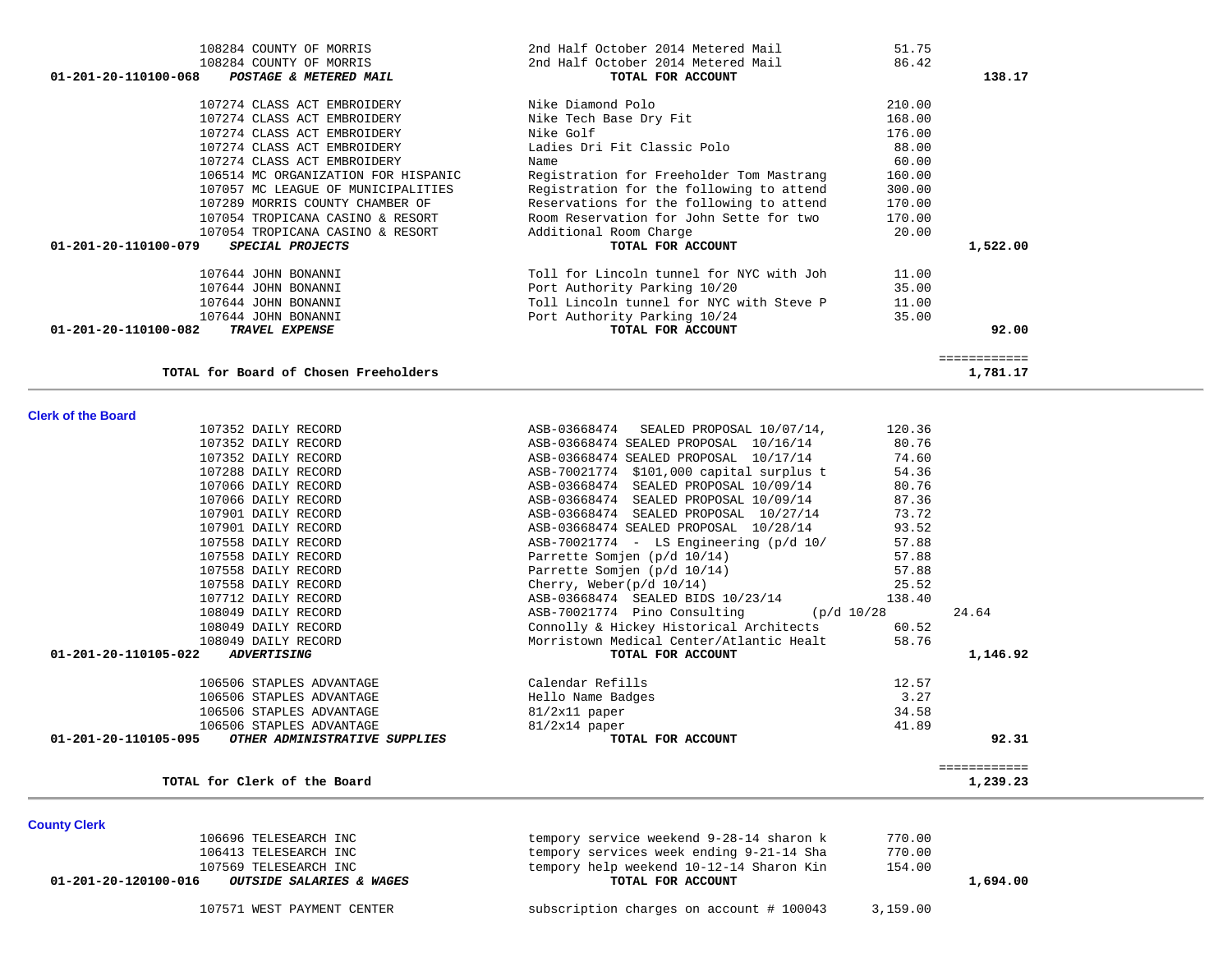| Vendor | Description | Amount | Total |
|---|---|---|---|
| 108284 COUNTY OF MORRIS | 2nd Half October 2014 Metered Mail | 51.75 | |
| 108284 COUNTY OF MORRIS | 2nd Half October 2014 Metered Mail | 86.42 | |
| **01-201-20-110100-068** ***POSTAGE & METERED MAIL*** | **TOTAL FOR ACCOUNT** | | **138.17** |
| 107274 CLASS ACT EMBROIDERY | Nike Diamond Polo | 210.00 | |
| 107274 CLASS ACT EMBROIDERY | Nike Tech Base Dry Fit | 168.00 | |
| 107274 CLASS ACT EMBROIDERY | Nike Golf | 176.00 | |
| 107274 CLASS ACT EMBROIDERY | Ladies Dri Fit Classic Polo | 88.00 | |
| 107274 CLASS ACT EMBROIDERY | Name | 60.00 | |
| 106514 MC ORGANIZATION FOR HISPANIC | Registration for Freeholder Tom Mastrang | 160.00 | |
| 107057 MC LEAGUE OF MUNICIPALITIES | Registration for the following to attend | 300.00 | |
| 107289 MORRIS COUNTY CHAMBER OF | Reservations for the following to attend | 170.00 | |
| 107054 TROPICANA CASINO & RESORT | Room Reservation for John Sette for two | 170.00 | |
| 107054 TROPICANA CASINO & RESORT | Additional Room Charge | 20.00 | |
| **01-201-20-110100-079** ***SPECIAL PROJECTS*** | **TOTAL FOR ACCOUNT** | | **1,522.00** |
| 107644 JOHN BONANNI | Toll for Lincoln tunnel for NYC with Joh | 11.00 | |
| 107644 JOHN BONANNI | Port Authority Parking 10/20 | 35.00 | |
| 107644 JOHN BONANNI | Toll Lincoln tunnel for NYC with Steve P | 11.00 | |
| 107644 JOHN BONANNI | Port Authority Parking 10/24 | 35.00 | |
| **01-201-20-110100-082** ***TRAVEL EXPENSE*** | **TOTAL FOR ACCOUNT** | | **92.00** |
| | | | ============ |
| **TOTAL for Board of Chosen Freeholders** | | | **1,781.17** |

## Clerk of the Board

| Vendor | Description | Amount | Total |
|---|---|---|---|
| 107352 DAILY RECORD | ASB-03668474 SEALED PROPOSAL 10/07/14, | 120.36 | |
| 107352 DAILY RECORD | ASB-03668474 SEALED PROPOSAL 10/16/14 | 80.76 | |
| 107352 DAILY RECORD | ASB-03668474 SEALED PROPOSAL 10/17/14 | 74.60 | |
| 107288 DAILY RECORD | ASB-70021774 $101,000 capital surplus t | 54.36 | |
| 107066 DAILY RECORD | ASB-03668474 SEALED PROPOSAL 10/09/14 | 80.76 | |
| 107066 DAILY RECORD | ASB-03668474 SEALED PROPOSAL 10/09/14 | 87.36 | |
| 107901 DAILY RECORD | ASB-03668474 SEALED PROPOSAL 10/27/14 | 73.72 | |
| 107901 DAILY RECORD | ASB-03668474 SEALED PROPOSAL 10/28/14 | 93.52 | |
| 107558 DAILY RECORD | ASB-70021774 - LS Engineering (p/d 10/ | 57.88 | |
| 107558 DAILY RECORD | Parrette Somjen (p/d 10/14) | 57.88 | |
| 107558 DAILY RECORD | Parrette Somjen (p/d 10/14) | 57.88 | |
| 107558 DAILY RECORD | Cherry, Weber(p/d 10/14) | 25.52 | |
| 107712 DAILY RECORD | ASB-03668474 SEALED BIDS 10/23/14 | 138.40 | |
| 108049 DAILY RECORD | ASB-70021774 Pino Consulting (p/d 10/28 | 24.64 | |
| 108049 DAILY RECORD | Connolly & Hickey Historical Architects | 60.52 | |
| 108049 DAILY RECORD | Morristown Medical Center/Atlantic Healt | 58.76 | |
| **01-201-20-110105-022** ***ADVERTISING*** | **TOTAL FOR ACCOUNT** | | **1,146.92** |
| 106506 STAPLES ADVANTAGE | Calendar Refills | 12.57 | |
| 106506 STAPLES ADVANTAGE | Hello Name Badges | 3.27 | |
| 106506 STAPLES ADVANTAGE | 81/2x11 paper | 34.58 | |
| 106506 STAPLES ADVANTAGE | 81/2x14 paper | 41.89 | |
| **01-201-20-110105-095** ***OTHER ADMINISTRATIVE SUPPLIES*** | **TOTAL FOR ACCOUNT** | | **92.31** |
| | | | ============ |
| **TOTAL for Clerk of the Board** | | | **1,239.23** |

## County Clerk

| Vendor | Description | Amount | Total |
|---|---|---|---|
| 106696 TELESEARCH INC | tempory service weekend 9-28-14 sharon k | 770.00 | |
| 106413 TELESEARCH INC | tempory services week ending 9-21-14 Sha | 770.00 | |
| 107569 TELESEARCH INC | tempory help weekend 10-12-14 Sharon Kin | 154.00 | |
| **01-201-20-120100-016** ***OUTSIDE SALARIES & WAGES*** | **TOTAL FOR ACCOUNT** | | **1,694.00** |
| 107571 WEST PAYMENT CENTER | subscription charges on account # 100043 | 3,159.00 | |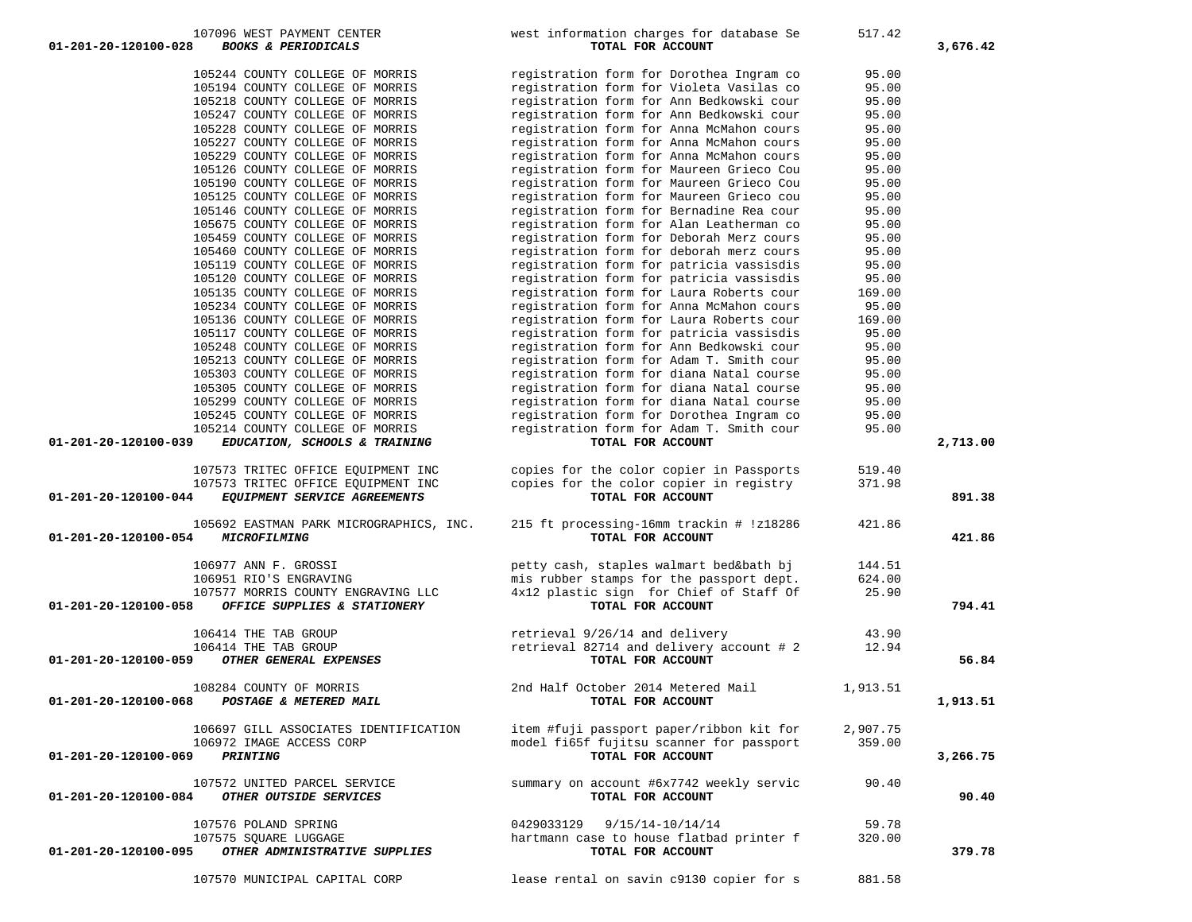| Account | Vendor | Description | Amount | Total |
|---|---|---|---|---|
| | 107096 WEST PAYMENT CENTER | west information charges for database Se | 517.42 | |
| 01-201-20-120100-028 | *BOOKS & PERIODICALS* | **TOTAL FOR ACCOUNT** | | 3,676.42 |
| | 105244 COUNTY COLLEGE OF MORRIS | registration form for Dorothea Ingram co | 95.00 | |
| | 105194 COUNTY COLLEGE OF MORRIS | registration form for Violeta Vasilas co | 95.00 | |
| | 105218 COUNTY COLLEGE OF MORRIS | registration form for Ann Bedkowski cour | 95.00 | |
| | 105247 COUNTY COLLEGE OF MORRIS | registration form for Ann Bedkowski cour | 95.00 | |
| | 105228 COUNTY COLLEGE OF MORRIS | registration form for Anna McMahon cours | 95.00 | |
| | 105227 COUNTY COLLEGE OF MORRIS | registration form for Anna McMahon cours | 95.00 | |
| | 105229 COUNTY COLLEGE OF MORRIS | registration form for Anna McMahon cours | 95.00 | |
| | 105126 COUNTY COLLEGE OF MORRIS | registration form for Maureen Grieco Cou | 95.00 | |
| | 105190 COUNTY COLLEGE OF MORRIS | registration form for Maureen Grieco Cou | 95.00 | |
| | 105125 COUNTY COLLEGE OF MORRIS | registration form for Maureen Grieco cou | 95.00 | |
| | 105146 COUNTY COLLEGE OF MORRIS | registration form for Bernadine Rea cour | 95.00 | |
| | 105675 COUNTY COLLEGE OF MORRIS | registration form for Alan Leatherman co | 95.00 | |
| | 105459 COUNTY COLLEGE OF MORRIS | registration form for Deborah Merz cours | 95.00 | |
| | 105460 COUNTY COLLEGE OF MORRIS | registration form for deborah merz cours | 95.00 | |
| | 105119 COUNTY COLLEGE OF MORRIS | registration form for patricia vassisdis | 95.00 | |
| | 105120 COUNTY COLLEGE OF MORRIS | registration form for patricia vassisdis | 95.00 | |
| | 105135 COUNTY COLLEGE OF MORRIS | registration form for Laura Roberts cour | 169.00 | |
| | 105234 COUNTY COLLEGE OF MORRIS | registration form for Anna McMahon cours | 95.00 | |
| | 105136 COUNTY COLLEGE OF MORRIS | registration form for Laura Roberts cour | 169.00 | |
| | 105117 COUNTY COLLEGE OF MORRIS | registration form for patricia vassisdis | 95.00 | |
| | 105248 COUNTY COLLEGE OF MORRIS | registration form for Ann Bedkowski cour | 95.00 | |
| | 105213 COUNTY COLLEGE OF MORRIS | registration form for Adam T. Smith cour | 95.00 | |
| | 105303 COUNTY COLLEGE OF MORRIS | registration form for diana Natal course | 95.00 | |
| | 105305 COUNTY COLLEGE OF MORRIS | registration form for diana Natal course | 95.00 | |
| | 105299 COUNTY COLLEGE OF MORRIS | registration form for diana Natal course | 95.00 | |
| | 105245 COUNTY COLLEGE OF MORRIS | registration form for Dorothea Ingram co | 95.00 | |
| | 105214 COUNTY COLLEGE OF MORRIS | registration form for Adam T. Smith cour | 95.00 | |
| 01-201-20-120100-039 | *EDUCATION, SCHOOLS & TRAINING* | **TOTAL FOR ACCOUNT** | | 2,713.00 |
| | 107573 TRITEC OFFICE EQUIPMENT INC | copies for the color copier in Passports | 519.40 | |
| | 107573 TRITEC OFFICE EQUIPMENT INC | copies for the color copier in registry | 371.98 | |
| 01-201-20-120100-044 | *EQUIPMENT SERVICE AGREEMENTS* | **TOTAL FOR ACCOUNT** | | 891.38 |
| | 105692 EASTMAN PARK MICROGRAPHICS, INC. | 215 ft processing-16mm trackin # !z18286 | 421.86 | |
| 01-201-20-120100-054 | *MICROFILMING* | **TOTAL FOR ACCOUNT** | | 421.86 |
| | 106977 ANN F. GROSSI | petty cash, staples walmart bed&bath bj | 144.51 | |
| | 106951 RIO'S ENGRAVING | mis rubber stamps for the passport dept. | 624.00 | |
| | 107577 MORRIS COUNTY ENGRAVING LLC | 4x12 plastic sign for Chief of Staff Of | 25.90 | |
| 01-201-20-120100-058 | *OFFICE SUPPLIES & STATIONERY* | **TOTAL FOR ACCOUNT** | | 794.41 |
| | 106414 THE TAB GROUP | retrieval 9/26/14 and delivery | 43.90 | |
| | 106414 THE TAB GROUP | retrieval 82714 and delivery account # 2 | 12.94 | |
| 01-201-20-120100-059 | *OTHER GENERAL EXPENSES* | **TOTAL FOR ACCOUNT** | | 56.84 |
| | 108284 COUNTY OF MORRIS | 2nd Half October 2014 Metered Mail | 1,913.51 | |
| 01-201-20-120100-068 | *POSTAGE & METERED MAIL* | **TOTAL FOR ACCOUNT** | | 1,913.51 |
| | 106697 GILL ASSOCIATES IDENTIFICATION | item #fuji passport paper/ribbon kit for | 2,907.75 | |
| | 106972 IMAGE ACCESS CORP | model fi65f fujitsu scanner for passport | 359.00 | |
| 01-201-20-120100-069 | *PRINTING* | **TOTAL FOR ACCOUNT** | | 3,266.75 |
| | 107572 UNITED PARCEL SERVICE | summary on account #6x7742 weekly servic | 90.40 | |
| 01-201-20-120100-084 | *OTHER OUTSIDE SERVICES* | **TOTAL FOR ACCOUNT** | | 90.40 |
| | 107576 POLAND SPRING | 0429033129 9/15/14-10/14/14 | 59.78 | |
| | 107575 SQUARE LUGGAGE | hartmann case to house flatbad printer f | 320.00 | |
| 01-201-20-120100-095 | *OTHER ADMINISTRATIVE SUPPLIES* | **TOTAL FOR ACCOUNT** | | 379.78 |
| | 107570 MUNICIPAL CAPITAL CORP | lease rental on savin c9130 copier for s | 881.58 | |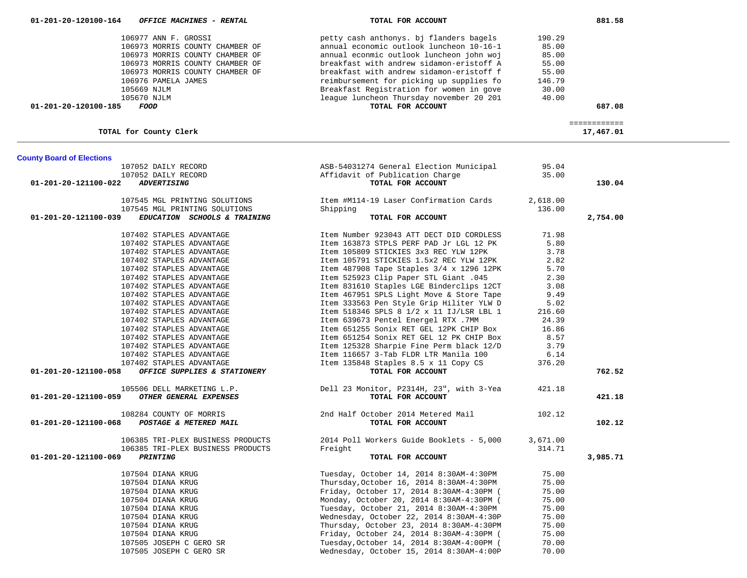| Account | Vendor | Description | Amount | Total |
|---|---|---|---|---|
| 01-201-20-120100-164 | *OFFICE MACHINES - RENTAL* | **TOTAL FOR ACCOUNT** | | **881.58** |
| | 106977 ANN F. GROSSI | petty cash anthonys. bj flanders bagels | 190.29 | |
| | 106973 MORRIS COUNTY CHAMBER OF | annual econmic outlook luncheon 10-16-1 | 85.00 | |
| | 106973 MORRIS COUNTY CHAMBER OF | annual econmic outlook luncheon john woj | 85.00 | |
| | 106973 MORRIS COUNTY CHAMBER OF | breakfast with andrew sidamon-eristoff A | 55.00 | |
| | 106973 MORRIS COUNTY CHAMBER OF | breakfast with andrew sidamon-eristoff f | 55.00 | |
| | 106976 PAMELA JAMES | reimbursement for picking up supplies fo | 146.79 | |
| | 105669 NJLM | Breakfast Registration for women in gove | 30.00 | |
| | 105670 NJLM | league luncheon Thursday november 20 201 | 40.00 | |
| 01-201-20-120100-185 | *FOOD* | **TOTAL FOR ACCOUNT** | | **687.08** |
| | | | | ============ |
| | **TOTAL for County Clerk** | | | **17,467.01** |

**County Board of Elections**

| Account | Vendor | Description | Amount | Total |
|---|---|---|---|---|
| | 107052 DAILY RECORD | ASB-54031274 General Election Municipal | 95.04 | |
| | 107052 DAILY RECORD | Affidavit of Publication Charge | 35.00 | |
| 01-201-20-121100-022 | *ADVERTISING* | **TOTAL FOR ACCOUNT** | | **130.04** |
| | 107545 MGL PRINTING SOLUTIONS | Item #M114-19 Laser Confirmation Cards | 2,618.00 | |
| | 107545 MGL PRINTING SOLUTIONS | Shipping | 136.00 | |
| 01-201-20-121100-039 | *EDUCATION SCHOOLS & TRAINING* | **TOTAL FOR ACCOUNT** | | **2,754.00** |
| | 107402 STAPLES ADVANTAGE | Item Number 923043 ATT DECT DID CORDLESS | 71.98 | |
| | 107402 STAPLES ADVANTAGE | Item 163873 STPLS PERF PAD Jr LGL 12 PK | 5.80 | |
| | 107402 STAPLES ADVANTAGE | Item 105809 STICKIES 3x3 REC YLW 12PK | 3.78 | |
| | 107402 STAPLES ADVANTAGE | Item 105791 STICKIES 1.5x2 REC YLW 12PK | 2.82 | |
| | 107402 STAPLES ADVANTAGE | Item 487908 Tape Staples 3/4 x 1296 12PK | 5.70 | |
| | 107402 STAPLES ADVANTAGE | Item 525923 Clip Paper STL Giant .045 | 2.30 | |
| | 107402 STAPLES ADVANTAGE | Item 831610 Staples LGE Binderclips 12CT | 3.08 | |
| | 107402 STAPLES ADVANTAGE | Item 467951 SPLS Light Move & Store Tape | 9.49 | |
| | 107402 STAPLES ADVANTAGE | Item 333563 Pen Style Grip Hiliter YLW D | 5.02 | |
| | 107402 STAPLES ADVANTAGE | Item 518346 SPLS 8 1/2 x 11 IJ/LSR LBL 1 | 216.60 | |
| | 107402 STAPLES ADVANTAGE | Item 639673 Pentel Energel RTX .7MM | 24.39 | |
| | 107402 STAPLES ADVANTAGE | Item 651255 Sonix RET GEL 12PK CHIP Box | 16.86 | |
| | 107402 STAPLES ADVANTAGE | Item 651254 Sonix RET GEL 12 PK CHIP Box | 8.57 | |
| | 107402 STAPLES ADVANTAGE | Item 125328 Sharpie Fine Perm black 12/D | 3.79 | |
| | 107402 STAPLES ADVANTAGE | Item 116657 3-Tab FLDR LTR Manila 100 | 6.14 | |
| | 107402 STAPLES ADVANTAGE | Item 135848 Staples 8.5 x 11 Copy CS | 376.20 | |
| 01-201-20-121100-058 | *OFFICE SUPPLIES & STATIONERY* | **TOTAL FOR ACCOUNT** | | **762.52** |
| | 105506 DELL MARKETING L.P. | Dell 23 Monitor, P2314H, 23", with 3-Yea | 421.18 | |
| 01-201-20-121100-059 | *OTHER GENERAL EXPENSES* | **TOTAL FOR ACCOUNT** | | **421.18** |
| | 108284 COUNTY OF MORRIS | 2nd Half October 2014 Metered Mail | 102.12 | |
| 01-201-20-121100-068 | *POSTAGE & METERED MAIL* | **TOTAL FOR ACCOUNT** | | **102.12** |
| | 106385 TRI-PLEX BUSINESS PRODUCTS | 2014 Poll Workers Guide Booklets - 5,000 | 3,671.00 | |
| | 106385 TRI-PLEX BUSINESS PRODUCTS | Freight | 314.71 | |
| 01-201-20-121100-069 | *PRINTING* | **TOTAL FOR ACCOUNT** | | **3,985.71** |
| | 107504 DIANA KRUG | Tuesday, October 14, 2014 8:30AM-4:30PM | 75.00 | |
| | 107504 DIANA KRUG | Thursday,October 16, 2014 8:30AM-4:30PM | 75.00 | |
| | 107504 DIANA KRUG | Friday, October 17, 2014 8:30AM-4:30PM ( | 75.00 | |
| | 107504 DIANA KRUG | Monday, October 20, 2014 8:30AM-4:30PM ( | 75.00 | |
| | 107504 DIANA KRUG | Tuesday, October 21, 2014 8:30AM-4:30PM | 75.00 | |
| | 107504 DIANA KRUG | Wednesday, October 22, 2014 8:30AM-4:30P | 75.00 | |
| | 107504 DIANA KRUG | Thursday, October 23, 2014 8:30AM-4:30PM | 75.00 | |
| | 107504 DIANA KRUG | Friday, October 24, 2014 8:30AM-4:30PM ( | 75.00 | |
| | 107505 JOSEPH C GERO SR | Tuesday,October 14, 2014 8:30AM-4:00PM ( | 70.00 | |
| | 107505 JOSEPH C GERO SR | Wednesday, October 15, 2014 8:30AM-4:00P | 70.00 | |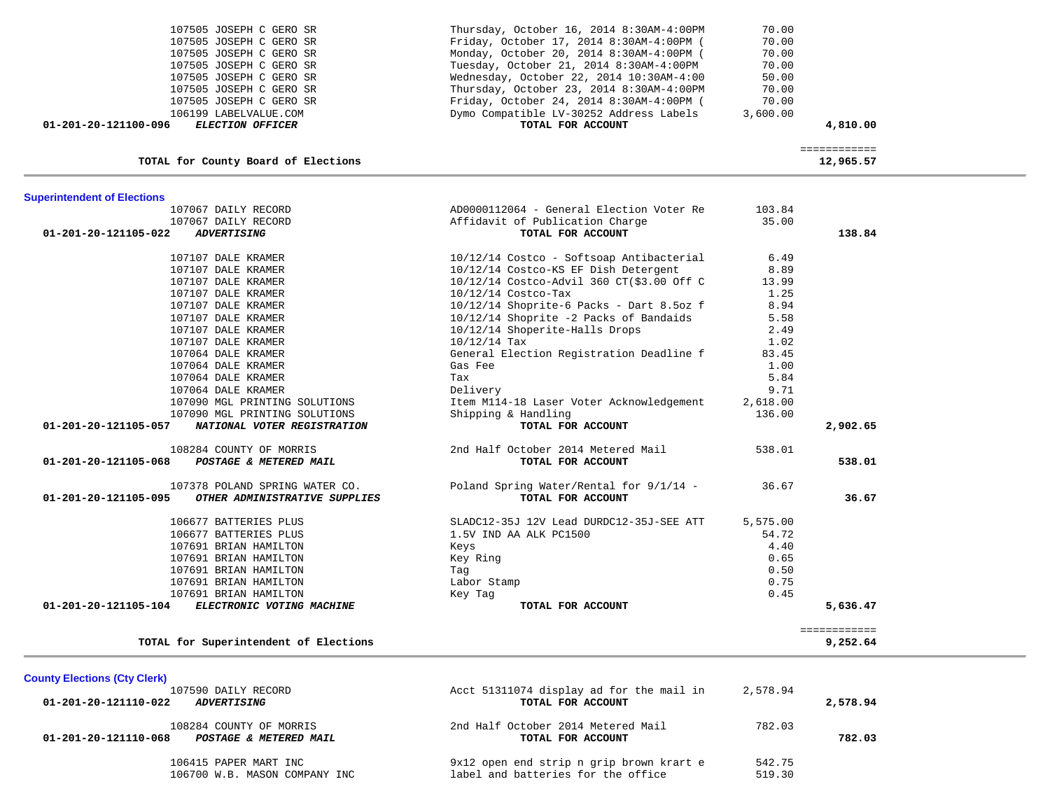| | | | |
|---|---|---|---|
| 107505 JOSEPH C GERO SR | Thursday, October 16, 2014 8:30AM-4:00PM | 70.00 | |
| 107505 JOSEPH C GERO SR | Friday, October 17, 2014 8:30AM-4:00PM ( | 70.00 | |
| 107505 JOSEPH C GERO SR | Monday, October 20, 2014 8:30AM-4:00PM ( | 70.00 | |
| 107505 JOSEPH C GERO SR | Tuesday, October 21, 2014 8:30AM-4:00PM | 70.00 | |
| 107505 JOSEPH C GERO SR | Wednesday, October 22, 2014 10:30AM-4:00 | 50.00 | |
| 107505 JOSEPH C GERO SR | Thursday, October 23, 2014 8:30AM-4:00PM | 70.00 | |
| 107505 JOSEPH C GERO SR | Friday, October 24, 2014 8:30AM-4:00PM ( | 70.00 | |
| 106199 LABELVALUE.COM | Dymo Compatible LV-30252 Address Labels | 3,600.00 | |
| **01-201-20-121100-096** ***ELECTION OFFICER*** | **TOTAL FOR ACCOUNT** | | **4,810.00** |

**TOTAL for County Board of Elections** ============ **12,965.57**

## Superintendent of Elections

| | | | |
|---|---|---|---|
| 107067 DAILY RECORD | AD0000112064 - General Election Voter Re | 103.84 | |
| 107067 DAILY RECORD | Affidavit of Publication Charge | 35.00 | |
| **01-201-20-121105-022** ***ADVERTISING*** | **TOTAL FOR ACCOUNT** | | **138.84** |
| 107107 DALE KRAMER | 10/12/14 Costco - Softsoap Antibacterial | 6.49 | |
| 107107 DALE KRAMER | 10/12/14 Costco-KS EF Dish Detergent | 8.89 | |
| 107107 DALE KRAMER | 10/12/14 Costco-Advil 360 CT($3.00 Off C | 13.99 | |
| 107107 DALE KRAMER | 10/12/14 Costco-Tax | 1.25 | |
| 107107 DALE KRAMER | 10/12/14 Shoprite-6 Packs - Dart 8.5oz f | 8.94 | |
| 107107 DALE KRAMER | 10/12/14 Shoprite -2 Packs of Bandaids | 5.58 | |
| 107107 DALE KRAMER | 10/12/14 Shoperite-Halls Drops | 2.49 | |
| 107107 DALE KRAMER | 10/12/14 Tax | 1.02 | |
| 107064 DALE KRAMER | General Election Registration Deadline f | 83.45 | |
| 107064 DALE KRAMER | Gas Fee | 1.00 | |
| 107064 DALE KRAMER | Tax | 5.84 | |
| 107064 DALE KRAMER | Delivery | 9.71 | |
| 107090 MGL PRINTING SOLUTIONS | Item M114-18 Laser Voter Acknowledgement | 2,618.00 | |
| 107090 MGL PRINTING SOLUTIONS | Shipping & Handling | 136.00 | |
| **01-201-20-121105-057** ***NATIONAL VOTER REGISTRATION*** | **TOTAL FOR ACCOUNT** | | **2,902.65** |
| 108284 COUNTY OF MORRIS | 2nd Half October 2014 Metered Mail | 538.01 | |
| **01-201-20-121105-068** ***POSTAGE & METERED MAIL*** | **TOTAL FOR ACCOUNT** | | **538.01** |
| 107378 POLAND SPRING WATER CO. | Poland Spring Water/Rental for 9/1/14 - | 36.67 | |
| **01-201-20-121105-095** ***OTHER ADMINISTRATIVE SUPPLIES*** | **TOTAL FOR ACCOUNT** | | **36.67** |
| 106677 BATTERIES PLUS | SLADC12-35J 12V Lead DURDC12-35J-SEE ATT | 5,575.00 | |
| 106677 BATTERIES PLUS | 1.5V IND AA ALK PC1500 | 54.72 | |
| 107691 BRIAN HAMILTON | Keys | 4.40 | |
| 107691 BRIAN HAMILTON | Key Ring | 0.65 | |
| 107691 BRIAN HAMILTON | Tag | 0.50 | |
| 107691 BRIAN HAMILTON | Labor Stamp | 0.75 | |
| 107691 BRIAN HAMILTON | Key Tag | 0.45 | |
| **01-201-20-121105-104** ***ELECTRONIC VOTING MACHINE*** | **TOTAL FOR ACCOUNT** | | **5,636.47** |

**TOTAL for Superintendent of Elections** ============ **9,252.64**

## County Elections (Cty Clerk)

| | | | |
|---|---|---|---|
| 107590 DAILY RECORD | Acct 51311074 display ad for the mail in | 2,578.94 | |
| **01-201-20-121110-022** ***ADVERTISING*** | **TOTAL FOR ACCOUNT** | | **2,578.94** |
| 108284 COUNTY OF MORRIS | 2nd Half October 2014 Metered Mail | 782.03 | |
| **01-201-20-121110-068** ***POSTAGE & METERED MAIL*** | **TOTAL FOR ACCOUNT** | | **782.03** |
| 106415 PAPER MART INC | 9x12 open end strip n grip brown krart e | 542.75 | |
| 106700 W.B. MASON COMPANY INC | label and batteries for the office | 519.30 | |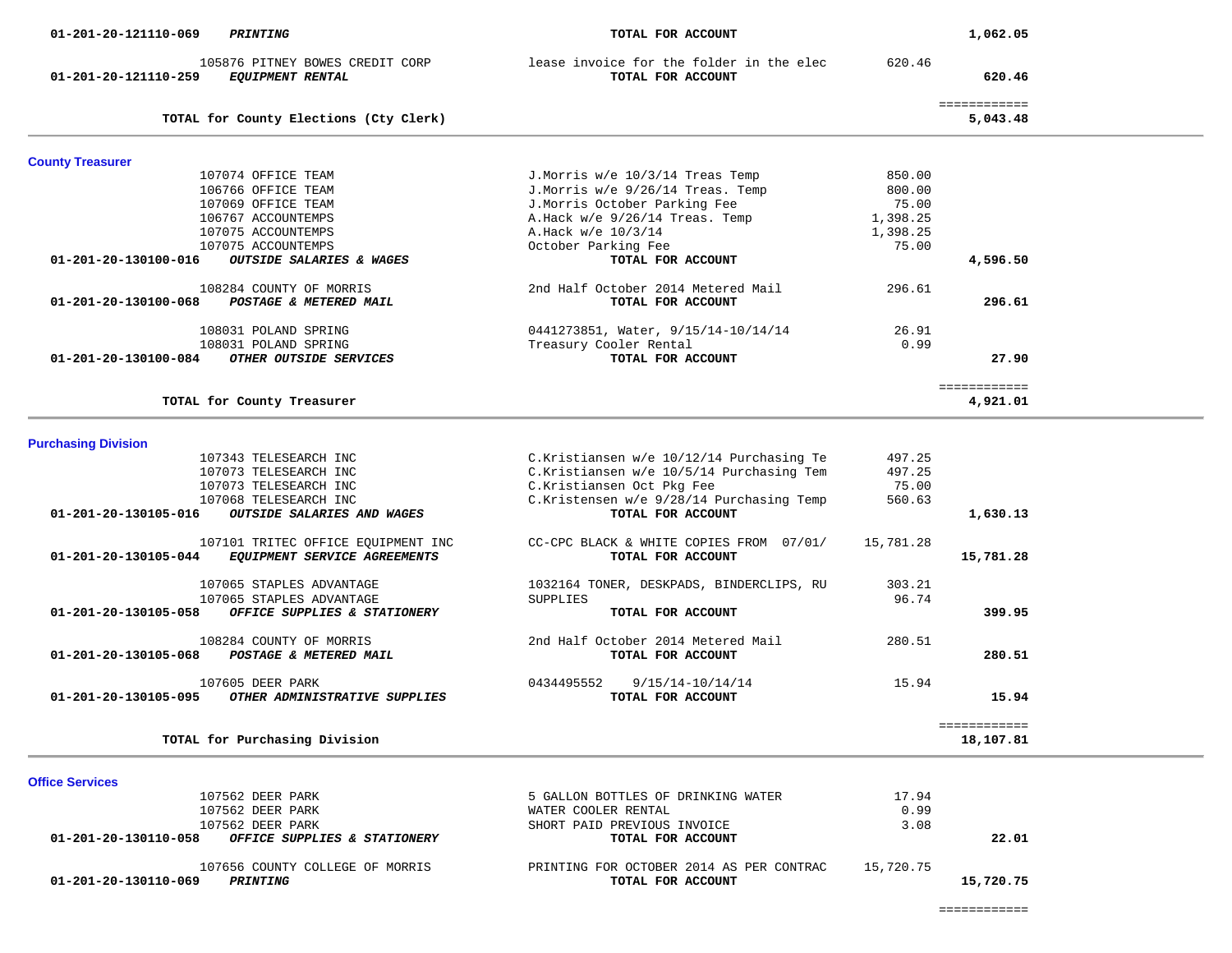| Account | Vendor / Description | Detail | Amount | Total |
|---|---|---|---|---|
| 01-201-20-121110-069 | ***PRINTING*** | **TOTAL FOR ACCOUNT** | | **1,062.05** |
| | 105876 PITNEY BOWES CREDIT CORP | lease invoice for the folder in the elec | 620.46 | |
| 01-201-20-121110-259 | ***EQUIPMENT RENTAL*** | **TOTAL FOR ACCOUNT** | | **620.46** |
| | | | | ============ |
| | **TOTAL for County Elections (Cty Clerk)** | | | **5,043.48** |

## County Treasurer

| Account | Vendor / Description | Detail | Amount | Total |
|---|---|---|---|---|
| | 107074 OFFICE TEAM | J.Morris w/e 10/3/14 Treas Temp | 850.00 | |
| | 106766 OFFICE TEAM | J.Morris w/e 9/26/14 Treas. Temp | 800.00 | |
| | 107069 OFFICE TEAM | J.Morris October Parking Fee | 75.00 | |
| | 106767 ACCOUNTEMPS | A.Hack w/e 9/26/14 Treas. Temp | 1,398.25 | |
| | 107075 ACCOUNTEMPS | A.Hack w/e 10/3/14 | 1,398.25 | |
| | 107075 ACCOUNTEMPS | October Parking Fee | 75.00 | |
| 01-201-20-130100-016 | ***OUTSIDE SALARIES & WAGES*** | **TOTAL FOR ACCOUNT** | | **4,596.50** |
| | 108284 COUNTY OF MORRIS | 2nd Half October 2014 Metered Mail | 296.61 | |
| 01-201-20-130100-068 | ***POSTAGE & METERED MAIL*** | **TOTAL FOR ACCOUNT** | | **296.61** |
| | 108031 POLAND SPRING | 0441273851, Water, 9/15/14-10/14/14 | 26.91 | |
| | 108031 POLAND SPRING | Treasury Cooler Rental | 0.99 | |
| 01-201-20-130100-084 | ***OTHER OUTSIDE SERVICES*** | **TOTAL FOR ACCOUNT** | | **27.90** |
| | | | | ============ |
| | **TOTAL for County Treasurer** | | | **4,921.01** |

## Purchasing Division

| Account | Vendor / Description | Detail | Amount | Total |
|---|---|---|---|---|
| | 107343 TELESEARCH INC | C.Kristiansen w/e 10/12/14 Purchasing Te | 497.25 | |
| | 107073 TELESEARCH INC | C.Kristiansen w/e 10/5/14 Purchasing Tem | 497.25 | |
| | 107073 TELESEARCH INC | C.Kristiansen Oct Pkg Fee | 75.00 | |
| | 107068 TELESEARCH INC | C.Kristensen w/e 9/28/14 Purchasing Temp | 560.63 | |
| 01-201-20-130105-016 | ***OUTSIDE SALARIES AND WAGES*** | **TOTAL FOR ACCOUNT** | | **1,630.13** |
| | 107101 TRITEC OFFICE EQUIPMENT INC | CC-CPC BLACK & WHITE COPIES FROM 07/01/ | 15,781.28 | |
| 01-201-20-130105-044 | ***EQUIPMENT SERVICE AGREEMENTS*** | **TOTAL FOR ACCOUNT** | | **15,781.28** |
| | 107065 STAPLES ADVANTAGE | 1032164 TONER, DESKPADS, BINDERCLIPS, RU | 303.21 | |
| | 107065 STAPLES ADVANTAGE | SUPPLIES | 96.74 | |
| 01-201-20-130105-058 | ***OFFICE SUPPLIES & STATIONERY*** | **TOTAL FOR ACCOUNT** | | **399.95** |
| | 108284 COUNTY OF MORRIS | 2nd Half October 2014 Metered Mail | 280.51 | |
| 01-201-20-130105-068 | ***POSTAGE & METERED MAIL*** | **TOTAL FOR ACCOUNT** | | **280.51** |
| | 107605 DEER PARK | 0434495552 9/15/14-10/14/14 | 15.94 | |
| 01-201-20-130105-095 | ***OTHER ADMINISTRATIVE SUPPLIES*** | **TOTAL FOR ACCOUNT** | | **15.94** |
| | | | | ============ |
| | **TOTAL for Purchasing Division** | | | **18,107.81** |

## Office Services

| Account | Vendor / Description | Detail | Amount | Total |
|---|---|---|---|---|
| | 107562 DEER PARK | 5 GALLON BOTTLES OF DRINKING WATER | 17.94 | |
| | 107562 DEER PARK | WATER COOLER RENTAL | 0.99 | |
| | 107562 DEER PARK | SHORT PAID PREVIOUS INVOICE | 3.08 | |
| 01-201-20-130110-058 | ***OFFICE SUPPLIES & STATIONERY*** | **TOTAL FOR ACCOUNT** | | **22.01** |
| | 107656 COUNTY COLLEGE OF MORRIS | PRINTING FOR OCTOBER 2014 AS PER CONTRAC | 15,720.75 | |
| 01-201-20-130110-069 | ***PRINTING*** | **TOTAL FOR ACCOUNT** | | **15,720.75** |
| | | | | ============ |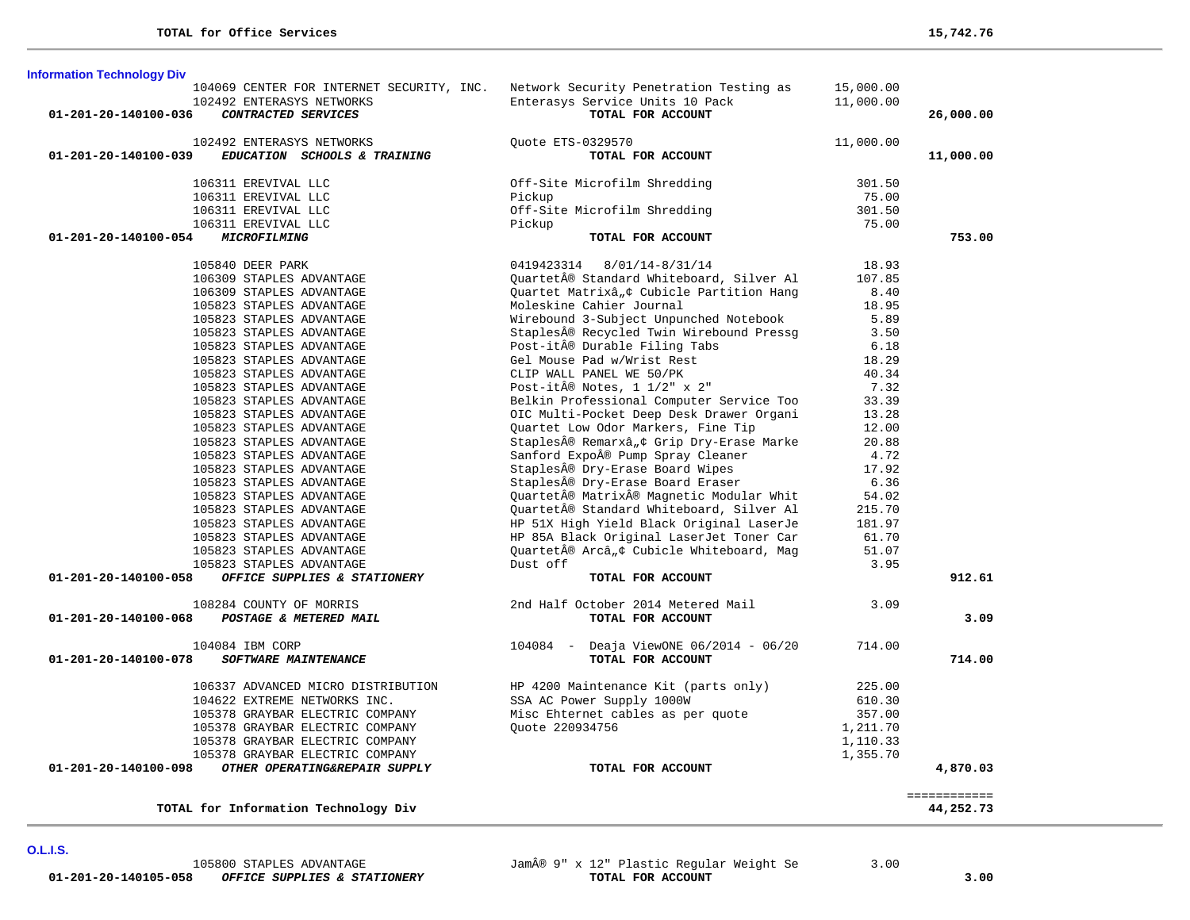**TOTAL for Office Services** 15,742.76

## Information Technology Div

| Account | Vendor | Description | Amount | Total |
|---|---|---|---|---|
| | 104069 CENTER FOR INTERNET SECURITY, INC. | Network Security Penetration Testing as | 15,000.00 | |
| | 102492 ENTERASYS NETWORKS | Enterasys Service Units 10 Pack | 11,000.00 | |
| **01-201-20-140100-036** | ***CONTRACTED SERVICES*** | **TOTAL FOR ACCOUNT** | | **26,000.00** |
| | 102492 ENTERASYS NETWORKS | Quote ETS-0329570 | 11,000.00 | |
| **01-201-20-140100-039** | ***EDUCATION SCHOOLS & TRAINING*** | **TOTAL FOR ACCOUNT** | | **11,000.00** |
| | 106311 EREVIVAL LLC | Off-Site Microfilm Shredding | 301.50 | |
| | 106311 EREVIVAL LLC | Pickup | 75.00 | |
| | 106311 EREVIVAL LLC | Off-Site Microfilm Shredding | 301.50 | |
| | 106311 EREVIVAL LLC | Pickup | 75.00 | |
| **01-201-20-140100-054** | ***MICROFILMING*** | **TOTAL FOR ACCOUNT** | | **753.00** |
| | 105840 DEER PARK | 0419423314 8/01/14-8/31/14 | 18.93 | |
| | 106309 STAPLES ADVANTAGE | QuartetÂ® Standard Whiteboard, Silver Al | 107.85 | |
| | 106309 STAPLES ADVANTAGE | Quartet Matrixâ„¢ Cubicle Partition Hang | 8.40 | |
| | 105823 STAPLES ADVANTAGE | Moleskine Cahier Journal | 18.95 | |
| | 105823 STAPLES ADVANTAGE | Wirebound 3-Subject Unpunched Notebook | 5.89 | |
| | 105823 STAPLES ADVANTAGE | StaplesÂ® Recycled Twin Wirebound Pressg | 3.50 | |
| | 105823 STAPLES ADVANTAGE | Post-itÂ® Durable Filing Tabs | 6.18 | |
| | 105823 STAPLES ADVANTAGE | Gel Mouse Pad w/Wrist Rest | 18.29 | |
| | 105823 STAPLES ADVANTAGE | CLIP WALL PANEL WE 50/PK | 40.34 | |
| | 105823 STAPLES ADVANTAGE | Post-itÂ® Notes, 1 1/2" x 2" | 7.32 | |
| | 105823 STAPLES ADVANTAGE | Belkin Professional Computer Service Too | 33.39 | |
| | 105823 STAPLES ADVANTAGE | OIC Multi-Pocket Deep Desk Drawer Organi | 13.28 | |
| | 105823 STAPLES ADVANTAGE | Quartet Low Odor Markers, Fine Tip | 12.00 | |
| | 105823 STAPLES ADVANTAGE | StaplesÂ® Remarxâ„¢ Grip Dry-Erase Marke | 20.88 | |
| | 105823 STAPLES ADVANTAGE | Sanford ExpoÂ® Pump Spray Cleaner | 4.72 | |
| | 105823 STAPLES ADVANTAGE | StaplesÂ® Dry-Erase Board Wipes | 17.92 | |
| | 105823 STAPLES ADVANTAGE | StaplesÂ® Dry-Erase Board Eraser | 6.36 | |
| | 105823 STAPLES ADVANTAGE | QuartetÂ® MatrixÂ® Magnetic Modular Whit | 54.02 | |
| | 105823 STAPLES ADVANTAGE | QuartetÂ® Standard Whiteboard, Silver Al | 215.70 | |
| | 105823 STAPLES ADVANTAGE | HP 51X High Yield Black Original LaserJe | 181.97 | |
| | 105823 STAPLES ADVANTAGE | HP 85A Black Original LaserJet Toner Car | 61.70 | |
| | 105823 STAPLES ADVANTAGE | QuartetÂ® Arcâ„¢ Cubicle Whiteboard, Mag | 51.07 | |
| | 105823 STAPLES ADVANTAGE | Dust off | 3.95 | |
| **01-201-20-140100-058** | ***OFFICE SUPPLIES & STATIONERY*** | **TOTAL FOR ACCOUNT** | | **912.61** |
| | 108284 COUNTY OF MORRIS | 2nd Half October 2014 Metered Mail | 3.09 | |
| **01-201-20-140100-068** | ***POSTAGE & METERED MAIL*** | **TOTAL FOR ACCOUNT** | | **3.09** |
| | 104084 IBM CORP | 104084 - Deaja ViewONE 06/2014 - 06/20 | 714.00 | |
| **01-201-20-140100-078** | ***SOFTWARE MAINTENANCE*** | **TOTAL FOR ACCOUNT** | | **714.00** |
| | 106337 ADVANCED MICRO DISTRIBUTION | HP 4200 Maintenance Kit (parts only) | 225.00 | |
| | 104622 EXTREME NETWORKS INC. | SSA AC Power Supply 1000W | 610.30 | |
| | 105378 GRAYBAR ELECTRIC COMPANY | Misc Ehternet cables as per quote | 357.00 | |
| | 105378 GRAYBAR ELECTRIC COMPANY | Quote 220934756 | 1,211.70 | |
| | 105378 GRAYBAR ELECTRIC COMPANY | | 1,110.33 | |
| | 105378 GRAYBAR ELECTRIC COMPANY | | 1,355.70 | |
| **01-201-20-140100-098** | ***OTHER OPERATING&REPAIR SUPPLY*** | **TOTAL FOR ACCOUNT** | | **4,870.03** |

**TOTAL for Information Technology Div** 44,252.73

## O.L.I.S.

| Account | Vendor | Description | Amount | Total |
|---|---|---|---|---|
| | 105800 STAPLES ADVANTAGE | JamÂ® 9" x 12" Plastic Regular Weight Se | 3.00 | |
| **01-201-20-140105-058** | ***OFFICE SUPPLIES & STATIONERY*** | **TOTAL FOR ACCOUNT** | | **3.00** |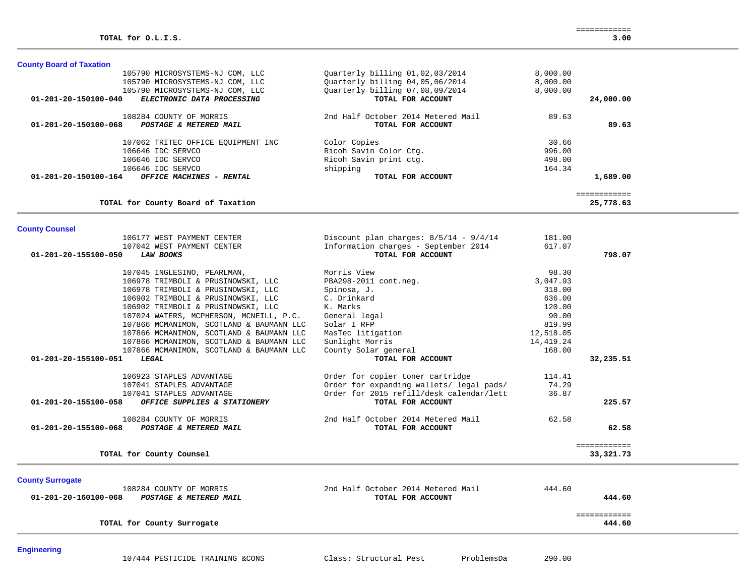| | | | |
|---|---|---|---|
| **TOTAL for O.L.I.S.** | | | ============ **3.00** |

**County Board of Taxation**

| Account | Vendor | Description | Amount | Total |
|---|---|---|---|---|
| | 105790 MICROSYSTEMS-NJ COM, LLC | Quarterly billing 01,02,03/2014 | 8,000.00 | |
| | 105790 MICROSYSTEMS-NJ COM, LLC | Quarterly billing 04,05,06/2014 | 8,000.00 | |
| | 105790 MICROSYSTEMS-NJ COM, LLC | Quarterly billing 07,08,09/2014 | 8,000.00 | |
| **01-201-20-150100-040** | ***ELECTRONIC DATA PROCESSING*** | **TOTAL FOR ACCOUNT** | | **24,000.00** |
| | 108284 COUNTY OF MORRIS | 2nd Half October 2014 Metered Mail | 89.63 | |
| **01-201-20-150100-068** | ***POSTAGE & METERED MAIL*** | **TOTAL FOR ACCOUNT** | | **89.63** |
| | 107062 TRITEC OFFICE EQUIPMENT INC | Color Copies | 30.66 | |
| | 106646 IDC SERVCO | Ricoh Savin Color Ctg. | 996.00 | |
| | 106646 IDC SERVCO | Ricoh Savin print ctg. | 498.00 | |
| | 106646 IDC SERVCO | shipping | 164.34 | |
| **01-201-20-150100-164** | ***OFFICE MACHINES - RENTAL*** | **TOTAL FOR ACCOUNT** | | **1,689.00** |
| | **TOTAL for County Board of Taxation** | | | ============ **25,778.63** |

**County Counsel**

| Account | Vendor | Description | Amount | Total |
|---|---|---|---|---|
| | 106177 WEST PAYMENT CENTER | Discount plan charges: 8/5/14 - 9/4/14 | 181.00 | |
| | 107042 WEST PAYMENT CENTER | Information charges - September 2014 | 617.07 | |
| **01-201-20-155100-050** | ***LAW BOOKS*** | **TOTAL FOR ACCOUNT** | | **798.07** |
| | 107045 INGLESINO, PEARLMAN, | Morris View | 98.30 | |
| | 106978 TRIMBOLI & PRUSINOWSKI, LLC | PBA298-2011 cont.neg. | 3,047.93 | |
| | 106978 TRIMBOLI & PRUSINOWSKI, LLC | Spinosa, J. | 318.00 | |
| | 106902 TRIMBOLI & PRUSINOWSKI, LLC | C. Drinkard | 636.00 | |
| | 106902 TRIMBOLI & PRUSINOWSKI, LLC | K. Marks | 120.00 | |
| | 107024 WATERS, MCPHERSON, MCNEILL, P.C. | General legal | 90.00 | |
| | 107866 MCMANIMON, SCOTLAND & BAUMANN LLC | Solar I RFP | 819.99 | |
| | 107866 MCMANIMON, SCOTLAND & BAUMANN LLC | MasTec litigation | 12,518.05 | |
| | 107866 MCMANIMON, SCOTLAND & BAUMANN LLC | Sunlight Morris | 14,419.24 | |
| | 107866 MCMANIMON, SCOTLAND & BAUMANN LLC | County Solar general | 168.00 | |
| **01-201-20-155100-051** | ***LEGAL*** | **TOTAL FOR ACCOUNT** | | **32,235.51** |
| | 106923 STAPLES ADVANTAGE | Order for copier toner cartridge | 114.41 | |
| | 107041 STAPLES ADVANTAGE | Order for expanding wallets/ legal pads/ | 74.29 | |
| | 107041 STAPLES ADVANTAGE | Order for 2015 refill/desk calendar/lett | 36.87 | |
| **01-201-20-155100-058** | ***OFFICE SUPPLIES & STATIONERY*** | **TOTAL FOR ACCOUNT** | | **225.57** |
| | 108284 COUNTY OF MORRIS | 2nd Half October 2014 Metered Mail | 62.58 | |
| **01-201-20-155100-068** | ***POSTAGE & METERED MAIL*** | **TOTAL FOR ACCOUNT** | | **62.58** |
| | **TOTAL for County Counsel** | | | ============ **33,321.73** |

**County Surrogate**

| Account | Vendor | Description | Amount | Total |
|---|---|---|---|---|
| | 108284 COUNTY OF MORRIS | 2nd Half October 2014 Metered Mail | 444.60 | |
| **01-201-20-160100-068** | ***POSTAGE & METERED MAIL*** | **TOTAL FOR ACCOUNT** | | **444.60** |
| | **TOTAL for County Surrogate** | | | ============ **444.60** |

**Engineering**

| Account | Vendor | Description | Amount | Total |
|---|---|---|---|---|
| | 107444 PESTICIDE TRAINING &CONS | Class: Structural Pest ProblemsDa | 290.00 | |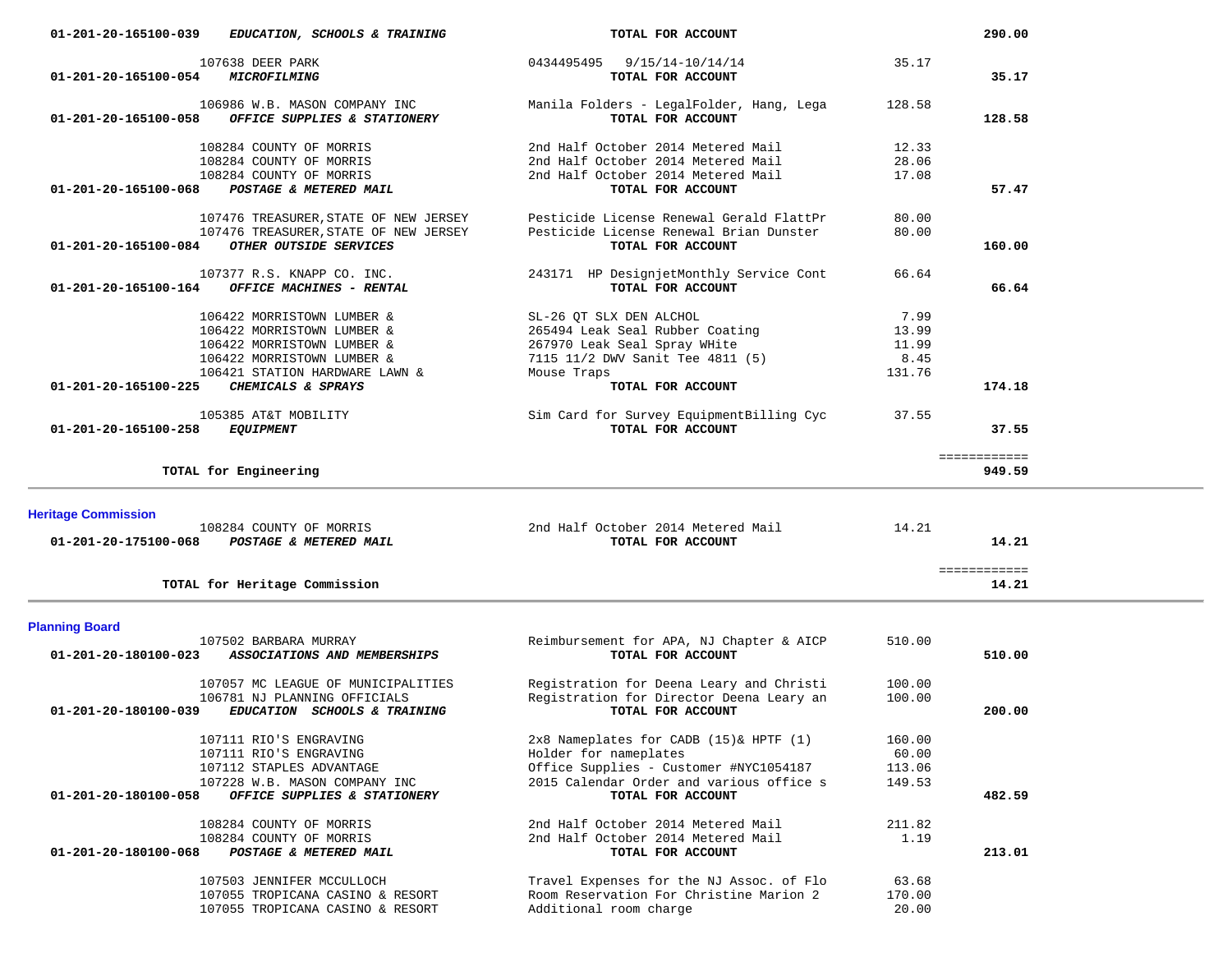| Account | Vendor | Description | Amount | Total |
|---|---|---|---|---|
| 01-201-20-165100-039 *EDUCATION, SCHOOLS & TRAINING* | | **TOTAL FOR ACCOUNT** | | **290.00** |
| | 107638 DEER PARK | 0434495495 9/15/14-10/14/14 | 35.17 | |
| 01-201-20-165100-054 *MICROFILMING* | | **TOTAL FOR ACCOUNT** | | **35.17** |
| | 106986 W.B. MASON COMPANY INC | Manila Folders - LegalFolder, Hang, Lega | 128.58 | |
| 01-201-20-165100-058 *OFFICE SUPPLIES & STATIONERY* | | **TOTAL FOR ACCOUNT** | | **128.58** |
| | 108284 COUNTY OF MORRIS | 2nd Half October 2014 Metered Mail | 12.33 | |
| | 108284 COUNTY OF MORRIS | 2nd Half October 2014 Metered Mail | 28.06 | |
| | 108284 COUNTY OF MORRIS | 2nd Half October 2014 Metered Mail | 17.08 | |
| 01-201-20-165100-068 *POSTAGE & METERED MAIL* | | **TOTAL FOR ACCOUNT** | | **57.47** |
| | 107476 TREASURER,STATE OF NEW JERSEY | Pesticide License Renewal Gerald FlattPr | 80.00 | |
| | 107476 TREASURER,STATE OF NEW JERSEY | Pesticide License Renewal Brian Dunster | 80.00 | |
| 01-201-20-165100-084 *OTHER OUTSIDE SERVICES* | | **TOTAL FOR ACCOUNT** | | **160.00** |
| | 107377 R.S. KNAPP CO. INC. | 243171 HP DesignjetMonthly Service Cont | 66.64 | |
| 01-201-20-165100-164 *OFFICE MACHINES - RENTAL* | | **TOTAL FOR ACCOUNT** | | **66.64** |
| | 106422 MORRISTOWN LUMBER & | SL-26 QT SLX DEN ALCHOL | 7.99 | |
| | 106422 MORRISTOWN LUMBER & | 265494 Leak Seal Rubber Coating | 13.99 | |
| | 106422 MORRISTOWN LUMBER & | 267970 Leak Seal Spray WHite | 11.99 | |
| | 106422 MORRISTOWN LUMBER & | 7115 11/2 DWV Sanit Tee 4811 (5) | 8.45 | |
| | 106421 STATION HARDWARE LAWN & | Mouse Traps | 131.76 | |
| 01-201-20-165100-225 *CHEMICALS & SPRAYS* | | **TOTAL FOR ACCOUNT** | | **174.18** |
| | 105385 AT&T MOBILITY | Sim Card for Survey EquipmentBilling Cyc | 37.55 | |
| 01-201-20-165100-258 *EQUIPMENT* | | **TOTAL FOR ACCOUNT** | | **37.55** |
| | | | | ============ |
| **TOTAL for Engineering** | | | | **949.59** |

## Heritage Commission

| Account | Vendor | Description | Amount | Total |
|---|---|---|---|---|
| | 108284 COUNTY OF MORRIS | 2nd Half October 2014 Metered Mail | 14.21 | |
| 01-201-20-175100-068 *POSTAGE & METERED MAIL* | | **TOTAL FOR ACCOUNT** | | **14.21** |
| | | | | ============ |
| **TOTAL for Heritage Commission** | | | | **14.21** |

## Planning Board

| Account | Vendor | Description | Amount | Total |
|---|---|---|---|---|
| | 107502 BARBARA MURRAY | Reimbursement for APA, NJ Chapter & AICP | 510.00 | |
| 01-201-20-180100-023 *ASSOCIATIONS AND MEMBERSHIPS* | | **TOTAL FOR ACCOUNT** | | **510.00** |
| | 107057 MC LEAGUE OF MUNICIPALITIES | Registration for Deena Leary and Christi | 100.00 | |
| | 106781 NJ PLANNING OFFICIALS | Registration for Director Deena Leary an | 100.00 | |
| 01-201-20-180100-039 *EDUCATION SCHOOLS & TRAINING* | | **TOTAL FOR ACCOUNT** | | **200.00** |
| | 107111 RIO'S ENGRAVING | 2x8 Nameplates for CADB (15)& HPTF (1) | 160.00 | |
| | 107111 RIO'S ENGRAVING | Holder for nameplates | 60.00 | |
| | 107112 STAPLES ADVANTAGE | Office Supplies - Customer #NYC1054187 | 113.06 | |
| | 107228 W.B. MASON COMPANY INC | 2015 Calendar Order and various office s | 149.53 | |
| 01-201-20-180100-058 *OFFICE SUPPLIES & STATIONERY* | | **TOTAL FOR ACCOUNT** | | **482.59** |
| | 108284 COUNTY OF MORRIS | 2nd Half October 2014 Metered Mail | 211.82 | |
| | 108284 COUNTY OF MORRIS | 2nd Half October 2014 Metered Mail | 1.19 | |
| 01-201-20-180100-068 *POSTAGE & METERED MAIL* | | **TOTAL FOR ACCOUNT** | | **213.01** |
| | 107503 JENNIFER MCCULLOCH | Travel Expenses for the NJ Assoc. of Flo | 63.68 | |
| | 107055 TROPICANA CASINO & RESORT | Room Reservation For Christine Marion 2 | 170.00 | |
| | 107055 TROPICANA CASINO & RESORT | Additional room charge | 20.00 | |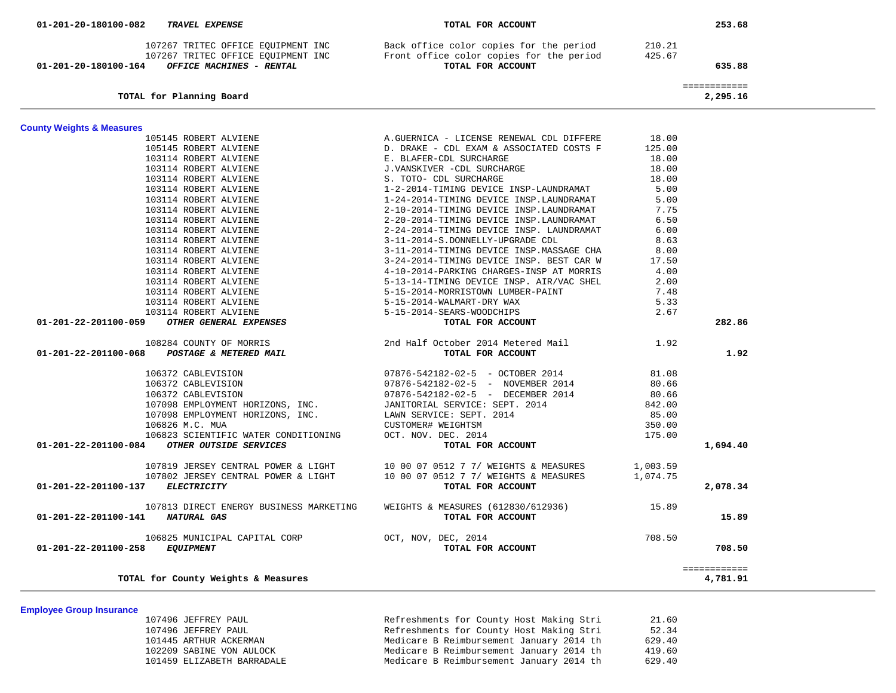| Account / Vendor | Description | Amount | Total |
|---|---|---|---|
| 01-201-20-180100-082 ***TRAVEL EXPENSE*** | **TOTAL FOR ACCOUNT** | | **253.68** |
| 107267 TRITEC OFFICE EQUIPMENT INC | Back office color copies for the period | 210.21 | |
| 107267 TRITEC OFFICE EQUIPMENT INC | Front office color copies for the period | 425.67 | |
| 01-201-20-180100-164 ***OFFICE MACHINES - RENTAL*** | **TOTAL FOR ACCOUNT** | | **635.88** |
| | | | ============ |
| **TOTAL for Planning Board** | | | **2,295.16** |

## County Weights & Measures

| Account / Vendor | Description | Amount | Total |
|---|---|---|---|
| 105145 ROBERT ALVIENE | A.GUERNICA - LICENSE RENEWAL CDL DIFFERE | 18.00 | |
| 105145 ROBERT ALVIENE | D. DRAKE - CDL EXAM & ASSOCIATED COSTS F | 125.00 | |
| 103114 ROBERT ALVIENE | E. BLAFER-CDL SURCHARGE | 18.00 | |
| 103114 ROBERT ALVIENE | J.VANSKIVER -CDL SURCHARGE | 18.00 | |
| 103114 ROBERT ALVIENE | S. TOTO- CDL SURCHARGE | 18.00 | |
| 103114 ROBERT ALVIENE | 1-2-2014-TIMING DEVICE INSP-LAUNDRAMAT | 5.00 | |
| 103114 ROBERT ALVIENE | 1-24-2014-TIMING DEVICE INSP.LAUNDRAMAT | 5.00 | |
| 103114 ROBERT ALVIENE | 2-10-2014-TIMING DEVICE INSP.LAUNDRAMAT | 7.75 | |
| 103114 ROBERT ALVIENE | 2-20-2014-TIMING DEVICE INSP.LAUNDRAMAT | 6.50 | |
| 103114 ROBERT ALVIENE | 2-24-2014-TIMING DEVICE INSP. LAUNDRAMAT | 6.00 | |
| 103114 ROBERT ALVIENE | 3-11-2014-S.DONNELLY-UPGRADE CDL | 8.63 | |
| 103114 ROBERT ALVIENE | 3-11-2014-TIMING DEVICE INSP.MASSAGE CHA | 8.00 | |
| 103114 ROBERT ALVIENE | 3-24-2014-TIMING DEVICE INSP. BEST CAR W | 17.50 | |
| 103114 ROBERT ALVIENE | 4-10-2014-PARKING CHARGES-INSP AT MORRIS | 4.00 | |
| 103114 ROBERT ALVIENE | 5-13-14-TIMING DEVICE INSP. AIR/VAC SHEL | 2.00 | |
| 103114 ROBERT ALVIENE | 5-15-2014-MORRISTOWN LUMBER-PAINT | 7.48 | |
| 103114 ROBERT ALVIENE | 5-15-2014-WALMART-DRY WAX | 5.33 | |
| 103114 ROBERT ALVIENE | 5-15-2014-SEARS-WOODCHIPS | 2.67 | |
| 01-201-22-201100-059 ***OTHER GENERAL EXPENSES*** | **TOTAL FOR ACCOUNT** | | **282.86** |
| 108284 COUNTY OF MORRIS | 2nd Half October 2014 Metered Mail | 1.92 | |
| 01-201-22-201100-068 ***POSTAGE & METERED MAIL*** | **TOTAL FOR ACCOUNT** | | **1.92** |
| 106372 CABLEVISION | 07876-542182-02-5 - OCTOBER 2014 | 81.08 | |
| 106372 CABLEVISION | 07876-542182-02-5 - NOVEMBER 2014 | 80.66 | |
| 106372 CABLEVISION | 07876-542182-02-5 - DECEMBER 2014 | 80.66 | |
| 107098 EMPLOYMENT HORIZONS, INC. | JANITORIAL SERVICE: SEPT. 2014 | 842.00 | |
| 107098 EMPLOYMENT HORIZONS, INC. | LAWN SERVICE: SEPT. 2014 | 85.00 | |
| 106826 M.C. MUA | CUSTOMER# WEIGHTSM | 350.00 | |
| 106823 SCIENTIFIC WATER CONDITIONING | OCT. NOV. DEC. 2014 | 175.00 | |
| 01-201-22-201100-084 ***OTHER OUTSIDE SERVICES*** | **TOTAL FOR ACCOUNT** | | **1,694.40** |
| 107819 JERSEY CENTRAL POWER & LIGHT | 10 00 07 0512 7 7/ WEIGHTS & MEASURES | 1,003.59 | |
| 107802 JERSEY CENTRAL POWER & LIGHT | 10 00 07 0512 7 7/ WEIGHTS & MEASURES | 1,074.75 | |
| 01-201-22-201100-137 ***ELECTRICITY*** | **TOTAL FOR ACCOUNT** | | **2,078.34** |
| 107813 DIRECT ENERGY BUSINESS MARKETING | WEIGHTS & MEASURES (612830/612936) | 15.89 | |
| 01-201-22-201100-141 ***NATURAL GAS*** | **TOTAL FOR ACCOUNT** | | **15.89** |
| 106825 MUNICIPAL CAPITAL CORP | OCT, NOV, DEC, 2014 | 708.50 | |
| 01-201-22-201100-258 ***EQUIPMENT*** | **TOTAL FOR ACCOUNT** | | **708.50** |
| | | | ============ |
| **TOTAL for County Weights & Measures** | | | **4,781.91** |

## Employee Group Insurance

| Account / Vendor | Description | Amount | Total |
|---|---|---|---|
| 107496 JEFFREY PAUL | Refreshments for County Host Making Stri | 21.60 | |
| 107496 JEFFREY PAUL | Refreshments for County Host Making Stri | 52.34 | |
| 101445 ARTHUR ACKERMAN | Medicare B Reimbursement January 2014 th | 629.40 | |
| 102209 SABINE VON AULOCK | Medicare B Reimbursement January 2014 th | 419.60 | |
| 101459 ELIZABETH BARRADALE | Medicare B Reimbursement January 2014 th | 629.40 | |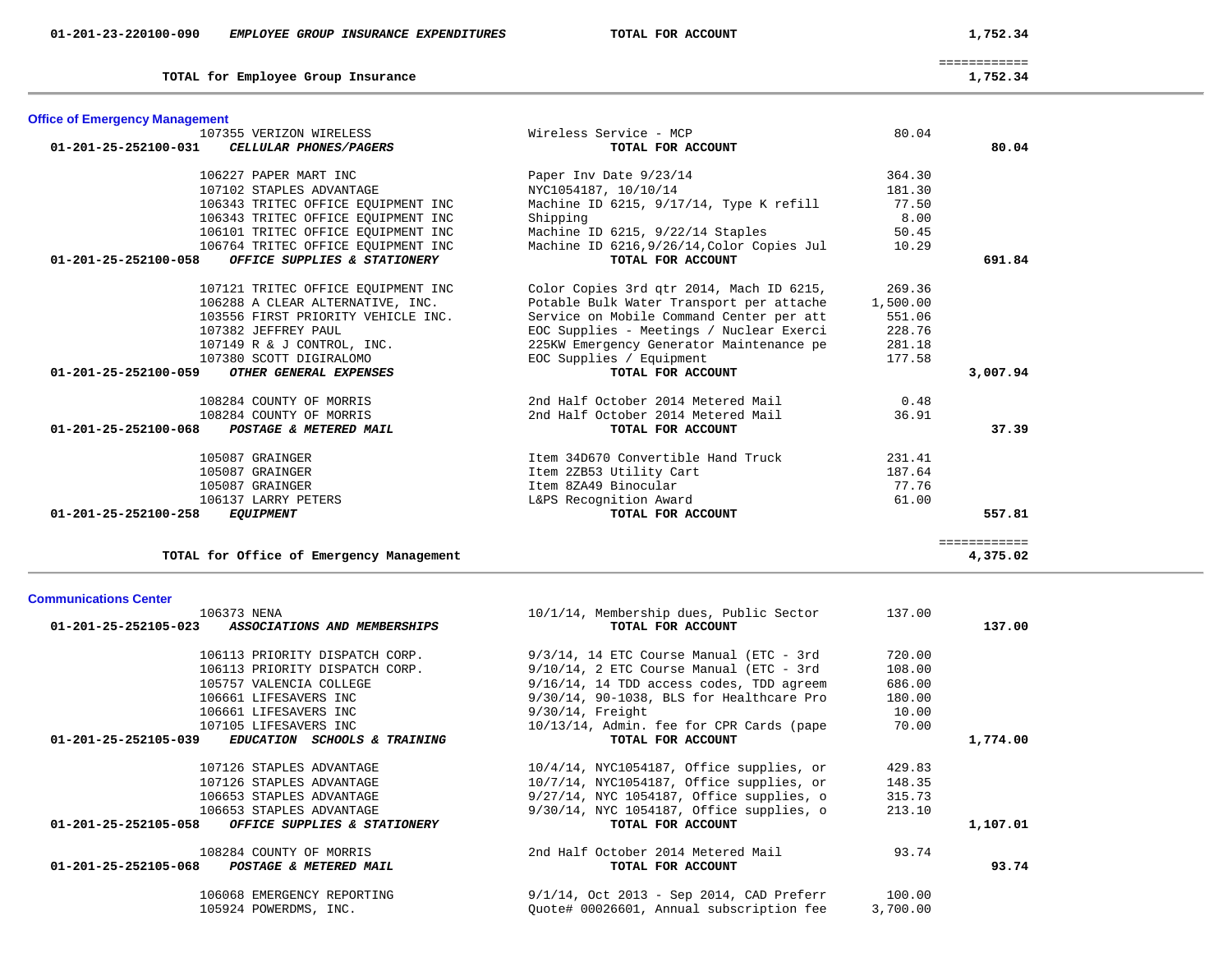| | | | | |
|---|---|---|---|---|
| **01-201-23-220100-090** | ***EMPLOYEE GROUP INSURANCE EXPENDITURES*** | **TOTAL FOR ACCOUNT** | | **1,752.34** |
| | **TOTAL for Employee Group Insurance** | | | ============ **1,752.34** |

## Office of Emergency Management

| | | | | |
|---|---|---|---|---|
| | 107355 VERIZON WIRELESS | Wireless Service - MCP | 80.04 | |
| **01-201-25-252100-031** | ***CELLULAR PHONES/PAGERS*** | **TOTAL FOR ACCOUNT** | | **80.04** |
| | 106227 PAPER MART INC | Paper Inv Date 9/23/14 | 364.30 | |
| | 107102 STAPLES ADVANTAGE | NYC1054187, 10/10/14 | 181.30 | |
| | 106343 TRITEC OFFICE EQUIPMENT INC | Machine ID 6215, 9/17/14, Type K refill | 77.50 | |
| | 106343 TRITEC OFFICE EQUIPMENT INC | Shipping | 8.00 | |
| | 106101 TRITEC OFFICE EQUIPMENT INC | Machine ID 6215, 9/22/14 Staples | 50.45 | |
| | 106764 TRITEC OFFICE EQUIPMENT INC | Machine ID 6216,9/26/14,Color Copies Jul | 10.29 | |
| **01-201-25-252100-058** | ***OFFICE SUPPLIES & STATIONERY*** | **TOTAL FOR ACCOUNT** | | **691.84** |
| | 107121 TRITEC OFFICE EQUIPMENT INC | Color Copies 3rd qtr 2014, Mach ID 6215, | 269.36 | |
| | 106288 A CLEAR ALTERNATIVE, INC. | Potable Bulk Water Transport per attache | 1,500.00 | |
| | 103556 FIRST PRIORITY VEHICLE INC. | Service on Mobile Command Center per att | 551.06 | |
| | 107382 JEFFREY PAUL | EOC Supplies - Meetings / Nuclear Exerci | 228.76 | |
| | 107149 R & J CONTROL, INC. | 225KW Emergency Generator Maintenance pe | 281.18 | |
| | 107380 SCOTT DIGIRALOMO | EOC Supplies / Equipment | 177.58 | |
| **01-201-25-252100-059** | ***OTHER GENERAL EXPENSES*** | **TOTAL FOR ACCOUNT** | | **3,007.94** |
| | 108284 COUNTY OF MORRIS | 2nd Half October 2014 Metered Mail | 0.48 | |
| | 108284 COUNTY OF MORRIS | 2nd Half October 2014 Metered Mail | 36.91 | |
| **01-201-25-252100-068** | ***POSTAGE & METERED MAIL*** | **TOTAL FOR ACCOUNT** | | **37.39** |
| | 105087 GRAINGER | Item 34D670 Convertible Hand Truck | 231.41 | |
| | 105087 GRAINGER | Item 2ZB53 Utility Cart | 187.64 | |
| | 105087 GRAINGER | Item 8ZA49 Binocular | 77.76 | |
| | 106137 LARRY PETERS | L&PS Recognition Award | 61.00 | |
| **01-201-25-252100-258** | ***EQUIPMENT*** | **TOTAL FOR ACCOUNT** | | **557.81** |
| | **TOTAL for Office of Emergency Management** | | | ============ **4,375.02** |

## Communications Center

| | | | | |
|---|---|---|---|---|
| | 106373 NENA | 10/1/14, Membership dues, Public Sector | 137.00 | |
| **01-201-25-252105-023** | ***ASSOCIATIONS AND MEMBERSHIPS*** | **TOTAL FOR ACCOUNT** | | **137.00** |
| | 106113 PRIORITY DISPATCH CORP. | 9/3/14, 14 ETC Course Manual (ETC - 3rd | 720.00 | |
| | 106113 PRIORITY DISPATCH CORP. | 9/10/14, 2 ETC Course Manual (ETC - 3rd | 108.00 | |
| | 105757 VALENCIA COLLEGE | 9/16/14, 14 TDD access codes, TDD agreem | 686.00 | |
| | 106661 LIFESAVERS INC | 9/30/14, 90-1038, BLS for Healthcare Pro | 180.00 | |
| | 106661 LIFESAVERS INC | 9/30/14, Freight | 10.00 | |
| | 107105 LIFESAVERS INC | 10/13/14, Admin. fee for CPR Cards (pape | 70.00 | |
| **01-201-25-252105-039** | ***EDUCATION SCHOOLS & TRAINING*** | **TOTAL FOR ACCOUNT** | | **1,774.00** |
| | 107126 STAPLES ADVANTAGE | 10/4/14, NYC1054187, Office supplies, or | 429.83 | |
| | 107126 STAPLES ADVANTAGE | 10/7/14, NYC1054187, Office supplies, or | 148.35 | |
| | 106653 STAPLES ADVANTAGE | 9/27/14, NYC 1054187, Office supplies, o | 315.73 | |
| | 106653 STAPLES ADVANTAGE | 9/30/14, NYC 1054187, Office supplies, o | 213.10 | |
| **01-201-25-252105-058** | ***OFFICE SUPPLIES & STATIONERY*** | **TOTAL FOR ACCOUNT** | | **1,107.01** |
| | 108284 COUNTY OF MORRIS | 2nd Half October 2014 Metered Mail | 93.74 | |
| **01-201-25-252105-068** | ***POSTAGE & METERED MAIL*** | **TOTAL FOR ACCOUNT** | | **93.74** |
| | 106068 EMERGENCY REPORTING | 9/1/14, Oct 2013 - Sep 2014, CAD Preferr | 100.00 | |
| | 105924 POWERDMS, INC. | Quote# 00026601, Annual subscription fee | 3,700.00 | |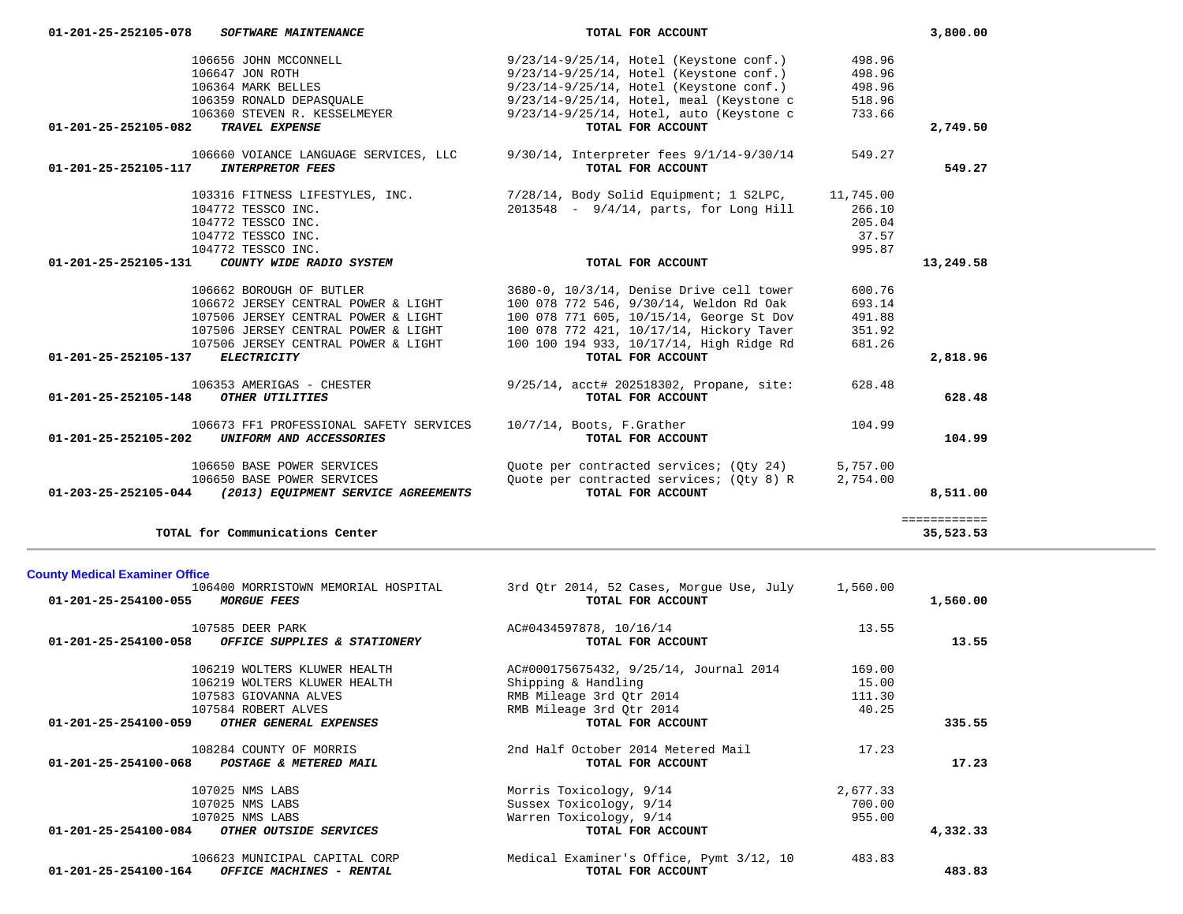| Account | Vendor | Description | Amount | Total |
|---|---|---|---|---|
| 01-201-25-252105-078 ***SOFTWARE MAINTENANCE*** | | **TOTAL FOR ACCOUNT** | | **3,800.00** |
| | 106656 JOHN MCCONNELL | 9/23/14-9/25/14, Hotel (Keystone conf.) | 498.96 | |
| | 106647 JON ROTH | 9/23/14-9/25/14, Hotel (Keystone conf.) | 498.96 | |
| | 106364 MARK BELLES | 9/23/14-9/25/14, Hotel (Keystone conf.) | 498.96 | |
| | 106359 RONALD DEPASQUALE | 9/23/14-9/25/14, Hotel, meal (Keystone c | 518.96 | |
| | 106360 STEVEN R. KESSELMEYER | 9/23/14-9/25/14, Hotel, auto (Keystone c | 733.66 | |
| **01-201-25-252105-082** ***TRAVEL EXPENSE*** | | **TOTAL FOR ACCOUNT** | | **2,749.50** |
| | 106660 VOIANCE LANGUAGE SERVICES, LLC | 9/30/14, Interpreter fees 9/1/14-9/30/14 | 549.27 | |
| **01-201-25-252105-117** ***INTERPRETOR FEES*** | | **TOTAL FOR ACCOUNT** | | **549.27** |
| | 103316 FITNESS LIFESTYLES, INC. | 7/28/14, Body Solid Equipment; 1 S2LPC, | 11,745.00 | |
| | 104772 TESSCO INC. | 2013548 - 9/4/14, parts, for Long Hill | 266.10 | |
| | 104772 TESSCO INC. | | 205.04 | |
| | 104772 TESSCO INC. | | 37.57 | |
| | 104772 TESSCO INC. | | 995.87 | |
| **01-201-25-252105-131** ***COUNTY WIDE RADIO SYSTEM*** | | **TOTAL FOR ACCOUNT** | | **13,249.58** |
| | 106662 BOROUGH OF BUTLER | 3680-0, 10/3/14, Denise Drive cell tower | 600.76 | |
| | 106672 JERSEY CENTRAL POWER & LIGHT | 100 078 772 546, 9/30/14, Weldon Rd Oak | 693.14 | |
| | 107506 JERSEY CENTRAL POWER & LIGHT | 100 078 771 605, 10/15/14, George St Dov | 491.88 | |
| | 107506 JERSEY CENTRAL POWER & LIGHT | 100 078 772 421, 10/17/14, Hickory Taver | 351.92 | |
| | 107506 JERSEY CENTRAL POWER & LIGHT | 100 100 194 933, 10/17/14, High Ridge Rd | 681.26 | |
| **01-201-25-252105-137** ***ELECTRICITY*** | | **TOTAL FOR ACCOUNT** | | **2,818.96** |
| | 106353 AMERIGAS - CHESTER | 9/25/14, acct# 202518302, Propane, site: | 628.48 | |
| **01-201-25-252105-148** ***OTHER UTILITIES*** | | **TOTAL FOR ACCOUNT** | | **628.48** |
| | 106673 FF1 PROFESSIONAL SAFETY SERVICES | 10/7/14, Boots, F.Grather | 104.99 | |
| **01-201-25-252105-202** ***UNIFORM AND ACCESSORIES*** | | **TOTAL FOR ACCOUNT** | | **104.99** |
| | 106650 BASE POWER SERVICES | Quote per contracted services; (Qty 24) | 5,757.00 | |
| | 106650 BASE POWER SERVICES | Quote per contracted services; (Qty 8) R | 2,754.00 | |
| **01-203-25-252105-044** ***(2013) EQUIPMENT SERVICE AGREEMENTS*** | | **TOTAL FOR ACCOUNT** | | **8,511.00** |
| | | | | ============ |
| **TOTAL for Communications Center** | | | | **35,523.53** |

## County Medical Examiner Office

| Account | Vendor | Description | Amount | Total |
|---|---|---|---|---|
| | 106400 MORRISTOWN MEMORIAL HOSPITAL | 3rd Qtr 2014, 52 Cases, Morgue Use, July | 1,560.00 | |
| **01-201-25-254100-055** ***MORGUE FEES*** | | **TOTAL FOR ACCOUNT** | | **1,560.00** |
| | 107585 DEER PARK | AC#0434597878, 10/16/14 | 13.55 | |
| **01-201-25-254100-058** ***OFFICE SUPPLIES & STATIONERY*** | | **TOTAL FOR ACCOUNT** | | **13.55** |
| | 106219 WOLTERS KLUWER HEALTH | AC#000175675432, 9/25/14, Journal 2014 | 169.00 | |
| | 106219 WOLTERS KLUWER HEALTH | Shipping & Handling | 15.00 | |
| | 107583 GIOVANNA ALVES | RMB Mileage 3rd Qtr 2014 | 111.30 | |
| | 107584 ROBERT ALVES | RMB Mileage 3rd Qtr 2014 | 40.25 | |
| **01-201-25-254100-059** ***OTHER GENERAL EXPENSES*** | | **TOTAL FOR ACCOUNT** | | **335.55** |
| | 108284 COUNTY OF MORRIS | 2nd Half October 2014 Metered Mail | 17.23 | |
| **01-201-25-254100-068** ***POSTAGE & METERED MAIL*** | | **TOTAL FOR ACCOUNT** | | **17.23** |
| | 107025 NMS LABS | Morris Toxicology, 9/14 | 2,677.33 | |
| | 107025 NMS LABS | Sussex Toxicology, 9/14 | 700.00 | |
| | 107025 NMS LABS | Warren Toxicology, 9/14 | 955.00 | |
| **01-201-25-254100-084** ***OTHER OUTSIDE SERVICES*** | | **TOTAL FOR ACCOUNT** | | **4,332.33** |
| | 106623 MUNICIPAL CAPITAL CORP | Medical Examiner's Office, Pymt 3/12, 10 | 483.83 | |
| **01-201-25-254100-164** ***OFFICE MACHINES - RENTAL*** | | **TOTAL FOR ACCOUNT** | | **483.83** |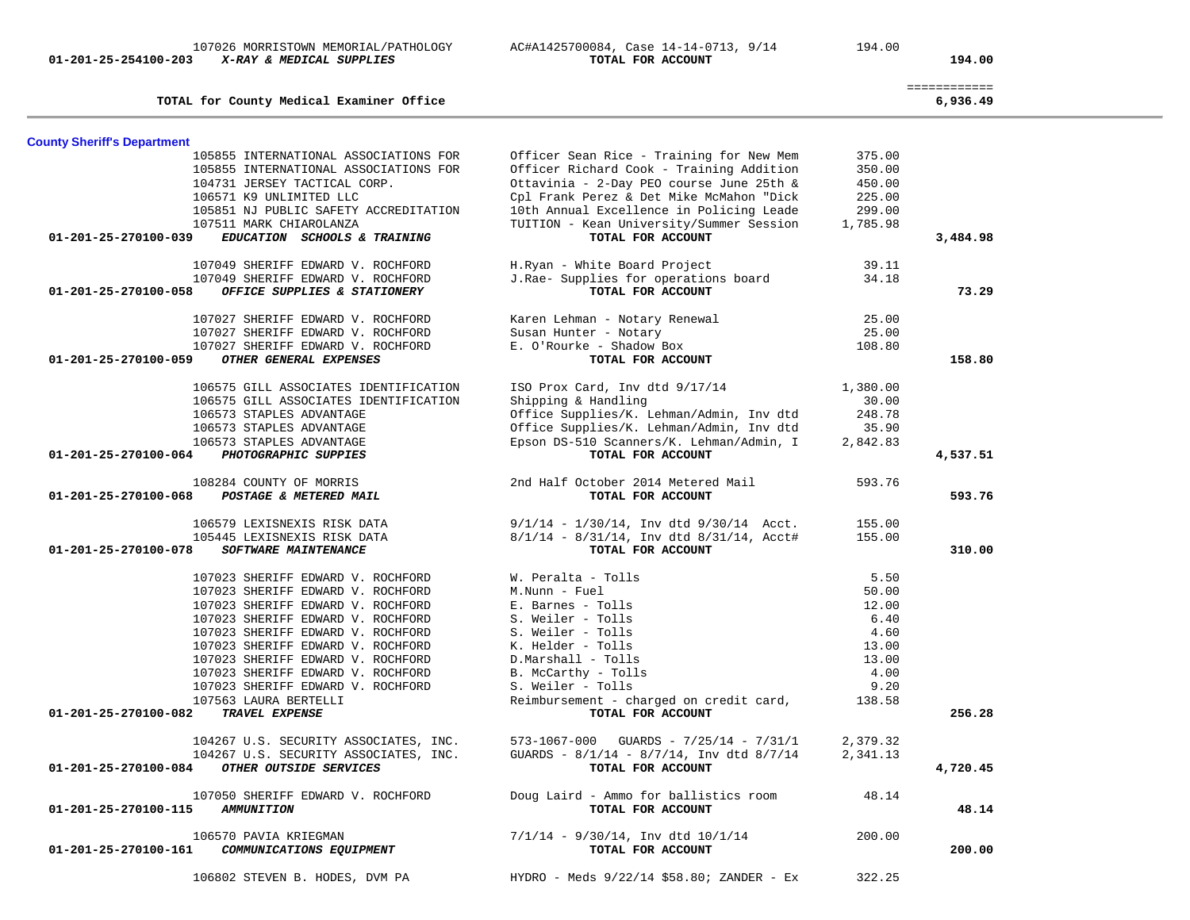| Account | Vendor | Description | Amount | Total |
|---|---|---|---|---|
| | 107026 MORRISTOWN MEMORIAL/PATHOLOGY | AC#A1425700084, Case 14-14-0713, 9/14 | 194.00 | |
| 01-201-25-254100-203 | *X-RAY & MEDICAL SUPPLIES* | **TOTAL FOR ACCOUNT** | | **194.00** |
| | | | | ============ |
| | **TOTAL for County Medical Examiner Office** | | | **6,936.49** |

## County Sheriff's Department

| Account | Vendor | Description | Amount | Total |
|---|---|---|---|---|
| | 105855 INTERNATIONAL ASSOCIATIONS FOR | Officer Sean Rice - Training for New Mem | 375.00 | |
| | 105855 INTERNATIONAL ASSOCIATIONS FOR | Officer Richard Cook - Training Addition | 350.00 | |
| | 104731 JERSEY TACTICAL CORP. | Ottavinia - 2-Day PEO course June 25th & | 450.00 | |
| | 106571 K9 UNLIMITED LLC | Cpl Frank Perez & Det Mike McMahon "Dick | 225.00 | |
| | 105851 NJ PUBLIC SAFETY ACCREDITATION | 10th Annual Excellence in Policing Leade | 299.00 | |
| | 107511 MARK CHIAROLANZA | TUITION - Kean University/Summer Session | 1,785.98 | |
| 01-201-25-270100-039 | *EDUCATION SCHOOLS & TRAINING* | **TOTAL FOR ACCOUNT** | | **3,484.98** |
| | 107049 SHERIFF EDWARD V. ROCHFORD | H.Ryan - White Board Project | 39.11 | |
| | 107049 SHERIFF EDWARD V. ROCHFORD | J.Rae- Supplies for operations board | 34.18 | |
| 01-201-25-270100-058 | *OFFICE SUPPLIES & STATIONERY* | **TOTAL FOR ACCOUNT** | | **73.29** |
| | 107027 SHERIFF EDWARD V. ROCHFORD | Karen Lehman - Notary Renewal | 25.00 | |
| | 107027 SHERIFF EDWARD V. ROCHFORD | Susan Hunter - Notary | 25.00 | |
| | 107027 SHERIFF EDWARD V. ROCHFORD | E. O'Rourke - Shadow Box | 108.80 | |
| 01-201-25-270100-059 | *OTHER GENERAL EXPENSES* | **TOTAL FOR ACCOUNT** | | **158.80** |
| | 106575 GILL ASSOCIATES IDENTIFICATION | ISO Prox Card, Inv dtd 9/17/14 | 1,380.00 | |
| | 106575 GILL ASSOCIATES IDENTIFICATION | Shipping & Handling | 30.00 | |
| | 106573 STAPLES ADVANTAGE | Office Supplies/K. Lehman/Admin, Inv dtd | 248.78 | |
| | 106573 STAPLES ADVANTAGE | Office Supplies/K. Lehman/Admin, Inv dtd | 35.90 | |
| | 106573 STAPLES ADVANTAGE | Epson DS-510 Scanners/K. Lehman/Admin, I | 2,842.83 | |
| 01-201-25-270100-064 | *PHOTOGRAPHIC SUPPIES* | **TOTAL FOR ACCOUNT** | | **4,537.51** |
| | 108284 COUNTY OF MORRIS | 2nd Half October 2014 Metered Mail | 593.76 | |
| 01-201-25-270100-068 | *POSTAGE & METERED MAIL* | **TOTAL FOR ACCOUNT** | | **593.76** |
| | 106579 LEXISNEXIS RISK DATA | 9/1/14 - 1/30/14, Inv dtd 9/30/14 Acct. | 155.00 | |
| | 105445 LEXISNEXIS RISK DATA | 8/1/14 - 8/31/14, Inv dtd 8/31/14, Acct# | 155.00 | |
| 01-201-25-270100-078 | *SOFTWARE MAINTENANCE* | **TOTAL FOR ACCOUNT** | | **310.00** |
| | 107023 SHERIFF EDWARD V. ROCHFORD | W. Peralta - Tolls | 5.50 | |
| | 107023 SHERIFF EDWARD V. ROCHFORD | M.Nunn - Fuel | 50.00 | |
| | 107023 SHERIFF EDWARD V. ROCHFORD | E. Barnes - Tolls | 12.00 | |
| | 107023 SHERIFF EDWARD V. ROCHFORD | S. Weiler - Tolls | 6.40 | |
| | 107023 SHERIFF EDWARD V. ROCHFORD | S. Weiler - Tolls | 4.60 | |
| | 107023 SHERIFF EDWARD V. ROCHFORD | K. Helder - Tolls | 13.00 | |
| | 107023 SHERIFF EDWARD V. ROCHFORD | D.Marshall - Tolls | 13.00 | |
| | 107023 SHERIFF EDWARD V. ROCHFORD | B. McCarthy - Tolls | 4.00 | |
| | 107023 SHERIFF EDWARD V. ROCHFORD | S. Weiler - Tolls | 9.20 | |
| | 107563 LAURA BERTELLI | Reimbursement - charged on credit card, | 138.58 | |
| 01-201-25-270100-082 | *TRAVEL EXPENSE* | **TOTAL FOR ACCOUNT** | | **256.28** |
| | 104267 U.S. SECURITY ASSOCIATES, INC. | 573-1067-000 GUARDS - 7/25/14 - 7/31/1 | 2,379.32 | |
| | 104267 U.S. SECURITY ASSOCIATES, INC. | GUARDS - 8/1/14 - 8/7/14, Inv dtd 8/7/14 | 2,341.13 | |
| 01-201-25-270100-084 | *OTHER OUTSIDE SERVICES* | **TOTAL FOR ACCOUNT** | | **4,720.45** |
| | 107050 SHERIFF EDWARD V. ROCHFORD | Doug Laird - Ammo for ballistics room | 48.14 | |
| 01-201-25-270100-115 | *AMMUNITION* | **TOTAL FOR ACCOUNT** | | **48.14** |
| | 106570 PAVIA KRIEGMAN | 7/1/14 - 9/30/14, Inv dtd 10/1/14 | 200.00 | |
| 01-201-25-270100-161 | *COMMUNICATIONS EQUIPMENT* | **TOTAL FOR ACCOUNT** | | **200.00** |
| | 106802 STEVEN B. HODES, DVM PA | HYDRO - Meds 9/22/14 $58.80; ZANDER - Ex | 322.25 | |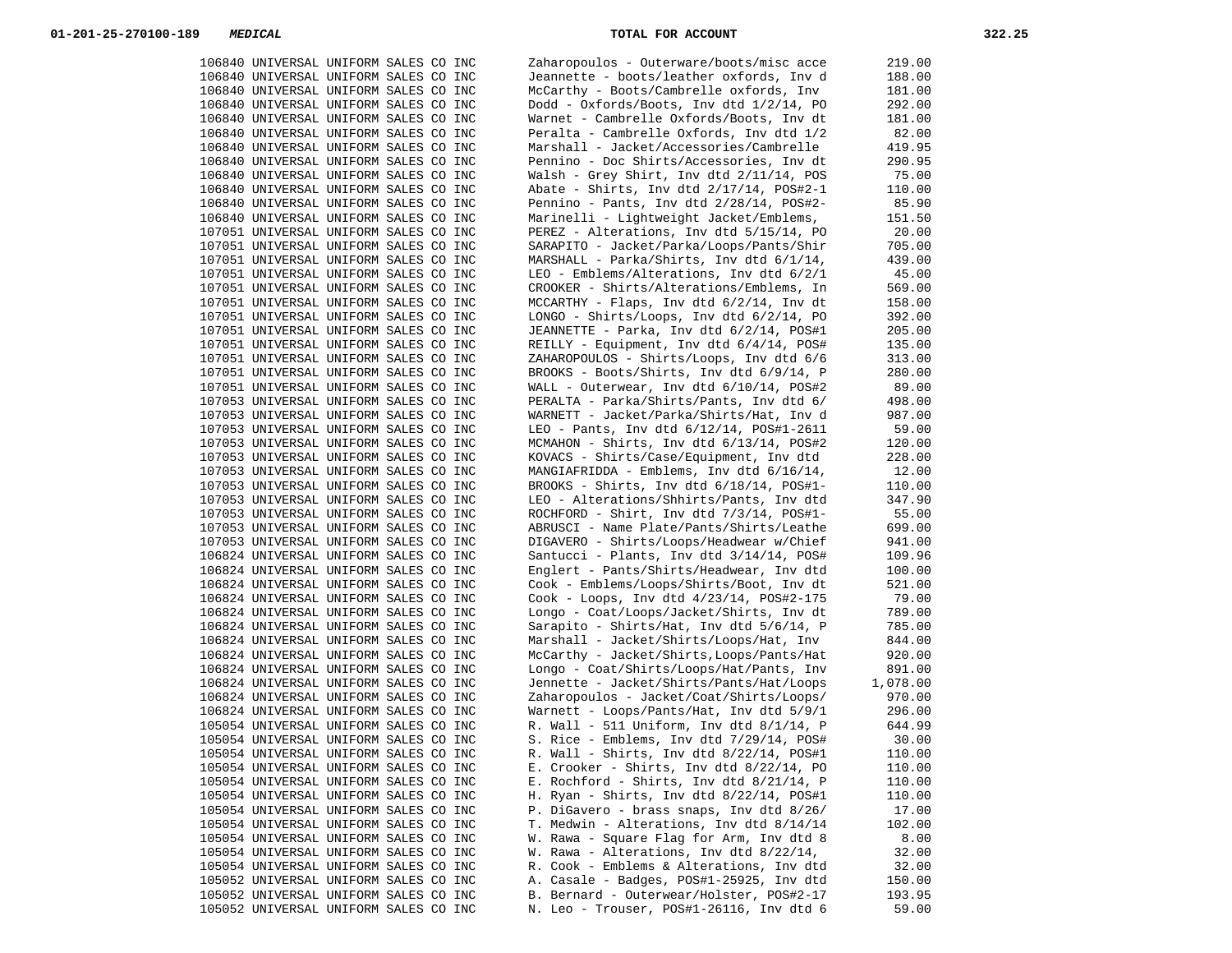**01-201-25-270100-189** ***MEDICAL*** **TOTAL FOR ACCOUNT** **322.25**

| | | |
|---|---|---|
| 106840 UNIVERSAL UNIFORM SALES CO INC | Zaharopoulos - Outerware/boots/misc acce | 219.00 |
| 106840 UNIVERSAL UNIFORM SALES CO INC | Jeannette - boots/leather oxfords, Inv d | 188.00 |
| 106840 UNIVERSAL UNIFORM SALES CO INC | McCarthy - Boots/Cambrelle oxfords, Inv | 181.00 |
| 106840 UNIVERSAL UNIFORM SALES CO INC | Dodd - Oxfords/Boots, Inv dtd 1/2/14, PO | 292.00 |
| 106840 UNIVERSAL UNIFORM SALES CO INC | Warnet - Cambrelle Oxfords/Boots, Inv dt | 181.00 |
| 106840 UNIVERSAL UNIFORM SALES CO INC | Peralta - Cambrelle Oxfords, Inv dtd 1/2 | 82.00 |
| 106840 UNIVERSAL UNIFORM SALES CO INC | Marshall - Jacket/Accessories/Cambrelle | 419.95 |
| 106840 UNIVERSAL UNIFORM SALES CO INC | Pennino - Doc Shirts/Accessories, Inv dt | 290.95 |
| 106840 UNIVERSAL UNIFORM SALES CO INC | Walsh - Grey Shirt, Inv dtd 2/11/14, POS | 75.00 |
| 106840 UNIVERSAL UNIFORM SALES CO INC | Abate - Shirts, Inv dtd 2/17/14, POS#2-1 | 110.00 |
| 106840 UNIVERSAL UNIFORM SALES CO INC | Pennino - Pants, Inv dtd 2/28/14, POS#2- | 85.90 |
| 106840 UNIVERSAL UNIFORM SALES CO INC | Marinelli - Lightweight Jacket/Emblems, | 151.50 |
| 107051 UNIVERSAL UNIFORM SALES CO INC | PEREZ - Alterations, Inv dtd 5/15/14, PO | 20.00 |
| 107051 UNIVERSAL UNIFORM SALES CO INC | SARAPITO - Jacket/Parka/Loops/Pants/Shir | 705.00 |
| 107051 UNIVERSAL UNIFORM SALES CO INC | MARSHALL - Parka/Shirts, Inv dtd 6/1/14, | 439.00 |
| 107051 UNIVERSAL UNIFORM SALES CO INC | LEO - Emblems/Alterations, Inv dtd 6/2/1 | 45.00 |
| 107051 UNIVERSAL UNIFORM SALES CO INC | CROOKER - Shirts/Alterations/Emblems, In | 569.00 |
| 107051 UNIVERSAL UNIFORM SALES CO INC | MCCARTHY - Flaps, Inv dtd 6/2/14, Inv dt | 158.00 |
| 107051 UNIVERSAL UNIFORM SALES CO INC | LONGO - Shirts/Loops, Inv dtd 6/2/14, PO | 392.00 |
| 107051 UNIVERSAL UNIFORM SALES CO INC | JEANNETTE - Parka, Inv dtd 6/2/14, POS#1 | 205.00 |
| 107051 UNIVERSAL UNIFORM SALES CO INC | REILLY - Equipment, Inv dtd 6/4/14, POS# | 135.00 |
| 107051 UNIVERSAL UNIFORM SALES CO INC | ZAHAROPOULOS - Shirts/Loops, Inv dtd 6/6 | 313.00 |
| 107051 UNIVERSAL UNIFORM SALES CO INC | BROOKS - Boots/Shirts, Inv dtd 6/9/14, P | 280.00 |
| 107051 UNIVERSAL UNIFORM SALES CO INC | WALL - Outerwear, Inv dtd 6/10/14, POS#2 | 89.00 |
| 107053 UNIVERSAL UNIFORM SALES CO INC | PERALTA - Parka/Shirts/Pants, Inv dtd 6/ | 498.00 |
| 107053 UNIVERSAL UNIFORM SALES CO INC | WARNETT - Jacket/Parka/Shirts/Hat, Inv d | 987.00 |
| 107053 UNIVERSAL UNIFORM SALES CO INC | LEO - Pants, Inv dtd 6/12/14, POS#1-2611 | 59.00 |
| 107053 UNIVERSAL UNIFORM SALES CO INC | MCMAHON - Shirts, Inv dtd 6/13/14, POS#2 | 120.00 |
| 107053 UNIVERSAL UNIFORM SALES CO INC | KOVACS - Shirts/Case/Equipment, Inv dtd | 228.00 |
| 107053 UNIVERSAL UNIFORM SALES CO INC | MANGIAFRIDDA - Emblems, Inv dtd 6/16/14, | 12.00 |
| 107053 UNIVERSAL UNIFORM SALES CO INC | BROOKS - Shirts, Inv dtd 6/18/14, POS#1- | 110.00 |
| 107053 UNIVERSAL UNIFORM SALES CO INC | LEO - Alterations/Shhirts/Pants, Inv dtd | 347.90 |
| 107053 UNIVERSAL UNIFORM SALES CO INC | ROCHFORD - Shirt, Inv dtd 7/3/14, POS#1- | 55.00 |
| 107053 UNIVERSAL UNIFORM SALES CO INC | ABRUSCI - Name Plate/Pants/Shirts/Leathe | 699.00 |
| 107053 UNIVERSAL UNIFORM SALES CO INC | DIGAVERO - Shirts/Loops/Headwear w/Chief | 941.00 |
| 106824 UNIVERSAL UNIFORM SALES CO INC | Santucci - Plants, Inv dtd 3/14/14, POS# | 109.96 |
| 106824 UNIVERSAL UNIFORM SALES CO INC | Englert - Pants/Shirts/Headwear, Inv dtd | 100.00 |
| 106824 UNIVERSAL UNIFORM SALES CO INC | Cook - Emblems/Loops/Shirts/Boot, Inv dt | 521.00 |
| 106824 UNIVERSAL UNIFORM SALES CO INC | Cook - Loops, Inv dtd 4/23/14, POS#2-175 | 79.00 |
| 106824 UNIVERSAL UNIFORM SALES CO INC | Longo - Coat/Loops/Jacket/Shirts, Inv dt | 789.00 |
| 106824 UNIVERSAL UNIFORM SALES CO INC | Sarapito - Shirts/Hat, Inv dtd 5/6/14, P | 785.00 |
| 106824 UNIVERSAL UNIFORM SALES CO INC | Marshall - Jacket/Shirts/Loops/Hat, Inv | 844.00 |
| 106824 UNIVERSAL UNIFORM SALES CO INC | McCarthy - Jacket/Shirts,Loops/Pants/Hat | 920.00 |
| 106824 UNIVERSAL UNIFORM SALES CO INC | Longo - Coat/Shirts/Loops/Hat/Pants, Inv | 891.00 |
| 106824 UNIVERSAL UNIFORM SALES CO INC | Jennette - Jacket/Shirts/Pants/Hat/Loops | 1,078.00 |
| 106824 UNIVERSAL UNIFORM SALES CO INC | Zaharopoulos - Jacket/Coat/Shirts/Loops/ | 970.00 |
| 106824 UNIVERSAL UNIFORM SALES CO INC | Warnett - Loops/Pants/Hat, Inv dtd 5/9/1 | 296.00 |
| 105054 UNIVERSAL UNIFORM SALES CO INC | R. Wall - 511 Uniform, Inv dtd 8/1/14, P | 644.99 |
| 105054 UNIVERSAL UNIFORM SALES CO INC | S. Rice - Emblems, Inv dtd 7/29/14, POS# | 30.00 |
| 105054 UNIVERSAL UNIFORM SALES CO INC | R. Wall - Shirts, Inv dtd 8/22/14, POS#1 | 110.00 |
| 105054 UNIVERSAL UNIFORM SALES CO INC | E. Crooker - Shirts, Inv dtd 8/22/14, PO | 110.00 |
| 105054 UNIVERSAL UNIFORM SALES CO INC | E. Rochford - Shirts, Inv dtd 8/21/14, P | 110.00 |
| 105054 UNIVERSAL UNIFORM SALES CO INC | H. Ryan - Shirts, Inv dtd 8/22/14, POS#1 | 110.00 |
| 105054 UNIVERSAL UNIFORM SALES CO INC | P. DiGavero - brass snaps, Inv dtd 8/26/ | 17.00 |
| 105054 UNIVERSAL UNIFORM SALES CO INC | T. Medwin - Alterations, Inv dtd 8/14/14 | 102.00 |
| 105054 UNIVERSAL UNIFORM SALES CO INC | W. Rawa - Square Flag for Arm, Inv dtd 8 | 8.00 |
| 105054 UNIVERSAL UNIFORM SALES CO INC | W. Rawa - Alterations, Inv dtd 8/22/14, | 32.00 |
| 105054 UNIVERSAL UNIFORM SALES CO INC | R. Cook - Emblems & Alterations, Inv dtd | 32.00 |
| 105052 UNIVERSAL UNIFORM SALES CO INC | A. Casale - Badges, POS#1-25925, Inv dtd | 150.00 |
| 105052 UNIVERSAL UNIFORM SALES CO INC | B. Bernard - Outerwear/Holster, POS#2-17 | 193.95 |
| 105052 UNIVERSAL UNIFORM SALES CO INC | N. Leo - Trouser, POS#1-26116, Inv dtd 6 | 59.00 |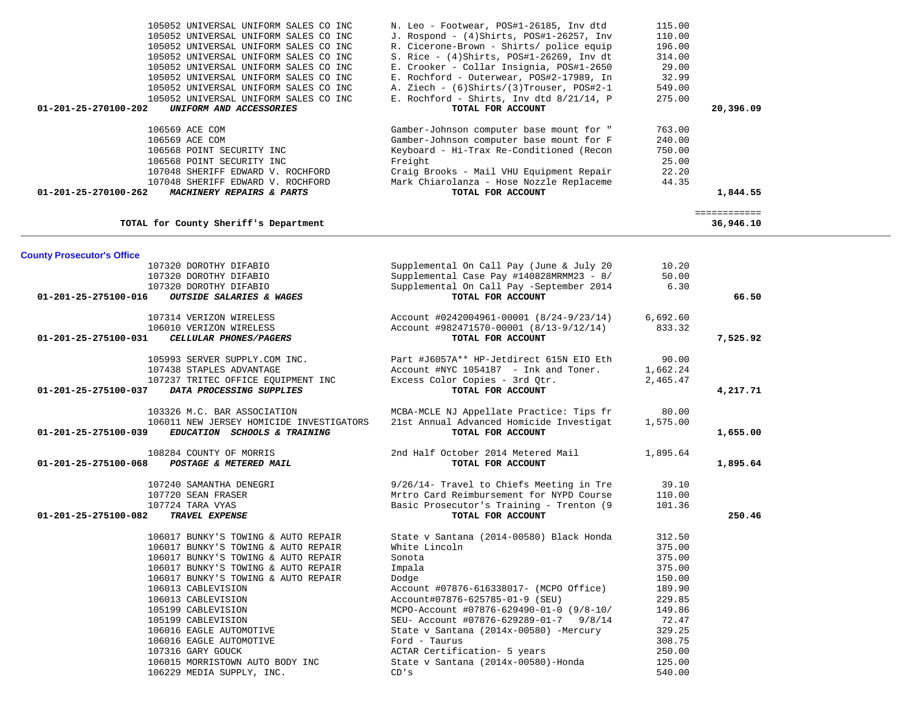| Account | Vendor | Description | Amount | Total |
|---|---|---|---|---|
| | 105052 UNIVERSAL UNIFORM SALES CO INC | N. Leo - Footwear, POS#1-26185, Inv dtd | 115.00 | |
| | 105052 UNIVERSAL UNIFORM SALES CO INC | J. Rospond - (4)Shirts, POS#1-26257, Inv | 110.00 | |
| | 105052 UNIVERSAL UNIFORM SALES CO INC | R. Cicerone-Brown - Shirts/ police equip | 196.00 | |
| | 105052 UNIVERSAL UNIFORM SALES CO INC | S. Rice - (4)Shirts, POS#1-26269, Inv dt | 314.00 | |
| | 105052 UNIVERSAL UNIFORM SALES CO INC | E. Crooker - Collar Insignia, POS#1-2650 | 29.00 | |
| | 105052 UNIVERSAL UNIFORM SALES CO INC | E. Rochford - Outerwear, POS#2-17989, In | 32.99 | |
| | 105052 UNIVERSAL UNIFORM SALES CO INC | A. Ziech - (6)Shirts/(3)Trouser, POS#2-1 | 549.00 | |
| | 105052 UNIVERSAL UNIFORM SALES CO INC | E. Rochford - Shirts, Inv dtd 8/21/14, P | 275.00 | |
| 01-201-25-270100-202 | ***UNIFORM AND ACCESSORIES*** | **TOTAL FOR ACCOUNT** | | **20,396.09** |
| | 106569 ACE COM | Gamber-Johnson computer base mount for " | 763.00 | |
| | 106569 ACE COM | Gamber-Johnson computer base mount for F | 240.00 | |
| | 106568 POINT SECURITY INC | Keyboard - Hi-Trax Re-Conditioned (Recon | 750.00 | |
| | 106568 POINT SECURITY INC | Freight | 25.00 | |
| | 107048 SHERIFF EDWARD V. ROCHFORD | Craig Brooks - Mail VHU Equipment Repair | 22.20 | |
| | 107048 SHERIFF EDWARD V. ROCHFORD | Mark Chiarolanza - Hose Nozzle Replaceme | 44.35 | |
| 01-201-25-270100-262 | ***MACHINERY REPAIRS & PARTS*** | **TOTAL FOR ACCOUNT** | | **1,844.55** |
| | | | | ============ |
| | **TOTAL for County Sheriff's Department** | | | **36,946.10** |

## County Prosecutor's Office

| Account | Vendor | Description | Amount | Total |
|---|---|---|---|---|
| | 107320 DOROTHY DIFABIO | Supplemental On Call Pay (June & July 20 | 10.20 | |
| | 107320 DOROTHY DIFABIO | Supplemental Case Pay #140828MRMM23 - 8/ | 50.00 | |
| | 107320 DOROTHY DIFABIO | Supplemental On Call Pay -September 2014 | 6.30 | |
| 01-201-25-275100-016 | ***OUTSIDE SALARIES & WAGES*** | **TOTAL FOR ACCOUNT** | | **66.50** |
| | 107314 VERIZON WIRELESS | Account #0242004961-00001 (8/24-9/23/14) | 6,692.60 | |
| | 106010 VERIZON WIRELESS | Account #982471570-00001 (8/13-9/12/14) | 833.32 | |
| 01-201-25-275100-031 | ***CELLULAR PHONES/PAGERS*** | **TOTAL FOR ACCOUNT** | | **7,525.92** |
| | 105993 SERVER SUPPLY.COM INC. | Part #J6057A** HP-Jetdirect 615N EIO Eth | 90.00 | |
| | 107438 STAPLES ADVANTAGE | Account #NYC 1054187 - Ink and Toner. | 1,662.24 | |
| | 107237 TRITEC OFFICE EQUIPMENT INC | Excess Color Copies - 3rd Qtr. | 2,465.47 | |
| 01-201-25-275100-037 | ***DATA PROCESSING SUPPLIES*** | **TOTAL FOR ACCOUNT** | | **4,217.71** |
| | 103326 M.C. BAR ASSOCIATION | MCBA-MCLE NJ Appellate Practice: Tips fr | 80.00 | |
| | 106011 NEW JERSEY HOMICIDE INVESTIGATORS | 21st Annual Advanced Homicide Investigat | 1,575.00 | |
| 01-201-25-275100-039 | ***EDUCATION SCHOOLS & TRAINING*** | **TOTAL FOR ACCOUNT** | | **1,655.00** |
| | 108284 COUNTY OF MORRIS | 2nd Half October 2014 Metered Mail | 1,895.64 | |
| 01-201-25-275100-068 | ***POSTAGE & METERED MAIL*** | **TOTAL FOR ACCOUNT** | | **1,895.64** |
| | 107240 SAMANTHA DENEGRI | 9/26/14- Travel to Chiefs Meeting in Tre | 39.10 | |
| | 107720 SEAN FRASER | Mrtro Card Reimbursement for NYPD Course | 110.00 | |
| | 107724 TARA VYAS | Basic Prosecutor's Training - Trenton (9 | 101.36 | |
| 01-201-25-275100-082 | ***TRAVEL EXPENSE*** | **TOTAL FOR ACCOUNT** | | **250.46** |
| | 106017 BUNKY'S TOWING & AUTO REPAIR | State v Santana (2014-00580) Black Honda | 312.50 | |
| | 106017 BUNKY'S TOWING & AUTO REPAIR | White Lincoln | 375.00 | |
| | 106017 BUNKY'S TOWING & AUTO REPAIR | Sonota | 375.00 | |
| | 106017 BUNKY'S TOWING & AUTO REPAIR | Impala | 375.00 | |
| | 106017 BUNKY'S TOWING & AUTO REPAIR | Dodge | 150.00 | |
| | 106013 CABLEVISION | Account #07876-616338017- (MCPO Office) | 189.90 | |
| | 106013 CABLEVISION | Account#07876-625785-01-9 (SEU) | 229.85 | |
| | 105199 CABLEVISION | MCPO-Account #07876-629490-01-0 (9/8-10/ | 149.86 | |
| | 105199 CABLEVISION | SEU- Account #07876-629289-01-7 9/8/14 | 72.47 | |
| | 106016 EAGLE AUTOMOTIVE | State v Santana (2014x-00580) -Mercury | 329.25 | |
| | 106016 EAGLE AUTOMOTIVE | Ford - Taurus | 308.75 | |
| | 107316 GARY GOUCK | ACTAR Certification- 5 years | 250.00 | |
| | 106015 MORRISTOWN AUTO BODY INC | State v Santana (2014x-00580)-Honda | 125.00 | |
| | 106229 MEDIA SUPPLY, INC. | CD's | 540.00 | |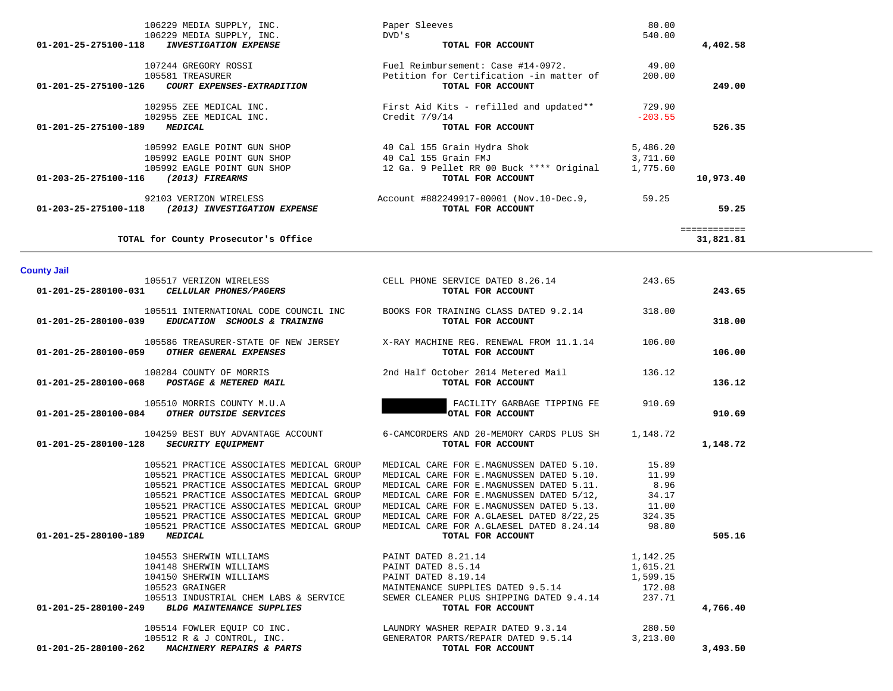| Account | Vendor / Account Name | Description | Amount | Total |
|---|---|---|---|---|
| | 106229 MEDIA SUPPLY, INC. | Paper Sleeves | 80.00 | |
| | 106229 MEDIA SUPPLY, INC. | DVD's | 540.00 | |
| **01-201-25-275100-118** | ***INVESTIGATION EXPENSE*** | **TOTAL FOR ACCOUNT** | | **4,402.58** |
| | 107244 GREGORY ROSSI | Fuel Reimbursement: Case #14-0972. | 49.00 | |
| | 105581 TREASURER | Petition for Certification -in matter of | 200.00 | |
| **01-201-25-275100-126** | ***COURT EXPENSES-EXTRADITION*** | **TOTAL FOR ACCOUNT** | | **249.00** |
| | 102955 ZEE MEDICAL INC. | First Aid Kits - refilled and updated** | 729.90 | |
| | 102955 ZEE MEDICAL INC. | Credit 7/9/14 | -203.55 | |
| **01-201-25-275100-189** | ***MEDICAL*** | **TOTAL FOR ACCOUNT** | | **526.35** |
| | 105992 EAGLE POINT GUN SHOP | 40 Cal 155 Grain Hydra Shok | 5,486.20 | |
| | 105992 EAGLE POINT GUN SHOP | 40 Cal 155 Grain FMJ | 3,711.60 | |
| | 105992 EAGLE POINT GUN SHOP | 12 Ga. 9 Pellet RR 00 Buck **** Original | 1,775.60 | |
| **01-203-25-275100-116** | ***(2013) FIREARMS*** | **TOTAL FOR ACCOUNT** | | **10,973.40** |
| | 92103 VERIZON WIRELESS | Account #882249917-00001 (Nov.10-Dec.9, | 59.25 | |
| **01-203-25-275100-118** | ***(2013) INVESTIGATION EXPENSE*** | **TOTAL FOR ACCOUNT** | | **59.25** |
| | **TOTAL for County Prosecutor's Office** | | | **31,821.81** |

## County Jail

| Account | Vendor / Account Name | Description | Amount | Total |
|---|---|---|---|---|
| | 105517 VERIZON WIRELESS | CELL PHONE SERVICE DATED 8.26.14 | 243.65 | |
| **01-201-25-280100-031** | ***CELLULAR PHONES/PAGERS*** | **TOTAL FOR ACCOUNT** | | **243.65** |
| | 105511 INTERNATIONAL CODE COUNCIL INC | BOOKS FOR TRAINING CLASS DATED 9.2.14 | 318.00 | |
| **01-201-25-280100-039** | ***EDUCATION SCHOOLS & TRAINING*** | **TOTAL FOR ACCOUNT** | | **318.00** |
| | 105586 TREASURER-STATE OF NEW JERSEY | X-RAY MACHINE REG. RENEWAL FROM 11.1.14 | 106.00 | |
| **01-201-25-280100-059** | ***OTHER GENERAL EXPENSES*** | **TOTAL FOR ACCOUNT** | | **106.00** |
| | 108284 COUNTY OF MORRIS | 2nd Half October 2014 Metered Mail | 136.12 | |
| **01-201-25-280100-068** | ***POSTAGE & METERED MAIL*** | **TOTAL FOR ACCOUNT** | | **136.12** |
| | 105510 MORRIS COUNTY M.U.A | FACILITY GARBAGE TIPPING FE | 910.69 | |
| **01-201-25-280100-084** | ***OTHER OUTSIDE SERVICES*** | **OTAL FOR ACCOUNT** | | **910.69** |
| | 104259 BEST BUY ADVANTAGE ACCOUNT | 6-CAMCORDERS AND 20-MEMORY CARDS PLUS SH | 1,148.72 | |
| **01-201-25-280100-128** | ***SECURITY EQUIPMENT*** | **TOTAL FOR ACCOUNT** | | **1,148.72** |
| | 105521 PRACTICE ASSOCIATES MEDICAL GROUP | MEDICAL CARE FOR E.MAGNUSSEN DATED 5.10. | 15.89 | |
| | 105521 PRACTICE ASSOCIATES MEDICAL GROUP | MEDICAL CARE FOR E.MAGNUSSEN DATED 5.10. | 11.99 | |
| | 105521 PRACTICE ASSOCIATES MEDICAL GROUP | MEDICAL CARE FOR E.MAGNUSSEN DATED 5.11. | 8.96 | |
| | 105521 PRACTICE ASSOCIATES MEDICAL GROUP | MEDICAL CARE FOR E.MAGNUSSEN DATED 5/12, | 34.17 | |
| | 105521 PRACTICE ASSOCIATES MEDICAL GROUP | MEDICAL CARE FOR E.MAGNUSSEN DATED 5.13. | 11.00 | |
| | 105521 PRACTICE ASSOCIATES MEDICAL GROUP | MEDICAL CARE FOR A.GLAESEL DATED 8/22,25 | 324.35 | |
| | 105521 PRACTICE ASSOCIATES MEDICAL GROUP | MEDICAL CARE FOR A.GLAESEL DATED 8.24.14 | 98.80 | |
| **01-201-25-280100-189** | ***MEDICAL*** | **TOTAL FOR ACCOUNT** | | **505.16** |
| | 104553 SHERWIN WILLIAMS | PAINT DATED 8.21.14 | 1,142.25 | |
| | 104148 SHERWIN WILLIAMS | PAINT DATED 8.5.14 | 1,615.21 | |
| | 104150 SHERWIN WILLIAMS | PAINT DATED 8.19.14 | 1,599.15 | |
| | 105523 GRAINGER | MAINTENANCE SUPPLIES DATED 9.5.14 | 172.08 | |
| | 105513 INDUSTRIAL CHEM LABS & SERVICE | SEWER CLEANER PLUS SHIPPING DATED 9.4.14 | 237.71 | |
| **01-201-25-280100-249** | ***BLDG MAINTENANCE SUPPLIES*** | **TOTAL FOR ACCOUNT** | | **4,766.40** |
| | 105514 FOWLER EQUIP CO INC. | LAUNDRY WASHER REPAIR DATED 9.3.14 | 280.50 | |
| | 105512 R & J CONTROL, INC. | GENERATOR PARTS/REPAIR DATED 9.5.14 | 3,213.00 | |
| **01-201-25-280100-262** | ***MACHINERY REPAIRS & PARTS*** | **TOTAL FOR ACCOUNT** | | **3,493.50** |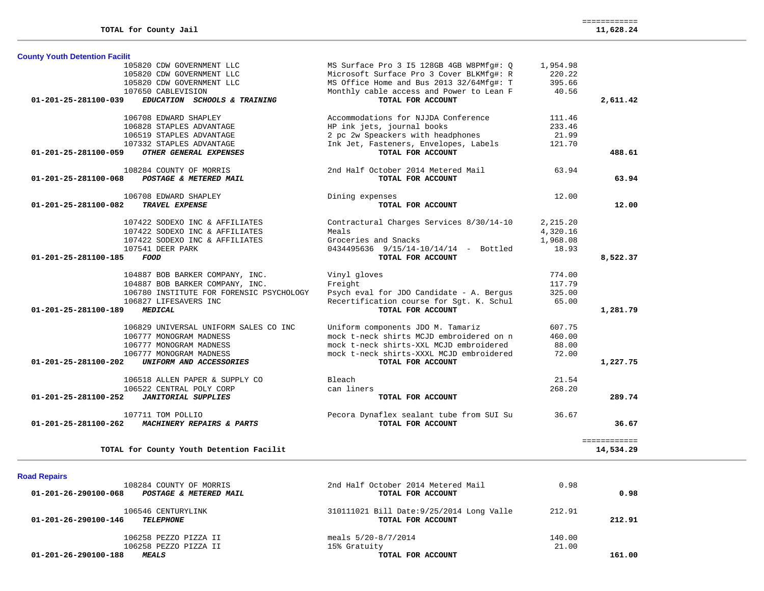| | | | |
|---|---|---|---|
| **TOTAL for County Jail** | | | 11,628.24 |

## County Youth Detention Facilit

| Account | Vendor | Description | Amount | Total |
|---|---|---|---|---|
| | 105820 CDW GOVERNMENT LLC | MS Surface Pro 3 I5 128GB 4GB W8PMfg#: Q | 1,954.98 | |
| | 105820 CDW GOVERNMENT LLC | Microsoft Surface Pro 3 Cover BLKMfg#: R | 220.22 | |
| | 105820 CDW GOVERNMENT LLC | MS Office Home and Bus 2013 32/64Mfg#: T | 395.66 | |
| | 107650 CABLEVISION | Monthly cable access and Power to Lean F | 40.56 | |
| **01-201-25-281100-039** | ***EDUCATION SCHOOLS & TRAINING*** | **TOTAL FOR ACCOUNT** | | **2,611.42** |
| | 106708 EDWARD SHAPLEY | Accommodations for NJJDA Conference | 111.46 | |
| | 106828 STAPLES ADVANTAGE | HP ink jets, journal books | 233.46 | |
| | 106519 STAPLES ADVANTAGE | 2 pc 2w Speackers with headphones | 21.99 | |
| | 107332 STAPLES ADVANTAGE | Ink Jet, Fasteners, Envelopes, Labels | 121.70 | |
| **01-201-25-281100-059** | ***OTHER GENERAL EXPENSES*** | **TOTAL FOR ACCOUNT** | | **488.61** |
| | 108284 COUNTY OF MORRIS | 2nd Half October 2014 Metered Mail | 63.94 | |
| **01-201-25-281100-068** | ***POSTAGE & METERED MAIL*** | **TOTAL FOR ACCOUNT** | | **63.94** |
| | 106708 EDWARD SHAPLEY | Dining expenses | 12.00 | |
| **01-201-25-281100-082** | ***TRAVEL EXPENSE*** | **TOTAL FOR ACCOUNT** | | **12.00** |
| | 107422 SODEXO INC & AFFILIATES | Contractural Charges Services 8/30/14-10 | 2,215.20 | |
| | 107422 SODEXO INC & AFFILIATES | Meals | 4,320.16 | |
| | 107422 SODEXO INC & AFFILIATES | Groceries and Snacks | 1,968.08 | |
| | 107541 DEER PARK | 0434495636 9/15/14-10/14/14 - Bottled | 18.93 | |
| **01-201-25-281100-185** | ***FOOD*** | **TOTAL FOR ACCOUNT** | | **8,522.37** |
| | 104887 BOB BARKER COMPANY, INC. | Vinyl gloves | 774.00 | |
| | 104887 BOB BARKER COMPANY, INC. | Freight | 117.79 | |
| | 106780 INSTITUTE FOR FORENSIC PSYCHOLOGY | Psych eval for JDO Candidate - A. Bergus | 325.00 | |
| | 106827 LIFESAVERS INC | Recertification course for Sgt. K. Schul | 65.00 | |
| **01-201-25-281100-189** | ***MEDICAL*** | **TOTAL FOR ACCOUNT** | | **1,281.79** |
| | 106829 UNIVERSAL UNIFORM SALES CO INC | Uniform components JDO M. Tamariz | 607.75 | |
| | 106777 MONOGRAM MADNESS | mock t-neck shirts MCJD embroidered on n | 460.00 | |
| | 106777 MONOGRAM MADNESS | mock t-neck shirts-XXL MCJD embroidered | 88.00 | |
| | 106777 MONOGRAM MADNESS | mock t-neck shirts-XXXL MCJD embroidered | 72.00 | |
| **01-201-25-281100-202** | ***UNIFORM AND ACCESSORIES*** | **TOTAL FOR ACCOUNT** | | **1,227.75** |
| | 106518 ALLEN PAPER & SUPPLY CO | Bleach | 21.54 | |
| | 106522 CENTRAL POLY CORP | can liners | 268.20 | |
| **01-201-25-281100-252** | ***JANITORIAL SUPPLIES*** | **TOTAL FOR ACCOUNT** | | **289.74** |
| | 107711 TOM POLLIO | Pecora Dynaflex sealant tube from SUI Su | 36.67 | |
| **01-201-25-281100-262** | ***MACHINERY REPAIRS & PARTS*** | **TOTAL FOR ACCOUNT** | | **36.67** |
| **TOTAL for County Youth Detention Facilit** | | | | **14,534.29** |

## Road Repairs

| Account | Vendor | Description | Amount | Total |
|---|---|---|---|---|
| | 108284 COUNTY OF MORRIS | 2nd Half October 2014 Metered Mail | 0.98 | |
| **01-201-26-290100-068** | ***POSTAGE & METERED MAIL*** | **TOTAL FOR ACCOUNT** | | **0.98** |
| | 106546 CENTURYLINK | 310111021 Bill Date:9/25/2014 Long Valle | 212.91 | |
| **01-201-26-290100-146** | ***TELEPHONE*** | **TOTAL FOR ACCOUNT** | | **212.91** |
| | 106258 PEZZO PIZZA II | meals 5/20-8/7/2014 | 140.00 | |
| | 106258 PEZZO PIZZA II | 15% Gratuity | 21.00 | |
| **01-201-26-290100-188** | ***MEALS*** | **TOTAL FOR ACCOUNT** | | **161.00** |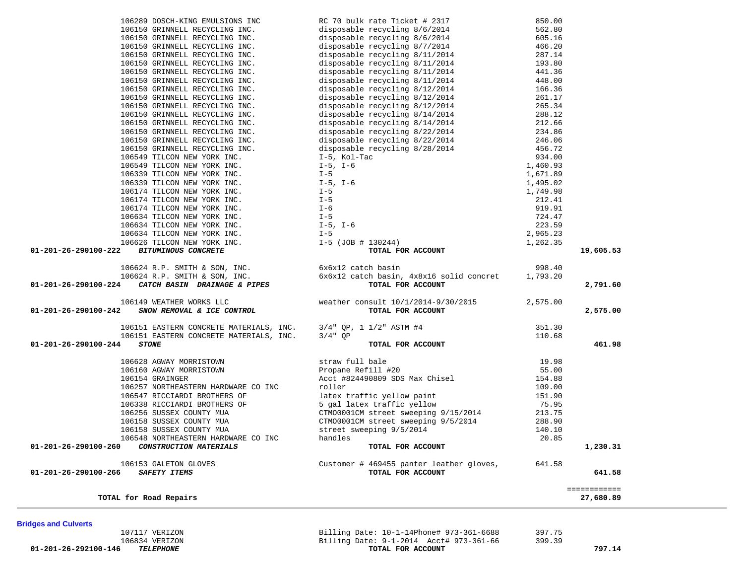| Account | Vendor | Description | Amount | Total |
|---|---|---|---|---|
| | 106289 DOSCH-KING EMULSIONS INC | RC 70 bulk rate Ticket # 2317 | 850.00 | |
| | 106150 GRINNELL RECYCLING INC. | disposable recycling 8/6/2014 | 562.80 | |
| | 106150 GRINNELL RECYCLING INC. | disposable recycling 8/6/2014 | 605.16 | |
| | 106150 GRINNELL RECYCLING INC. | disposable recycling 8/7/2014 | 466.20 | |
| | 106150 GRINNELL RECYCLING INC. | disposable recycling 8/11/2014 | 287.14 | |
| | 106150 GRINNELL RECYCLING INC. | disposable recycling 8/11/2014 | 193.80 | |
| | 106150 GRINNELL RECYCLING INC. | disposable recycling 8/11/2014 | 441.36 | |
| | 106150 GRINNELL RECYCLING INC. | disposable recycling 8/11/2014 | 448.00 | |
| | 106150 GRINNELL RECYCLING INC. | disposable recycling 8/12/2014 | 166.36 | |
| | 106150 GRINNELL RECYCLING INC. | disposable recycling 8/12/2014 | 261.17 | |
| | 106150 GRINNELL RECYCLING INC. | disposable recycling 8/12/2014 | 265.34 | |
| | 106150 GRINNELL RECYCLING INC. | disposable recycling 8/14/2014 | 288.12 | |
| | 106150 GRINNELL RECYCLING INC. | disposable recycling 8/14/2014 | 212.66 | |
| | 106150 GRINNELL RECYCLING INC. | disposable recycling 8/22/2014 | 234.86 | |
| | 106150 GRINNELL RECYCLING INC. | disposable recycling 8/22/2014 | 246.06 | |
| | 106150 GRINNELL RECYCLING INC. | disposable recycling 8/28/2014 | 456.72 | |
| | 106549 TILCON NEW YORK INC. | I-5, Kol-Tac | 934.00 | |
| | 106549 TILCON NEW YORK INC. | I-5, I-6 | 1,460.93 | |
| | 106339 TILCON NEW YORK INC. | I-5 | 1,671.89 | |
| | 106339 TILCON NEW YORK INC. | I-5, I-6 | 1,495.02 | |
| | 106174 TILCON NEW YORK INC. | I-5 | 1,749.98 | |
| | 106174 TILCON NEW YORK INC. | I-5 | 212.41 | |
| | 106174 TILCON NEW YORK INC. | I-6 | 919.91 | |
| | 106634 TILCON NEW YORK INC. | I-5 | 724.47 | |
| | 106634 TILCON NEW YORK INC. | I-5, I-6 | 223.59 | |
| | 106634 TILCON NEW YORK INC. | I-5 | 2,965.23 | |
| | 106626 TILCON NEW YORK INC. | I-5 (JOB # 130244) | 1,262.35 | |
| **01-201-26-290100-222** | ***BITUMINOUS CONCRETE*** | **TOTAL FOR ACCOUNT** | | **19,605.53** |
| | 106624 R.P. SMITH & SON, INC. | 6x6x12 catch basin | 998.40 | |
| | 106624 R.P. SMITH & SON, INC. | 6x6x12 catch basin, 4x8x16 solid concret | 1,793.20 | |
| **01-201-26-290100-224** | ***CATCH BASIN DRAINAGE & PIPES*** | **TOTAL FOR ACCOUNT** | | **2,791.60** |
| | 106149 WEATHER WORKS LLC | weather consult 10/1/2014-9/30/2015 | 2,575.00 | |
| **01-201-26-290100-242** | ***SNOW REMOVAL & ICE CONTROL*** | **TOTAL FOR ACCOUNT** | | **2,575.00** |
| | 106151 EASTERN CONCRETE MATERIALS, INC. | 3/4" QP, 1 1/2" ASTM #4 | 351.30 | |
| | 106151 EASTERN CONCRETE MATERIALS, INC. | 3/4" QP | 110.68 | |
| **01-201-26-290100-244** | ***STONE*** | **TOTAL FOR ACCOUNT** | | **461.98** |
| | 106628 AGWAY MORRISTOWN | straw full bale | 19.98 | |
| | 106160 AGWAY MORRISTOWN | Propane Refill #20 | 55.00 | |
| | 106154 GRAINGER | Acct #824490809 SDS Max Chisel | 154.88 | |
| | 106257 NORTHEASTERN HARDWARE CO INC | roller | 109.00 | |
| | 106547 RICCIARDI BROTHERS OF | latex traffic yellow paint | 151.90 | |
| | 106338 RICCIARDI BROTHERS OF | 5 gal latex traffic yellow | 75.95 | |
| | 106256 SUSSEX COUNTY MUA | CTMO0001CM street sweeping 9/15/2014 | 213.75 | |
| | 106158 SUSSEX COUNTY MUA | CTMO0001CM street sweeping 9/5/2014 | 288.90 | |
| | 106158 SUSSEX COUNTY MUA | street sweeping 9/5/2014 | 140.10 | |
| | 106548 NORTHEASTERN HARDWARE CO INC | handles | 20.85 | |
| **01-201-26-290100-260** | ***CONSTRUCTION MATERIALS*** | **TOTAL FOR ACCOUNT** | | **1,230.31** |
| | 106153 GALETON GLOVES | Customer # 469455 panter leather gloves, | 641.58 | |
| **01-201-26-290100-266** | ***SAFETY ITEMS*** | **TOTAL FOR ACCOUNT** | | **641.58** |
| | | | | ============ |
| **TOTAL for Road Repairs** | | | | **27,680.89** |

## Bridges and Culverts

| Account | Vendor | Description | Amount | Total |
|---|---|---|---|---|
| | 107117 VERIZON | Billing Date: 10-1-14Phone# 973-361-6688 | 397.75 | |
| | 106834 VERIZON | Billing Date: 9-1-2014 Acct# 973-361-66 | 399.39 | |
| **01-201-26-292100-146** | ***TELEPHONE*** | **TOTAL FOR ACCOUNT** | | **797.14** |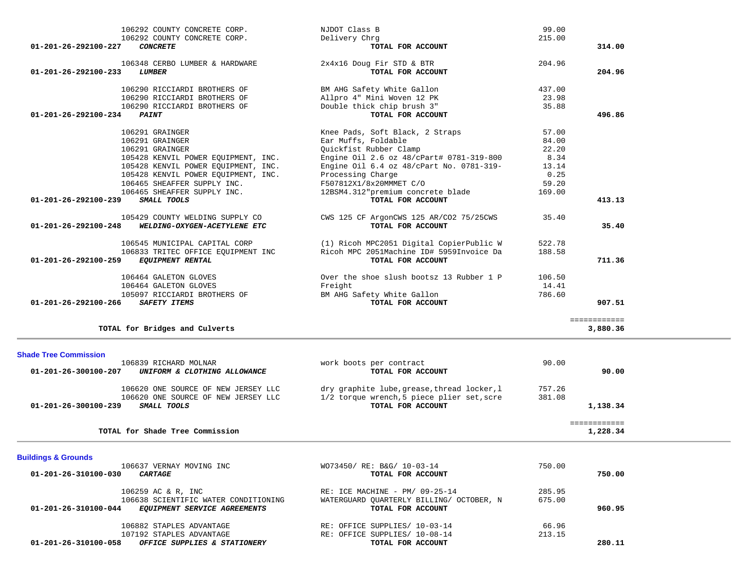| Account | Vendor / Account Name | Description | Amount | Total |
|---|---|---|---|---|
| | 106292 COUNTY CONCRETE CORP. | NJDOT Class B | 99.00 | |
| | 106292 COUNTY CONCRETE CORP. | Delivery Chrg | 215.00 | |
| 01-201-26-292100-227 | ***CONCRETE*** | **TOTAL FOR ACCOUNT** | | **314.00** |
| | 106348 CERBO LUMBER & HARDWARE | 2x4x16 Doug Fir STD & BTR | 204.96 | |
| 01-201-26-292100-233 | ***LUMBER*** | **TOTAL FOR ACCOUNT** | | **204.96** |
| | 106290 RICCIARDI BROTHERS OF | BM AHG Safety White Gallon | 437.00 | |
| | 106290 RICCIARDI BROTHERS OF | Allpro 4" Mini Woven 12 PK | 23.98 | |
| | 106290 RICCIARDI BROTHERS OF | Double thick chip brush 3" | 35.88 | |
| 01-201-26-292100-234 | ***PAINT*** | **TOTAL FOR ACCOUNT** | | **496.86** |
| | 106291 GRAINGER | Knee Pads, Soft Black, 2 Straps | 57.00 | |
| | 106291 GRAINGER | Ear Muffs, Foldable | 84.00 | |
| | 106291 GRAINGER | Quickfist Rubber Clamp | 22.20 | |
| | 105428 KENVIL POWER EQUIPMENT, INC. | Engine Oil 2.6 oz 48/cPart# 0781-319-800 | 8.34 | |
| | 105428 KENVIL POWER EQUIPMENT, INC. | Engine Oil 6.4 oz 48/cPart No. 0781-319- | 13.14 | |
| | 105428 KENVIL POWER EQUIPMENT, INC. | Processing Charge | 0.25 | |
| | 106465 SHEAFFER SUPPLY INC. | F507812X1/8x20MMMET C/O | 59.20 | |
| | 106465 SHEAFFER SUPPLY INC. | 12BSM4.312"premium concrete blade | 169.00 | |
| 01-201-26-292100-239 | ***SMALL TOOLS*** | **TOTAL FOR ACCOUNT** | | **413.13** |
| | 105429 COUNTY WELDING SUPPLY CO | CWS 125 CF ArgonCWS 125 AR/CO2 75/25CWS | 35.40 | |
| 01-201-26-292100-248 | ***WELDING-OXYGEN-ACETYLENE ETC*** | **TOTAL FOR ACCOUNT** | | **35.40** |
| | 106545 MUNICIPAL CAPITAL CORP | (1) Ricoh MPC2051 Digital CopierPublic W | 522.78 | |
| | 106833 TRITEC OFFICE EQUIPMENT INC | Ricoh MPC 2051Machine ID# 5959Invoice Da | 188.58 | |
| 01-201-26-292100-259 | ***EQUIPMENT RENTAL*** | **TOTAL FOR ACCOUNT** | | **711.36** |
| | 106464 GALETON GLOVES | Over the shoe slush bootsz 13 Rubber 1 P | 106.50 | |
| | 106464 GALETON GLOVES | Freight | 14.41 | |
| | 105097 RICCIARDI BROTHERS OF | BM AHG Safety White Gallon | 786.60 | |
| 01-201-26-292100-266 | ***SAFETY ITEMS*** | **TOTAL FOR ACCOUNT** | | **907.51** |
| | | | | ============ |
| | **TOTAL for Bridges and Culverts** | | | **3,880.36** |

## Shade Tree Commission

| Account | Vendor / Account Name | Description | Amount | Total |
|---|---|---|---|---|
| | 106839 RICHARD MOLNAR | work boots per contract | 90.00 | |
| 01-201-26-300100-207 | ***UNIFORM & CLOTHING ALLOWANCE*** | **TOTAL FOR ACCOUNT** | | **90.00** |
| | 106620 ONE SOURCE OF NEW JERSEY LLC | dry graphite lube,grease,thread locker,l | 757.26 | |
| | 106620 ONE SOURCE OF NEW JERSEY LLC | 1/2 torque wrench,5 piece plier set,scre | 381.08 | |
| 01-201-26-300100-239 | ***SMALL TOOLS*** | **TOTAL FOR ACCOUNT** | | **1,138.34** |
| | | | | ============ |
| | **TOTAL for Shade Tree Commission** | | | **1,228.34** |

## Buildings & Grounds

| Account | Vendor / Account Name | Description | Amount | Total |
|---|---|---|---|---|
| | 106637 VERNAY MOVING INC | WO73450/ RE: B&G/ 10-03-14 | 750.00 | |
| 01-201-26-310100-030 | ***CARTAGE*** | **TOTAL FOR ACCOUNT** | | **750.00** |
| | 106259 AC & R, INC | RE: ICE MACHINE - PM/ 09-25-14 | 285.95 | |
| | 106638 SCIENTIFIC WATER CONDITIONING | WATERGUARD QUARTERLY BILLING/ OCTOBER, N | 675.00 | |
| 01-201-26-310100-044 | ***EQUIPMENT SERVICE AGREEMENTS*** | **TOTAL FOR ACCOUNT** | | **960.95** |
| | 106882 STAPLES ADVANTAGE | RE: OFFICE SUPPLIES/ 10-03-14 | 66.96 | |
| | 107192 STAPLES ADVANTAGE | RE: OFFICE SUPPLIES/ 10-08-14 | 213.15 | |
| 01-201-26-310100-058 | ***OFFICE SUPPLIES & STATIONERY*** | **TOTAL FOR ACCOUNT** | | **280.11** |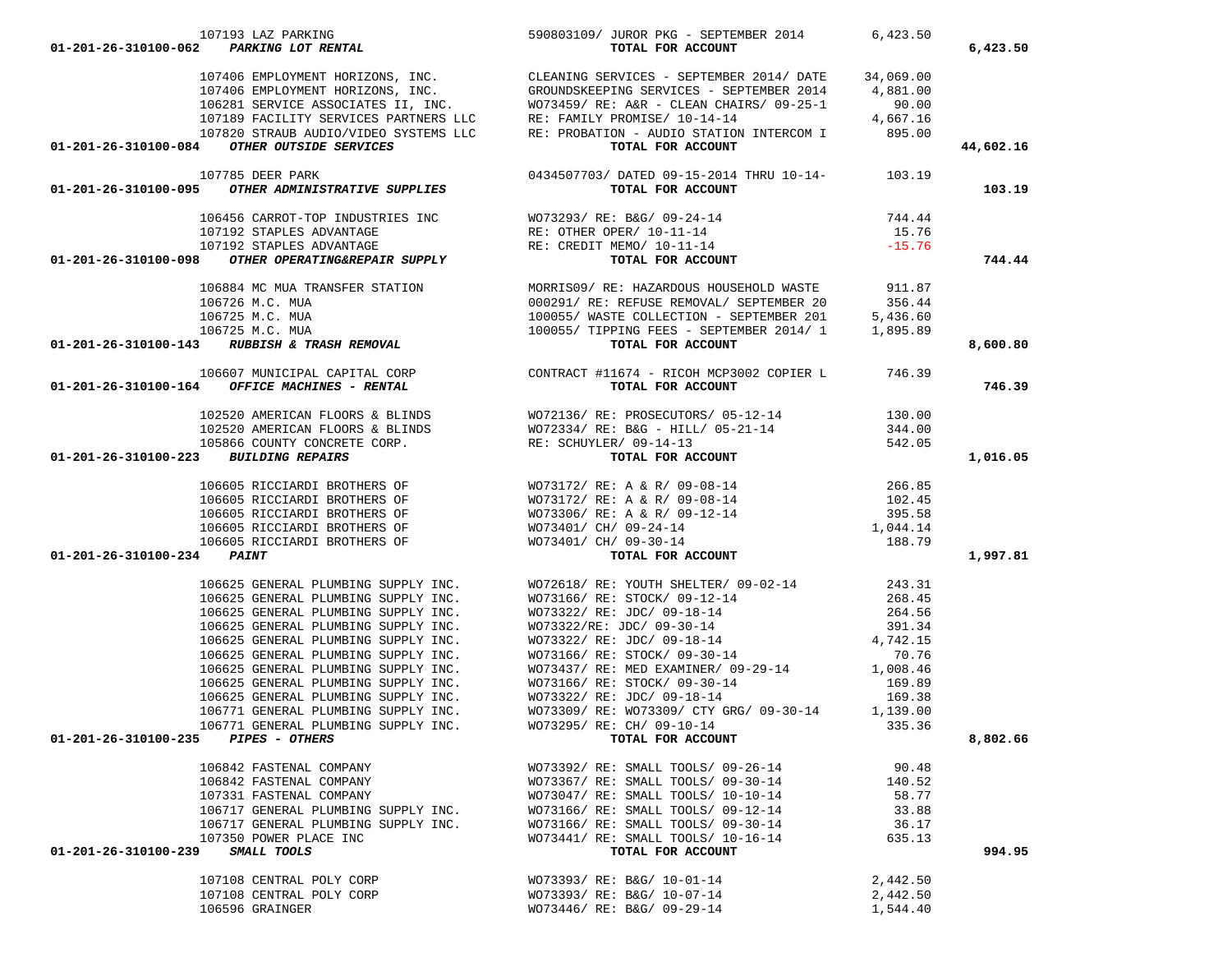| Account | Vendor | Description | Amount | Total |
|---|---|---|---|---|
| | 107193 LAZ PARKING | 590803109/ JUROR PKG - SEPTEMBER 2014 | 6,423.50 | |
| 01-201-26-310100-062 *PARKING LOT RENTAL* | | TOTAL FOR ACCOUNT | | 6,423.50 |
| | 107406 EMPLOYMENT HORIZONS, INC. | CLEANING SERVICES - SEPTEMBER 2014/ DATE | 34,069.00 | |
| | 107406 EMPLOYMENT HORIZONS, INC. | GROUNDSKEEPING SERVICES - SEPTEMBER 2014 | 4,881.00 | |
| | 106281 SERVICE ASSOCIATES II, INC. | WO73459/ RE: A&R - CLEAN CHAIRS/ 09-25-1 | 90.00 | |
| | 107189 FACILITY SERVICES PARTNERS LLC | RE: FAMILY PROMISE/ 10-14-14 | 4,667.16 | |
| | 107820 STRAUB AUDIO/VIDEO SYSTEMS LLC | RE: PROBATION - AUDIO STATION INTERCOM I | 895.00 | |
| 01-201-26-310100-084 *OTHER OUTSIDE SERVICES* | | TOTAL FOR ACCOUNT | | 44,602.16 |
| | 107785 DEER PARK | 0434507703/ DATED 09-15-2014 THRU 10-14- | 103.19 | |
| 01-201-26-310100-095 *OTHER ADMINISTRATIVE SUPPLIES* | | TOTAL FOR ACCOUNT | | 103.19 |
| | 106456 CARROT-TOP INDUSTRIES INC | WO73293/ RE: B&G/ 09-24-14 | 744.44 | |
| | 107192 STAPLES ADVANTAGE | RE: OTHER OPER/ 10-11-14 | 15.76 | |
| | 107192 STAPLES ADVANTAGE | RE: CREDIT MEMO/ 10-11-14 | -15.76 | |
| 01-201-26-310100-098 *OTHER OPERATING&REPAIR SUPPLY* | | TOTAL FOR ACCOUNT | | 744.44 |
| | 106884 MC MUA TRANSFER STATION | MORRIS09/ RE: HAZARDOUS HOUSEHOLD WASTE | 911.87 | |
| | 106726 M.C. MUA | 000291/ RE: REFUSE REMOVAL/ SEPTEMBER 20 | 356.44 | |
| | 106725 M.C. MUA | 100055/ WASTE COLLECTION - SEPTEMBER 201 | 5,436.60 | |
| | 106725 M.C. MUA | 100055/ TIPPING FEES - SEPTEMBER 2014/ 1 | 1,895.89 | |
| 01-201-26-310100-143 *RUBBISH & TRASH REMOVAL* | | TOTAL FOR ACCOUNT | | 8,600.80 |
| | 106607 MUNICIPAL CAPITAL CORP | CONTRACT #11674 - RICOH MCP3002 COPIER L | 746.39 | |
| 01-201-26-310100-164 *OFFICE MACHINES - RENTAL* | | TOTAL FOR ACCOUNT | | 746.39 |
| | 102520 AMERICAN FLOORS & BLINDS | WO72136/ RE: PROSECUTORS/ 05-12-14 | 130.00 | |
| | 102520 AMERICAN FLOORS & BLINDS | WO72334/ RE: B&G - HILL/ 05-21-14 | 344.00 | |
| | 105866 COUNTY CONCRETE CORP. | RE: SCHUYLER/ 09-14-13 | 542.05 | |
| 01-201-26-310100-223 *BUILDING REPAIRS* | | TOTAL FOR ACCOUNT | | 1,016.05 |
| | 106605 RICCIARDI BROTHERS OF | WO73172/ RE: A & R/ 09-08-14 | 266.85 | |
| | 106605 RICCIARDI BROTHERS OF | WO73172/ RE: A & R/ 09-08-14 | 102.45 | |
| | 106605 RICCIARDI BROTHERS OF | WO73306/ RE: A & R/ 09-12-14 | 395.58 | |
| | 106605 RICCIARDI BROTHERS OF | WO73401/ CH/ 09-24-14 | 1,044.14 | |
| | 106605 RICCIARDI BROTHERS OF | WO73401/ CH/ 09-30-14 | 188.79 | |
| 01-201-26-310100-234 *PAINT* | | TOTAL FOR ACCOUNT | | 1,997.81 |
| | 106625 GENERAL PLUMBING SUPPLY INC. | WO72618/ RE: YOUTH SHELTER/ 09-02-14 | 243.31 | |
| | 106625 GENERAL PLUMBING SUPPLY INC. | WO73166/ RE: STOCK/ 09-12-14 | 268.45 | |
| | 106625 GENERAL PLUMBING SUPPLY INC. | WO73322/ RE: JDC/ 09-18-14 | 264.56 | |
| | 106625 GENERAL PLUMBING SUPPLY INC. | WO73322/RE: JDC/ 09-30-14 | 391.34 | |
| | 106625 GENERAL PLUMBING SUPPLY INC. | WO73322/ RE: JDC/ 09-18-14 | 4,742.15 | |
| | 106625 GENERAL PLUMBING SUPPLY INC. | WO73166/ RE: STOCK/ 09-30-14 | 70.76 | |
| | 106625 GENERAL PLUMBING SUPPLY INC. | WO73437/ RE: MED EXAMINER/ 09-29-14 | 1,008.46 | |
| | 106625 GENERAL PLUMBING SUPPLY INC. | WO73166/ RE: STOCK/ 09-30-14 | 169.89 | |
| | 106625 GENERAL PLUMBING SUPPLY INC. | WO73322/ RE: JDC/ 09-18-14 | 169.38 | |
| | 106771 GENERAL PLUMBING SUPPLY INC. | WO73309/ RE: WO73309/ CTY GRG/ 09-30-14 | 1,139.00 | |
| | 106771 GENERAL PLUMBING SUPPLY INC. | WO73295/ RE: CH/ 09-10-14 | 335.36 | |
| 01-201-26-310100-235 *PIPES - OTHERS* | | TOTAL FOR ACCOUNT | | 8,802.66 |
| | 106842 FASTENAL COMPANY | WO73392/ RE: SMALL TOOLS/ 09-26-14 | 90.48 | |
| | 106842 FASTENAL COMPANY | WO73367/ RE: SMALL TOOLS/ 09-30-14 | 140.52 | |
| | 107331 FASTENAL COMPANY | WO73047/ RE: SMALL TOOLS/ 10-10-14 | 58.77 | |
| | 106717 GENERAL PLUMBING SUPPLY INC. | WO73166/ RE: SMALL TOOLS/ 09-12-14 | 33.88 | |
| | 106717 GENERAL PLUMBING SUPPLY INC. | WO73166/ RE: SMALL TOOLS/ 09-30-14 | 36.17 | |
| | 107350 POWER PLACE INC | WO73441/ RE: SMALL TOOLS/ 10-16-14 | 635.13 | |
| 01-201-26-310100-239 *SMALL TOOLS* | | TOTAL FOR ACCOUNT | | 994.95 |
| | 107108 CENTRAL POLY CORP | WO73393/ RE: B&G/ 10-01-14 | 2,442.50 | |
| | 107108 CENTRAL POLY CORP | WO73393/ RE: B&G/ 10-07-14 | 2,442.50 | |
| | 106596 GRAINGER | WO73446/ RE: B&G/ 09-29-14 | 1,544.40 | |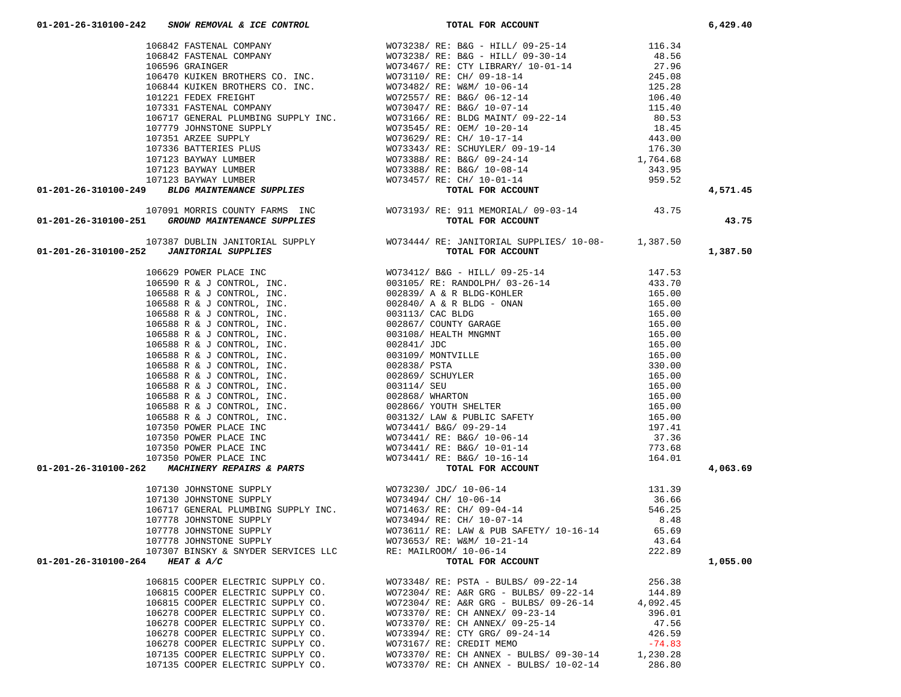| Account | Vendor | Description | Amount | Total |
|---|---|---|---|---|
| 01-201-26-310100-242 ***SNOW REMOVAL & ICE CONTROL*** | | **TOTAL FOR ACCOUNT** | | 6,429.40 |
| | 106842 FASTENAL COMPANY | WO73238/ RE: B&G - HILL/ 09-25-14 | 116.34 | |
| | 106842 FASTENAL COMPANY | WO73238/ RE: B&G - HILL/ 09-30-14 | 48.56 | |
| | 106596 GRAINGER | WO73467/ RE: CTY LIBRARY/ 10-01-14 | 27.96 | |
| | 106470 KUIKEN BROTHERS CO. INC. | WO73110/ RE: CH/ 09-18-14 | 245.08 | |
| | 106844 KUIKEN BROTHERS CO. INC. | WO73482/ RE: W&M/ 10-06-14 | 125.28 | |
| | 101221 FEDEX FREIGHT | WO72557/ RE: B&G/ 06-12-14 | 106.40 | |
| | 107331 FASTENAL COMPANY | WO73047/ RE: B&G/ 10-07-14 | 115.40 | |
| | 106717 GENERAL PLUMBING SUPPLY INC. | WO73166/ RE: BLDG MAINT/ 09-22-14 | 80.53 | |
| | 107779 JOHNSTONE SUPPLY | WO73545/ RE: OEM/ 10-20-14 | 18.45 | |
| | 107351 ARZEE SUPPLY | WO73629/ RE: CH/ 10-17-14 | 443.00 | |
| | 107336 BATTERIES PLUS | WO73343/ RE: SCHUYLER/ 09-19-14 | 176.30 | |
| | 107123 BAYWAY LUMBER | WO73388/ RE: B&G/ 09-24-14 | 1,764.68 | |
| | 107123 BAYWAY LUMBER | WO73388/ RE: B&G/ 10-08-14 | 343.95 | |
| | 107123 BAYWAY LUMBER | WO73457/ RE: CH/ 10-01-14 | 959.52 | |
| 01-201-26-310100-249 ***BLDG MAINTENANCE SUPPLIES*** | | **TOTAL FOR ACCOUNT** | | 4,571.45 |
| | 107091 MORRIS COUNTY FARMS INC | WO73193/ RE: 911 MEMORIAL/ 09-03-14 | 43.75 | |
| 01-201-26-310100-251 ***GROUND MAINTENANCE SUPPLIES*** | | **TOTAL FOR ACCOUNT** | | 43.75 |
| | 107387 DUBLIN JANITORIAL SUPPLY | WO73444/ RE: JANITORIAL SUPPLIES/ 10-08- | 1,387.50 | |
| 01-201-26-310100-252 ***JANITORIAL SUPPLIES*** | | **TOTAL FOR ACCOUNT** | | 1,387.50 |
| | 106629 POWER PLACE INC | WO73412/ B&G - HILL/ 09-25-14 | 147.53 | |
| | 106590 R & J CONTROL, INC. | 003105/ RE: RANDOLPH/ 03-26-14 | 433.70 | |
| | 106588 R & J CONTROL, INC. | 002839/ A & R BLDG-KOHLER | 165.00 | |
| | 106588 R & J CONTROL, INC. | 002840/ A & R BLDG - ONAN | 165.00 | |
| | 106588 R & J CONTROL, INC. | 003113/ CAC BLDG | 165.00 | |
| | 106588 R & J CONTROL, INC. | 002867/ COUNTY GARAGE | 165.00 | |
| | 106588 R & J CONTROL, INC. | 003108/ HEALTH MNGMNT | 165.00 | |
| | 106588 R & J CONTROL, INC. | 002841/ JDC | 165.00 | |
| | 106588 R & J CONTROL, INC. | 003109/ MONTVILLE | 165.00 | |
| | 106588 R & J CONTROL, INC. | 002838/ PSTA | 330.00 | |
| | 106588 R & J CONTROL, INC. | 002869/ SCHUYLER | 165.00 | |
| | 106588 R & J CONTROL, INC. | 003114/ SEU | 165.00 | |
| | 106588 R & J CONTROL, INC. | 002868/ WHARTON | 165.00 | |
| | 106588 R & J CONTROL, INC. | 002866/ YOUTH SHELTER | 165.00 | |
| | 106588 R & J CONTROL, INC. | 003132/ LAW & PUBLIC SAFETY | 165.00 | |
| | 107350 POWER PLACE INC | WO73441/ B&G/ 09-29-14 | 197.41 | |
| | 107350 POWER PLACE INC | WO73441/ RE: B&G/ 10-06-14 | 37.36 | |
| | 107350 POWER PLACE INC | WO73441/ RE: B&G/ 10-01-14 | 773.68 | |
| | 107350 POWER PLACE INC | WO73441/ RE: B&G/ 10-16-14 | 164.01 | |
| 01-201-26-310100-262 ***MACHINERY REPAIRS & PARTS*** | | **TOTAL FOR ACCOUNT** | | 4,063.69 |
| | 107130 JOHNSTONE SUPPLY | WO73230/ JDC/ 10-06-14 | 131.39 | |
| | 107130 JOHNSTONE SUPPLY | WO73494/ CH/ 10-06-14 | 36.66 | |
| | 106717 GENERAL PLUMBING SUPPLY INC. | WO71463/ RE: CH/ 09-04-14 | 546.25 | |
| | 107778 JOHNSTONE SUPPLY | WO73494/ RE: CH/ 10-07-14 | 8.48 | |
| | 107778 JOHNSTONE SUPPLY | WO73611/ RE: LAW & PUB SAFETY/ 10-16-14 | 65.69 | |
| | 107778 JOHNSTONE SUPPLY | WO73653/ RE: W&M/ 10-21-14 | 43.64 | |
| | 107307 BINSKY & SNYDER SERVICES LLC | RE: MAILROOM/ 10-06-14 | 222.89 | |
| 01-201-26-310100-264 ***HEAT & A/C*** | | **TOTAL FOR ACCOUNT** | | 1,055.00 |
| | 106815 COOPER ELECTRIC SUPPLY CO. | WO73348/ RE: PSTA - BULBS/ 09-22-14 | 256.38 | |
| | 106815 COOPER ELECTRIC SUPPLY CO. | WO72304/ RE: A&R GRG - BULBS/ 09-22-14 | 144.89 | |
| | 106815 COOPER ELECTRIC SUPPLY CO. | WO72304/ RE: A&R GRG - BULBS/ 09-26-14 | 4,092.45 | |
| | 106278 COOPER ELECTRIC SUPPLY CO. | WO73370/ RE: CH ANNEX/ 09-23-14 | 396.01 | |
| | 106278 COOPER ELECTRIC SUPPLY CO. | WO73370/ RE: CH ANNEX/ 09-25-14 | 47.56 | |
| | 106278 COOPER ELECTRIC SUPPLY CO. | WO73394/ RE: CTY GRG/ 09-24-14 | 426.59 | |
| | 106278 COOPER ELECTRIC SUPPLY CO. | WO73167/ RE: CREDIT MEMO | -74.83 | |
| | 107135 COOPER ELECTRIC SUPPLY CO. | WO73370/ RE: CH ANNEX - BULBS/ 09-30-14 | 1,230.28 | |
| | 107135 COOPER ELECTRIC SUPPLY CO. | WO73370/ RE: CH ANNEX - BULBS/ 10-02-14 | 286.80 | |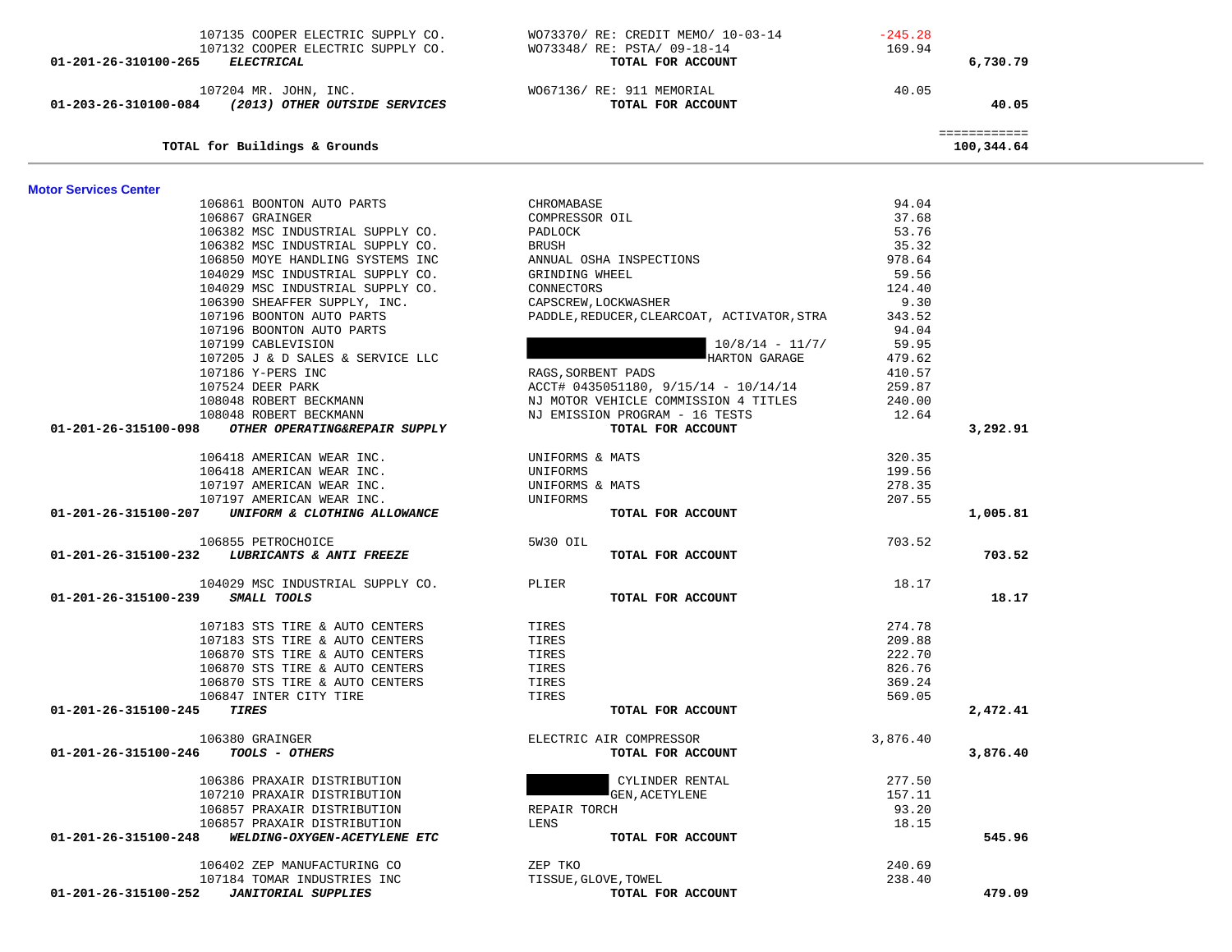| Account | Vendor | Description | Amount | Total |
|---|---|---|---|---|
| | 107135 COOPER ELECTRIC SUPPLY CO. | WO73370/ RE: CREDIT MEMO/ 10-03-14 | -245.28 | |
| | 107132 COOPER ELECTRIC SUPPLY CO. | WO73348/ RE: PSTA/ 09-18-14 | 169.94 | |
| **01-201-26-310100-265** ***ELECTRICAL*** | | **TOTAL FOR ACCOUNT** | | **6,730.79** |
| | 107204 MR. JOHN, INC. | WO67136/ RE: 911 MEMORIAL | 40.05 | |
| **01-203-26-310100-084** ***(2013) OTHER OUTSIDE SERVICES*** | | **TOTAL FOR ACCOUNT** | | **40.05** |
| | | | | ============ |
| **TOTAL for Buildings & Grounds** | | | | **100,344.64** |

**Motor Services Center**

| Account | Vendor | Description | Amount | Total |
|---|---|---|---|---|
| | 106861 BOONTON AUTO PARTS | CHROMABASE | 94.04 | |
| | 106867 GRAINGER | COMPRESSOR OIL | 37.68 | |
| | 106382 MSC INDUSTRIAL SUPPLY CO. | PADLOCK | 53.76 | |
| | 106382 MSC INDUSTRIAL SUPPLY CO. | BRUSH | 35.32 | |
| | 106850 MOYE HANDLING SYSTEMS INC | ANNUAL OSHA INSPECTIONS | 978.64 | |
| | 104029 MSC INDUSTRIAL SUPPLY CO. | GRINDING WHEEL | 59.56 | |
| | 104029 MSC INDUSTRIAL SUPPLY CO. | CONNECTORS | 124.40 | |
| | 106390 SHEAFFER SUPPLY, INC. | CAPSCREW,LOCKWASHER | 9.30 | |
| | 107196 BOONTON AUTO PARTS | PADDLE,REDUCER,CLEARCOAT, ACTIVATOR,STRA | 343.52 | |
| | 107196 BOONTON AUTO PARTS | | 94.04 | |
| | 107199 CABLEVISION | 10/8/14 - 11/7/ | 59.95 | |
| | 107205 J & D SALES & SERVICE LLC | HARTON GARAGE | 479.62 | |
| | 107186 Y-PERS INC | RAGS,SORBENT PADS | 410.57 | |
| | 107524 DEER PARK | ACCT# 0435051180, 9/15/14 - 10/14/14 | 259.87 | |
| | 108048 ROBERT BECKMANN | NJ MOTOR VEHICLE COMMISSION 4 TITLES | 240.00 | |
| | 108048 ROBERT BECKMANN | NJ EMISSION PROGRAM - 16 TESTS | 12.64 | |
| **01-201-26-315100-098** ***OTHER OPERATING&REPAIR SUPPLY*** | | **TOTAL FOR ACCOUNT** | | **3,292.91** |
| | 106418 AMERICAN WEAR INC. | UNIFORMS & MATS | 320.35 | |
| | 106418 AMERICAN WEAR INC. | UNIFORMS | 199.56 | |
| | 107197 AMERICAN WEAR INC. | UNIFORMS & MATS | 278.35 | |
| | 107197 AMERICAN WEAR INC. | UNIFORMS | 207.55 | |
| **01-201-26-315100-207** ***UNIFORM & CLOTHING ALLOWANCE*** | | **TOTAL FOR ACCOUNT** | | **1,005.81** |
| | 106855 PETROCHOICE | 5W30 OIL | 703.52 | |
| **01-201-26-315100-232** ***LUBRICANTS & ANTI FREEZE*** | | **TOTAL FOR ACCOUNT** | | **703.52** |
| | 104029 MSC INDUSTRIAL SUPPLY CO. | PLIER | 18.17 | |
| **01-201-26-315100-239** ***SMALL TOOLS*** | | **TOTAL FOR ACCOUNT** | | **18.17** |
| | 107183 STS TIRE & AUTO CENTERS | TIRES | 274.78 | |
| | 107183 STS TIRE & AUTO CENTERS | TIRES | 209.88 | |
| | 106870 STS TIRE & AUTO CENTERS | TIRES | 222.70 | |
| | 106870 STS TIRE & AUTO CENTERS | TIRES | 826.76 | |
| | 106870 STS TIRE & AUTO CENTERS | TIRES | 369.24 | |
| | 106847 INTER CITY TIRE | TIRES | 569.05 | |
| **01-201-26-315100-245** ***TIRES*** | | **TOTAL FOR ACCOUNT** | | **2,472.41** |
| | 106380 GRAINGER | ELECTRIC AIR COMPRESSOR | 3,876.40 | |
| **01-201-26-315100-246** ***TOOLS - OTHERS*** | | **TOTAL FOR ACCOUNT** | | **3,876.40** |
| | 106386 PRAXAIR DISTRIBUTION | CYLINDER RENTAL | 277.50 | |
| | 107210 PRAXAIR DISTRIBUTION | GEN,ACETYLENE | 157.11 | |
| | 106857 PRAXAIR DISTRIBUTION | REPAIR TORCH | 93.20 | |
| | 106857 PRAXAIR DISTRIBUTION | LENS | 18.15 | |
| **01-201-26-315100-248** ***WELDING-OXYGEN-ACETYLENE ETC*** | | **TOTAL FOR ACCOUNT** | | **545.96** |
| | 106402 ZEP MANUFACTURING CO | ZEP TKO | 240.69 | |
| | 107184 TOMAR INDUSTRIES INC | TISSUE,GLOVE,TOWEL | 238.40 | |
| **01-201-26-315100-252** ***JANITORIAL SUPPLIES*** | | **TOTAL FOR ACCOUNT** | | **479.09** |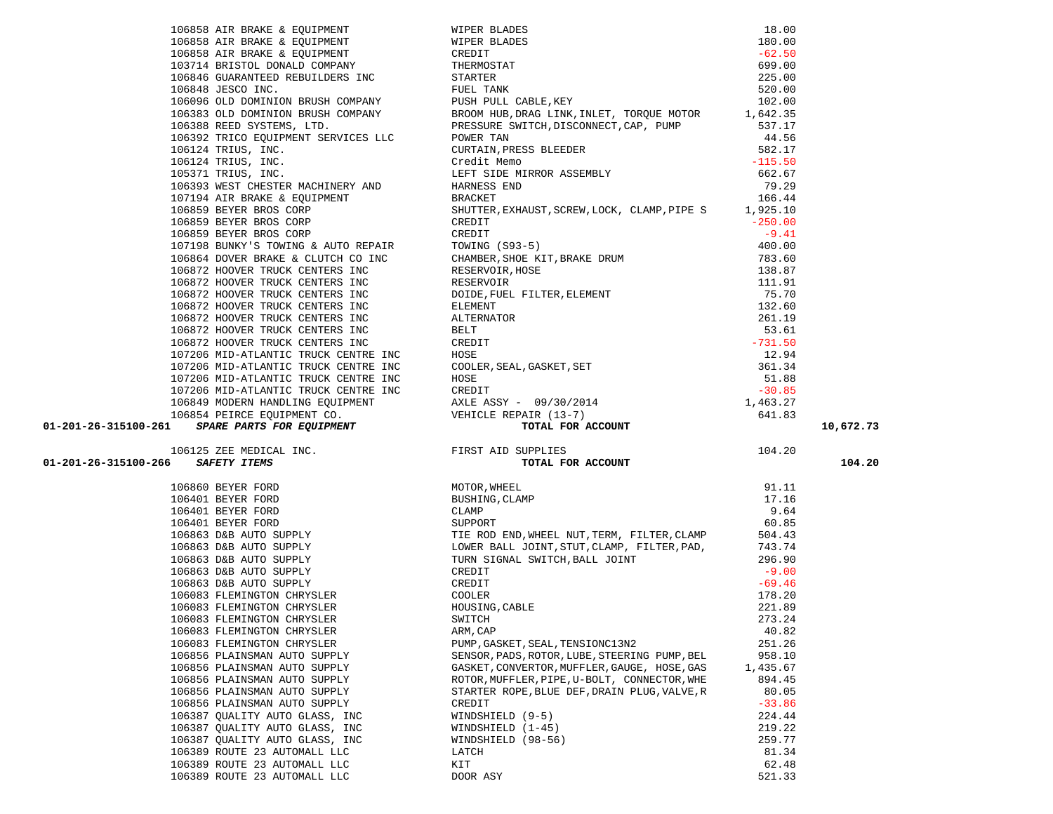| Account | Vendor | Description | Amount | Total |
|---|---|---|---|---|
| | 106858 AIR BRAKE & EQUIPMENT | WIPER BLADES | 18.00 | |
| | 106858 AIR BRAKE & EQUIPMENT | WIPER BLADES | 180.00 | |
| | 106858 AIR BRAKE & EQUIPMENT | CREDIT | -62.50 | |
| | 103714 BRISTOL DONALD COMPANY | THERMOSTAT | 699.00 | |
| | 106846 GUARANTEED REBUILDERS INC | STARTER | 225.00 | |
| | 106848 JESCO INC. | FUEL TANK | 520.00 | |
| | 106096 OLD DOMINION BRUSH COMPANY | PUSH PULL CABLE,KEY | 102.00 | |
| | 106383 OLD DOMINION BRUSH COMPANY | BROOM HUB,DRAG LINK,INLET, TORQUE MOTOR | 1,642.35 | |
| | 106388 REED SYSTEMS, LTD. | PRESSURE SWITCH,DISCONNECT,CAP, PUMP | 537.17 | |
| | 106392 TRICO EQUIPMENT SERVICES LLC | POWER TAN | 44.56 | |
| | 106124 TRIUS, INC. | CURTAIN,PRESS BLEEDER | 582.17 | |
| | 106124 TRIUS, INC. | Credit Memo | -115.50 | |
| | 105371 TRIUS, INC. | LEFT SIDE MIRROR ASSEMBLY | 662.67 | |
| | 106393 WEST CHESTER MACHINERY AND | HARNESS END | 79.29 | |
| | 107194 AIR BRAKE & EQUIPMENT | BRACKET | 166.44 | |
| | 106859 BEYER BROS CORP | SHUTTER,EXHAUST,SCREW,LOCK, CLAMP,PIPE S | 1,925.10 | |
| | 106859 BEYER BROS CORP | CREDIT | -250.00 | |
| | 106859 BEYER BROS CORP | CREDIT | -9.41 | |
| | 107198 BUNKY'S TOWING & AUTO REPAIR | TOWING (S93-5) | 400.00 | |
| | 106864 DOVER BRAKE & CLUTCH CO INC | CHAMBER,SHOE KIT,BRAKE DRUM | 783.60 | |
| | 106872 HOOVER TRUCK CENTERS INC | RESERVOIR,HOSE | 138.87 | |
| | 106872 HOOVER TRUCK CENTERS INC | RESERVOIR | 111.91 | |
| | 106872 HOOVER TRUCK CENTERS INC | DOIDE,FUEL FILTER,ELEMENT | 75.70 | |
| | 106872 HOOVER TRUCK CENTERS INC | ELEMENT | 132.60 | |
| | 106872 HOOVER TRUCK CENTERS INC | ALTERNATOR | 261.19 | |
| | 106872 HOOVER TRUCK CENTERS INC | BELT | 53.61 | |
| | 106872 HOOVER TRUCK CENTERS INC | CREDIT | -731.50 | |
| | 107206 MID-ATLANTIC TRUCK CENTRE INC | HOSE | 12.94 | |
| | 107206 MID-ATLANTIC TRUCK CENTRE INC | COOLER,SEAL,GASKET,SET | 361.34 | |
| | 107206 MID-ATLANTIC TRUCK CENTRE INC | HOSE | 51.88 | |
| | 107206 MID-ATLANTIC TRUCK CENTRE INC | CREDIT | -30.85 | |
| | 106849 MODERN HANDLING EQUIPMENT | AXLE ASSY - 09/30/2014 | 1,463.27 | |
| | 106854 PEIRCE EQUIPMENT CO. | VEHICLE REPAIR (13-7) | 641.83 | |
| **01-201-26-315100-261** | ***SPARE PARTS FOR EQUIPMENT*** | **TOTAL FOR ACCOUNT** | | **10,672.73** |
| | 106125 ZEE MEDICAL INC. | FIRST AID SUPPLIES | 104.20 | |
| **01-201-26-315100-266** | ***SAFETY ITEMS*** | **TOTAL FOR ACCOUNT** | | **104.20** |
| | 106860 BEYER FORD | MOTOR,WHEEL | 91.11 | |
| | 106401 BEYER FORD | BUSHING,CLAMP | 17.16 | |
| | 106401 BEYER FORD | CLAMP | 9.64 | |
| | 106401 BEYER FORD | SUPPORT | 60.85 | |
| | 106863 D&B AUTO SUPPLY | TIE ROD END,WHEEL NUT,TERM, FILTER,CLAMP | 504.43 | |
| | 106863 D&B AUTO SUPPLY | LOWER BALL JOINT,STUT,CLAMP, FILTER,PAD, | 743.74 | |
| | 106863 D&B AUTO SUPPLY | TURN SIGNAL SWITCH,BALL JOINT | 296.90 | |
| | 106863 D&B AUTO SUPPLY | CREDIT | -9.00 | |
| | 106863 D&B AUTO SUPPLY | CREDIT | -69.46 | |
| | 106083 FLEMINGTON CHRYSLER | COOLER | 178.20 | |
| | 106083 FLEMINGTON CHRYSLER | HOUSING,CABLE | 221.89 | |
| | 106083 FLEMINGTON CHRYSLER | SWITCH | 273.24 | |
| | 106083 FLEMINGTON CHRYSLER | ARM,CAP | 40.82 | |
| | 106083 FLEMINGTON CHRYSLER | PUMP,GASKET,SEAL,TENSIONC13N2 | 251.26 | |
| | 106856 PLAINSMAN AUTO SUPPLY | SENSOR,PADS,ROTOR,LUBE,STEERING PUMP,BEL | 958.10 | |
| | 106856 PLAINSMAN AUTO SUPPLY | GASKET,CONVERTOR,MUFFLER,GAUGE, HOSE,GAS | 1,435.67 | |
| | 106856 PLAINSMAN AUTO SUPPLY | ROTOR,MUFFLER,PIPE,U-BOLT, CONNECTOR,WHE | 894.45 | |
| | 106856 PLAINSMAN AUTO SUPPLY | STARTER ROPE,BLUE DEF,DRAIN PLUG,VALVE,R | 80.05 | |
| | 106856 PLAINSMAN AUTO SUPPLY | CREDIT | -33.86 | |
| | 106387 QUALITY AUTO GLASS, INC | WINDSHIELD (9-5) | 224.44 | |
| | 106387 QUALITY AUTO GLASS, INC | WINDSHIELD (1-45) | 219.22 | |
| | 106387 QUALITY AUTO GLASS, INC | WINDSHIELD (98-56) | 259.77 | |
| | 106389 ROUTE 23 AUTOMALL LLC | LATCH | 81.34 | |
| | 106389 ROUTE 23 AUTOMALL LLC | KIT | 62.48 | |
| | 106389 ROUTE 23 AUTOMALL LLC | DOOR ASY | 521.33 | |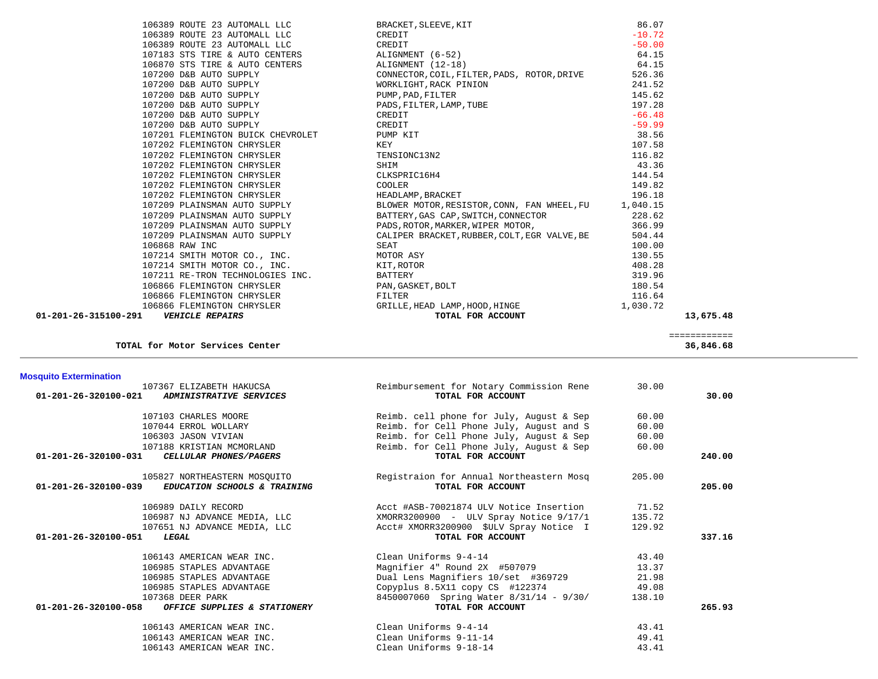| Vendor | Description | Amount | Total |
|---|---|---|---|
| 106389 ROUTE 23 AUTOMALL LLC | BRACKET,SLEEVE,KIT | 86.07 | |
| 106389 ROUTE 23 AUTOMALL LLC | CREDIT | -10.72 | |
| 106389 ROUTE 23 AUTOMALL LLC | CREDIT | -50.00 | |
| 107183 STS TIRE & AUTO CENTERS | ALIGNMENT (6-52) | 64.15 | |
| 106870 STS TIRE & AUTO CENTERS | ALIGNMENT (12-18) | 64.15 | |
| 107200 D&B AUTO SUPPLY | CONNECTOR,COIL,FILTER,PADS, ROTOR,DRIVE | 526.36 | |
| 107200 D&B AUTO SUPPLY | WORKLIGHT,RACK PINION | 241.52 | |
| 107200 D&B AUTO SUPPLY | PUMP,PAD,FILTER | 145.62 | |
| 107200 D&B AUTO SUPPLY | PADS,FILTER,LAMP,TUBE | 197.28 | |
| 107200 D&B AUTO SUPPLY | CREDIT | -66.48 | |
| 107200 D&B AUTO SUPPLY | CREDIT | -59.99 | |
| 107201 FLEMINGTON BUICK CHEVROLET | PUMP KIT | 38.56 | |
| 107202 FLEMINGTON CHRYSLER | KEY | 107.58 | |
| 107202 FLEMINGTON CHRYSLER | TENSIONC13N2 | 116.82 | |
| 107202 FLEMINGTON CHRYSLER | SHIM | 43.36 | |
| 107202 FLEMINGTON CHRYSLER | CLKSPRIC16H4 | 144.54 | |
| 107202 FLEMINGTON CHRYSLER | COOLER | 149.82 | |
| 107202 FLEMINGTON CHRYSLER | HEADLAMP,BRACKET | 196.18 | |
| 107209 PLAINSMAN AUTO SUPPLY | BLOWER MOTOR,RESISTOR,CONN, FAN WHEEL,FU | 1,040.15 | |
| 107209 PLAINSMAN AUTO SUPPLY | BATTERY,GAS CAP,SWITCH,CONNECTOR | 228.62 | |
| 107209 PLAINSMAN AUTO SUPPLY | PADS,ROTOR,MARKER,WIPER MOTOR, | 366.99 | |
| 107209 PLAINSMAN AUTO SUPPLY | CALIPER BRACKET,RUBBER,COLT,EGR VALVE,BE | 504.44 | |
| 106868 RAW INC | SEAT | 100.00 | |
| 107214 SMITH MOTOR CO., INC. | MOTOR ASY | 130.55 | |
| 107214 SMITH MOTOR CO., INC. | KIT,ROTOR | 408.28 | |
| 107211 RE-TRON TECHNOLOGIES INC. | BATTERY | 319.96 | |
| 106866 FLEMINGTON CHRYSLER | PAN,GASKET,BOLT | 180.54 | |
| 106866 FLEMINGTON CHRYSLER | FILTER | 116.64 | |
| 106866 FLEMINGTON CHRYSLER | GRILLE,HEAD LAMP,HOOD,HINGE | 1,030.72 | |
| **01-201-26-315100-291 *VEHICLE REPAIRS*** | **TOTAL FOR ACCOUNT** | | **13,675.48** |
| | | | ============ |
| **TOTAL for Motor Services Center** | | | **36,846.68** |

## Mosquito Extermination

| Vendor | Description | Amount | Total |
|---|---|---|---|
| 107367 ELIZABETH HAKUCSA | Reimbursement for Notary Commission Rene | 30.00 | |
| **01-201-26-320100-021 *ADMINISTRATIVE SERVICES*** | **TOTAL FOR ACCOUNT** | | **30.00** |
| 107103 CHARLES MOORE | Reimb. cell phone for July, August & Sep | 60.00 | |
| 107044 ERROL WOLLARY | Reimb. for Cell Phone July, August and S | 60.00 | |
| 106303 JASON VIVIAN | Reimb. for Cell Phone July, August & Sep | 60.00 | |
| 107188 KRISTIAN MCMORLAND | Reimb. for Cell Phone July, August & Sep | 60.00 | |
| **01-201-26-320100-031 *CELLULAR PHONES/PAGERS*** | **TOTAL FOR ACCOUNT** | | **240.00** |
| 105827 NORTHEASTERN MOSQUITO | Registraion for Annual Northeastern Mosq | 205.00 | |
| **01-201-26-320100-039 *EDUCATION SCHOOLS & TRAINING*** | **TOTAL FOR ACCOUNT** | | **205.00** |
| 106989 DAILY RECORD | Acct #ASB-70021874 ULV Notice Insertion | 71.52 | |
| 106987 NJ ADVANCE MEDIA, LLC | XMORR3200900 - ULV Spray Notice 9/17/1 | 135.72 | |
| 107651 NJ ADVANCE MEDIA, LLC | Acct# XMORR3200900 $ULV Spray Notice I | 129.92 | |
| **01-201-26-320100-051 *LEGAL*** | **TOTAL FOR ACCOUNT** | | **337.16** |
| 106143 AMERICAN WEAR INC. | Clean Uniforms 9-4-14 | 43.40 | |
| 106985 STAPLES ADVANTAGE | Magnifier 4" Round 2X #507079 | 13.37 | |
| 106985 STAPLES ADVANTAGE | Dual Lens Magnifiers 10/set #369729 | 21.98 | |
| 106985 STAPLES ADVANTAGE | Copyplus 8.5X11 copy CS #122374 | 49.08 | |
| 107368 DEER PARK | 8450007060 Spring Water 8/31/14 - 9/30/ | 138.10 | |
| **01-201-26-320100-058 *OFFICE SUPPLIES & STATIONERY*** | **TOTAL FOR ACCOUNT** | | **265.93** |
| 106143 AMERICAN WEAR INC. | Clean Uniforms 9-4-14 | 43.41 | |
| 106143 AMERICAN WEAR INC. | Clean Uniforms 9-11-14 | 49.41 | |
| 106143 AMERICAN WEAR INC. | Clean Uniforms 9-18-14 | 43.41 | |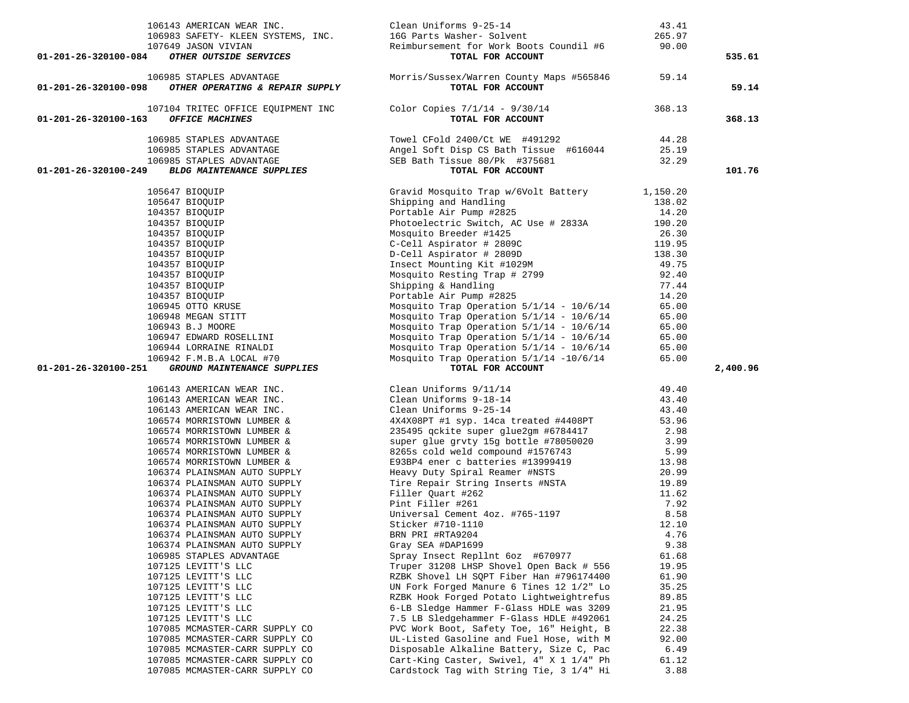| Account | Vendor | Description | Amount | Total |
|---|---|---|---|---|
| | 106143 AMERICAN WEAR INC. | Clean Uniforms 9-25-14 | 43.41 | |
| | 106983 SAFETY- KLEEN SYSTEMS, INC. | 16G Parts Washer- Solvent | 265.97 | |
| | 107649 JASON VIVIAN | Reimbursement for Work Boots Coundil #6 | 90.00 | |
| 01-201-26-320100-084 | *OTHER OUTSIDE SERVICES* | **TOTAL FOR ACCOUNT** | | 535.61 |
| | 106985 STAPLES ADVANTAGE | Morris/Sussex/Warren County Maps #565846 | 59.14 | |
| 01-201-26-320100-098 | *OTHER OPERATING & REPAIR SUPPLY* | **TOTAL FOR ACCOUNT** | | 59.14 |
| | 107104 TRITEC OFFICE EQUIPMENT INC | Color Copies 7/1/14 - 9/30/14 | 368.13 | |
| 01-201-26-320100-163 | *OFFICE MACHINES* | **TOTAL FOR ACCOUNT** | | 368.13 |
| | 106985 STAPLES ADVANTAGE | Towel CFold 2400/Ct WE #491292 | 44.28 | |
| | 106985 STAPLES ADVANTAGE | Angel Soft Disp CS Bath Tissue #616044 | 25.19 | |
| | 106985 STAPLES ADVANTAGE | SEB Bath Tissue 80/Pk #375681 | 32.29 | |
| 01-201-26-320100-249 | *BLDG MAINTENANCE SUPPLIES* | **TOTAL FOR ACCOUNT** | | 101.76 |
| | 105647 BIOQUIP | Gravid Mosquito Trap w/6Volt Battery | 1,150.20 | |
| | 105647 BIOQUIP | Shipping and Handling | 138.02 | |
| | 104357 BIOQUIP | Portable Air Pump #2825 | 14.20 | |
| | 104357 BIOQUIP | Photoelectric Switch, AC Use # 2833A | 190.20 | |
| | 104357 BIOQUIP | Mosquito Breeder #1425 | 26.30 | |
| | 104357 BIOQUIP | C-Cell Aspirator # 2809C | 119.95 | |
| | 104357 BIOQUIP | D-Cell Aspirator # 2809D | 138.30 | |
| | 104357 BIOQUIP | Insect Mounting Kit #1029M | 49.75 | |
| | 104357 BIOQUIP | Mosquito Resting Trap # 2799 | 92.40 | |
| | 104357 BIOQUIP | Shipping & Handling | 77.44 | |
| | 104357 BIOQUIP | Portable Air Pump #2825 | 14.20 | |
| | 106945 OTTO KRUSE | Mosquito Trap Operation 5/1/14 - 10/6/14 | 65.00 | |
| | 106948 MEGAN STITT | Mosquito Trap Operation 5/1/14 - 10/6/14 | 65.00 | |
| | 106943 B.J MOORE | Mosquito Trap Operation 5/1/14 - 10/6/14 | 65.00 | |
| | 106947 EDWARD ROSELLINI | Mosquito Trap Operation 5/1/14 - 10/6/14 | 65.00 | |
| | 106944 LORRAINE RINALDI | Mosquito Trap Operation 5/1/14 - 10/6/14 | 65.00 | |
| | 106942 F.M.B.A LOCAL #70 | Mosquito Trap Operation 5/1/14 -10/6/14 | 65.00 | |
| 01-201-26-320100-251 | *GROUND MAINTENANCE SUPPLIES* | **TOTAL FOR ACCOUNT** | | 2,400.96 |
| | 106143 AMERICAN WEAR INC. | Clean Uniforms 9/11/14 | 49.40 | |
| | 106143 AMERICAN WEAR INC. | Clean Uniforms 9-18-14 | 43.40 | |
| | 106143 AMERICAN WEAR INC. | Clean Uniforms 9-25-14 | 43.40 | |
| | 106574 MORRISTOWN LUMBER & | 4X4X08PT #1 syp. 14ca treated #4408PT | 53.96 | |
| | 106574 MORRISTOWN LUMBER & | 235495 qckite super glue2gm #6784417 | 2.98 | |
| | 106574 MORRISTOWN LUMBER & | super glue grvty 15g bottle #78050020 | 3.99 | |
| | 106574 MORRISTOWN LUMBER & | 8265s cold weld compound #1576743 | 5.99 | |
| | 106574 MORRISTOWN LUMBER & | E93BP4 ener c batteries #13999419 | 13.98 | |
| | 106374 PLAINSMAN AUTO SUPPLY | Heavy Duty Spiral Reamer #NSTS | 20.99 | |
| | 106374 PLAINSMAN AUTO SUPPLY | Tire Repair String Inserts #NSTA | 19.89 | |
| | 106374 PLAINSMAN AUTO SUPPLY | Filler Quart #262 | 11.62 | |
| | 106374 PLAINSMAN AUTO SUPPLY | Pint Filler #261 | 7.92 | |
| | 106374 PLAINSMAN AUTO SUPPLY | Universal Cement 4oz. #765-1197 | 8.58 | |
| | 106374 PLAINSMAN AUTO SUPPLY | Sticker #710-1110 | 12.10 | |
| | 106374 PLAINSMAN AUTO SUPPLY | BRN PRI #RTA9204 | 4.76 | |
| | 106374 PLAINSMAN AUTO SUPPLY | Gray SEA #DAP1699 | 9.38 | |
| | 106985 STAPLES ADVANTAGE | Spray Insect Repllnt 6oz #670977 | 61.68 | |
| | 107125 LEVITT'S LLC | Truper 31208 LHSP Shovel Open Back # 556 | 19.95 | |
| | 107125 LEVITT'S LLC | RZBK Shovel LH SQPT Fiber Han #796174400 | 61.90 | |
| | 107125 LEVITT'S LLC | UN Fork Forged Manure 6 Tines 12 1/2" Lo | 35.25 | |
| | 107125 LEVITT'S LLC | RZBK Hook Forged Potato Lightweightrefus | 89.85 | |
| | 107125 LEVITT'S LLC | 6-LB Sledge Hammer F-Glass HDLE was 3209 | 21.95 | |
| | 107125 LEVITT'S LLC | 7.5 LB Sledgehammer F-Glass HDLE #492061 | 24.25 | |
| | 107085 MCMASTER-CARR SUPPLY CO | PVC Work Boot, Safety Toe, 16" Height, B | 22.38 | |
| | 107085 MCMASTER-CARR SUPPLY CO | UL-Listed Gasoline and Fuel Hose, with M | 92.00 | |
| | 107085 MCMASTER-CARR SUPPLY CO | Disposable Alkaline Battery, Size C, Pac | 6.49 | |
| | 107085 MCMASTER-CARR SUPPLY CO | Cart-King Caster, Swivel, 4" X 1 1/4" Ph | 61.12 | |
| | 107085 MCMASTER-CARR SUPPLY CO | Cardstock Tag with String Tie, 3 1/4" Hi | 3.88 | |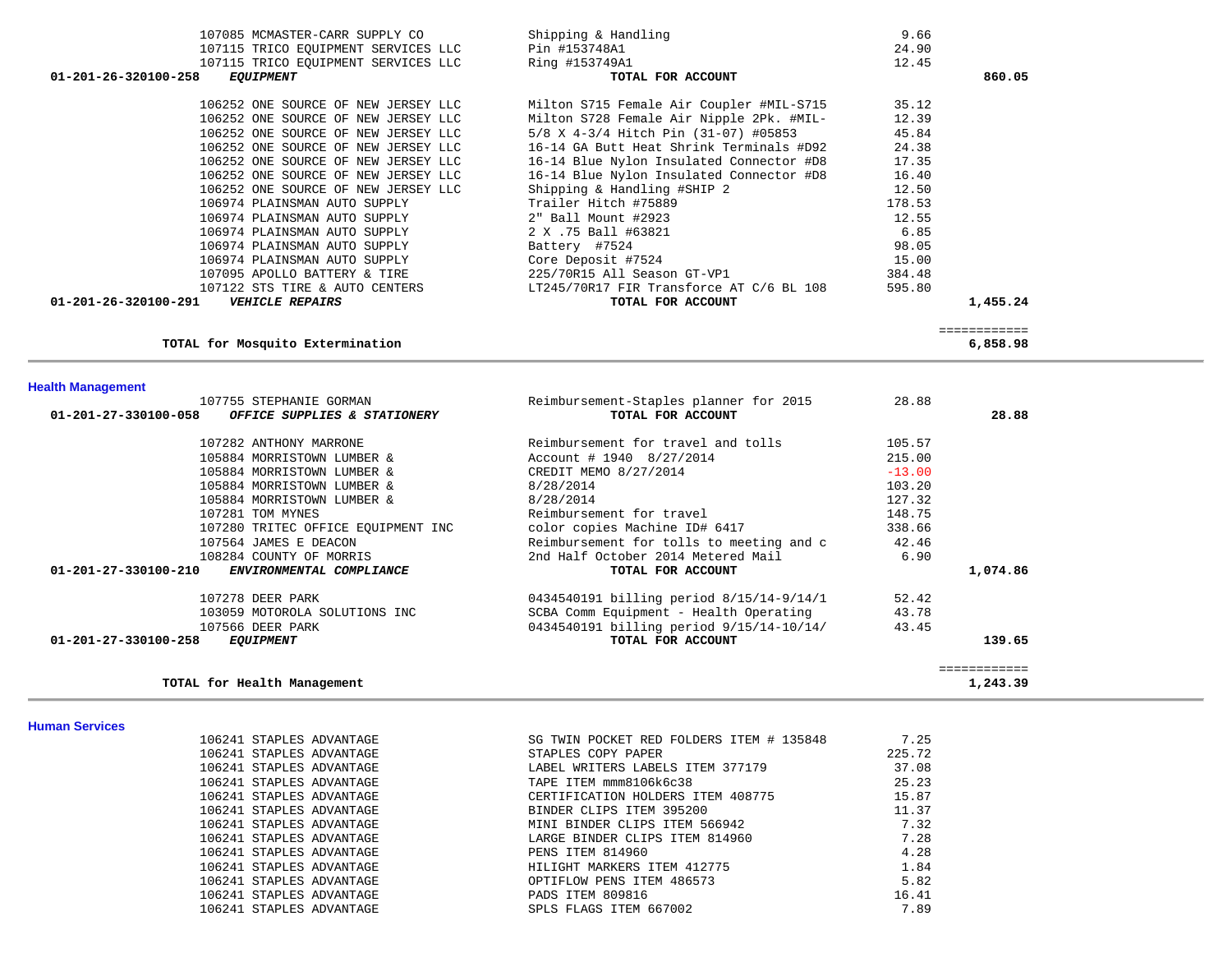| Vendor | Description | Amount | Total |
|---|---|---|---|
| 107085 MCMASTER-CARR SUPPLY CO | Shipping & Handling | 9.66 | |
| 107115 TRICO EQUIPMENT SERVICES LLC | Pin #153748A1 | 24.90 | |
| 107115 TRICO EQUIPMENT SERVICES LLC | Ring #153749A1 | 12.45 | |
| **01-201-26-320100-258** ***EQUIPMENT*** | **TOTAL FOR ACCOUNT** | | **860.05** |
| 106252 ONE SOURCE OF NEW JERSEY LLC | Milton S715 Female Air Coupler #MIL-S715 | 35.12 | |
| 106252 ONE SOURCE OF NEW JERSEY LLC | Milton S728 Female Air Nipple 2Pk. #MIL- | 12.39 | |
| 106252 ONE SOURCE OF NEW JERSEY LLC | 5/8 X 4-3/4 Hitch Pin (31-07) #05853 | 45.84 | |
| 106252 ONE SOURCE OF NEW JERSEY LLC | 16-14 GA Butt Heat Shrink Terminals #D92 | 24.38 | |
| 106252 ONE SOURCE OF NEW JERSEY LLC | 16-14 Blue Nylon Insulated Connector #D8 | 17.35 | |
| 106252 ONE SOURCE OF NEW JERSEY LLC | 16-14 Blue Nylon Insulated Connector #D8 | 16.40 | |
| 106252 ONE SOURCE OF NEW JERSEY LLC | Shipping & Handling #SHIP 2 | 12.50 | |
| 106974 PLAINSMAN AUTO SUPPLY | Trailer Hitch #75889 | 178.53 | |
| 106974 PLAINSMAN AUTO SUPPLY | 2" Ball Mount #2923 | 12.55 | |
| 106974 PLAINSMAN AUTO SUPPLY | 2 X .75 Ball #63821 | 6.85 | |
| 106974 PLAINSMAN AUTO SUPPLY | Battery #7524 | 98.05 | |
| 106974 PLAINSMAN AUTO SUPPLY | Core Deposit #7524 | 15.00 | |
| 107095 APOLLO BATTERY & TIRE | 225/70R15 All Season GT-VP1 | 384.48 | |
| 107122 STS TIRE & AUTO CENTERS | LT245/70R17 FIR Transforce AT C/6 BL 108 | 595.80 | |
| **01-201-26-320100-291** ***VEHICLE REPAIRS*** | **TOTAL FOR ACCOUNT** | | **1,455.24** |
| | | | ============ |
| **TOTAL for Mosquito Extermination** | | | **6,858.98** |

## Health Management

| Vendor | Description | Amount | Total |
|---|---|---|---|
| 107755 STEPHANIE GORMAN | Reimbursement-Staples planner for 2015 | 28.88 | |
| **01-201-27-330100-058** ***OFFICE SUPPLIES & STATIONERY*** | **TOTAL FOR ACCOUNT** | | **28.88** |
| 107282 ANTHONY MARRONE | Reimbursement for travel and tolls | 105.57 | |
| 105884 MORRISTOWN LUMBER & | Account # 1940 8/27/2014 | 215.00 | |
| 105884 MORRISTOWN LUMBER & | CREDIT MEMO 8/27/2014 | -13.00 | |
| 105884 MORRISTOWN LUMBER & | 8/28/2014 | 103.20 | |
| 105884 MORRISTOWN LUMBER & | 8/28/2014 | 127.32 | |
| 107281 TOM MYNES | Reimbursement for travel | 148.75 | |
| 107280 TRITEC OFFICE EQUIPMENT INC | color copies Machine ID# 6417 | 338.66 | |
| 107564 JAMES E DEACON | Reimbursement for tolls to meeting and c | 42.46 | |
| 108284 COUNTY OF MORRIS | 2nd Half October 2014 Metered Mail | 6.90 | |
| **01-201-27-330100-210** ***ENVIRONMENTAL COMPLIANCE*** | **TOTAL FOR ACCOUNT** | | **1,074.86** |
| 107278 DEER PARK | 0434540191 billing period 8/15/14-9/14/1 | 52.42 | |
| 103059 MOTOROLA SOLUTIONS INC | SCBA Comm Equipment - Health Operating | 43.78 | |
| 107566 DEER PARK | 0434540191 billing period 9/15/14-10/14/ | 43.45 | |
| **01-201-27-330100-258** ***EQUIPMENT*** | **TOTAL FOR ACCOUNT** | | **139.65** |
| | | | ============ |
| **TOTAL for Health Management** | | | **1,243.39** |

## Human Services

| Vendor | Description | Amount | Total |
|---|---|---|---|
| 106241 STAPLES ADVANTAGE | SG TWIN POCKET RED FOLDERS ITEM # 135848 | 7.25 | |
| 106241 STAPLES ADVANTAGE | STAPLES COPY PAPER | 225.72 | |
| 106241 STAPLES ADVANTAGE | LABEL WRITERS LABELS ITEM 377179 | 37.08 | |
| 106241 STAPLES ADVANTAGE | TAPE ITEM mmm8106k6c38 | 25.23 | |
| 106241 STAPLES ADVANTAGE | CERTIFICATION HOLDERS ITEM 408775 | 15.87 | |
| 106241 STAPLES ADVANTAGE | BINDER CLIPS ITEM 395200 | 11.37 | |
| 106241 STAPLES ADVANTAGE | MINI BINDER CLIPS ITEM 566942 | 7.32 | |
| 106241 STAPLES ADVANTAGE | LARGE BINDER CLIPS ITEM 814960 | 7.28 | |
| 106241 STAPLES ADVANTAGE | PENS ITEM 814960 | 4.28 | |
| 106241 STAPLES ADVANTAGE | HILIGHT MARKERS ITEM 412775 | 1.84 | |
| 106241 STAPLES ADVANTAGE | OPTIFLOW PENS ITEM 486573 | 5.82 | |
| 106241 STAPLES ADVANTAGE | PADS ITEM 809816 | 16.41 | |
| 106241 STAPLES ADVANTAGE | SPLS FLAGS ITEM 667002 | 7.89 | |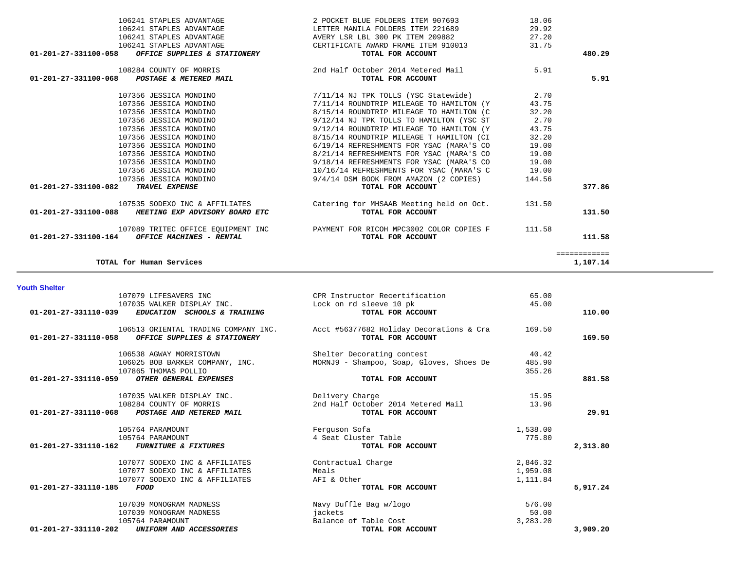| Account | Vendor / Account Name | Description | Amount | Total |
|---|---|---|---|---|
| | 106241 STAPLES ADVANTAGE | 2 POCKET BLUE FOLDERS ITEM 907693 | 18.06 | |
| | 106241 STAPLES ADVANTAGE | LETTER MANILA FOLDERS ITEM 221689 | 29.92 | |
| | 106241 STAPLES ADVANTAGE | AVERY LSR LBL 300 PK ITEM 209882 | 27.20 | |
| | 106241 STAPLES ADVANTAGE | CERTIFICATE AWARD FRAME ITEM 910013 | 31.75 | |
| **01-201-27-331100-058** | ***OFFICE SUPPLIES & STATIONERY*** | **TOTAL FOR ACCOUNT** | | **480.29** |
| | 108284 COUNTY OF MORRIS | 2nd Half October 2014 Metered Mail | 5.91 | |
| **01-201-27-331100-068** | ***POSTAGE & METERED MAIL*** | **TOTAL FOR ACCOUNT** | | **5.91** |
| | 107356 JESSICA MONDINO | 7/11/14 NJ TPK TOLLS (YSC Statewide) | 2.70 | |
| | 107356 JESSICA MONDINO | 7/11/14 ROUNDTRIP MILEAGE TO HAMILTON (Y | 43.75 | |
| | 107356 JESSICA MONDINO | 8/15/14 ROUNDTRIP MILEAGE TO HAMILTON (C | 32.20 | |
| | 107356 JESSICA MONDINO | 9/12/14 NJ TPK TOLLS TO HAMILTON (YSC ST | 2.70 | |
| | 107356 JESSICA MONDINO | 9/12/14 ROUNDTRIP MILEAGE TO HAMILTON (Y | 43.75 | |
| | 107356 JESSICA MONDINO | 8/15/14 ROUNDTRIP MILEAGE T HAMILTON (CI | 32.20 | |
| | 107356 JESSICA MONDINO | 6/19/14 REFRESHMENTS FOR YSAC (MARA'S CO | 19.00 | |
| | 107356 JESSICA MONDINO | 8/21/14 REFRESHMENTS FOR YSAC (MARA'S CO | 19.00 | |
| | 107356 JESSICA MONDINO | 9/18/14 REFRESHMENTS FOR YSAC (MARA'S CO | 19.00 | |
| | 107356 JESSICA MONDINO | 10/16/14 REFRESHMENTS FOR YSAC (MARA'S C | 19.00 | |
| | 107356 JESSICA MONDINO | 9/4/14 DSM BOOK FROM AMAZON (2 COPIES) | 144.56 | |
| **01-201-27-331100-082** | ***TRAVEL EXPENSE*** | **TOTAL FOR ACCOUNT** | | **377.86** |
| | 107535 SODEXO INC & AFFILIATES | Catering for MHSAAB Meeting held on Oct. | 131.50 | |
| **01-201-27-331100-088** | ***MEETING EXP ADVISORY BOARD ETC*** | **TOTAL FOR ACCOUNT** | | **131.50** |
| | 107089 TRITEC OFFICE EQUIPMENT INC | PAYMENT FOR RICOH MPC3002 COLOR COPIES F | 111.58 | |
| **01-201-27-331100-164** | ***OFFICE MACHINES - RENTAL*** | **TOTAL FOR ACCOUNT** | | **111.58** |
| | | | | ============ |
| | **TOTAL for Human Services** | | | **1,107.14** |

**Youth Shelter**

| Account | Vendor / Account Name | Description | Amount | Total |
|---|---|---|---|---|
| | 107079 LIFESAVERS INC | CPR Instructor Recertification | 65.00 | |
| | 107035 WALKER DISPLAY INC. | Lock on rd sleeve 10 pk | 45.00 | |
| **01-201-27-331110-039** | ***EDUCATION SCHOOLS & TRAINING*** | **TOTAL FOR ACCOUNT** | | **110.00** |
| | 106513 ORIENTAL TRADING COMPANY INC. | Acct #56377682 Holiday Decorations & Cra | 169.50 | |
| **01-201-27-331110-058** | ***OFFICE SUPPLIES & STATIONERY*** | **TOTAL FOR ACCOUNT** | | **169.50** |
| | 106538 AGWAY MORRISTOWN | Shelter Decorating contest | 40.42 | |
| | 106025 BOB BARKER COMPANY, INC. | MORNJ9 - Shampoo, Soap, Gloves, Shoes De | 485.90 | |
| | 107865 THOMAS POLLIO | | 355.26 | |
| **01-201-27-331110-059** | ***OTHER GENERAL EXPENSES*** | **TOTAL FOR ACCOUNT** | | **881.58** |
| | 107035 WALKER DISPLAY INC. | Delivery Charge | 15.95 | |
| | 108284 COUNTY OF MORRIS | 2nd Half October 2014 Metered Mail | 13.96 | |
| **01-201-27-331110-068** | ***POSTAGE AND METERED MAIL*** | **TOTAL FOR ACCOUNT** | | **29.91** |
| | 105764 PARAMOUNT | Ferguson Sofa | 1,538.00 | |
| | 105764 PARAMOUNT | 4 Seat Cluster Table | 775.80 | |
| **01-201-27-331110-162** | ***FURNITURE & FIXTURES*** | **TOTAL FOR ACCOUNT** | | **2,313.80** |
| | 107077 SODEXO INC & AFFILIATES | Contractual Charge | 2,846.32 | |
| | 107077 SODEXO INC & AFFILIATES | Meals | 1,959.08 | |
| | 107077 SODEXO INC & AFFILIATES | AFI & Other | 1,111.84 | |
| **01-201-27-331110-185** | ***FOOD*** | **TOTAL FOR ACCOUNT** | | **5,917.24** |
| | 107039 MONOGRAM MADNESS | Navy Duffle Bag w/logo | 576.00 | |
| | 107039 MONOGRAM MADNESS | jackets | 50.00 | |
| | 105764 PARAMOUNT | Balance of Table Cost | 3,283.20 | |
| **01-201-27-331110-202** | ***UNIFORM AND ACCESSORIES*** | **TOTAL FOR ACCOUNT** | | **3,909.20** |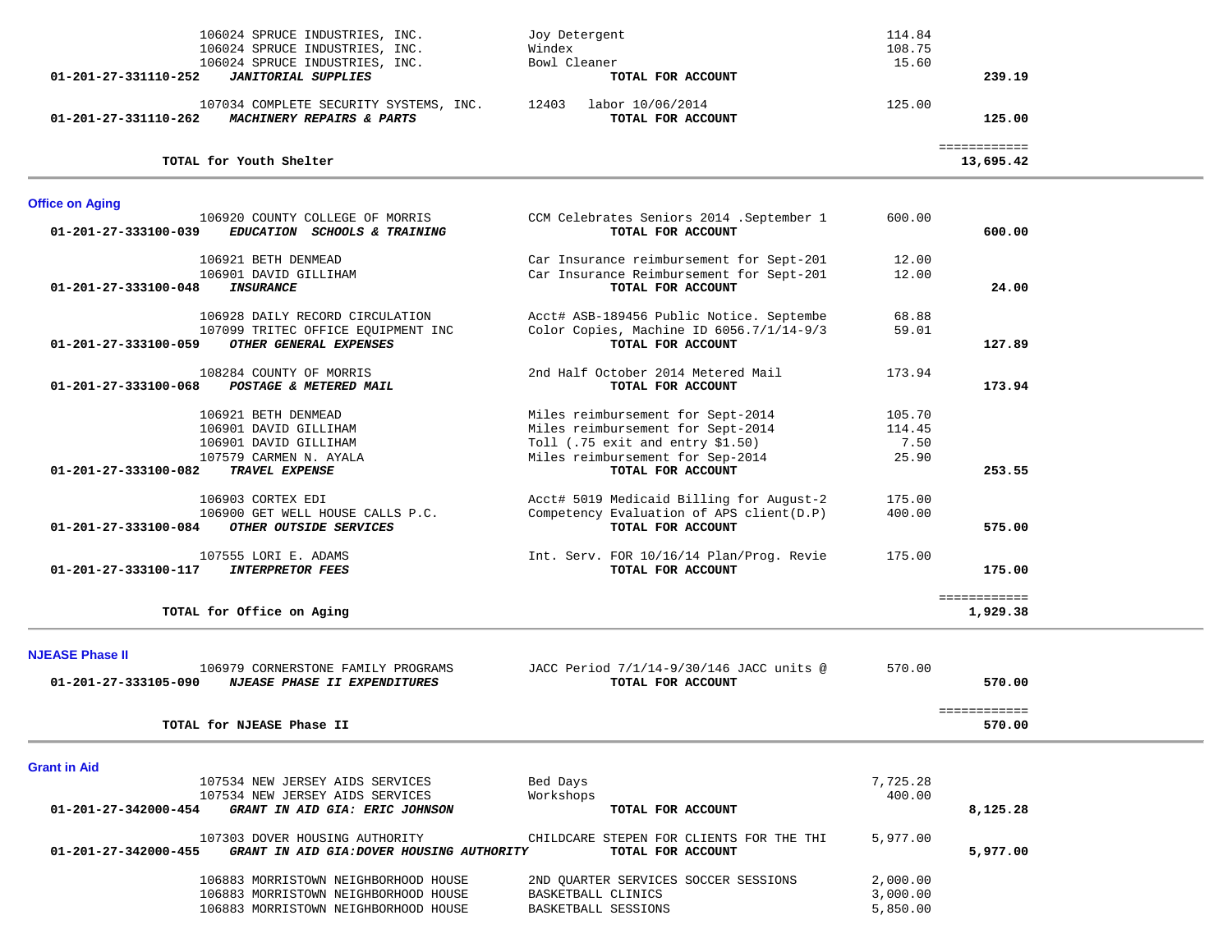| Account | Vendor / Description | Detail | Amount | Total |
|---|---|---|---|---|
| | 106024 SPRUCE INDUSTRIES, INC. | Joy Detergent | 114.84 | |
| | 106024 SPRUCE INDUSTRIES, INC. | Windex | 108.75 | |
| | 106024 SPRUCE INDUSTRIES, INC. | Bowl Cleaner | 15.60 | |
| **01-201-27-331110-252** | ***JANITORIAL SUPPLIES*** | **TOTAL FOR ACCOUNT** | | **239.19** |
| | 107034 COMPLETE SECURITY SYSTEMS, INC. | 12403 labor 10/06/2014 | 125.00 | |
| **01-201-27-331110-262** | ***MACHINERY REPAIRS & PARTS*** | **TOTAL FOR ACCOUNT** | | **125.00** |
| | | | | ============ |
| | **TOTAL for Youth Shelter** | | | **13,695.42** |

## Office on Aging

| Account | Vendor / Description | Detail | Amount | Total |
|---|---|---|---|---|
| | 106920 COUNTY COLLEGE OF MORRIS | CCM Celebrates Seniors 2014 .September 1 | 600.00 | |
| **01-201-27-333100-039** | ***EDUCATION SCHOOLS & TRAINING*** | **TOTAL FOR ACCOUNT** | | **600.00** |
| | 106921 BETH DENMEAD | Car Insurance reimbursement for Sept-201 | 12.00 | |
| | 106901 DAVID GILLIHAM | Car Insurance Reimbursement for Sept-201 | 12.00 | |
| **01-201-27-333100-048** | ***INSURANCE*** | **TOTAL FOR ACCOUNT** | | **24.00** |
| | 106928 DAILY RECORD CIRCULATION | Acct# ASB-189456 Public Notice. Septembe | 68.88 | |
| | 107099 TRITEC OFFICE EQUIPMENT INC | Color Copies, Machine ID 6056.7/1/14-9/3 | 59.01 | |
| **01-201-27-333100-059** | ***OTHER GENERAL EXPENSES*** | **TOTAL FOR ACCOUNT** | | **127.89** |
| | 108284 COUNTY OF MORRIS | 2nd Half October 2014 Metered Mail | 173.94 | |
| **01-201-27-333100-068** | ***POSTAGE & METERED MAIL*** | **TOTAL FOR ACCOUNT** | | **173.94** |
| | 106921 BETH DENMEAD | Miles reimbursement for Sept-2014 | 105.70 | |
| | 106901 DAVID GILLIHAM | Miles reimbursement for Sept-2014 | 114.45 | |
| | 106901 DAVID GILLIHAM | Toll (.75 exit and entry $1.50) | 7.50 | |
| | 107579 CARMEN N. AYALA | Miles reimbursement for Sep-2014 | 25.90 | |
| **01-201-27-333100-082** | ***TRAVEL EXPENSE*** | **TOTAL FOR ACCOUNT** | | **253.55** |
| | 106903 CORTEX EDI | Acct# 5019 Medicaid Billing for August-2 | 175.00 | |
| | 106900 GET WELL HOUSE CALLS P.C. | Competency Evaluation of APS client(D.P) | 400.00 | |
| **01-201-27-333100-084** | ***OTHER OUTSIDE SERVICES*** | **TOTAL FOR ACCOUNT** | | **575.00** |
| | 107555 LORI E. ADAMS | Int. Serv. FOR 10/16/14 Plan/Prog. Revie | 175.00 | |
| **01-201-27-333100-117** | ***INTERPRETOR FEES*** | **TOTAL FOR ACCOUNT** | | **175.00** |
| | | | | ============ |
| | **TOTAL for Office on Aging** | | | **1,929.38** |

## NJEASE Phase II

| Account | Vendor / Description | Detail | Amount | Total |
|---|---|---|---|---|
| | 106979 CORNERSTONE FAMILY PROGRAMS | JACC Period 7/1/14-9/30/146 JACC units @ | 570.00 | |
| **01-201-27-333105-090** | ***NJEASE PHASE II EXPENDITURES*** | **TOTAL FOR ACCOUNT** | | **570.00** |
| | | | | ============ |
| | **TOTAL for NJEASE Phase II** | | | **570.00** |

## Grant in Aid

| Account | Vendor / Description | Detail | Amount | Total |
|---|---|---|---|---|
| | 107534 NEW JERSEY AIDS SERVICES | Bed Days | 7,725.28 | |
| | 107534 NEW JERSEY AIDS SERVICES | Workshops | 400.00 | |
| **01-201-27-342000-454** | ***GRANT IN AID GIA: ERIC JOHNSON*** | **TOTAL FOR ACCOUNT** | | **8,125.28** |
| | 107303 DOVER HOUSING AUTHORITY | CHILDCARE STEPEN FOR CLIENTS FOR THE THI | 5,977.00 | |
| **01-201-27-342000-455** | ***GRANT IN AID GIA:DOVER HOUSING AUTHORITY*** | **TOTAL FOR ACCOUNT** | | **5,977.00** |
| | 106883 MORRISTOWN NEIGHBORHOOD HOUSE | 2ND QUARTER SERVICES SOCCER SESSIONS | 2,000.00 | |
| | 106883 MORRISTOWN NEIGHBORHOOD HOUSE | BASKETBALL CLINICS | 3,000.00 | |
| | 106883 MORRISTOWN NEIGHBORHOOD HOUSE | BASKETBALL SESSIONS | 5,850.00 | |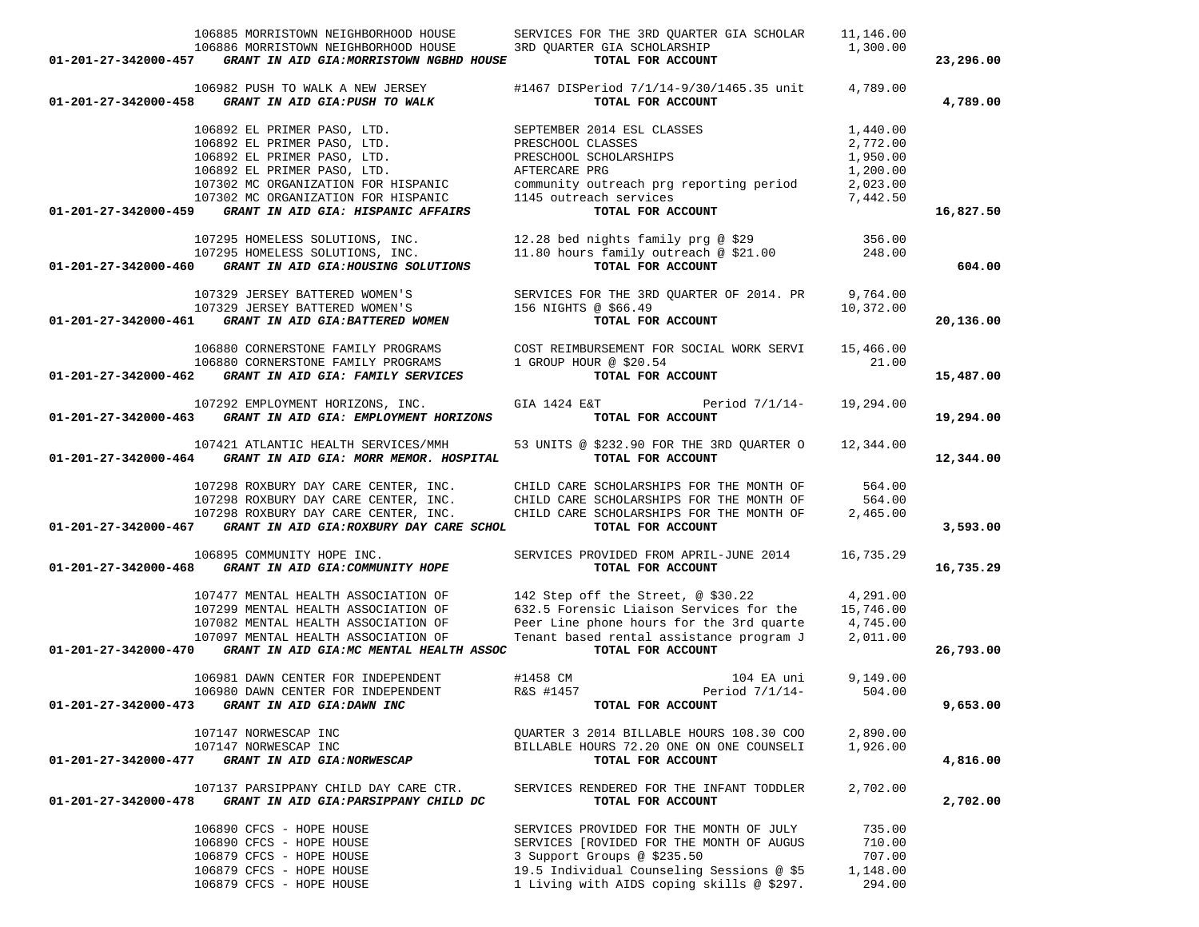| Account | Vendor | Description | Amount | Total |
|---|---|---|---|---|
| | 106885 MORRISTOWN NEIGHBORHOOD HOUSE | SERVICES FOR THE 3RD QUARTER GIA SCHOLAR | 11,146.00 | |
| | 106886 MORRISTOWN NEIGHBORHOOD HOUSE | 3RD QUARTER GIA SCHOLARSHIP | 1,300.00 | |
| **01-201-27-342000-457** | ***GRANT IN AID GIA:MORRISTOWN NGBHD HOUSE*** | **TOTAL FOR ACCOUNT** | | **23,296.00** |
| | 106982 PUSH TO WALK A NEW JERSEY | #1467 DISPeriod 7/1/14-9/30/1465.35 unit | 4,789.00 | |
| **01-201-27-342000-458** | ***GRANT IN AID GIA:PUSH TO WALK*** | **TOTAL FOR ACCOUNT** | | **4,789.00** |
| | 106892 EL PRIMER PASO, LTD. | SEPTEMBER 2014 ESL CLASSES | 1,440.00 | |
| | 106892 EL PRIMER PASO, LTD. | PRESCHOOL CLASSES | 2,772.00 | |
| | 106892 EL PRIMER PASO, LTD. | PRESCHOOL SCHOLARSHIPS | 1,950.00 | |
| | 106892 EL PRIMER PASO, LTD. | AFTERCARE PRG | 1,200.00 | |
| | 107302 MC ORGANIZATION FOR HISPANIC | community outreach prg reporting period | 2,023.00 | |
| | 107302 MC ORGANIZATION FOR HISPANIC | 1145 outreach services | 7,442.50 | |
| **01-201-27-342000-459** | ***GRANT IN AID GIA: HISPANIC AFFAIRS*** | **TOTAL FOR ACCOUNT** | | **16,827.50** |
| | 107295 HOMELESS SOLUTIONS, INC. | 12.28 bed nights family prg @ $29 | 356.00 | |
| | 107295 HOMELESS SOLUTIONS, INC. | 11.80 hours family outreach @ $21.00 | 248.00 | |
| **01-201-27-342000-460** | ***GRANT IN AID GIA:HOUSING SOLUTIONS*** | **TOTAL FOR ACCOUNT** | | **604.00** |
| | 107329 JERSEY BATTERED WOMEN'S | SERVICES FOR THE 3RD QUARTER OF 2014. PR | 9,764.00 | |
| | 107329 JERSEY BATTERED WOMEN'S | 156 NIGHTS @ $66.49 | 10,372.00 | |
| **01-201-27-342000-461** | ***GRANT IN AID GIA:BATTERED WOMEN*** | **TOTAL FOR ACCOUNT** | | **20,136.00** |
| | 106880 CORNERSTONE FAMILY PROGRAMS | COST REIMBURSEMENT FOR SOCIAL WORK SERVI | 15,466.00 | |
| | 106880 CORNERSTONE FAMILY PROGRAMS | 1 GROUP HOUR @ $20.54 | 21.00 | |
| **01-201-27-342000-462** | ***GRANT IN AID GIA: FAMILY SERVICES*** | **TOTAL FOR ACCOUNT** | | **15,487.00** |
| | 107292 EMPLOYMENT HORIZONS, INC. | GIA 1424 E&T Period 7/1/14- | 19,294.00 | |
| **01-201-27-342000-463** | ***GRANT IN AID GIA: EMPLOYMENT HORIZONS*** | **TOTAL FOR ACCOUNT** | | **19,294.00** |
| | 107421 ATLANTIC HEALTH SERVICES/MMH | 53 UNITS @ $232.90 FOR THE 3RD QUARTER O | 12,344.00 | |
| **01-201-27-342000-464** | ***GRANT IN AID GIA: MORR MEMOR. HOSPITAL*** | **TOTAL FOR ACCOUNT** | | **12,344.00** |
| | 107298 ROXBURY DAY CARE CENTER, INC. | CHILD CARE SCHOLARSHIPS FOR THE MONTH OF | 564.00 | |
| | 107298 ROXBURY DAY CARE CENTER, INC. | CHILD CARE SCHOLARSHIPS FOR THE MONTH OF | 564.00 | |
| | 107298 ROXBURY DAY CARE CENTER, INC. | CHILD CARE SCHOLARSHIPS FOR THE MONTH OF | 2,465.00 | |
| **01-201-27-342000-467** | ***GRANT IN AID GIA:ROXBURY DAY CARE SCHOL*** | **TOTAL FOR ACCOUNT** | | **3,593.00** |
| | 106895 COMMUNITY HOPE INC. | SERVICES PROVIDED FROM APRIL-JUNE 2014 | 16,735.29 | |
| **01-201-27-342000-468** | ***GRANT IN AID GIA:COMMUNITY HOPE*** | **TOTAL FOR ACCOUNT** | | **16,735.29** |
| | 107477 MENTAL HEALTH ASSOCIATION OF | 142 Step off the Street, @ $30.22 | 4,291.00 | |
| | 107299 MENTAL HEALTH ASSOCIATION OF | 632.5 Forensic Liaison Services for the | 15,746.00 | |
| | 107082 MENTAL HEALTH ASSOCIATION OF | Peer Line phone hours for the 3rd quarte | 4,745.00 | |
| | 107097 MENTAL HEALTH ASSOCIATION OF | Tenant based rental assistance program J | 2,011.00 | |
| **01-201-27-342000-470** | ***GRANT IN AID GIA:MC MENTAL HEALTH ASSOC*** | **TOTAL FOR ACCOUNT** | | **26,793.00** |
| | 106981 DAWN CENTER FOR INDEPENDENT | #1458 CM 104 EA uni | 9,149.00 | |
| | 106980 DAWN CENTER FOR INDEPENDENT | R&S #1457 Period 7/1/14- | 504.00 | |
| **01-201-27-342000-473** | ***GRANT IN AID GIA:DAWN INC*** | **TOTAL FOR ACCOUNT** | | **9,653.00** |
| | 107147 NORWESCAP INC | QUARTER 3 2014 BILLABLE HOURS 108.30 COO | 2,890.00 | |
| | 107147 NORWESCAP INC | BILLABLE HOURS 72.20 ONE ON ONE COUNSELI | 1,926.00 | |
| **01-201-27-342000-477** | ***GRANT IN AID GIA:NORWESCAP*** | **TOTAL FOR ACCOUNT** | | **4,816.00** |
| | 107137 PARSIPPANY CHILD DAY CARE CTR. | SERVICES RENDERED FOR THE INFANT TODDLER | 2,702.00 | |
| **01-201-27-342000-478** | ***GRANT IN AID GIA:PARSIPPANY CHILD DC*** | **TOTAL FOR ACCOUNT** | | **2,702.00** |
| | 106890 CFCS - HOPE HOUSE | SERVICES PROVIDED FOR THE MONTH OF JULY | 735.00 | |
| | 106890 CFCS - HOPE HOUSE | SERVICES [ROVIDED FOR THE MONTH OF AUGUS | 710.00 | |
| | 106879 CFCS - HOPE HOUSE | 3 Support Groups @ $235.50 | 707.00 | |
| | 106879 CFCS - HOPE HOUSE | 19.5 Individual Counseling Sessions @ $5 | 1,148.00 | |
| | 106879 CFCS - HOPE HOUSE | 1 Living with AIDS coping skills @ $297. | 294.00 | |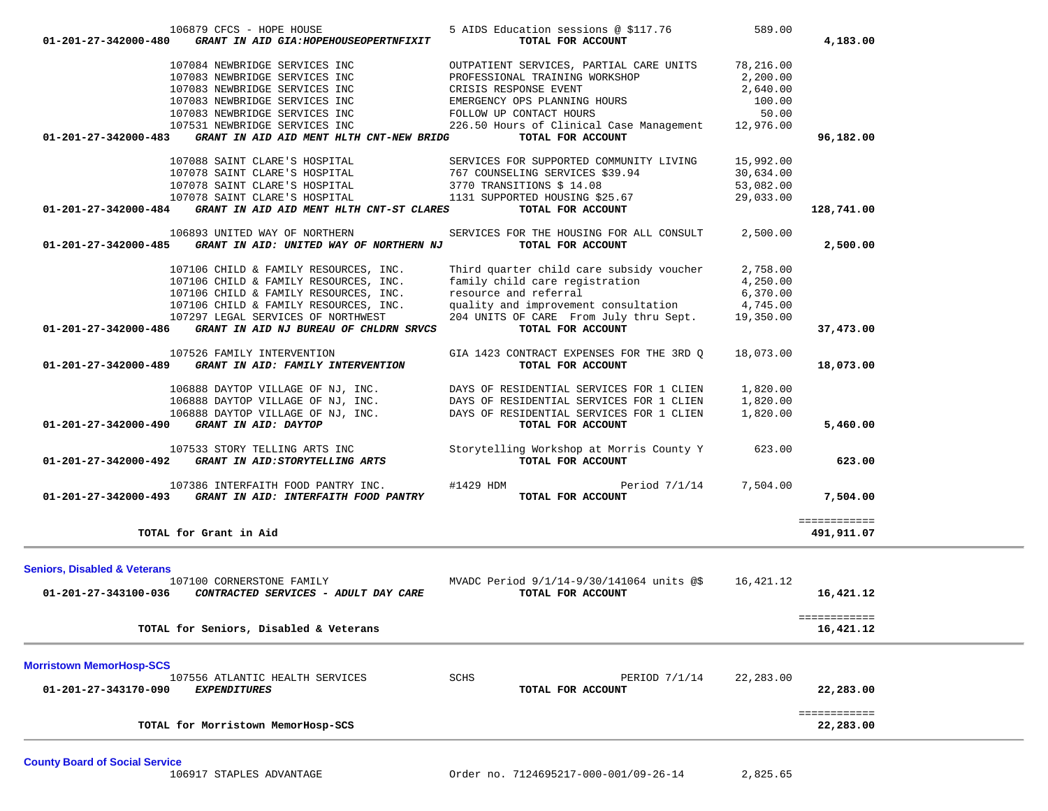| Account | Vendor / Description | Detail | Amount | Total |
|---|---|---|---|---|
| | 106879 CFCS - HOPE HOUSE | 5 AIDS Education sessions @ $117.76 | 589.00 | |
| 01-201-27-342000-480 | ***GRANT IN AID GIA:HOPEHOUSEOPERTNFIXIT*** | **TOTAL FOR ACCOUNT** | | **4,183.00** |
| | 107084 NEWBRIDGE SERVICES INC | OUTPATIENT SERVICES, PARTIAL CARE UNITS | 78,216.00 | |
| | 107083 NEWBRIDGE SERVICES INC | PROFESSIONAL TRAINING WORKSHOP | 2,200.00 | |
| | 107083 NEWBRIDGE SERVICES INC | CRISIS RESPONSE EVENT | 2,640.00 | |
| | 107083 NEWBRIDGE SERVICES INC | EMERGENCY OPS PLANNING HOURS | 100.00 | |
| | 107083 NEWBRIDGE SERVICES INC | FOLLOW UP CONTACT HOURS | 50.00 | |
| | 107531 NEWBRIDGE SERVICES INC | 226.50 Hours of Clinical Case Management | 12,976.00 | |
| 01-201-27-342000-483 | ***GRANT IN AID AID MENT HLTH CNT-NEW BRIDG*** | **TOTAL FOR ACCOUNT** | | **96,182.00** |
| | 107088 SAINT CLARE'S HOSPITAL | SERVICES FOR SUPPORTED COMMUNITY LIVING | 15,992.00 | |
| | 107078 SAINT CLARE'S HOSPITAL | 767 COUNSELING SERVICES $39.94 | 30,634.00 | |
| | 107078 SAINT CLARE'S HOSPITAL | 3770 TRANSITIONS $ 14.08 | 53,082.00 | |
| | 107078 SAINT CLARE'S HOSPITAL | 1131 SUPPORTED HOUSING $25.67 | 29,033.00 | |
| 01-201-27-342000-484 | ***GRANT IN AID AID MENT HLTH CNT-ST CLARES*** | **TOTAL FOR ACCOUNT** | | **128,741.00** |
| | 106893 UNITED WAY OF NORTHERN | SERVICES FOR THE HOUSING FOR ALL CONSULT | 2,500.00 | |
| 01-201-27-342000-485 | ***GRANT IN AID: UNITED WAY OF NORTHERN NJ*** | **TOTAL FOR ACCOUNT** | | **2,500.00** |
| | 107106 CHILD & FAMILY RESOURCES, INC. | Third quarter child care subsidy voucher | 2,758.00 | |
| | 107106 CHILD & FAMILY RESOURCES, INC. | family child care registration | 4,250.00 | |
| | 107106 CHILD & FAMILY RESOURCES, INC. | resource and referral | 6,370.00 | |
| | 107106 CHILD & FAMILY RESOURCES, INC. | quality and improvement consultation | 4,745.00 | |
| | 107297 LEGAL SERVICES OF NORTHWEST | 204 UNITS OF CARE From July thru Sept. | 19,350.00 | |
| 01-201-27-342000-486 | ***GRANT IN AID NJ BUREAU OF CHLDRN SRVCS*** | **TOTAL FOR ACCOUNT** | | **37,473.00** |
| | 107526 FAMILY INTERVENTION | GIA 1423 CONTRACT EXPENSES FOR THE 3RD Q | 18,073.00 | |
| 01-201-27-342000-489 | ***GRANT IN AID: FAMILY INTERVENTION*** | **TOTAL FOR ACCOUNT** | | **18,073.00** |
| | 106888 DAYTOP VILLAGE OF NJ, INC. | DAYS OF RESIDENTIAL SERVICES FOR 1 CLIEN | 1,820.00 | |
| | 106888 DAYTOP VILLAGE OF NJ, INC. | DAYS OF RESIDENTIAL SERVICES FOR 1 CLIEN | 1,820.00 | |
| | 106888 DAYTOP VILLAGE OF NJ, INC. | DAYS OF RESIDENTIAL SERVICES FOR 1 CLIEN | 1,820.00 | |
| 01-201-27-342000-490 | ***GRANT IN AID: DAYTOP*** | **TOTAL FOR ACCOUNT** | | **5,460.00** |
| | 107533 STORY TELLING ARTS INC | Storytelling Workshop at Morris County Y | 623.00 | |
| 01-201-27-342000-492 | ***GRANT IN AID:STORYTELLING ARTS*** | **TOTAL FOR ACCOUNT** | | **623.00** |
| | 107386 INTERFAITH FOOD PANTRY INC. | #1429 HDM Period 7/1/14 | 7,504.00 | |
| 01-201-27-342000-493 | ***GRANT IN AID: INTERFAITH FOOD PANTRY*** | **TOTAL FOR ACCOUNT** | | **7,504.00** |
| | **TOTAL for Grant in Aid** | | | **491,911.07** |

## Seniors, Disabled & Veterans

| Account | Vendor / Description | Detail | Amount | Total |
|---|---|---|---|---|
| | 107100 CORNERSTONE FAMILY | MVADC Period 9/1/14-9/30/141064 units @$ | 16,421.12 | |
| 01-201-27-343100-036 | ***CONTRACTED SERVICES - ADULT DAY CARE*** | **TOTAL FOR ACCOUNT** | | **16,421.12** |
| | **TOTAL for Seniors, Disabled & Veterans** | | | **16,421.12** |

## Morristown MemorHosp-SCS

| Account | Vendor / Description | Detail | Amount | Total |
|---|---|---|---|---|
| | 107556 ATLANTIC HEALTH SERVICES | SCHS PERIOD 7/1/14 | 22,283.00 | |
| 01-201-27-343170-090 | ***EXPENDITURES*** | **TOTAL FOR ACCOUNT** | | **22,283.00** |
| | **TOTAL for Morristown MemorHosp-SCS** | | | **22,283.00** |

## County Board of Social Service

| Account | Vendor / Description | Detail | Amount | Total |
|---|---|---|---|---|
| | 106917 STAPLES ADVANTAGE | Order no. 7124695217-000-001/09-26-14 | 2,825.65 | |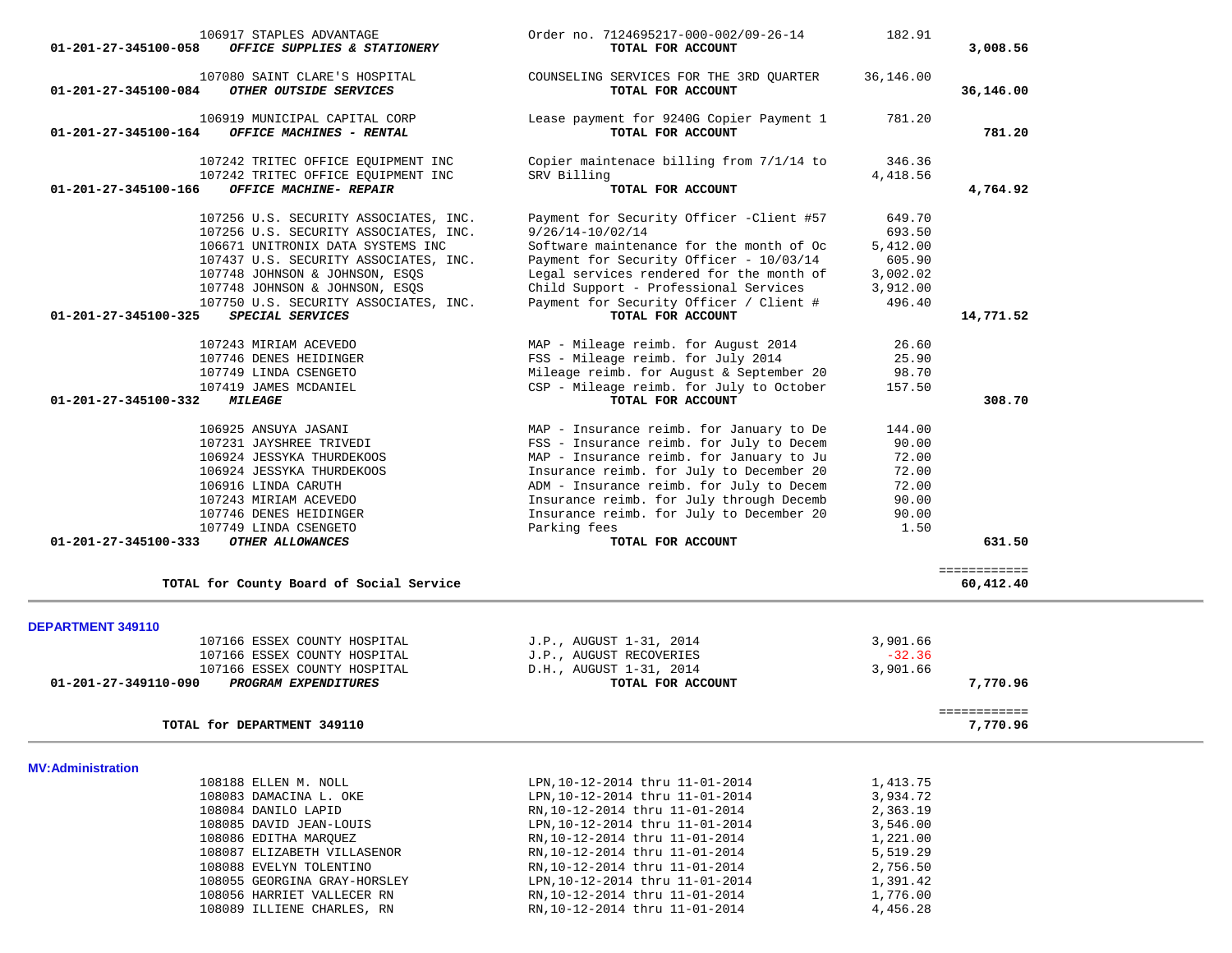| Account | Vendor | Description | Amount | Total |
|---|---|---|---|---|
| | 106917 STAPLES ADVANTAGE | Order no. 7124695217-000-002/09-26-14 | 182.91 | |
| 01-201-27-345100-058 | ***OFFICE SUPPLIES & STATIONERY*** | **TOTAL FOR ACCOUNT** | | **3,008.56** |
| | 107080 SAINT CLARE'S HOSPITAL | COUNSELING SERVICES FOR THE 3RD QUARTER | 36,146.00 | |
| 01-201-27-345100-084 | ***OTHER OUTSIDE SERVICES*** | **TOTAL FOR ACCOUNT** | | **36,146.00** |
| | 106919 MUNICIPAL CAPITAL CORP | Lease payment for 9240G Copier Payment 1 | 781.20 | |
| 01-201-27-345100-164 | ***OFFICE MACHINES - RENTAL*** | **TOTAL FOR ACCOUNT** | | **781.20** |
| | 107242 TRITEC OFFICE EQUIPMENT INC | Copier maintenace billing from 7/1/14 to | 346.36 | |
| | 107242 TRITEC OFFICE EQUIPMENT INC | SRV Billing | 4,418.56 | |
| 01-201-27-345100-166 | ***OFFICE MACHINE- REPAIR*** | **TOTAL FOR ACCOUNT** | | **4,764.92** |
| | 107256 U.S. SECURITY ASSOCIATES, INC. | Payment for Security Officer -Client #57 | 649.70 | |
| | 107256 U.S. SECURITY ASSOCIATES, INC. | 9/26/14-10/02/14 | 693.50 | |
| | 106671 UNITRONIX DATA SYSTEMS INC | Software maintenance for the month of Oc | 5,412.00 | |
| | 107437 U.S. SECURITY ASSOCIATES, INC. | Payment for Security Officer - 10/03/14 | 605.90 | |
| | 107748 JOHNSON & JOHNSON, ESQS | Legal services rendered for the month of | 3,002.02 | |
| | 107748 JOHNSON & JOHNSON, ESQS | Child Support - Professional Services | 3,912.00 | |
| | 107750 U.S. SECURITY ASSOCIATES, INC. | Payment for Security Officer / Client # | 496.40 | |
| 01-201-27-345100-325 | ***SPECIAL SERVICES*** | **TOTAL FOR ACCOUNT** | | **14,771.52** |
| | 107243 MIRIAM ACEVEDO | MAP - Mileage reimb. for August 2014 | 26.60 | |
| | 107746 DENES HEIDINGER | FSS - Mileage reimb. for July 2014 | 25.90 | |
| | 107749 LINDA CSENGETO | Mileage reimb. for August & September 20 | 98.70 | |
| | 107419 JAMES MCDANIEL | CSP - Mileage reimb. for July to October | 157.50 | |
| 01-201-27-345100-332 | ***MILEAGE*** | **TOTAL FOR ACCOUNT** | | **308.70** |
| | 106925 ANSUYA JASANI | MAP - Insurance reimb. for January to De | 144.00 | |
| | 107231 JAYSHREE TRIVEDI | FSS - Insurance reimb. for July to Decem | 90.00 | |
| | 106924 JESSYKA THURDEKOOS | MAP - Insurance reimb. for January to Ju | 72.00 | |
| | 106924 JESSYKA THURDEKOOS | Insurance reimb. for July to December 20 | 72.00 | |
| | 106916 LINDA CARUTH | ADM - Insurance reimb. for July to Decem | 72.00 | |
| | 107243 MIRIAM ACEVEDO | Insurance reimb. for July through Decemb | 90.00 | |
| | 107746 DENES HEIDINGER | Insurance reimb. for July to December 20 | 90.00 | |
| | 107749 LINDA CSENGETO | Parking fees | 1.50 | |
| 01-201-27-345100-333 | ***OTHER ALLOWANCES*** | **TOTAL FOR ACCOUNT** | | **631.50** |
| | **TOTAL for County Board of Social Service** | | | **60,412.40** |

**DEPARTMENT 349110**

| Account | Vendor | Description | Amount | Total |
|---|---|---|---|---|
| | 107166 ESSEX COUNTY HOSPITAL | J.P., AUGUST 1-31, 2014 | 3,901.66 | |
| | 107166 ESSEX COUNTY HOSPITAL | J.P., AUGUST RECOVERIES | -32.36 | |
| | 107166 ESSEX COUNTY HOSPITAL | D.H., AUGUST 1-31, 2014 | 3,901.66 | |
| 01-201-27-349110-090 | ***PROGRAM EXPENDITURES*** | **TOTAL FOR ACCOUNT** | | **7,770.96** |
| | **TOTAL for DEPARTMENT 349110** | | | **7,770.96** |

**MV:Administration**

| Account | Vendor | Description | Amount | Total |
|---|---|---|---|---|
| | 108188 ELLEN M. NOLL | LPN,10-12-2014 thru 11-01-2014 | 1,413.75 | |
| | 108083 DAMACINA L. OKE | LPN,10-12-2014 thru 11-01-2014 | 3,934.72 | |
| | 108084 DANILO LAPID | RN,10-12-2014 thru 11-01-2014 | 2,363.19 | |
| | 108085 DAVID JEAN-LOUIS | LPN,10-12-2014 thru 11-01-2014 | 3,546.00 | |
| | 108086 EDITHA MARQUEZ | RN,10-12-2014 thru 11-01-2014 | 1,221.00 | |
| | 108087 ELIZABETH VILLASENOR | RN,10-12-2014 thru 11-01-2014 | 5,519.29 | |
| | 108088 EVELYN TOLENTINO | RN,10-12-2014 thru 11-01-2014 | 2,756.50 | |
| | 108055 GEORGINA GRAY-HORSLEY | LPN,10-12-2014 thru 11-01-2014 | 1,391.42 | |
| | 108056 HARRIET VALLECER RN | RN,10-12-2014 thru 11-01-2014 | 1,776.00 | |
| | 108089 ILLIENE CHARLES, RN | RN,10-12-2014 thru 11-01-2014 | 4,456.28 | |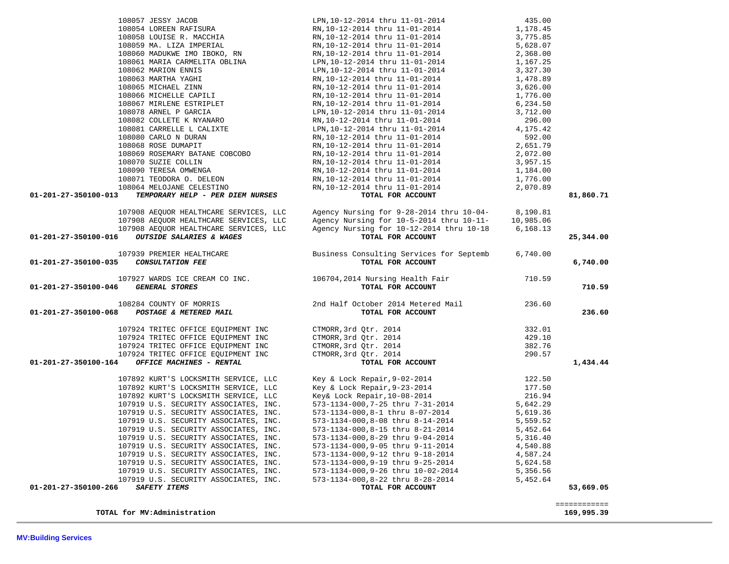| Account | Vendor | Description | Amount | Total |
|---|---|---|---|---|
| | 108057 JESSY JACOB | LPN,10-12-2014 thru 11-01-2014 | 435.00 | |
| | 108054 LOREEN RAFISURA | RN,10-12-2014 thru 11-01-2014 | 1,178.45 | |
| | 108058 LOUISE R. MACCHIA | RN,10-12-2014 thru 11-01-2014 | 3,775.85 | |
| | 108059 MA. LIZA IMPERIAL | RN,10-12-2014 thru 11-01-2014 | 5,628.07 | |
| | 108060 MADUKWE IMO IBOKO, RN | RN,10-12-2014 thru 11-01-2014 | 2,368.00 | |
| | 108061 MARIA CARMELITA OBLINA | LPN,10-12-2014 thru 11-01-2014 | 1,167.25 | |
| | 108062 MARION ENNIS | LPN,10-12-2014 thru 11-01-2014 | 3,327.30 | |
| | 108063 MARTHA YAGHI | RN,10-12-2014 thru 11-01-2014 | 1,478.89 | |
| | 108065 MICHAEL ZINN | RN,10-12-2014 thru 11-01-2014 | 3,626.00 | |
| | 108066 MICHELLE CAPILI | RN,10-12-2014 thru 11-01-2014 | 1,776.00 | |
| | 108067 MIRLENE ESTRIPLET | RN,10-12-2014 thru 11-01-2014 | 6,234.50 | |
| | 108078 ARNEL P GARCIA | LPN,10-12-2014 thru 11-01-2014 | 3,712.00 | |
| | 108082 COLLETE K NYANARO | RN,10-12-2014 thru 11-01-2014 | 296.00 | |
| | 108081 CARRELLE L CALIXTE | LPN,10-12-2014 thru 11-01-2014 | 4,175.42 | |
| | 108080 CARLO N DURAN | RN,10-12-2014 thru 11-01-2014 | 592.00 | |
| | 108068 ROSE DUMAPIT | RN,10-12-2014 thru 11-01-2014 | 2,651.79 | |
| | 108069 ROSEMARY BATANE COBCOBO | RN,10-12-2014 thru 11-01-2014 | 2,072.00 | |
| | 108070 SUZIE COLLIN | RN,10-12-2014 thru 11-01-2014 | 3,957.15 | |
| | 108090 TERESA OMWENGA | RN,10-12-2014 thru 11-01-2014 | 1,184.00 | |
| | 108071 TEODORA O. DELEON | RN,10-12-2014 thru 11-01-2014 | 1,776.00 | |
| | 108064 MELOJANE CELESTINO | RN,10-12-2014 thru 11-01-2014 | 2,070.89 | |
| **01-201-27-350100-013** | ***TEMPORARY HELP - PER DIEM NURSES*** | **TOTAL FOR ACCOUNT** | | **81,860.71** |
| | 107908 AEQUOR HEALTHCARE SERVICES, LLC | Agency Nursing for 9-28-2014 thru 10-04- | 8,190.81 | |
| | 107908 AEQUOR HEALTHCARE SERVICES, LLC | Agency Nursing for 10-5-2014 thru 10-11- | 10,985.06 | |
| | 107908 AEQUOR HEALTHCARE SERVICES, LLC | Agency Nursing for 10-12-2014 thru 10-18 | 6,168.13 | |
| **01-201-27-350100-016** | ***OUTSIDE SALARIES & WAGES*** | **TOTAL FOR ACCOUNT** | | **25,344.00** |
| | 107939 PREMIER HEALTHCARE | Business Consulting Services for Septemb | 6,740.00 | |
| **01-201-27-350100-035** | ***CONSULTATION FEE*** | **TOTAL FOR ACCOUNT** | | **6,740.00** |
| | 107927 WARDS ICE CREAM CO INC. | 106704,2014 Nursing Health Fair | 710.59 | |
| **01-201-27-350100-046** | ***GENERAL STORES*** | **TOTAL FOR ACCOUNT** | | **710.59** |
| | 108284 COUNTY OF MORRIS | 2nd Half October 2014 Metered Mail | 236.60 | |
| **01-201-27-350100-068** | ***POSTAGE & METERED MAIL*** | **TOTAL FOR ACCOUNT** | | **236.60** |
| | 107924 TRITEC OFFICE EQUIPMENT INC | CTMORR,3rd Qtr. 2014 | 332.01 | |
| | 107924 TRITEC OFFICE EQUIPMENT INC | CTMORR,3rd Qtr. 2014 | 429.10 | |
| | 107924 TRITEC OFFICE EQUIPMENT INC | CTMORR,3rd Qtr. 2014 | 382.76 | |
| | 107924 TRITEC OFFICE EQUIPMENT INC | CTMORR,3rd Qtr. 2014 | 290.57 | |
| **01-201-27-350100-164** | ***OFFICE MACHINES - RENTAL*** | **TOTAL FOR ACCOUNT** | | **1,434.44** |
| | 107892 KURT'S LOCKSMITH SERVICE, LLC | Key & Lock Repair,9-02-2014 | 122.50 | |
| | 107892 KURT'S LOCKSMITH SERVICE, LLC | Key & Lock Repair,9-23-2014 | 177.50 | |
| | 107892 KURT'S LOCKSMITH SERVICE, LLC | Key& Lock Repair,10-08-2014 | 216.94 | |
| | 107919 U.S. SECURITY ASSOCIATES, INC. | 573-1134-000,7-25 thru 7-31-2014 | 5,642.29 | |
| | 107919 U.S. SECURITY ASSOCIATES, INC. | 573-1134-000,8-1 thru 8-07-2014 | 5,619.36 | |
| | 107919 U.S. SECURITY ASSOCIATES, INC. | 573-1134-000,8-08 thru 8-14-2014 | 5,559.52 | |
| | 107919 U.S. SECURITY ASSOCIATES, INC. | 573-1134-000,8-15 thru 8-21-2014 | 5,452.64 | |
| | 107919 U.S. SECURITY ASSOCIATES, INC. | 573-1134-000,8-29 thru 9-04-2014 | 5,316.40 | |
| | 107919 U.S. SECURITY ASSOCIATES, INC. | 573-1134-000,9-05 thru 9-11-2014 | 4,540.88 | |
| | 107919 U.S. SECURITY ASSOCIATES, INC. | 573-1134-000,9-12 thru 9-18-2014 | 4,587.24 | |
| | 107919 U.S. SECURITY ASSOCIATES, INC. | 573-1134-000,9-19 thru 9-25-2014 | 5,624.58 | |
| | 107919 U.S. SECURITY ASSOCIATES, INC. | 573-1134-000,9-26 thru 10-02-2014 | 5,356.56 | |
| | 107919 U.S. SECURITY ASSOCIATES, INC. | 573-1134-000,8-22 thru 8-28-2014 | 5,452.64 | |
| **01-201-27-350100-266** | ***SAFETY ITEMS*** | **TOTAL FOR ACCOUNT** | | **53,669.05** |
| | | | | ============ |
| **TOTAL for MV:Administration** | | | | **169,995.39** |

**MV:Building Services**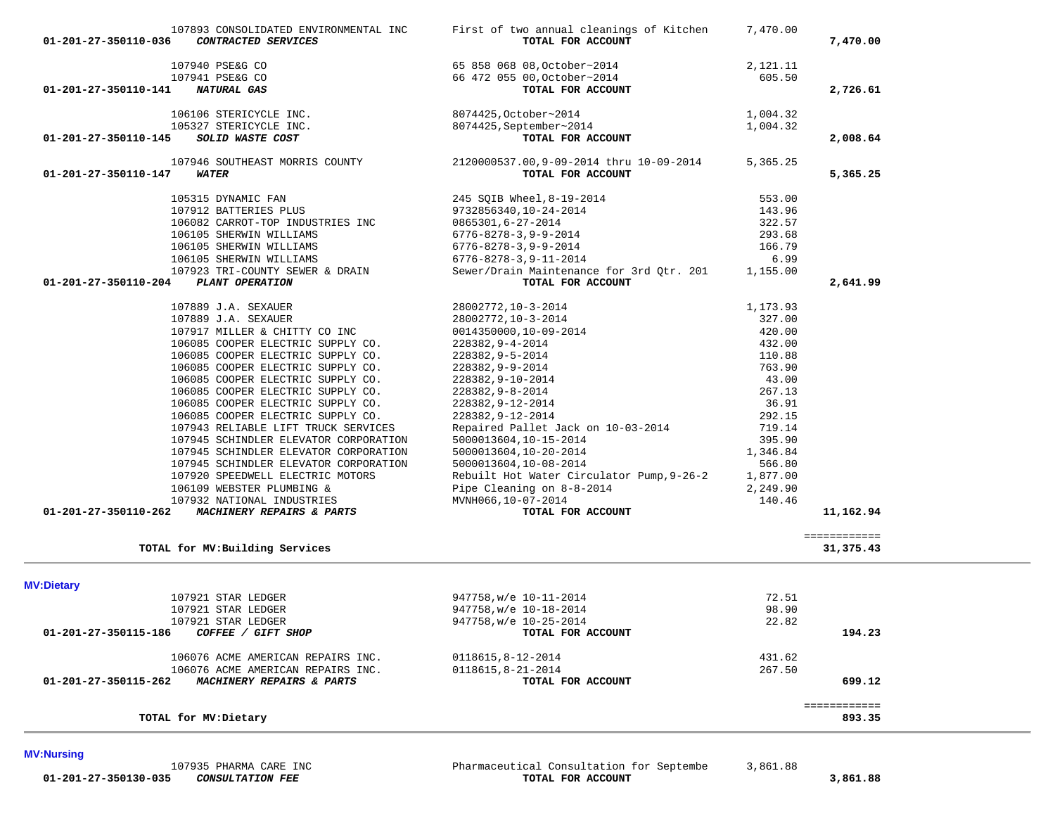| Account | Vendor / Account Name | Description | Amount | Total |
|---|---|---|---|---|
| | 107893 CONSOLIDATED ENVIRONMENTAL INC | First of two annual cleanings of Kitchen | 7,470.00 | |
| 01-201-27-350110-036 | ***CONTRACTED SERVICES*** | **TOTAL FOR ACCOUNT** | | **7,470.00** |
| | 107940 PSE&G CO | 65 858 068 08,October~2014 | 2,121.11 | |
| | 107941 PSE&G CO | 66 472 055 00,October~2014 | 605.50 | |
| 01-201-27-350110-141 | ***NATURAL GAS*** | **TOTAL FOR ACCOUNT** | | **2,726.61** |
| | 106106 STERICYCLE INC. | 8074425,October~2014 | 1,004.32 | |
| | 105327 STERICYCLE INC. | 8074425,September~2014 | 1,004.32 | |
| 01-201-27-350110-145 | ***SOLID WASTE COST*** | **TOTAL FOR ACCOUNT** | | **2,008.64** |
| | 107946 SOUTHEAST MORRIS COUNTY | 2120000537.00,9-09-2014 thru 10-09-2014 | 5,365.25 | |
| 01-201-27-350110-147 | ***WATER*** | **TOTAL FOR ACCOUNT** | | **5,365.25** |
| | 105315 DYNAMIC FAN | 245 SQIB Wheel,8-19-2014 | 553.00 | |
| | 107912 BATTERIES PLUS | 9732856340,10-24-2014 | 143.96 | |
| | 106082 CARROT-TOP INDUSTRIES INC | 0865301,6-27-2014 | 322.57 | |
| | 106105 SHERWIN WILLIAMS | 6776-8278-3,9-9-2014 | 293.68 | |
| | 106105 SHERWIN WILLIAMS | 6776-8278-3,9-9-2014 | 166.79 | |
| | 106105 SHERWIN WILLIAMS | 6776-8278-3,9-11-2014 | 6.99 | |
| | 107923 TRI-COUNTY SEWER & DRAIN | Sewer/Drain Maintenance for 3rd Qtr. 201 | 1,155.00 | |
| 01-201-27-350110-204 | ***PLANT OPERATION*** | **TOTAL FOR ACCOUNT** | | **2,641.99** |
| | 107889 J.A. SEXAUER | 28002772,10-3-2014 | 1,173.93 | |
| | 107889 J.A. SEXAUER | 28002772,10-3-2014 | 327.00 | |
| | 107917 MILLER & CHITTY CO INC | 0014350000,10-09-2014 | 420.00 | |
| | 106085 COOPER ELECTRIC SUPPLY CO. | 228382,9-4-2014 | 432.00 | |
| | 106085 COOPER ELECTRIC SUPPLY CO. | 228382,9-5-2014 | 110.88 | |
| | 106085 COOPER ELECTRIC SUPPLY CO. | 228382,9-9-2014 | 763.90 | |
| | 106085 COOPER ELECTRIC SUPPLY CO. | 228382,9-10-2014 | 43.00 | |
| | 106085 COOPER ELECTRIC SUPPLY CO. | 228382,9-8-2014 | 267.13 | |
| | 106085 COOPER ELECTRIC SUPPLY CO. | 228382,9-12-2014 | 36.91 | |
| | 106085 COOPER ELECTRIC SUPPLY CO. | 228382,9-12-2014 | 292.15 | |
| | 107943 RELIABLE LIFT TRUCK SERVICES | Repaired Pallet Jack on 10-03-2014 | 719.14 | |
| | 107945 SCHINDLER ELEVATOR CORPORATION | 5000013604,10-15-2014 | 395.90 | |
| | 107945 SCHINDLER ELEVATOR CORPORATION | 5000013604,10-20-2014 | 1,346.84 | |
| | 107945 SCHINDLER ELEVATOR CORPORATION | 5000013604,10-08-2014 | 566.80 | |
| | 107920 SPEEDWELL ELECTRIC MOTORS | Rebuilt Hot Water Circulator Pump,9-26-2 | 1,877.00 | |
| | 106109 WEBSTER PLUMBING & | Pipe Cleaning on 8-8-2014 | 2,249.90 | |
| | 107932 NATIONAL INDUSTRIES | MVNH066,10-07-2014 | 140.46 | |
| 01-201-27-350110-262 | ***MACHINERY REPAIRS & PARTS*** | **TOTAL FOR ACCOUNT** | | **11,162.94** |
| | **TOTAL for MV:Building Services** | | | **31,375.43** |

**MV:Dietary**

| Account | Vendor / Account Name | Description | Amount | Total |
|---|---|---|---|---|
| | 107921 STAR LEDGER | 947758,w/e 10-11-2014 | 72.51 | |
| | 107921 STAR LEDGER | 947758,w/e 10-18-2014 | 98.90 | |
| | 107921 STAR LEDGER | 947758,w/e 10-25-2014 | 22.82 | |
| 01-201-27-350115-186 | ***COFFEE / GIFT SHOP*** | **TOTAL FOR ACCOUNT** | | **194.23** |
| | 106076 ACME AMERICAN REPAIRS INC. | 0118615,8-12-2014 | 431.62 | |
| | 106076 ACME AMERICAN REPAIRS INC. | 0118615,8-21-2014 | 267.50 | |
| 01-201-27-350115-262 | ***MACHINERY REPAIRS & PARTS*** | **TOTAL FOR ACCOUNT** | | **699.12** |
| | **TOTAL for MV:Dietary** | | | **893.35** |

**MV:Nursing**

| Account | Vendor / Account Name | Description | Amount | Total |
|---|---|---|---|---|
| | 107935 PHARMA CARE INC | Pharmaceutical Consultation for Septembe | 3,861.88 | |
| 01-201-27-350130-035 | ***CONSULTATION FEE*** | **TOTAL FOR ACCOUNT** | | **3,861.88** |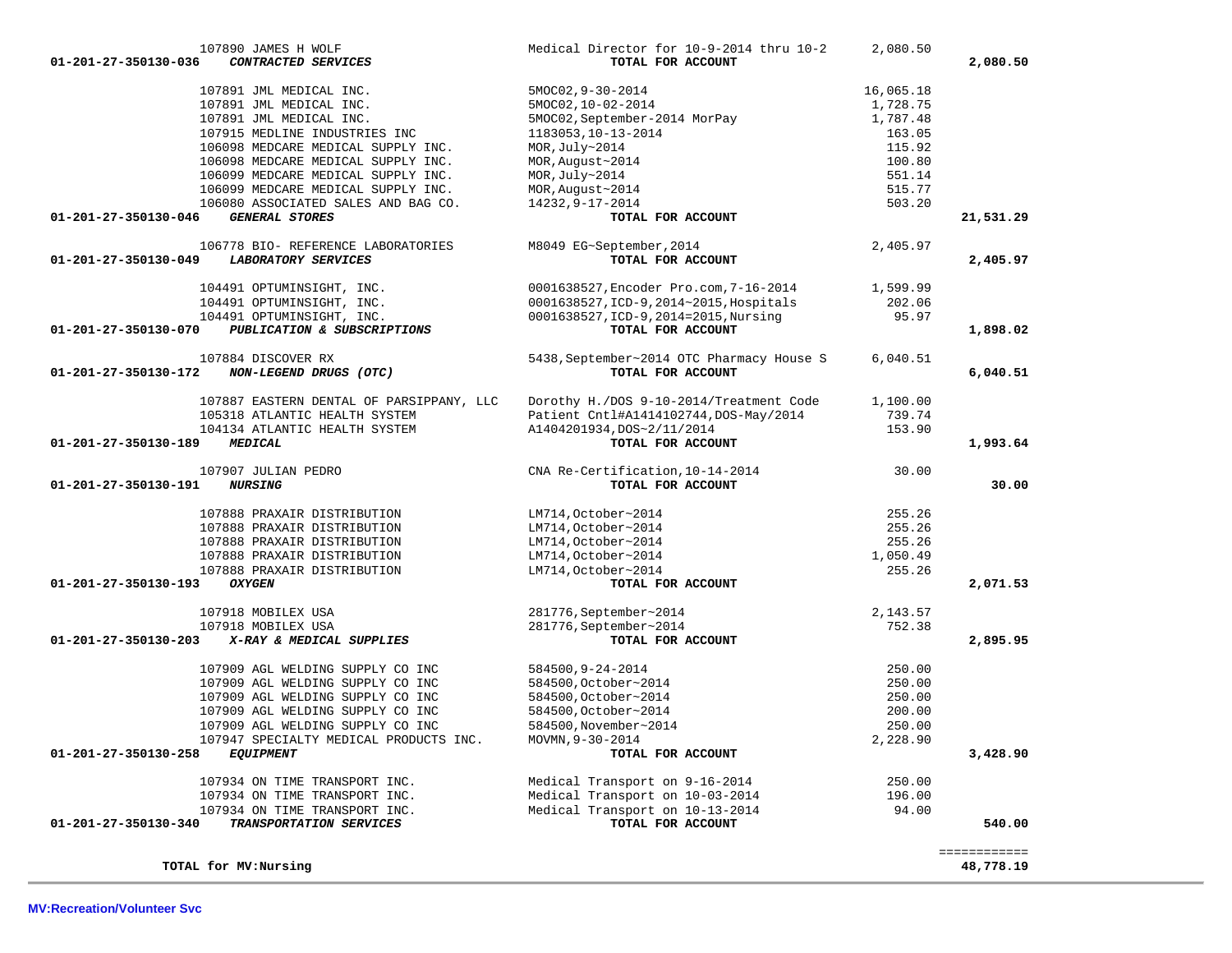| Account | Vendor | Description | Amount | Total |
|---|---|---|---|---|
| | 107890 JAMES H WOLF | Medical Director for 10-9-2014 thru 10-2 | 2,080.50 | |
| 01-201-27-350130-036 | *CONTRACTED SERVICES* | TOTAL FOR ACCOUNT | | 2,080.50 |
| | 107891 JML MEDICAL INC. | 5MOC02,9-30-2014 | 16,065.18 | |
| | 107891 JML MEDICAL INC. | 5MOC02,10-02-2014 | 1,728.75 | |
| | 107891 JML MEDICAL INC. | 5MOC02,September-2014 MorPay | 1,787.48 | |
| | 107915 MEDLINE INDUSTRIES INC | 1183053,10-13-2014 | 163.05 | |
| | 106098 MEDCARE MEDICAL SUPPLY INC. | MOR,July~2014 | 115.92 | |
| | 106098 MEDCARE MEDICAL SUPPLY INC. | MOR,August~2014 | 100.80 | |
| | 106099 MEDCARE MEDICAL SUPPLY INC. | MOR,July~2014 | 551.14 | |
| | 106099 MEDCARE MEDICAL SUPPLY INC. | MOR,August~2014 | 515.77 | |
| | 106080 ASSOCIATED SALES AND BAG CO. | 14232,9-17-2014 | 503.20 | |
| 01-201-27-350130-046 | *GENERAL STORES* | TOTAL FOR ACCOUNT | | 21,531.29 |
| | 106778 BIO- REFERENCE LABORATORIES | M8049 EG~September,2014 | 2,405.97 | |
| 01-201-27-350130-049 | *LABORATORY SERVICES* | TOTAL FOR ACCOUNT | | 2,405.97 |
| | 104491 OPTUMINSIGHT, INC. | 0001638527,Encoder Pro.com,7-16-2014 | 1,599.99 | |
| | 104491 OPTUMINSIGHT, INC. | 0001638527,ICD-9,2014~2015,Hospitals | 202.06 | |
| | 104491 OPTUMINSIGHT, INC. | 0001638527,ICD-9,2014=2015,Nursing | 95.97 | |
| 01-201-27-350130-070 | *PUBLICATION & SUBSCRIPTIONS* | TOTAL FOR ACCOUNT | | 1,898.02 |
| | 107884 DISCOVER RX | 5438,September~2014 OTC Pharmacy House S | 6,040.51 | |
| 01-201-27-350130-172 | *NON-LEGEND DRUGS (OTC)* | TOTAL FOR ACCOUNT | | 6,040.51 |
| | 107887 EASTERN DENTAL OF PARSIPPANY, LLC | Dorothy H./DOS 9-10-2014/Treatment Code | 1,100.00 | |
| | 105318 ATLANTIC HEALTH SYSTEM | Patient Cntl#A1414102744,DOS-May/2014 | 739.74 | |
| | 104134 ATLANTIC HEALTH SYSTEM | A1404201934,DOS~2/11/2014 | 153.90 | |
| 01-201-27-350130-189 | *MEDICAL* | TOTAL FOR ACCOUNT | | 1,993.64 |
| | 107907 JULIAN PEDRO | CNA Re-Certification,10-14-2014 | 30.00 | |
| 01-201-27-350130-191 | *NURSING* | TOTAL FOR ACCOUNT | | 30.00 |
| | 107888 PRAXAIR DISTRIBUTION | LM714,October~2014 | 255.26 | |
| | 107888 PRAXAIR DISTRIBUTION | LM714,October~2014 | 255.26 | |
| | 107888 PRAXAIR DISTRIBUTION | LM714,October~2014 | 255.26 | |
| | 107888 PRAXAIR DISTRIBUTION | LM714,October~2014 | 1,050.49 | |
| | 107888 PRAXAIR DISTRIBUTION | LM714,October~2014 | 255.26 | |
| 01-201-27-350130-193 | *OXYGEN* | TOTAL FOR ACCOUNT | | 2,071.53 |
| | 107918 MOBILEX USA | 281776,September~2014 | 2,143.57 | |
| | 107918 MOBILEX USA | 281776,September~2014 | 752.38 | |
| 01-201-27-350130-203 | *X-RAY & MEDICAL SUPPLIES* | TOTAL FOR ACCOUNT | | 2,895.95 |
| | 107909 AGL WELDING SUPPLY CO INC | 584500,9-24-2014 | 250.00 | |
| | 107909 AGL WELDING SUPPLY CO INC | 584500,October~2014 | 250.00 | |
| | 107909 AGL WELDING SUPPLY CO INC | 584500,October~2014 | 250.00 | |
| | 107909 AGL WELDING SUPPLY CO INC | 584500,October~2014 | 200.00 | |
| | 107909 AGL WELDING SUPPLY CO INC | 584500,November~2014 | 250.00 | |
| | 107947 SPECIALTY MEDICAL PRODUCTS INC. | MOVMN,9-30-2014 | 2,228.90 | |
| 01-201-27-350130-258 | *EQUIPMENT* | TOTAL FOR ACCOUNT | | 3,428.90 |
| | 107934 ON TIME TRANSPORT INC. | Medical Transport on 9-16-2014 | 250.00 | |
| | 107934 ON TIME TRANSPORT INC. | Medical Transport on 10-03-2014 | 196.00 | |
| | 107934 ON TIME TRANSPORT INC. | Medical Transport on 10-13-2014 | 94.00 | |
| 01-201-27-350130-340 | *TRANSPORTATION SERVICES* | TOTAL FOR ACCOUNT | | 540.00 |
| | | | | ============ |
| **TOTAL for MV:Nursing** | | | | **48,778.19** |

**MV:Recreation/Volunteer Svc**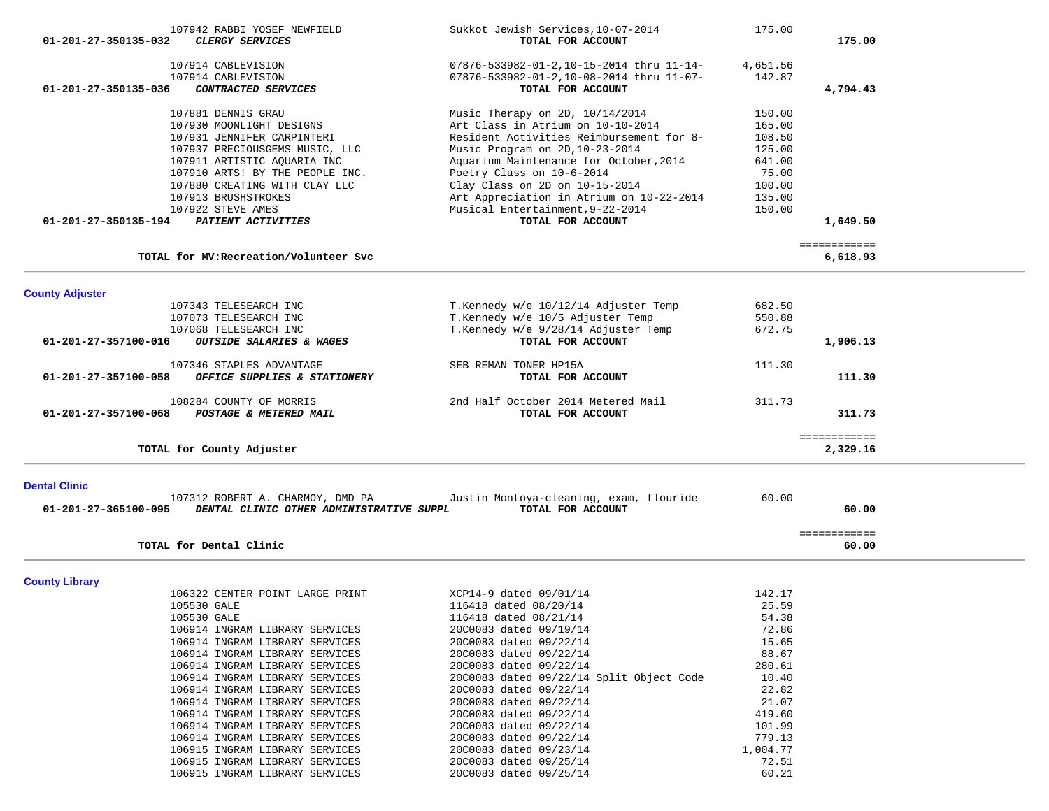| Account | Vendor / Account Name | Description | Amount | Total |
|---|---|---|---|---|
| | 107942 RABBI YOSEF NEWFIELD | Sukkot Jewish Services,10-07-2014 | 175.00 | |
| **01-201-27-350135-032** | ***CLERGY SERVICES*** | **TOTAL FOR ACCOUNT** | | **175.00** |
| | 107914 CABLEVISION | 07876-533982-01-2,10-15-2014 thru 11-14- | 4,651.56 | |
| | 107914 CABLEVISION | 07876-533982-01-2,10-08-2014 thru 11-07- | 142.87 | |
| **01-201-27-350135-036** | ***CONTRACTED SERVICES*** | **TOTAL FOR ACCOUNT** | | **4,794.43** |
| | 107881 DENNIS GRAU | Music Therapy on 2D, 10/14/2014 | 150.00 | |
| | 107930 MOONLIGHT DESIGNS | Art Class in Atrium on 10-10-2014 | 165.00 | |
| | 107931 JENNIFER CARPINTERI | Resident Activities Reimbursement for 8- | 108.50 | |
| | 107937 PRECIOUSGEMS MUSIC, LLC | Music Program on 2D,10-23-2014 | 125.00 | |
| | 107911 ARTISTIC AQUARIA INC | Aquarium Maintenance for October,2014 | 641.00 | |
| | 107910 ARTS! BY THE PEOPLE INC. | Poetry Class on 10-6-2014 | 75.00 | |
| | 107880 CREATING WITH CLAY LLC | Clay Class on 2D on 10-15-2014 | 100.00 | |
| | 107913 BRUSHSTROKES | Art Appreciation in Atrium on 10-22-2014 | 135.00 | |
| | 107922 STEVE AMES | Musical Entertainment,9-22-2014 | 150.00 | |
| **01-201-27-350135-194** | ***PATIENT ACTIVITIES*** | **TOTAL FOR ACCOUNT** | | **1,649.50** |
| | | | | ============ |
| | **TOTAL for MV:Recreation/Volunteer Svc** | | | **6,618.93** |

## County Adjuster

| Account | Vendor / Account Name | Description | Amount | Total |
|---|---|---|---|---|
| | 107343 TELESEARCH INC | T.Kennedy w/e 10/12/14 Adjuster Temp | 682.50 | |
| | 107073 TELESEARCH INC | T.Kennedy w/e 10/5 Adjuster Temp | 550.88 | |
| | 107068 TELESEARCH INC | T.Kennedy w/e 9/28/14 Adjuster Temp | 672.75 | |
| **01-201-27-357100-016** | ***OUTSIDE SALARIES & WAGES*** | **TOTAL FOR ACCOUNT** | | **1,906.13** |
| | 107346 STAPLES ADVANTAGE | SEB REMAN TONER HP15A | 111.30 | |
| **01-201-27-357100-058** | ***OFFICE SUPPLIES & STATIONERY*** | **TOTAL FOR ACCOUNT** | | **111.30** |
| | 108284 COUNTY OF MORRIS | 2nd Half October 2014 Metered Mail | 311.73 | |
| **01-201-27-357100-068** | ***POSTAGE & METERED MAIL*** | **TOTAL FOR ACCOUNT** | | **311.73** |
| | | | | ============ |
| | **TOTAL for County Adjuster** | | | **2,329.16** |

## Dental Clinic

| Account | Vendor / Account Name | Description | Amount | Total |
|---|---|---|---|---|
| | 107312 ROBERT A. CHARMOY, DMD PA | Justin Montoya-cleaning, exam, flouride | 60.00 | |
| **01-201-27-365100-095** | ***DENTAL CLINIC OTHER ADMINISTRATIVE SUPPL*** | **TOTAL FOR ACCOUNT** | | **60.00** |
| | | | | ============ |
| | **TOTAL for Dental Clinic** | | | **60.00** |

## County Library

| Account | Vendor / Account Name | Description | Amount | Total |
|---|---|---|---|---|
| | 106322 CENTER POINT LARGE PRINT | XCP14-9 dated 09/01/14 | 142.17 | |
| | 105530 GALE | 116418 dated 08/20/14 | 25.59 | |
| | 105530 GALE | 116418 dated 08/21/14 | 54.38 | |
| | 106914 INGRAM LIBRARY SERVICES | 20C0083 dated 09/19/14 | 72.86 | |
| | 106914 INGRAM LIBRARY SERVICES | 20C0083 dated 09/22/14 | 15.65 | |
| | 106914 INGRAM LIBRARY SERVICES | 20C0083 dated 09/22/14 | 88.67 | |
| | 106914 INGRAM LIBRARY SERVICES | 20C0083 dated 09/22/14 | 280.61 | |
| | 106914 INGRAM LIBRARY SERVICES | 20C0083 dated 09/22/14 Split Object Code | 10.40 | |
| | 106914 INGRAM LIBRARY SERVICES | 20C0083 dated 09/22/14 | 22.82 | |
| | 106914 INGRAM LIBRARY SERVICES | 20C0083 dated 09/22/14 | 21.07 | |
| | 106914 INGRAM LIBRARY SERVICES | 20C0083 dated 09/22/14 | 419.60 | |
| | 106914 INGRAM LIBRARY SERVICES | 20C0083 dated 09/22/14 | 101.99 | |
| | 106914 INGRAM LIBRARY SERVICES | 20C0083 dated 09/22/14 | 779.13 | |
| | 106915 INGRAM LIBRARY SERVICES | 20C0083 dated 09/23/14 | 1,004.77 | |
| | 106915 INGRAM LIBRARY SERVICES | 20C0083 dated 09/25/14 | 72.51 | |
| | 106915 INGRAM LIBRARY SERVICES | 20C0083 dated 09/25/14 | 60.21 | |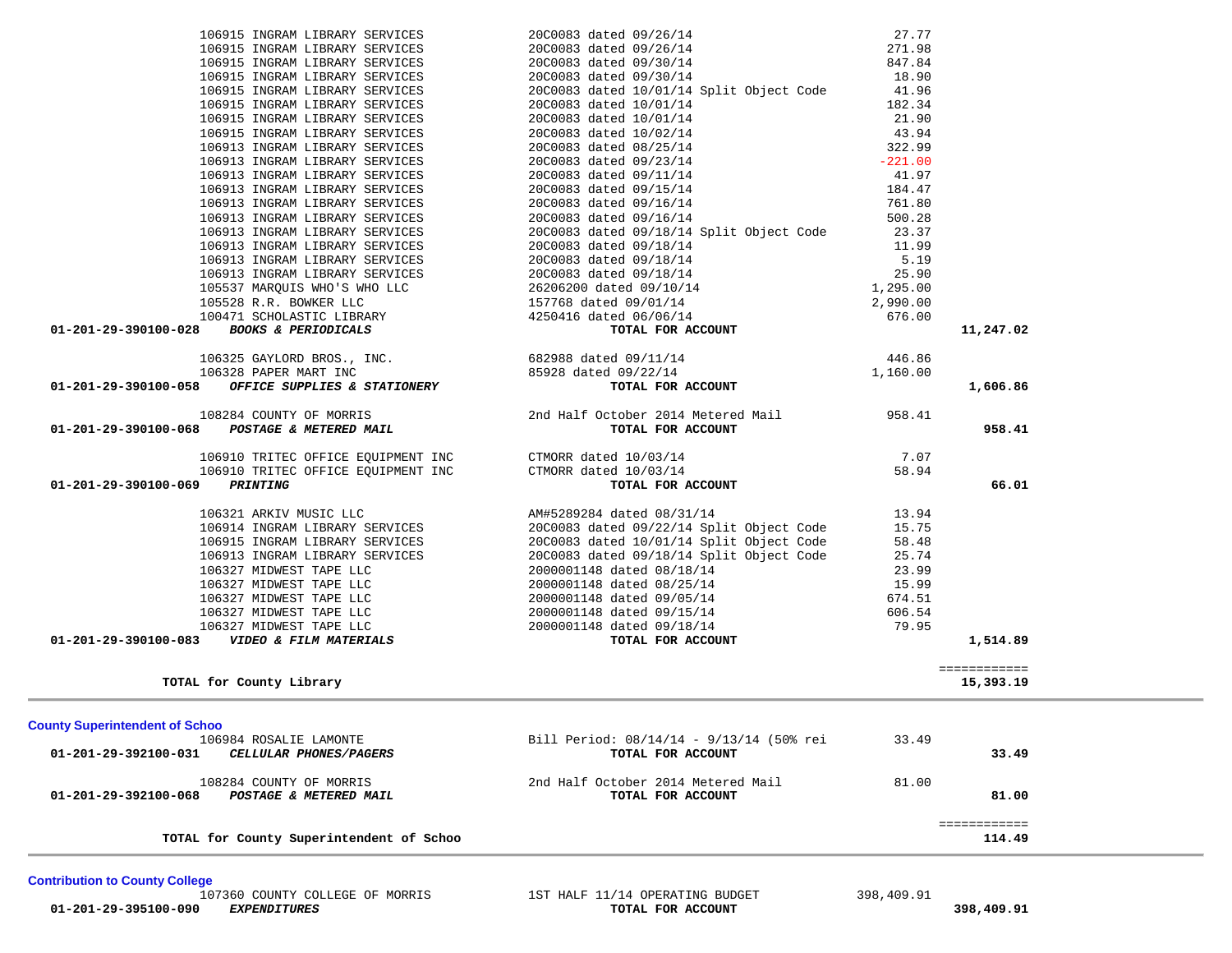| Account | Vendor | Description | Amount | Total |
|---|---|---|---|---|
| | 106915 INGRAM LIBRARY SERVICES | 20C0083 dated 09/26/14 | 27.77 | |
| | 106915 INGRAM LIBRARY SERVICES | 20C0083 dated 09/26/14 | 271.98 | |
| | 106915 INGRAM LIBRARY SERVICES | 20C0083 dated 09/30/14 | 847.84 | |
| | 106915 INGRAM LIBRARY SERVICES | 20C0083 dated 09/30/14 | 18.90 | |
| | 106915 INGRAM LIBRARY SERVICES | 20C0083 dated 10/01/14 Split Object Code | 41.96 | |
| | 106915 INGRAM LIBRARY SERVICES | 20C0083 dated 10/01/14 | 182.34 | |
| | 106915 INGRAM LIBRARY SERVICES | 20C0083 dated 10/01/14 | 21.90 | |
| | 106915 INGRAM LIBRARY SERVICES | 20C0083 dated 10/02/14 | 43.94 | |
| | 106913 INGRAM LIBRARY SERVICES | 20C0083 dated 08/25/14 | 322.99 | |
| | 106913 INGRAM LIBRARY SERVICES | 20C0083 dated 09/23/14 | -221.00 | |
| | 106913 INGRAM LIBRARY SERVICES | 20C0083 dated 09/11/14 | 41.97 | |
| | 106913 INGRAM LIBRARY SERVICES | 20C0083 dated 09/15/14 | 184.47 | |
| | 106913 INGRAM LIBRARY SERVICES | 20C0083 dated 09/16/14 | 761.80 | |
| | 106913 INGRAM LIBRARY SERVICES | 20C0083 dated 09/16/14 | 500.28 | |
| | 106913 INGRAM LIBRARY SERVICES | 20C0083 dated 09/18/14 Split Object Code | 23.37 | |
| | 106913 INGRAM LIBRARY SERVICES | 20C0083 dated 09/18/14 | 11.99 | |
| | 106913 INGRAM LIBRARY SERVICES | 20C0083 dated 09/18/14 | 5.19 | |
| | 106913 INGRAM LIBRARY SERVICES | 20C0083 dated 09/18/14 | 25.90 | |
| | 105537 MARQUIS WHO'S WHO LLC | 26206200 dated 09/10/14 | 1,295.00 | |
| | 105528 R.R. BOWKER LLC | 157768 dated 09/01/14 | 2,990.00 | |
| | 100471 SCHOLASTIC LIBRARY | 4250416 dated 06/06/14 | 676.00 | |
| **01-201-29-390100-028** | ***BOOKS & PERIODICALS*** | **TOTAL FOR ACCOUNT** | | **11,247.02** |
| | 106325 GAYLORD BROS., INC. | 682988 dated 09/11/14 | 446.86 | |
| | 106328 PAPER MART INC | 85928 dated 09/22/14 | 1,160.00 | |
| **01-201-29-390100-058** | ***OFFICE SUPPLIES & STATIONERY*** | **TOTAL FOR ACCOUNT** | | **1,606.86** |
| | 108284 COUNTY OF MORRIS | 2nd Half October 2014 Metered Mail | 958.41 | |
| **01-201-29-390100-068** | ***POSTAGE & METERED MAIL*** | **TOTAL FOR ACCOUNT** | | **958.41** |
| | 106910 TRITEC OFFICE EQUIPMENT INC | CTMORR dated 10/03/14 | 7.07 | |
| | 106910 TRITEC OFFICE EQUIPMENT INC | CTMORR dated 10/03/14 | 58.94 | |
| **01-201-29-390100-069** | ***PRINTING*** | **TOTAL FOR ACCOUNT** | | **66.01** |
| | 106321 ARKIV MUSIC LLC | AM#5289284 dated 08/31/14 | 13.94 | |
| | 106914 INGRAM LIBRARY SERVICES | 20C0083 dated 09/22/14 Split Object Code | 15.75 | |
| | 106915 INGRAM LIBRARY SERVICES | 20C0083 dated 10/01/14 Split Object Code | 58.48 | |
| | 106913 INGRAM LIBRARY SERVICES | 20C0083 dated 09/18/14 Split Object Code | 25.74 | |
| | 106327 MIDWEST TAPE LLC | 2000001148 dated 08/18/14 | 23.99 | |
| | 106327 MIDWEST TAPE LLC | 2000001148 dated 08/25/14 | 15.99 | |
| | 106327 MIDWEST TAPE LLC | 2000001148 dated 09/05/14 | 674.51 | |
| | 106327 MIDWEST TAPE LLC | 2000001148 dated 09/15/14 | 606.54 | |
| | 106327 MIDWEST TAPE LLC | 2000001148 dated 09/18/14 | 79.95 | |
| **01-201-29-390100-083** | ***VIDEO & FILM MATERIALS*** | **TOTAL FOR ACCOUNT** | | **1,514.89** |
| | | | | ============ |
| | **TOTAL for County Library** | | | **15,393.19** |

---

## County Superintendent of Schoo

| Account | Vendor | Description | Amount | Total |
|---|---|---|---|---|
| | 106984 ROSALIE LAMONTE | Bill Period: 08/14/14 - 9/13/14 (50% rei | 33.49 | |
| **01-201-29-392100-031** | ***CELLULAR PHONES/PAGERS*** | **TOTAL FOR ACCOUNT** | | **33.49** |
| | 108284 COUNTY OF MORRIS | 2nd Half October 2014 Metered Mail | 81.00 | |
| **01-201-29-392100-068** | ***POSTAGE & METERED MAIL*** | **TOTAL FOR ACCOUNT** | | **81.00** |
| | | | | ============ |
| | **TOTAL for County Superintendent of Schoo** | | | **114.49** |

---

## Contribution to County College

| Account | Vendor | Description | Amount | Total |
|---|---|---|---|---|
| | 107360 COUNTY COLLEGE OF MORRIS | 1ST HALF 11/14 OPERATING BUDGET | 398,409.91 | |
| **01-201-29-395100-090** | ***EXPENDITURES*** | **TOTAL FOR ACCOUNT** | | **398,409.91** |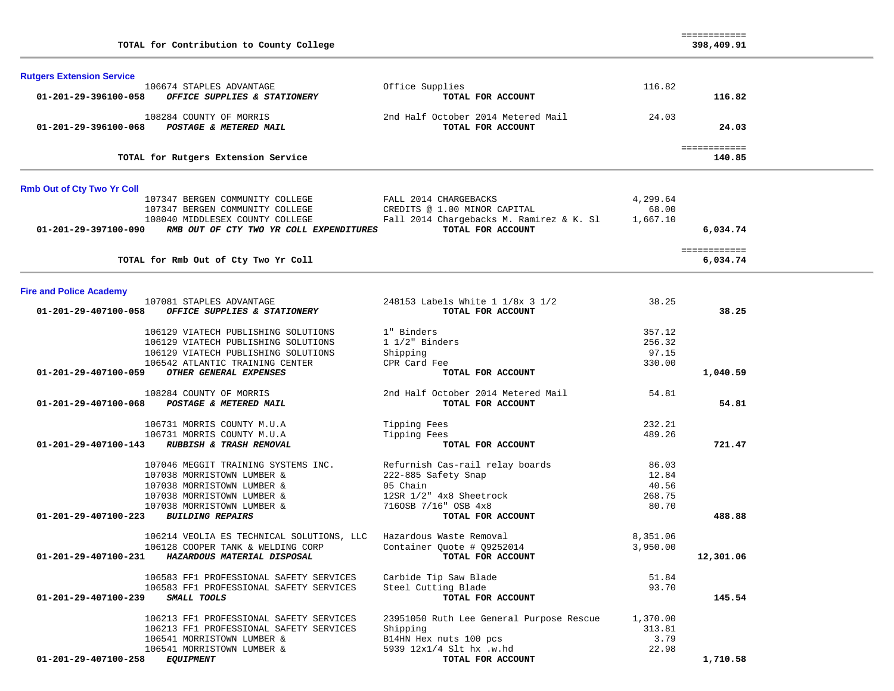| | | | | |
|---|---|---|---|---|
| | **TOTAL for Contribution to County College** | | | ============ **398,409.91** |

## Rutgers Extension Service

| Account | Vendor | Description | Amount | Total |
|---|---|---|---|---|
| | 106674 STAPLES ADVANTAGE | Office Supplies | 116.82 | |
| **01-201-29-396100-058** | ***OFFICE SUPPLIES & STATIONERY*** | **TOTAL FOR ACCOUNT** | | **116.82** |
| | 108284 COUNTY OF MORRIS | 2nd Half October 2014 Metered Mail | 24.03 | |
| **01-201-29-396100-068** | ***POSTAGE & METERED MAIL*** | **TOTAL FOR ACCOUNT** | | **24.03** |
| | **TOTAL for Rutgers Extension Service** | | | ============ **140.85** |

## Rmb Out of Cty Two Yr Coll

| Account | Vendor | Description | Amount | Total |
|---|---|---|---|---|
| | 107347 BERGEN COMMUNITY COLLEGE | FALL 2014 CHARGEBACKS | 4,299.64 | |
| | 107347 BERGEN COMMUNITY COLLEGE | CREDITS @ 1.00 MINOR CAPITAL | 68.00 | |
| | 108040 MIDDLESEX COUNTY COLLEGE | Fall 2014 Chargebacks M. Ramirez & K. Sl | 1,667.10 | |
| **01-201-29-397100-090** | ***RMB OUT OF CTY TWO YR COLL EXPENDITURES*** | **TOTAL FOR ACCOUNT** | | **6,034.74** |
| | **TOTAL for Rmb Out of Cty Two Yr Coll** | | | ============ **6,034.74** |

## Fire and Police Academy

| Account | Vendor | Description | Amount | Total |
|---|---|---|---|---|
| | 107081 STAPLES ADVANTAGE | 248153 Labels White 1 1/8x 3 1/2 | 38.25 | |
| **01-201-29-407100-058** | ***OFFICE SUPPLIES & STATIONERY*** | **TOTAL FOR ACCOUNT** | | **38.25** |
| | 106129 VIATECH PUBLISHING SOLUTIONS | 1" Binders | 357.12 | |
| | 106129 VIATECH PUBLISHING SOLUTIONS | 1 1/2" Binders | 256.32 | |
| | 106129 VIATECH PUBLISHING SOLUTIONS | Shipping | 97.15 | |
| | 106542 ATLANTIC TRAINING CENTER | CPR Card Fee | 330.00 | |
| **01-201-29-407100-059** | ***OTHER GENERAL EXPENSES*** | **TOTAL FOR ACCOUNT** | | **1,040.59** |
| | 108284 COUNTY OF MORRIS | 2nd Half October 2014 Metered Mail | 54.81 | |
| **01-201-29-407100-068** | ***POSTAGE & METERED MAIL*** | **TOTAL FOR ACCOUNT** | | **54.81** |
| | 106731 MORRIS COUNTY M.U.A | Tipping Fees | 232.21 | |
| | 106731 MORRIS COUNTY M.U.A | Tipping Fees | 489.26 | |
| **01-201-29-407100-143** | ***RUBBISH & TRASH REMOVAL*** | **TOTAL FOR ACCOUNT** | | **721.47** |
| | 107046 MEGGIT TRAINING SYSTEMS INC. | Refurnish Cas-rail relay boards | 86.03 | |
| | 107038 MORRISTOWN LUMBER & | 222-885 Safety Snap | 12.84 | |
| | 107038 MORRISTOWN LUMBER & | 05 Chain | 40.56 | |
| | 107038 MORRISTOWN LUMBER & | 12SR 1/2" 4x8 Sheetrock | 268.75 | |
| | 107038 MORRISTOWN LUMBER & | 716OSB 7/16" OSB 4x8 | 80.70 | |
| **01-201-29-407100-223** | ***BUILDING REPAIRS*** | **TOTAL FOR ACCOUNT** | | **488.88** |
| | 106214 VEOLIA ES TECHNICAL SOLUTIONS, LLC | Hazardous Waste Removal | 8,351.06 | |
| | 106128 COOPER TANK & WELDING CORP | Container Quote # Q9252014 | 3,950.00 | |
| **01-201-29-407100-231** | ***HAZARDOUS MATERIAL DISPOSAL*** | **TOTAL FOR ACCOUNT** | | **12,301.06** |
| | 106583 FF1 PROFESSIONAL SAFETY SERVICES | Carbide Tip Saw Blade | 51.84 | |
| | 106583 FF1 PROFESSIONAL SAFETY SERVICES | Steel Cutting Blade | 93.70 | |
| **01-201-29-407100-239** | ***SMALL TOOLS*** | **TOTAL FOR ACCOUNT** | | **145.54** |
| | 106213 FF1 PROFESSIONAL SAFETY SERVICES | 23951050 Ruth Lee General Purpose Rescue | 1,370.00 | |
| | 106213 FF1 PROFESSIONAL SAFETY SERVICES | Shipping | 313.81 | |
| | 106541 MORRISTOWN LUMBER & | B14HN Hex nuts 100 pcs | 3.79 | |
| | 106541 MORRISTOWN LUMBER & | 5939 12x1/4 Slt hx .w.hd | 22.98 | |
| **01-201-29-407100-258** | ***EQUIPMENT*** | **TOTAL FOR ACCOUNT** | | **1,710.58** |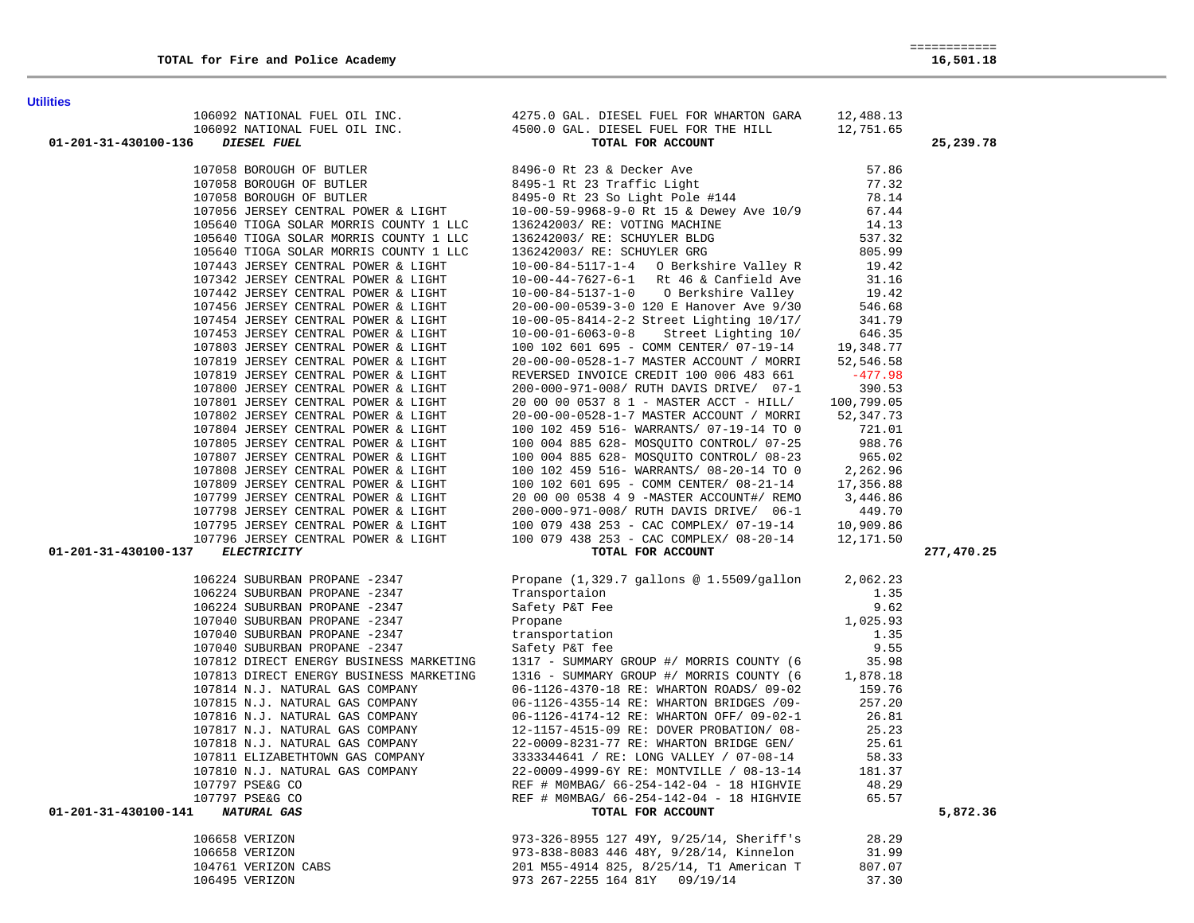| | | | | |
|---|---|---|---|---|
| **TOTAL for Fire and Police Academy** | | | | 16,501.18 |

## Utilities

| Account | Vendor | Description | Amount | Total |
|---|---|---|---|---|
| | 106092 NATIONAL FUEL OIL INC. | 4275.0 GAL. DIESEL FUEL FOR WHARTON GARA | 12,488.13 | |
| | 106092 NATIONAL FUEL OIL INC. | 4500.0 GAL. DIESEL FUEL FOR THE HILL | 12,751.65 | |
| 01-201-31-430100-136 | *DIESEL FUEL* | TOTAL FOR ACCOUNT | | 25,239.78 |
| | 107058 BOROUGH OF BUTLER | 8496-0 Rt 23 & Decker Ave | 57.86 | |
| | 107058 BOROUGH OF BUTLER | 8495-1 Rt 23 Traffic Light | 77.32 | |
| | 107058 BOROUGH OF BUTLER | 8495-0 Rt 23 So Light Pole #144 | 78.14 | |
| | 107056 JERSEY CENTRAL POWER & LIGHT | 10-00-59-9968-9-0 Rt 15 & Dewey Ave 10/9 | 67.44 | |
| | 105640 TIOGA SOLAR MORRIS COUNTY 1 LLC | 136242003/ RE: VOTING MACHINE | 14.13 | |
| | 105640 TIOGA SOLAR MORRIS COUNTY 1 LLC | 136242003/ RE: SCHUYLER BLDG | 537.32 | |
| | 105640 TIOGA SOLAR MORRIS COUNTY 1 LLC | 136242003/ RE: SCHUYLER GRG | 805.99 | |
| | 107443 JERSEY CENTRAL POWER & LIGHT | 10-00-84-5117-1-4 O Berkshire Valley R | 19.42 | |
| | 107342 JERSEY CENTRAL POWER & LIGHT | 10-00-44-7627-6-1 Rt 46 & Canfield Ave | 31.16 | |
| | 107442 JERSEY CENTRAL POWER & LIGHT | 10-00-84-5137-1-0 O Berkshire Valley | 19.42 | |
| | 107456 JERSEY CENTRAL POWER & LIGHT | 20-00-00-0539-3-0 120 E Hanover Ave 9/30 | 546.68 | |
| | 107454 JERSEY CENTRAL POWER & LIGHT | 10-00-05-8414-2-2 Street Lighting 10/17/ | 341.79 | |
| | 107453 JERSEY CENTRAL POWER & LIGHT | 10-00-01-6063-0-8 Street Lighting 10/ | 646.35 | |
| | 107803 JERSEY CENTRAL POWER & LIGHT | 100 102 601 695 - COMM CENTER/ 07-19-14 | 19,348.77 | |
| | 107819 JERSEY CENTRAL POWER & LIGHT | 20-00-00-0528-1-7 MASTER ACCOUNT / MORRI | 52,546.58 | |
| | 107819 JERSEY CENTRAL POWER & LIGHT | REVERSED INVOICE CREDIT 100 006 483 661 | -477.98 | |
| | 107800 JERSEY CENTRAL POWER & LIGHT | 200-000-971-008/ RUTH DAVIS DRIVE/ 07-1 | 390.53 | |
| | 107801 JERSEY CENTRAL POWER & LIGHT | 20 00 00 0537 8 1 - MASTER ACCT - HILL/ | 100,799.05 | |
| | 107802 JERSEY CENTRAL POWER & LIGHT | 20-00-00-0528-1-7 MASTER ACCOUNT / MORRI | 52,347.73 | |
| | 107804 JERSEY CENTRAL POWER & LIGHT | 100 102 459 516- WARRANTS/ 07-19-14 TO 0 | 721.01 | |
| | 107805 JERSEY CENTRAL POWER & LIGHT | 100 004 885 628- MOSQUITO CONTROL/ 07-25 | 988.76 | |
| | 107807 JERSEY CENTRAL POWER & LIGHT | 100 004 885 628- MOSQUITO CONTROL/ 08-23 | 965.02 | |
| | 107808 JERSEY CENTRAL POWER & LIGHT | 100 102 459 516- WARRANTS/ 08-20-14 TO 0 | 2,262.96 | |
| | 107809 JERSEY CENTRAL POWER & LIGHT | 100 102 601 695 - COMM CENTER/ 08-21-14 | 17,356.88 | |
| | 107799 JERSEY CENTRAL POWER & LIGHT | 20 00 00 0538 4 9 -MASTER ACCOUNT#/ REMO | 3,446.86 | |
| | 107798 JERSEY CENTRAL POWER & LIGHT | 200-000-971-008/ RUTH DAVIS DRIVE/ 06-1 | 449.70 | |
| | 107795 JERSEY CENTRAL POWER & LIGHT | 100 079 438 253 - CAC COMPLEX/ 07-19-14 | 10,909.86 | |
| | 107796 JERSEY CENTRAL POWER & LIGHT | 100 079 438 253 - CAC COMPLEX/ 08-20-14 | 12,171.50 | |
| 01-201-31-430100-137 | *ELECTRICITY* | TOTAL FOR ACCOUNT | | 277,470.25 |
| | 106224 SUBURBAN PROPANE -2347 | Propane (1,329.7 gallons @ 1.5509/gallon | 2,062.23 | |
| | 106224 SUBURBAN PROPANE -2347 | Transportaion | 1.35 | |
| | 106224 SUBURBAN PROPANE -2347 | Safety P&T Fee | 9.62 | |
| | 107040 SUBURBAN PROPANE -2347 | Propane | 1,025.93 | |
| | 107040 SUBURBAN PROPANE -2347 | transportation | 1.35 | |
| | 107040 SUBURBAN PROPANE -2347 | Safety P&T fee | 9.55 | |
| | 107812 DIRECT ENERGY BUSINESS MARKETING | 1317 - SUMMARY GROUP #/ MORRIS COUNTY (6 | 35.98 | |
| | 107813 DIRECT ENERGY BUSINESS MARKETING | 1316 - SUMMARY GROUP #/ MORRIS COUNTY (6 | 1,878.18 | |
| | 107814 N.J. NATURAL GAS COMPANY | 06-1126-4370-18 RE: WHARTON ROADS/ 09-02 | 159.76 | |
| | 107815 N.J. NATURAL GAS COMPANY | 06-1126-4355-14 RE: WHARTON BRIDGES /09- | 257.20 | |
| | 107816 N.J. NATURAL GAS COMPANY | 06-1126-4174-12 RE: WHARTON OFF/ 09-02-1 | 26.81 | |
| | 107817 N.J. NATURAL GAS COMPANY | 12-1157-4515-09 RE: DOVER PROBATION/ 08- | 25.23 | |
| | 107818 N.J. NATURAL GAS COMPANY | 22-0009-8231-77 RE: WHARTON BRIDGE GEN/ | 25.61 | |
| | 107811 ELIZABETHTOWN GAS COMPANY | 3333344641 / RE: LONG VALLEY / 07-08-14 | 58.33 | |
| | 107810 N.J. NATURAL GAS COMPANY | 22-0009-4999-6Y RE: MONTVILLE / 08-13-14 | 181.37 | |
| | 107797 PSE&G CO | REF # M0MBAG/ 66-254-142-04 - 18 HIGHVIE | 48.29 | |
| | 107797 PSE&G CO | REF # M0MBAG/ 66-254-142-04 - 18 HIGHVIE | 65.57 | |
| 01-201-31-430100-141 | *NATURAL GAS* | TOTAL FOR ACCOUNT | | 5,872.36 |
| | 106658 VERIZON | 973-326-8955 127 49Y, 9/25/14, Sheriff's | 28.29 | |
| | 106658 VERIZON | 973-838-8083 446 48Y, 9/28/14, Kinnelon | 31.99 | |
| | 104761 VERIZON CABS | 201 M55-4914 825, 8/25/14, T1 American T | 807.07 | |
| | 106495 VERIZON | 973 267-2255 164 81Y 09/19/14 | 37.30 | |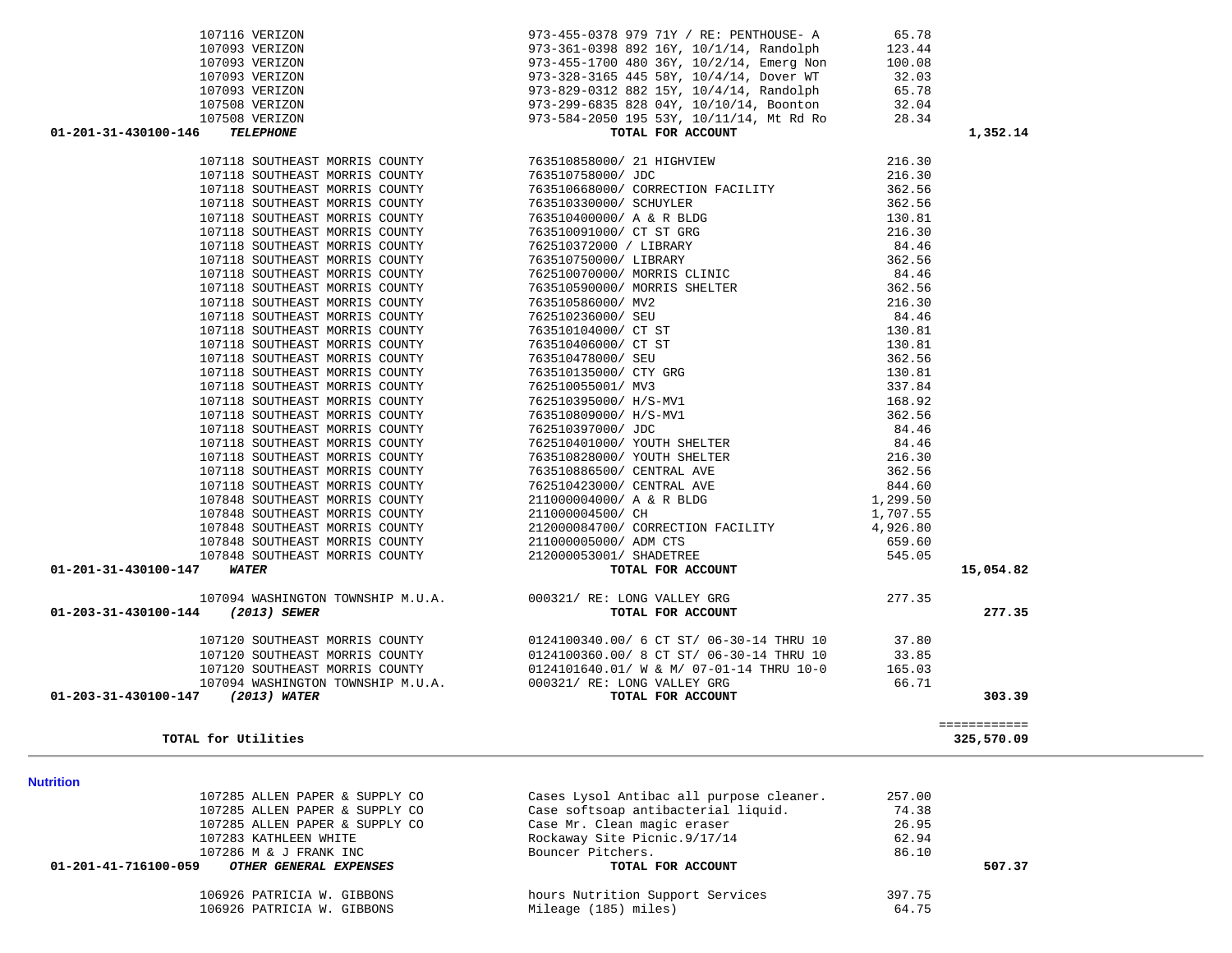| Account | Vendor | Description | Amount | Total |
|---|---|---|---|---|
| | 107116 VERIZON | 973-455-0378 979 71Y / RE: PENTHOUSE- A | 65.78 | |
| | 107093 VERIZON | 973-361-0398 892 16Y, 10/1/14, Randolph | 123.44 | |
| | 107093 VERIZON | 973-455-1700 480 36Y, 10/2/14, Emerg Non | 100.08 | |
| | 107093 VERIZON | 973-328-3165 445 58Y, 10/4/14, Dover WT | 32.03 | |
| | 107093 VERIZON | 973-829-0312 882 15Y, 10/4/14, Randolph | 65.78 | |
| | 107508 VERIZON | 973-299-6835 828 04Y, 10/10/14, Boonton | 32.04 | |
| | 107508 VERIZON | 973-584-2050 195 53Y, 10/11/14, Mt Rd Ro | 28.34 | |
| **01-201-31-430100-146** | ***TELEPHONE*** | **TOTAL FOR ACCOUNT** | | **1,352.14** |
| | 107118 SOUTHEAST MORRIS COUNTY | 763510858000/ 21 HIGHVIEW | 216.30 | |
| | 107118 SOUTHEAST MORRIS COUNTY | 763510758000/ JDC | 216.30 | |
| | 107118 SOUTHEAST MORRIS COUNTY | 763510668000/ CORRECTION FACILITY | 362.56 | |
| | 107118 SOUTHEAST MORRIS COUNTY | 763510330000/ SCHUYLER | 362.56 | |
| | 107118 SOUTHEAST MORRIS COUNTY | 763510400000/ A & R BLDG | 130.81 | |
| | 107118 SOUTHEAST MORRIS COUNTY | 763510091000/ CT ST GRG | 216.30 | |
| | 107118 SOUTHEAST MORRIS COUNTY | 762510372000 / LIBRARY | 84.46 | |
| | 107118 SOUTHEAST MORRIS COUNTY | 763510750000/ LIBRARY | 362.56 | |
| | 107118 SOUTHEAST MORRIS COUNTY | 762510070000/ MORRIS CLINIC | 84.46 | |
| | 107118 SOUTHEAST MORRIS COUNTY | 763510590000/ MORRIS SHELTER | 362.56 | |
| | 107118 SOUTHEAST MORRIS COUNTY | 763510586000/ MV2 | 216.30 | |
| | 107118 SOUTHEAST MORRIS COUNTY | 762510236000/ SEU | 84.46 | |
| | 107118 SOUTHEAST MORRIS COUNTY | 763510104000/ CT ST | 130.81 | |
| | 107118 SOUTHEAST MORRIS COUNTY | 763510406000/ CT ST | 130.81 | |
| | 107118 SOUTHEAST MORRIS COUNTY | 763510478000/ SEU | 362.56 | |
| | 107118 SOUTHEAST MORRIS COUNTY | 763510135000/ CTY GRG | 130.81 | |
| | 107118 SOUTHEAST MORRIS COUNTY | 762510055001/ MV3 | 337.84 | |
| | 107118 SOUTHEAST MORRIS COUNTY | 762510395000/ H/S-MV1 | 168.92 | |
| | 107118 SOUTHEAST MORRIS COUNTY | 763510809000/ H/S-MV1 | 362.56 | |
| | 107118 SOUTHEAST MORRIS COUNTY | 762510397000/ JDC | 84.46 | |
| | 107118 SOUTHEAST MORRIS COUNTY | 762510401000/ YOUTH SHELTER | 84.46 | |
| | 107118 SOUTHEAST MORRIS COUNTY | 763510828000/ YOUTH SHELTER | 216.30 | |
| | 107118 SOUTHEAST MORRIS COUNTY | 763510886500/ CENTRAL AVE | 362.56 | |
| | 107118 SOUTHEAST MORRIS COUNTY | 762510423000/ CENTRAL AVE | 844.60 | |
| | 107848 SOUTHEAST MORRIS COUNTY | 211000004000/ A & R BLDG | 1,299.50 | |
| | 107848 SOUTHEAST MORRIS COUNTY | 211000004500/ CH | 1,707.55 | |
| | 107848 SOUTHEAST MORRIS COUNTY | 212000084700/ CORRECTION FACILITY | 4,926.80 | |
| | 107848 SOUTHEAST MORRIS COUNTY | 211000005000/ ADM CTS | 659.60 | |
| | 107848 SOUTHEAST MORRIS COUNTY | 212000053001/ SHADETREE | 545.05 | |
| **01-201-31-430100-147** | ***WATER*** | **TOTAL FOR ACCOUNT** | | **15,054.82** |
| | 107094 WASHINGTON TOWNSHIP M.U.A. | 000321/ RE: LONG VALLEY GRG | 277.35 | |
| **01-203-31-430100-144** | ***(2013) SEWER*** | **TOTAL FOR ACCOUNT** | | **277.35** |
| | 107120 SOUTHEAST MORRIS COUNTY | 0124100340.00/ 6 CT ST/ 06-30-14 THRU 10 | 37.80 | |
| | 107120 SOUTHEAST MORRIS COUNTY | 0124100360.00/ 8 CT ST/ 06-30-14 THRU 10 | 33.85 | |
| | 107120 SOUTHEAST MORRIS COUNTY | 0124101640.01/ W & M/ 07-01-14 THRU 10-0 | 165.03 | |
| | 107094 WASHINGTON TOWNSHIP M.U.A. | 000321/ RE: LONG VALLEY GRG | 66.71 | |
| **01-203-31-430100-147** | ***(2013) WATER*** | **TOTAL FOR ACCOUNT** | | **303.39** |
| | | | | ============ |
| | **TOTAL for Utilities** | | | **325,570.09** |

## Nutrition

| Account | Vendor | Description | Amount | Total |
|---|---|---|---|---|
| | 107285 ALLEN PAPER & SUPPLY CO | Cases Lysol Antibac all purpose cleaner. | 257.00 | |
| | 107285 ALLEN PAPER & SUPPLY CO | Case softsoap antibacterial liquid. | 74.38 | |
| | 107285 ALLEN PAPER & SUPPLY CO | Case Mr. Clean magic eraser | 26.95 | |
| | 107283 KATHLEEN WHITE | Rockaway Site Picnic.9/17/14 | 62.94 | |
| | 107286 M & J FRANK INC | Bouncer Pitchers. | 86.10 | |
| **01-201-41-716100-059** | ***OTHER GENERAL EXPENSES*** | **TOTAL FOR ACCOUNT** | | **507.37** |
| | 106926 PATRICIA W. GIBBONS | hours Nutrition Support Services | 397.75 | |
| | 106926 PATRICIA W. GIBBONS | Mileage (185) miles) | 64.75 | |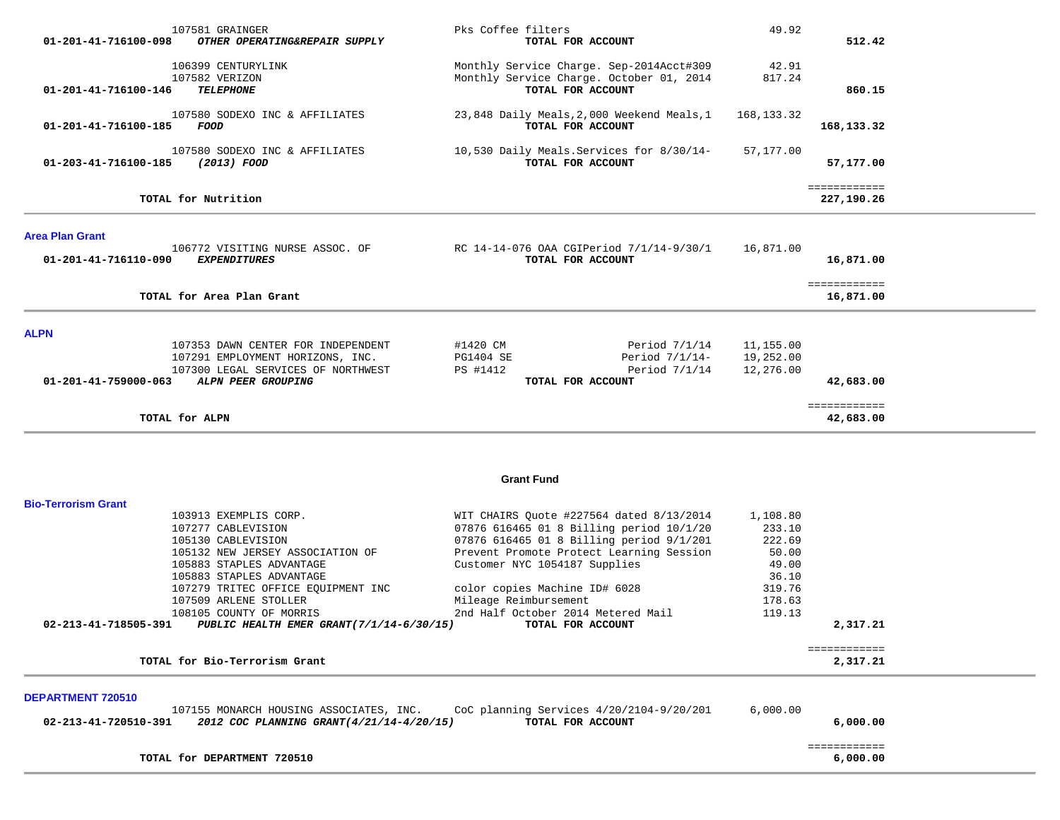| | | | | |
|---|---|---|---|---|
| | 107581 GRAINGER | Pks Coffee filters | 49.92 | |
| 01-201-41-716100-098 | ***OTHER OPERATING&REPAIR SUPPLY*** | **TOTAL FOR ACCOUNT** | | **512.42** |
| | 106399 CENTURYLINK | Monthly Service Charge. Sep-2014Acct#309 | 42.91 | |
| | 107582 VERIZON | Monthly Service Charge. October 01, 2014 | 817.24 | |
| 01-201-41-716100-146 | ***TELEPHONE*** | **TOTAL FOR ACCOUNT** | | **860.15** |
| | 107580 SODEXO INC & AFFILIATES | 23,848 Daily Meals,2,000 Weekend Meals,1 | 168,133.32 | |
| 01-201-41-716100-185 | ***FOOD*** | **TOTAL FOR ACCOUNT** | | **168,133.32** |
| | 107580 SODEXO INC & AFFILIATES | 10,530 Daily Meals.Services for 8/30/14- | 57,177.00 | |
| 01-203-41-716100-185 | ***(2013) FOOD*** | **TOTAL FOR ACCOUNT** | | **57,177.00** |
| | | | | ============ |
| | **TOTAL for Nutrition** | | | **227,190.26** |

**Area Plan Grant**

| | | | | |
|---|---|---|---|---|
| | 106772 VISITING NURSE ASSOC. OF | RC 14-14-076 OAA CGIPeriod 7/1/14-9/30/1 | 16,871.00 | |
| 01-201-41-716110-090 | ***EXPENDITURES*** | **TOTAL FOR ACCOUNT** | | **16,871.00** |
| | | | | ============ |
| | **TOTAL for Area Plan Grant** | | | **16,871.00** |

**ALPN**

| | | | | |
|---|---|---|---|---|
| | 107353 DAWN CENTER FOR INDEPENDENT | #1420 CM Period 7/1/14 | 11,155.00 | |
| | 107291 EMPLOYMENT HORIZONS, INC. | PG1404 SE Period 7/1/14- | 19,252.00 | |
| | 107300 LEGAL SERVICES OF NORTHWEST | PS #1412 Period 7/1/14 | 12,276.00 | |
| 01-201-41-759000-063 | ***ALPN PEER GROUPING*** | **TOTAL FOR ACCOUNT** | | **42,683.00** |
| | | | | ============ |
| | **TOTAL for ALPN** | | | **42,683.00** |

## Grant Fund

**Bio-Terrorism Grant**

| | | | | |
|---|---|---|---|---|
| | 103913 EXEMPLIS CORP. | WIT CHAIRS Quote #227564 dated 8/13/2014 | 1,108.80 | |
| | 107277 CABLEVISION | 07876 616465 01 8 Billing period 10/1/20 | 233.10 | |
| | 105130 CABLEVISION | 07876 616465 01 8 Billing period 9/1/201 | 222.69 | |
| | 105132 NEW JERSEY ASSOCIATION OF | Prevent Promote Protect Learning Session | 50.00 | |
| | 105883 STAPLES ADVANTAGE | Customer NYC 1054187 Supplies | 49.00 | |
| | 105883 STAPLES ADVANTAGE | | 36.10 | |
| | 107279 TRITEC OFFICE EQUIPMENT INC | color copies Machine ID# 6028 | 319.76 | |
| | 107509 ARLENE STOLLER | Mileage Reimbursement | 178.63 | |
| | 108105 COUNTY OF MORRIS | 2nd Half October 2014 Metered Mail | 119.13 | |
| 02-213-41-718505-391 | ***PUBLIC HEALTH EMER GRANT(7/1/14-6/30/15)*** | **TOTAL FOR ACCOUNT** | | **2,317.21** |
| | | | | ============ |
| | **TOTAL for Bio-Terrorism Grant** | | | **2,317.21** |

**DEPARTMENT 720510**

| | | | | |
|---|---|---|---|---|
| | 107155 MONARCH HOUSING ASSOCIATES, INC. | CoC planning Services 4/20/2104-9/20/201 | 6,000.00 | |
| 02-213-41-720510-391 | ***2012 COC PLANNING GRANT(4/21/14-4/20/15)*** | **TOTAL FOR ACCOUNT** | | **6,000.00** |
| | | | | ============ |
| | **TOTAL for DEPARTMENT 720510** | | | **6,000.00** |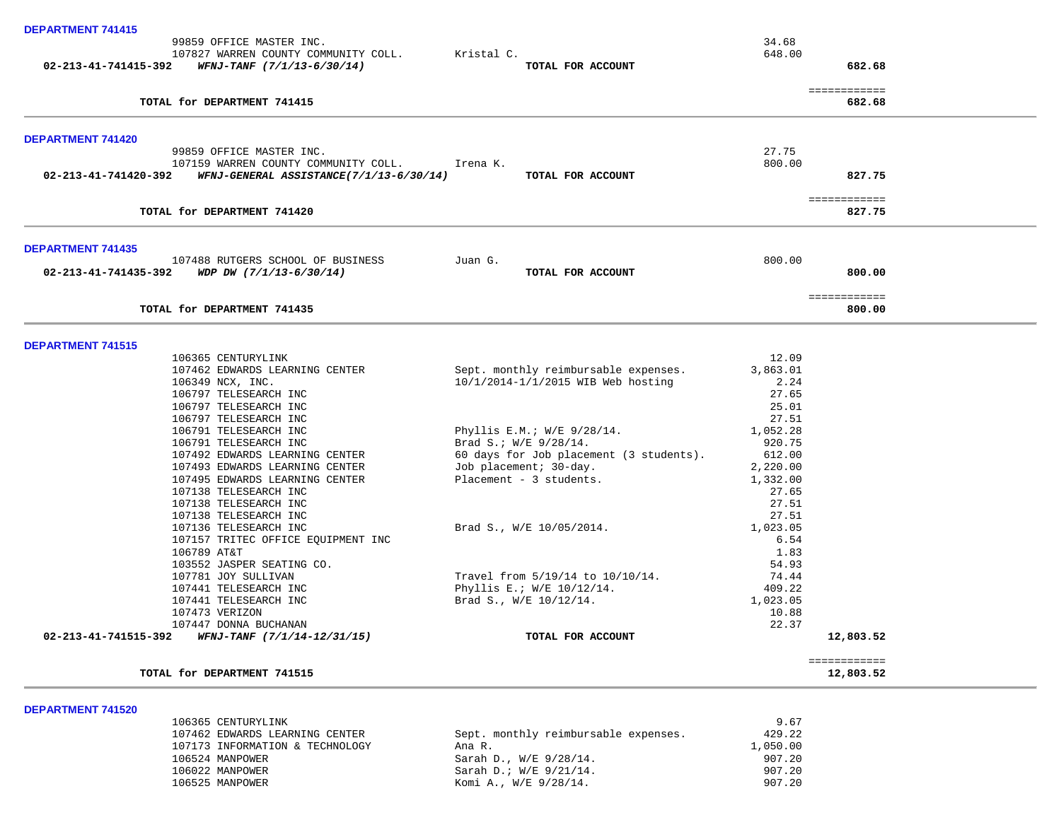**DEPARTMENT 741415**

| Vendor | Description | Amount | Total |
|---|---|---|---|
| 99859 OFFICE MASTER INC. | | 34.68 | |
| 107827 WARREN COUNTY COMMUNITY COLL. | Kristal C. | 648.00 | |
| **02-213-41-741415-392** ***WFNJ-TANF (7/1/13-6/30/14)*** | **TOTAL FOR ACCOUNT** | | **682.68** |
| | | | ============ |
| **TOTAL for DEPARTMENT 741415** | | | **682.68** |

**DEPARTMENT 741420**

| Vendor | Description | Amount | Total |
|---|---|---|---|
| 99859 OFFICE MASTER INC. | | 27.75 | |
| 107159 WARREN COUNTY COMMUNITY COLL. | Irena K. | 800.00 | |
| **02-213-41-741420-392** ***WFNJ-GENERAL ASSISTANCE(7/1/13-6/30/14)*** | **TOTAL FOR ACCOUNT** | | **827.75** |
| | | | ============ |
| **TOTAL for DEPARTMENT 741420** | | | **827.75** |

**DEPARTMENT 741435**

| Vendor | Description | Amount | Total |
|---|---|---|---|
| 107488 RUTGERS SCHOOL OF BUSINESS | Juan G. | 800.00 | |
| **02-213-41-741435-392** ***WDP DW (7/1/13-6/30/14)*** | **TOTAL FOR ACCOUNT** | | **800.00** |
| | | | ============ |
| **TOTAL for DEPARTMENT 741435** | | | **800.00** |

**DEPARTMENT 741515**

| Vendor | Description | Amount | Total |
|---|---|---|---|
| 106365 CENTURYLINK | | 12.09 | |
| 107462 EDWARDS LEARNING CENTER | Sept. monthly reimbursable expenses. | 3,863.01 | |
| 106349 NCX, INC. | 10/1/2014-1/1/2015 WIB Web hosting | 2.24 | |
| 106797 TELESEARCH INC | | 27.65 | |
| 106797 TELESEARCH INC | | 25.01 | |
| 106797 TELESEARCH INC | | 27.51 | |
| 106791 TELESEARCH INC | Phyllis E.M.; W/E 9/28/14. | 1,052.28 | |
| 106791 TELESEARCH INC | Brad S.; W/E 9/28/14. | 920.75 | |
| 107492 EDWARDS LEARNING CENTER | 60 days for Job placement (3 students). | 612.00 | |
| 107493 EDWARDS LEARNING CENTER | Job placement; 30-day. | 2,220.00 | |
| 107495 EDWARDS LEARNING CENTER | Placement - 3 students. | 1,332.00 | |
| 107138 TELESEARCH INC | | 27.65 | |
| 107138 TELESEARCH INC | | 27.51 | |
| 107138 TELESEARCH INC | | 27.51 | |
| 107136 TELESEARCH INC | Brad S., W/E 10/05/2014. | 1,023.05 | |
| 107157 TRITEC OFFICE EQUIPMENT INC | | 6.54 | |
| 106789 AT&T | | 1.83 | |
| 103552 JASPER SEATING CO. | | 54.93 | |
| 107781 JOY SULLIVAN | Travel from 5/19/14 to 10/10/14. | 74.44 | |
| 107441 TELESEARCH INC | Phyllis E.; W/E 10/12/14. | 409.22 | |
| 107441 TELESEARCH INC | Brad S., W/E 10/12/14. | 1,023.05 | |
| 107473 VERIZON | | 10.88 | |
| 107447 DONNA BUCHANAN | | 22.37 | |
| **02-213-41-741515-392** ***WFNJ-TANF (7/1/14-12/31/15)*** | **TOTAL FOR ACCOUNT** | | **12,803.52** |
| | | | ============ |
| **TOTAL for DEPARTMENT 741515** | | | **12,803.52** |

**DEPARTMENT 741520**

| Vendor | Description | Amount | Total |
|---|---|---|---|
| 106365 CENTURYLINK | | 9.67 | |
| 107462 EDWARDS LEARNING CENTER | Sept. monthly reimbursable expenses. | 429.22 | |
| 107173 INFORMATION & TECHNOLOGY | Ana R. | 1,050.00 | |
| 106524 MANPOWER | Sarah D., W/E 9/28/14. | 907.20 | |
| 106022 MANPOWER | Sarah D.; W/E 9/21/14. | 907.20 | |
| 106525 MANPOWER | Komi A., W/E 9/28/14. | 907.20 | |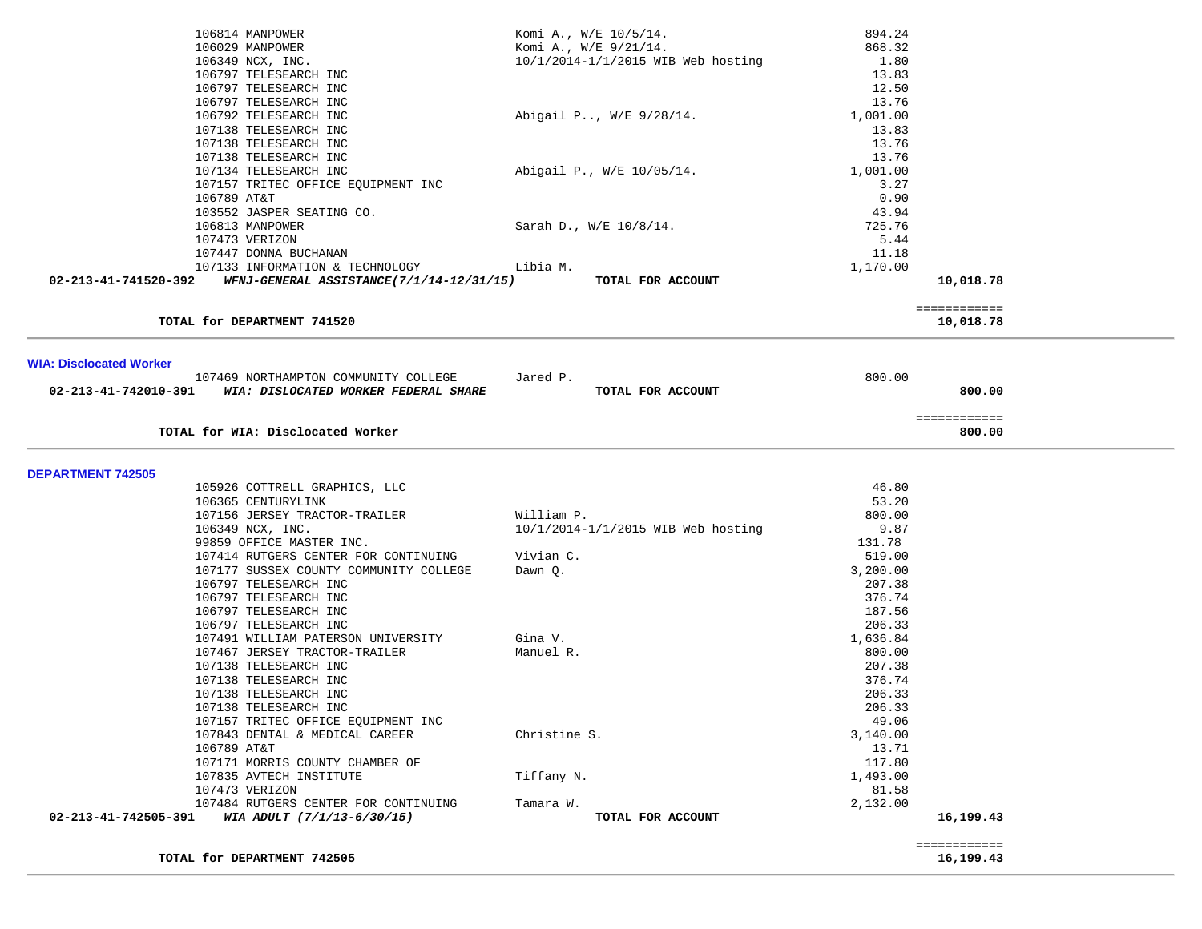| Vendor | Description | Amount | Total |
|---|---|---|---|
| 106814 MANPOWER | Komi A., W/E 10/5/14. | 894.24 | |
| 106029 MANPOWER | Komi A., W/E 9/21/14. | 868.32 | |
| 106349 NCX, INC. | 10/1/2014-1/1/2015 WIB Web hosting | 1.80 | |
| 106797 TELESEARCH INC | | 13.83 | |
| 106797 TELESEARCH INC | | 12.50 | |
| 106797 TELESEARCH INC | | 13.76 | |
| 106792 TELESEARCH INC | Abigail P.., W/E 9/28/14. | 1,001.00 | |
| 107138 TELESEARCH INC | | 13.83 | |
| 107138 TELESEARCH INC | | 13.76 | |
| 107138 TELESEARCH INC | | 13.76 | |
| 107134 TELESEARCH INC | Abigail P., W/E 10/05/14. | 1,001.00 | |
| 107157 TRITEC OFFICE EQUIPMENT INC | | 3.27 | |
| 106789 AT&T | | 0.90 | |
| 103552 JASPER SEATING CO. | | 43.94 | |
| 106813 MANPOWER | Sarah D., W/E 10/8/14. | 725.76 | |
| 107473 VERIZON | | 5.44 | |
| 107447 DONNA BUCHANAN | | 11.18 | |
| 107133 INFORMATION & TECHNOLOGY | Libia M. | 1,170.00 | |
| **02-213-41-741520-392** ***WFNJ-GENERAL ASSISTANCE(7/1/14-12/31/15)*** | **TOTAL FOR ACCOUNT** | | **10,018.78** |

**TOTAL for DEPARTMENT 741520** ============ **10,018.78**

**WIA: Disclocated Worker**

| Vendor | Description | Amount | Total |
|---|---|---|---|
| 107469 NORTHAMPTON COMMUNITY COLLEGE | Jared P. | 800.00 | |
| **02-213-41-742010-391** ***WIA: DISLOCATED WORKER FEDERAL SHARE*** | **TOTAL FOR ACCOUNT** | | **800.00** |

**TOTAL for WIA: Disclocated Worker** ============ **800.00**

**DEPARTMENT 742505**

| Vendor | Description | Amount | Total |
|---|---|---|---|
| 105926 COTTRELL GRAPHICS, LLC | | 46.80 | |
| 106365 CENTURYLINK | | 53.20 | |
| 107156 JERSEY TRACTOR-TRAILER | William P. | 800.00 | |
| 106349 NCX, INC. | 10/1/2014-1/1/2015 WIB Web hosting | 9.87 | |
| 99859 OFFICE MASTER INC. | | 131.78 | |
| 107414 RUTGERS CENTER FOR CONTINUING | Vivian C. | 519.00 | |
| 107177 SUSSEX COUNTY COMMUNITY COLLEGE | Dawn Q. | 3,200.00 | |
| 106797 TELESEARCH INC | | 207.38 | |
| 106797 TELESEARCH INC | | 376.74 | |
| 106797 TELESEARCH INC | | 187.56 | |
| 106797 TELESEARCH INC | | 206.33 | |
| 107491 WILLIAM PATERSON UNIVERSITY | Gina V. | 1,636.84 | |
| 107467 JERSEY TRACTOR-TRAILER | Manuel R. | 800.00 | |
| 107138 TELESEARCH INC | | 207.38 | |
| 107138 TELESEARCH INC | | 376.74 | |
| 107138 TELESEARCH INC | | 206.33 | |
| 107138 TELESEARCH INC | | 206.33 | |
| 107157 TRITEC OFFICE EQUIPMENT INC | | 49.06 | |
| 107843 DENTAL & MEDICAL CAREER | Christine S. | 3,140.00 | |
| 106789 AT&T | | 13.71 | |
| 107171 MORRIS COUNTY CHAMBER OF | | 117.80 | |
| 107835 AVTECH INSTITUTE | Tiffany N. | 1,493.00 | |
| 107473 VERIZON | | 81.58 | |
| 107484 RUTGERS CENTER FOR CONTINUING | Tamara W. | 2,132.00 | |
| **02-213-41-742505-391** ***WIA ADULT (7/1/13-6/30/15)*** | **TOTAL FOR ACCOUNT** | | **16,199.43** |

**TOTAL for DEPARTMENT 742505** ============ **16,199.43**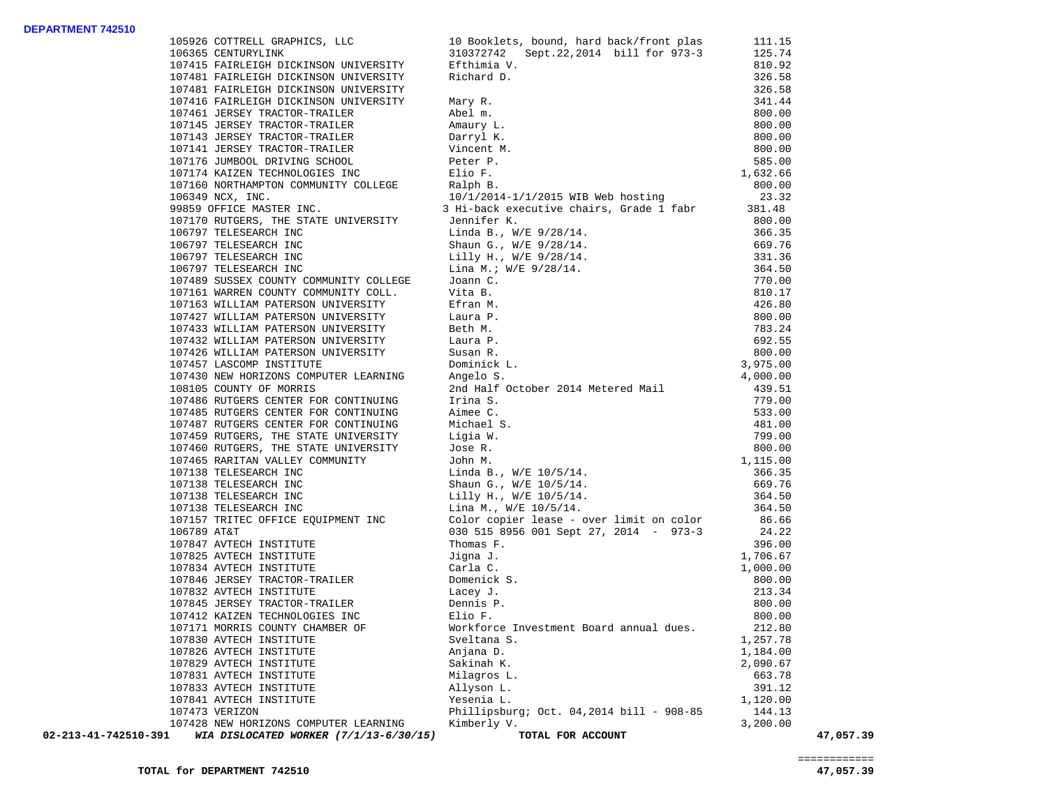**DEPARTMENT 742510**

| PO # / Vendor | Description | Amount | |
|---|---|---|---|
| 105926 COTTRELL GRAPHICS, LLC | 10 Booklets, bound, hard back/front plas | 111.15 | |
| 106365 CENTURYLINK | 310372742 Sept.22,2014 bill for 973-3 | 125.74 | |
| 107415 FAIRLEIGH DICKINSON UNIVERSITY | Efthimia V. | 810.92 | |
| 107481 FAIRLEIGH DICKINSON UNIVERSITY | Richard D. | 326.58 | |
| 107481 FAIRLEIGH DICKINSON UNIVERSITY | | 326.58 | |
| 107416 FAIRLEIGH DICKINSON UNIVERSITY | Mary R. | 341.44 | |
| 107461 JERSEY TRACTOR-TRAILER | Abel m. | 800.00 | |
| 107145 JERSEY TRACTOR-TRAILER | Amaury L. | 800.00 | |
| 107143 JERSEY TRACTOR-TRAILER | Darryl K. | 800.00 | |
| 107141 JERSEY TRACTOR-TRAILER | Vincent M. | 800.00 | |
| 107176 JUMBOOL DRIVING SCHOOL | Peter P. | 585.00 | |
| 107174 KAIZEN TECHNOLOGIES INC | Elio F. | 1,632.66 | |
| 107160 NORTHAMPTON COMMUNITY COLLEGE | Ralph B. | 800.00 | |
| 106349 NCX, INC. | 10/1/2014-1/1/2015 WIB Web hosting | 23.32 | |
| 99859 OFFICE MASTER INC. | 3 Hi-back executive chairs, Grade 1 fabr | 381.48 | |
| 107170 RUTGERS, THE STATE UNIVERSITY | Jennifer K. | 800.00 | |
| 106797 TELESEARCH INC | Linda B., W/E 9/28/14. | 366.35 | |
| 106797 TELESEARCH INC | Shaun G., W/E 9/28/14. | 669.76 | |
| 106797 TELESEARCH INC | Lilly H., W/E 9/28/14. | 331.36 | |
| 106797 TELESEARCH INC | Lina M.; W/E 9/28/14. | 364.50 | |
| 107489 SUSSEX COUNTY COMMUNITY COLLEGE | Joann C. | 770.00 | |
| 107161 WARREN COUNTY COMMUNITY COLL. | Vita B. | 810.17 | |
| 107163 WILLIAM PATERSON UNIVERSITY | Efran M. | 426.80 | |
| 107427 WILLIAM PATERSON UNIVERSITY | Laura P. | 800.00 | |
| 107433 WILLIAM PATERSON UNIVERSITY | Beth M. | 783.24 | |
| 107432 WILLIAM PATERSON UNIVERSITY | Laura P. | 692.55 | |
| 107426 WILLIAM PATERSON UNIVERSITY | Susan R. | 800.00 | |
| 107457 LASCOMP INSTITUTE | Dominick L. | 3,975.00 | |
| 107430 NEW HORIZONS COMPUTER LEARNING | Angelo S. | 4,000.00 | |
| 108105 COUNTY OF MORRIS | 2nd Half October 2014 Metered Mail | 439.51 | |
| 107486 RUTGERS CENTER FOR CONTINUING | Irina S. | 779.00 | |
| 107485 RUTGERS CENTER FOR CONTINUING | Aimee C. | 533.00 | |
| 107487 RUTGERS CENTER FOR CONTINUING | Michael S. | 481.00 | |
| 107459 RUTGERS, THE STATE UNIVERSITY | Ligia W. | 799.00 | |
| 107460 RUTGERS, THE STATE UNIVERSITY | Jose R. | 800.00 | |
| 107465 RARITAN VALLEY COMMUNITY | John M. | 1,115.00 | |
| 107138 TELESEARCH INC | Linda B., W/E 10/5/14. | 366.35 | |
| 107138 TELESEARCH INC | Shaun G., W/E 10/5/14. | 669.76 | |
| 107138 TELESEARCH INC | Lilly H., W/E 10/5/14. | 364.50 | |
| 107138 TELESEARCH INC | Lina M., W/E 10/5/14. | 364.50 | |
| 107157 TRITEC OFFICE EQUIPMENT INC | Color copier lease - over limit on color | 86.66 | |
| 106789 AT&T | 030 515 8956 001 Sept 27, 2014 - 973-3 | 24.22 | |
| 107847 AVTECH INSTITUTE | Thomas F. | 396.00 | |
| 107825 AVTECH INSTITUTE | Jigna J. | 1,706.67 | |
| 107834 AVTECH INSTITUTE | Carla C. | 1,000.00 | |
| 107846 JERSEY TRACTOR-TRAILER | Domenick S. | 800.00 | |
| 107832 AVTECH INSTITUTE | Lacey J. | 213.34 | |
| 107845 JERSEY TRACTOR-TRAILER | Dennis P. | 800.00 | |
| 107412 KAIZEN TECHNOLOGIES INC | Elio F. | 800.00 | |
| 107171 MORRIS COUNTY CHAMBER OF | Workforce Investment Board annual dues. | 212.80 | |
| 107830 AVTECH INSTITUTE | Sveltana S. | 1,257.78 | |
| 107826 AVTECH INSTITUTE | Anjana D. | 1,184.00 | |
| 107829 AVTECH INSTITUTE | Sakinah K. | 2,090.67 | |
| 107831 AVTECH INSTITUTE | Milagros L. | 663.78 | |
| 107833 AVTECH INSTITUTE | Allyson L. | 391.12 | |
| 107841 AVTECH INSTITUTE | Yesenia L. | 1,120.00 | |
| 107473 VERIZON | Phillipsburg; Oct. 04,2014 bill - 908-85 | 144.13 | |
| 107428 NEW HORIZONS COMPUTER LEARNING | Kimberly V. | 3,200.00 | |
| **02-213-41-742510-391** ***WIA DISLOCATED WORKER (7/1/13-6/30/15)*** | **TOTAL FOR ACCOUNT** | | **47,057.39** |

| | |
|---|---|
| | ============ |
| **TOTAL for DEPARTMENT 742510** | **47,057.39** |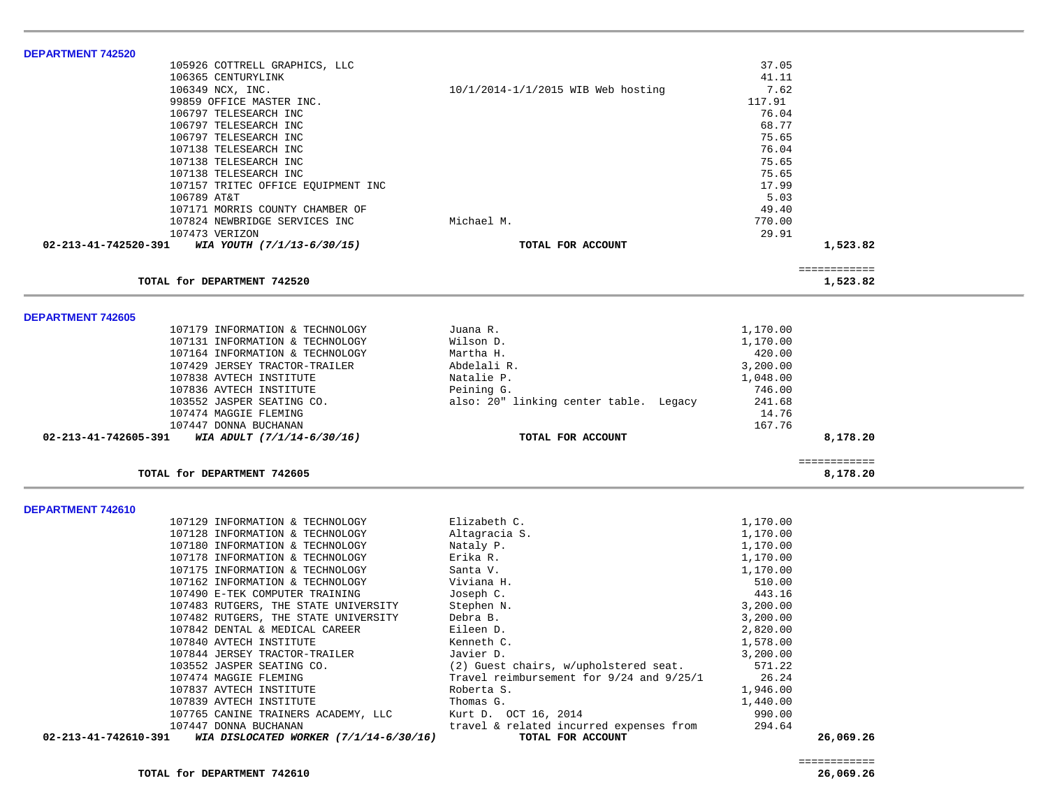**DEPARTMENT 742520**

| Vendor | Description | Amount | Total |
|---|---|---|---|
| 105926 COTTRELL GRAPHICS, LLC | | 37.05 | |
| 106365 CENTURYLINK | | 41.11 | |
| 106349 NCX, INC. | 10/1/2014-1/1/2015 WIB Web hosting | 7.62 | |
| 99859 OFFICE MASTER INC. | | 117.91 | |
| 106797 TELESEARCH INC | | 76.04 | |
| 106797 TELESEARCH INC | | 68.77 | |
| 106797 TELESEARCH INC | | 75.65 | |
| 107138 TELESEARCH INC | | 76.04 | |
| 107138 TELESEARCH INC | | 75.65 | |
| 107138 TELESEARCH INC | | 75.65 | |
| 107157 TRITEC OFFICE EQUIPMENT INC | | 17.99 | |
| 106789 AT&T | | 5.03 | |
| 107171 MORRIS COUNTY CHAMBER OF | | 49.40 | |
| 107824 NEWBRIDGE SERVICES INC | Michael M. | 770.00 | |
| 107473 VERIZON | | 29.91 | |
| **02-213-41-742520-391** ***WIA YOUTH (7/1/13-6/30/15)*** | **TOTAL FOR ACCOUNT** | | **1,523.82** |

| | | | ============ |
|---|---|---|---|
| **TOTAL for DEPARTMENT 742520** | | | **1,523.82** |

**DEPARTMENT 742605**

| Vendor | Description | Amount | Total |
|---|---|---|---|
| 107179 INFORMATION & TECHNOLOGY | Juana R. | 1,170.00 | |
| 107131 INFORMATION & TECHNOLOGY | Wilson D. | 1,170.00 | |
| 107164 INFORMATION & TECHNOLOGY | Martha H. | 420.00 | |
| 107429 JERSEY TRACTOR-TRAILER | Abdelali R. | 3,200.00 | |
| 107838 AVTECH INSTITUTE | Natalie P. | 1,048.00 | |
| 107836 AVTECH INSTITUTE | Peining G. | 746.00 | |
| 103552 JASPER SEATING CO. | also: 20" linking center table. Legacy | 241.68 | |
| 107474 MAGGIE FLEMING | | 14.76 | |
| 107447 DONNA BUCHANAN | | 167.76 | |
| **02-213-41-742605-391** ***WIA ADULT (7/1/14-6/30/16)*** | **TOTAL FOR ACCOUNT** | | **8,178.20** |

| | | | ============ |
|---|---|---|---|
| **TOTAL for DEPARTMENT 742605** | | | **8,178.20** |

**DEPARTMENT 742610**

| Vendor | Description | Amount | Total |
|---|---|---|---|
| 107129 INFORMATION & TECHNOLOGY | Elizabeth C. | 1,170.00 | |
| 107128 INFORMATION & TECHNOLOGY | Altagracia S. | 1,170.00 | |
| 107180 INFORMATION & TECHNOLOGY | Nataly P. | 1,170.00 | |
| 107178 INFORMATION & TECHNOLOGY | Erika R. | 1,170.00 | |
| 107175 INFORMATION & TECHNOLOGY | Santa V. | 1,170.00 | |
| 107162 INFORMATION & TECHNOLOGY | Viviana H. | 510.00 | |
| 107490 E-TEK COMPUTER TRAINING | Joseph C. | 443.16 | |
| 107483 RUTGERS, THE STATE UNIVERSITY | Stephen N. | 3,200.00 | |
| 107482 RUTGERS, THE STATE UNIVERSITY | Debra B. | 3,200.00 | |
| 107842 DENTAL & MEDICAL CAREER | Eileen D. | 2,820.00 | |
| 107840 AVTECH INSTITUTE | Kenneth C. | 1,578.00 | |
| 107844 JERSEY TRACTOR-TRAILER | Javier D. | 3,200.00 | |
| 103552 JASPER SEATING CO. | (2) Guest chairs, w/upholstered seat. | 571.22 | |
| 107474 MAGGIE FLEMING | Travel reimbursement for 9/24 and 9/25/1 | 26.24 | |
| 107837 AVTECH INSTITUTE | Roberta S. | 1,946.00 | |
| 107839 AVTECH INSTITUTE | Thomas G. | 1,440.00 | |
| 107765 CANINE TRAINERS ACADEMY, LLC | Kurt D. OCT 16, 2014 | 990.00 | |
| 107447 DONNA BUCHANAN | travel & related incurred expenses from | 294.64 | |
| **02-213-41-742610-391** ***WIA DISLOCATED WORKER (7/1/14-6/30/16)*** | **TOTAL FOR ACCOUNT** | | **26,069.26** |

| | | | ============ |
|---|---|---|---|
| **TOTAL for DEPARTMENT 742610** | | | **26,069.26** |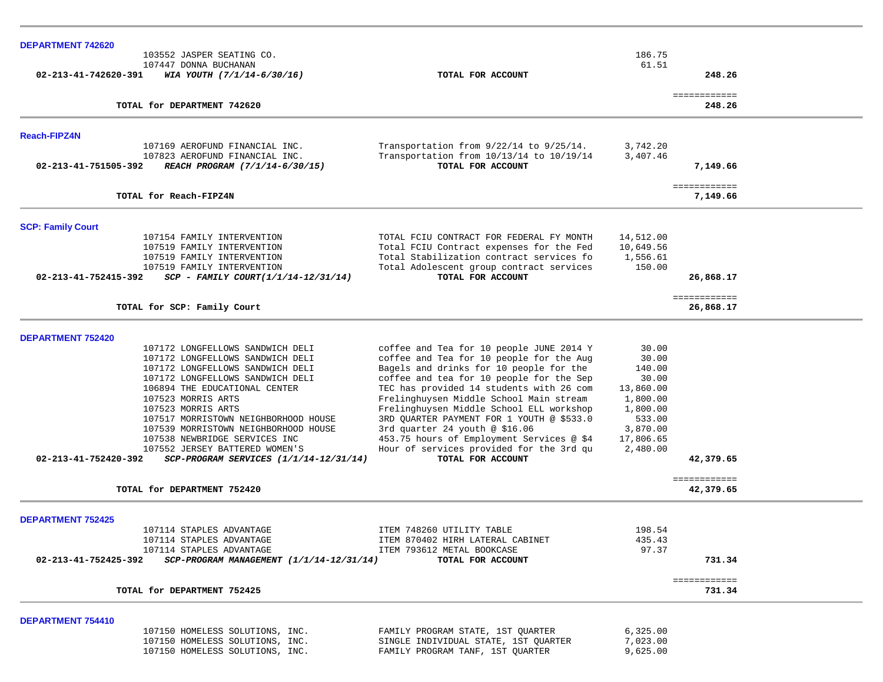## DEPARTMENT 742620

| Vendor | Description | Amount | Total |
|---|---|---|---|
| 103552 JASPER SEATING CO. | | 186.75 | |
| 107447 DONNA BUCHANAN | | 61.51 | |
| **02-213-41-742620-391** ***WIA YOUTH (7/1/14-6/30/16)*** | **TOTAL FOR ACCOUNT** | | **248.26** |
| | | | ============ |
| **TOTAL for DEPARTMENT 742620** | | | **248.26** |

## Reach-FIPZ4N

| Vendor | Description | Amount | Total |
|---|---|---|---|
| 107169 AEROFUND FINANCIAL INC. | Transportation from 9/22/14 to 9/25/14. | 3,742.20 | |
| 107823 AEROFUND FINANCIAL INC. | Transportation from 10/13/14 to 10/19/14 | 3,407.46 | |
| **02-213-41-751505-392** ***REACH PROGRAM (7/1/14-6/30/15)*** | **TOTAL FOR ACCOUNT** | | **7,149.66** |
| | | | ============ |
| **TOTAL for Reach-FIPZ4N** | | | **7,149.66** |

## SCP: Family Court

| Vendor | Description | Amount | Total |
|---|---|---|---|
| 107154 FAMILY INTERVENTION | TOTAL FCIU CONTRACT FOR FEDERAL FY MONTH | 14,512.00 | |
| 107519 FAMILY INTERVENTION | Total FCIU Contract expenses for the Fed | 10,649.56 | |
| 107519 FAMILY INTERVENTION | Total Stabilization contract services fo | 1,556.61 | |
| 107519 FAMILY INTERVENTION | Total Adolescent group contract services | 150.00 | |
| **02-213-41-752415-392** ***SCP - FAMILY COURT(1/1/14-12/31/14)*** | **TOTAL FOR ACCOUNT** | | **26,868.17** |
| | | | ============ |
| **TOTAL for SCP: Family Court** | | | **26,868.17** |

## DEPARTMENT 752420

| Vendor | Description | Amount | Total |
|---|---|---|---|
| 107172 LONGFELLOWS SANDWICH DELI | coffee and Tea for 10 people JUNE 2014 Y | 30.00 | |
| 107172 LONGFELLOWS SANDWICH DELI | coffee and Tea for 10 people for the Aug | 30.00 | |
| 107172 LONGFELLOWS SANDWICH DELI | Bagels and drinks for 10 people for the | 140.00 | |
| 107172 LONGFELLOWS SANDWICH DELI | coffee and tea for 10 people for the Sep | 30.00 | |
| 106894 THE EDUCATIONAL CENTER | TEC has provided 14 students with 26 com | 13,860.00 | |
| 107523 MORRIS ARTS | Frelinghuysen Middle School Main stream | 1,800.00 | |
| 107523 MORRIS ARTS | Frelinghuysen Middle School ELL workshop | 1,800.00 | |
| 107517 MORRISTOWN NEIGHBORHOOD HOUSE | 3RD QUARTER PAYMENT FOR 1 YOUTH @ $533.0 | 533.00 | |
| 107539 MORRISTOWN NEIGHBORHOOD HOUSE | 3rd quarter 24 youth @ $16.06 | 3,870.00 | |
| 107538 NEWBRIDGE SERVICES INC | 453.75 hours of Employment Services @ $4 | 17,806.65 | |
| 107552 JERSEY BATTERED WOMEN'S | Hour of services provided for the 3rd qu | 2,480.00 | |
| **02-213-41-752420-392** ***SCP-PROGRAM SERVICES (1/1/14-12/31/14)*** | **TOTAL FOR ACCOUNT** | | **42,379.65** |
| | | | ============ |
| **TOTAL for DEPARTMENT 752420** | | | **42,379.65** |

## DEPARTMENT 752425

| Vendor | Description | Amount | Total |
|---|---|---|---|
| 107114 STAPLES ADVANTAGE | ITEM 748260 UTILITY TABLE | 198.54 | |
| 107114 STAPLES ADVANTAGE | ITEM 870402 HIRH LATERAL CABINET | 435.43 | |
| 107114 STAPLES ADVANTAGE | ITEM 793612 METAL BOOKCASE | 97.37 | |
| **02-213-41-752425-392** ***SCP-PROGRAM MANAGEMENT (1/1/14-12/31/14)*** | **TOTAL FOR ACCOUNT** | | **731.34** |
| | | | ============ |
| **TOTAL for DEPARTMENT 752425** | | | **731.34** |

## DEPARTMENT 754410

| Vendor | Description | Amount | Total |
|---|---|---|---|
| 107150 HOMELESS SOLUTIONS, INC. | FAMILY PROGRAM STATE, 1ST QUARTER | 6,325.00 | |
| 107150 HOMELESS SOLUTIONS, INC. | SINGLE INDIVIDUAL STATE, 1ST QUARTER | 7,023.00 | |
| 107150 HOMELESS SOLUTIONS, INC. | FAMILY PROGRAM TANF, 1ST QUARTER | 9,625.00 | |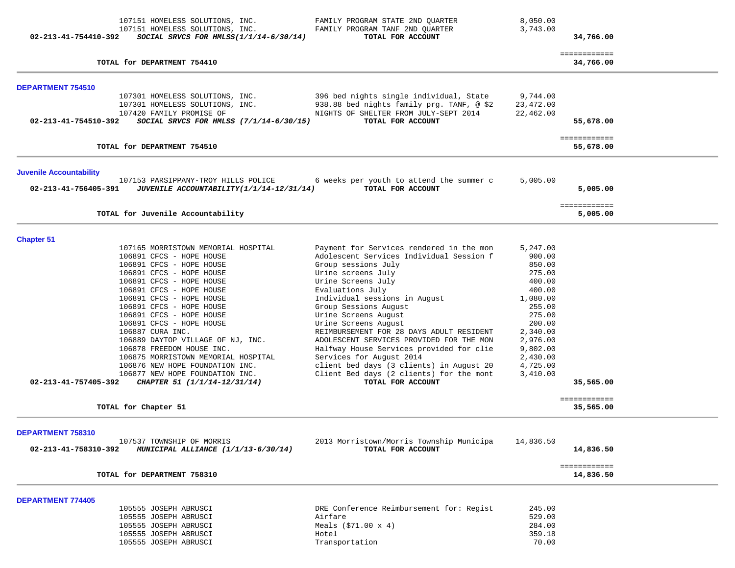| Account / Vendor | Description | Amount | Total |
|---|---|---|---|
| 107151 HOMELESS SOLUTIONS, INC. | FAMILY PROGRAM STATE 2ND QUARTER | 8,050.00 | |
| 107151 HOMELESS SOLUTIONS, INC. | FAMILY PROGRAM TANF 2ND QUARTER | 3,743.00 | |
| **02-213-41-754410-392** ***SOCIAL SRVCS FOR HMLSS(1/1/14-6/30/14)*** | **TOTAL FOR ACCOUNT** | | **34,766.00** |

| | | | ============ |
|---|---|---|---|
| **TOTAL for DEPARTMENT 754410** | | | **34,766.00** |

**DEPARTMENT 754510**

| Account / Vendor | Description | Amount | Total |
|---|---|---|---|
| 107301 HOMELESS SOLUTIONS, INC. | 396 bed nights single individual, State | 9,744.00 | |
| 107301 HOMELESS SOLUTIONS, INC. | 938.88 bed nights family prg. TANF, @ $2 | 23,472.00 | |
| 107420 FAMILY PROMISE OF | NIGHTS OF SHELTER FROM JULY-SEPT 2014 | 22,462.00 | |
| **02-213-41-754510-392** ***SOCIAL SRVCS FOR HMLSS (7/1/14-6/30/15)*** | **TOTAL FOR ACCOUNT** | | **55,678.00** |

| | | | ============ |
|---|---|---|---|
| **TOTAL for DEPARTMENT 754510** | | | **55,678.00** |

**Juvenile Accountability**

| Account / Vendor | Description | Amount | Total |
|---|---|---|---|
| 107153 PARSIPPANY-TROY HILLS POLICE | 6 weeks per youth to attend the summer c | 5,005.00 | |
| **02-213-41-756405-391** ***JUVENILE ACCOUNTABILITY(1/1/14-12/31/14)*** | **TOTAL FOR ACCOUNT** | | **5,005.00** |

| | | | ============ |
|---|---|---|---|
| **TOTAL for Juvenile Accountability** | | | **5,005.00** |

**Chapter 51**

| Account / Vendor | Description | Amount | Total |
|---|---|---|---|
| 107165 MORRISTOWN MEMORIAL HOSPITAL | Payment for Services rendered in the mon | 5,247.00 | |
| 106891 CFCS - HOPE HOUSE | Adolescent Services Individual Session f | 900.00 | |
| 106891 CFCS - HOPE HOUSE | Group sessions July | 850.00 | |
| 106891 CFCS - HOPE HOUSE | Urine screens July | 275.00 | |
| 106891 CFCS - HOPE HOUSE | Urine Screens July | 400.00 | |
| 106891 CFCS - HOPE HOUSE | Evaluations July | 400.00 | |
| 106891 CFCS - HOPE HOUSE | Individual sessions in August | 1,080.00 | |
| 106891 CFCS - HOPE HOUSE | Group Sessions August | 255.00 | |
| 106891 CFCS - HOPE HOUSE | Urine Screens August | 275.00 | |
| 106891 CFCS - HOPE HOUSE | Urine Screens August | 200.00 | |
| 106887 CURA INC. | REIMBURSEMENT FOR 28 DAYS ADULT RESIDENT | 2,340.00 | |
| 106889 DAYTOP VILLAGE OF NJ, INC. | ADOLESCENT SERVICES PROVIDED FOR THE MON | 2,976.00 | |
| 106878 FREEDOM HOUSE INC. | Halfway House Services provided for clie | 9,802.00 | |
| 106875 MORRISTOWN MEMORIAL HOSPITAL | Services for August 2014 | 2,430.00 | |
| 106876 NEW HOPE FOUNDATION INC. | client bed days (3 clients) in August 20 | 4,725.00 | |
| 106877 NEW HOPE FOUNDATION INC. | Client Bed Days (2 clients) for the mont | 3,410.00 | |
| **02-213-41-757405-392** ***CHAPTER 51 (1/1/14-12/31/14)*** | **TOTAL FOR ACCOUNT** | | **35,565.00** |

| | | | ============ |
|---|---|---|---|
| **TOTAL for Chapter 51** | | | **35,565.00** |

**DEPARTMENT 758310**

| Account / Vendor | Description | Amount | Total |
|---|---|---|---|
| 107537 TOWNSHIP OF MORRIS | 2013 Morristown/Morris Township Municipa | 14,836.50 | |
| **02-213-41-758310-392** ***MUNICIPAL ALLIANCE (1/1/13-6/30/14)*** | **TOTAL FOR ACCOUNT** | | **14,836.50** |

| | | | ============ |
|---|---|---|---|
| **TOTAL for DEPARTMENT 758310** | | | **14,836.50** |

**DEPARTMENT 774405**

| Account / Vendor | Description | Amount | Total |
|---|---|---|---|
| 105555 JOSEPH ABRUSCI | DRE Conference Reimbursement for: Regist | 245.00 | |
| 105555 JOSEPH ABRUSCI | Airfare | 529.00 | |
| 105555 JOSEPH ABRUSCI | Meals ($71.00 x 4) | 284.00 | |
| 105555 JOSEPH ABRUSCI | Hotel | 359.18 | |
| 105555 JOSEPH ABRUSCI | Transportation | 70.00 | |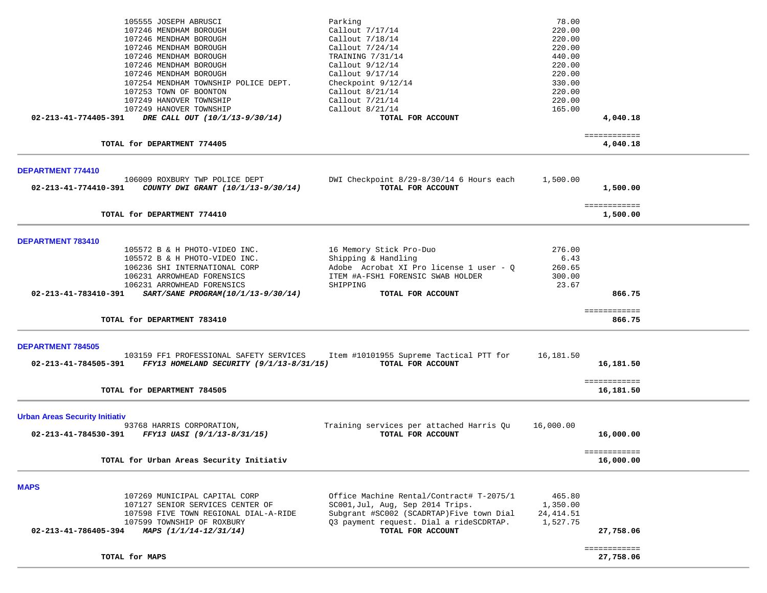| Vendor | Description | Amount | Total |
|---|---|---|---|
| 105555 JOSEPH ABRUSCI | Parking | 78.00 | |
| 107246 MENDHAM BOROUGH | Callout 7/17/14 | 220.00 | |
| 107246 MENDHAM BOROUGH | Callout 7/18/14 | 220.00 | |
| 107246 MENDHAM BOROUGH | Callout 7/24/14 | 220.00 | |
| 107246 MENDHAM BOROUGH | TRAINING 7/31/14 | 440.00 | |
| 107246 MENDHAM BOROUGH | Callout 9/12/14 | 220.00 | |
| 107246 MENDHAM BOROUGH | Callout 9/17/14 | 220.00 | |
| 107254 MENDHAM TOWNSHIP POLICE DEPT. | Checkpoint 9/12/14 | 330.00 | |
| 107253 TOWN OF BOONTON | Callout 8/21/14 | 220.00 | |
| 107249 HANOVER TOWNSHIP | Callout 7/21/14 | 220.00 | |
| 107249 HANOVER TOWNSHIP | Callout 8/21/14 | 165.00 | |
| **02-213-41-774405-391** ***DRE CALL OUT (10/1/13-9/30/14)*** | **TOTAL FOR ACCOUNT** | | **4,040.18** |
| **TOTAL for DEPARTMENT 774405** | | | **4,040.18** |

## DEPARTMENT 774410

| Vendor | Description | Amount | Total |
|---|---|---|---|
| 106009 ROXBURY TWP POLICE DEPT | DWI Checkpoint 8/29-8/30/14 6 Hours each | 1,500.00 | |
| **02-213-41-774410-391** ***COUNTY DWI GRANT (10/1/13-9/30/14)*** | **TOTAL FOR ACCOUNT** | | **1,500.00** |
| **TOTAL for DEPARTMENT 774410** | | | **1,500.00** |

## DEPARTMENT 783410

| Vendor | Description | Amount | Total |
|---|---|---|---|
| 105572 B & H PHOTO-VIDEO INC. | 16 Memory Stick Pro-Duo | 276.00 | |
| 105572 B & H PHOTO-VIDEO INC. | Shipping & Handling | 6.43 | |
| 106236 SHI INTERNATIONAL CORP | Adobe Acrobat XI Pro license 1 user - Q | 260.65 | |
| 106231 ARROWHEAD FORENSICS | ITEM #A-FSH1 FORENSIC SWAB HOLDER | 300.00 | |
| 106231 ARROWHEAD FORENSICS | SHIPPING | 23.67 | |
| **02-213-41-783410-391** ***SART/SANE PROGRAM(10/1/13-9/30/14)*** | **TOTAL FOR ACCOUNT** | | **866.75** |
| **TOTAL for DEPARTMENT 783410** | | | **866.75** |

## DEPARTMENT 784505

| Vendor | Description | Amount | Total |
|---|---|---|---|
| 103159 FF1 PROFESSIONAL SAFETY SERVICES | Item #10101955 Supreme Tactical PTT for | 16,181.50 | |
| **02-213-41-784505-391** ***FFY13 HOMELAND SECURITY (9/1/13-8/31/15)*** | **TOTAL FOR ACCOUNT** | | **16,181.50** |
| **TOTAL for DEPARTMENT 784505** | | | **16,181.50** |

## Urban Areas Security Initiativ

| Vendor | Description | Amount | Total |
|---|---|---|---|
| 93768 HARRIS CORPORATION, | Training services per attached Harris Qu | 16,000.00 | |
| **02-213-41-784530-391** ***FFY13 UASI (9/1/13-8/31/15)*** | **TOTAL FOR ACCOUNT** | | **16,000.00** |
| **TOTAL for Urban Areas Security Initiativ** | | | **16,000.00** |

## MAPS

| Vendor | Description | Amount | Total |
|---|---|---|---|
| 107269 MUNICIPAL CAPITAL CORP | Office Machine Rental/Contract# T-2075/1 | 465.80 | |
| 107127 SENIOR SERVICES CENTER OF | SC001,Jul, Aug, Sep 2014 Trips. | 1,350.00 | |
| 107598 FIVE TOWN REGIONAL DIAL-A-RIDE | Subgrant #SC002 (SCADRTAP)Five town Dial | 24,414.51 | |
| 107599 TOWNSHIP OF ROXBURY | Q3 payment request. Dial a rideSCDRTAP. | 1,527.75 | |
| **02-213-41-786405-394** ***MAPS (1/1/14-12/31/14)*** | **TOTAL FOR ACCOUNT** | | **27,758.06** |
| **TOTAL for MAPS** | | | **27,758.06** |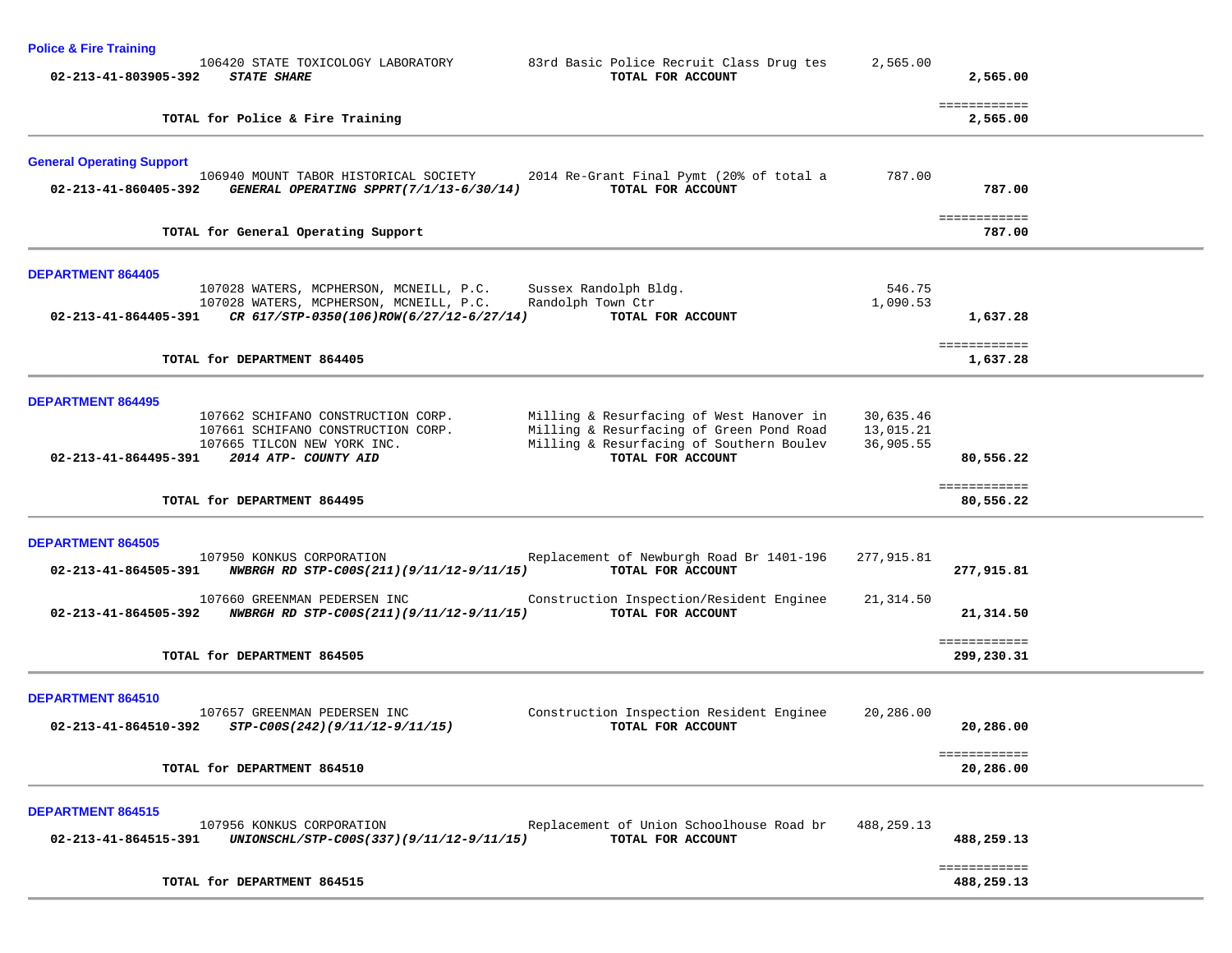### Police & Fire Training

| Account | Vendor / Description | Item Description | Amount | Total |
|---|---|---|---|---|
| | 106420 STATE TOXICOLOGY LABORATORY | 83rd Basic Police Recruit Class Drug tes | 2,565.00 | |
| 02-213-41-803905-392 | ***STATE SHARE*** | **TOTAL FOR ACCOUNT** | | **2,565.00** |

**TOTAL for Police & Fire Training** ============ **2,565.00**

### General Operating Support

| Account | Vendor / Description | Item Description | Amount | Total |
|---|---|---|---|---|
| | 106940 MOUNT TABOR HISTORICAL SOCIETY | 2014 Re-Grant Final Pymt (20% of total a | 787.00 | |
| 02-213-41-860405-392 | ***GENERAL OPERATING SPPRT(7/1/13-6/30/14)*** | **TOTAL FOR ACCOUNT** | | **787.00** |

**TOTAL for General Operating Support** ============ **787.00**

### DEPARTMENT 864405

| Account | Vendor / Description | Item Description | Amount | Total |
|---|---|---|---|---|
| | 107028 WATERS, MCPHERSON, MCNEILL, P.C. | Sussex Randolph Bldg. | 546.75 | |
| | 107028 WATERS, MCPHERSON, MCNEILL, P.C. | Randolph Town Ctr | 1,090.53 | |
| 02-213-41-864405-391 | ***CR 617/STP-0350(106)ROW(6/27/12-6/27/14)*** | **TOTAL FOR ACCOUNT** | | **1,637.28** |

**TOTAL for DEPARTMENT 864405** ============ **1,637.28**

### DEPARTMENT 864495

| Account | Vendor / Description | Item Description | Amount | Total |
|---|---|---|---|---|
| | 107662 SCHIFANO CONSTRUCTION CORP. | Milling & Resurfacing of West Hanover in | 30,635.46 | |
| | 107661 SCHIFANO CONSTRUCTION CORP. | Milling & Resurfacing of Green Pond Road | 13,015.21 | |
| | 107665 TILCON NEW YORK INC. | Milling & Resurfacing of Southern Boulev | 36,905.55 | |
| 02-213-41-864495-391 | ***2014 ATP- COUNTY AID*** | **TOTAL FOR ACCOUNT** | | **80,556.22** |

**TOTAL for DEPARTMENT 864495** ============ **80,556.22**

### DEPARTMENT 864505

| Account | Vendor / Description | Item Description | Amount | Total |
|---|---|---|---|---|
| | 107950 KONKUS CORPORATION | Replacement of Newburgh Road Br 1401-196 | 277,915.81 | |
| 02-213-41-864505-391 | ***NWBRGH RD STP-C00S(211)(9/11/12-9/11/15)*** | **TOTAL FOR ACCOUNT** | | **277,915.81** |
| | 107660 GREENMAN PEDERSEN INC | Construction Inspection/Resident Enginee | 21,314.50 | |
| 02-213-41-864505-392 | ***NWBRGH RD STP-C00S(211)(9/11/12-9/11/15)*** | **TOTAL FOR ACCOUNT** | | **21,314.50** |

**TOTAL for DEPARTMENT 864505** ============ **299,230.31**

### DEPARTMENT 864510

| Account | Vendor / Description | Item Description | Amount | Total |
|---|---|---|---|---|
| | 107657 GREENMAN PEDERSEN INC | Construction Inspection Resident Enginee | 20,286.00 | |
| 02-213-41-864510-392 | ***STP-C00S(242)(9/11/12-9/11/15)*** | **TOTAL FOR ACCOUNT** | | **20,286.00** |

**TOTAL for DEPARTMENT 864510** ============ **20,286.00**

### DEPARTMENT 864515

| Account | Vendor / Description | Item Description | Amount | Total |
|---|---|---|---|---|
| | 107956 KONKUS CORPORATION | Replacement of Union Schoolhouse Road br | 488,259.13 | |
| 02-213-41-864515-391 | ***UNIONSCHL/STP-C00S(337)(9/11/12-9/11/15)*** | **TOTAL FOR ACCOUNT** | | **488,259.13** |

**TOTAL for DEPARTMENT 864515** ============ **488,259.13**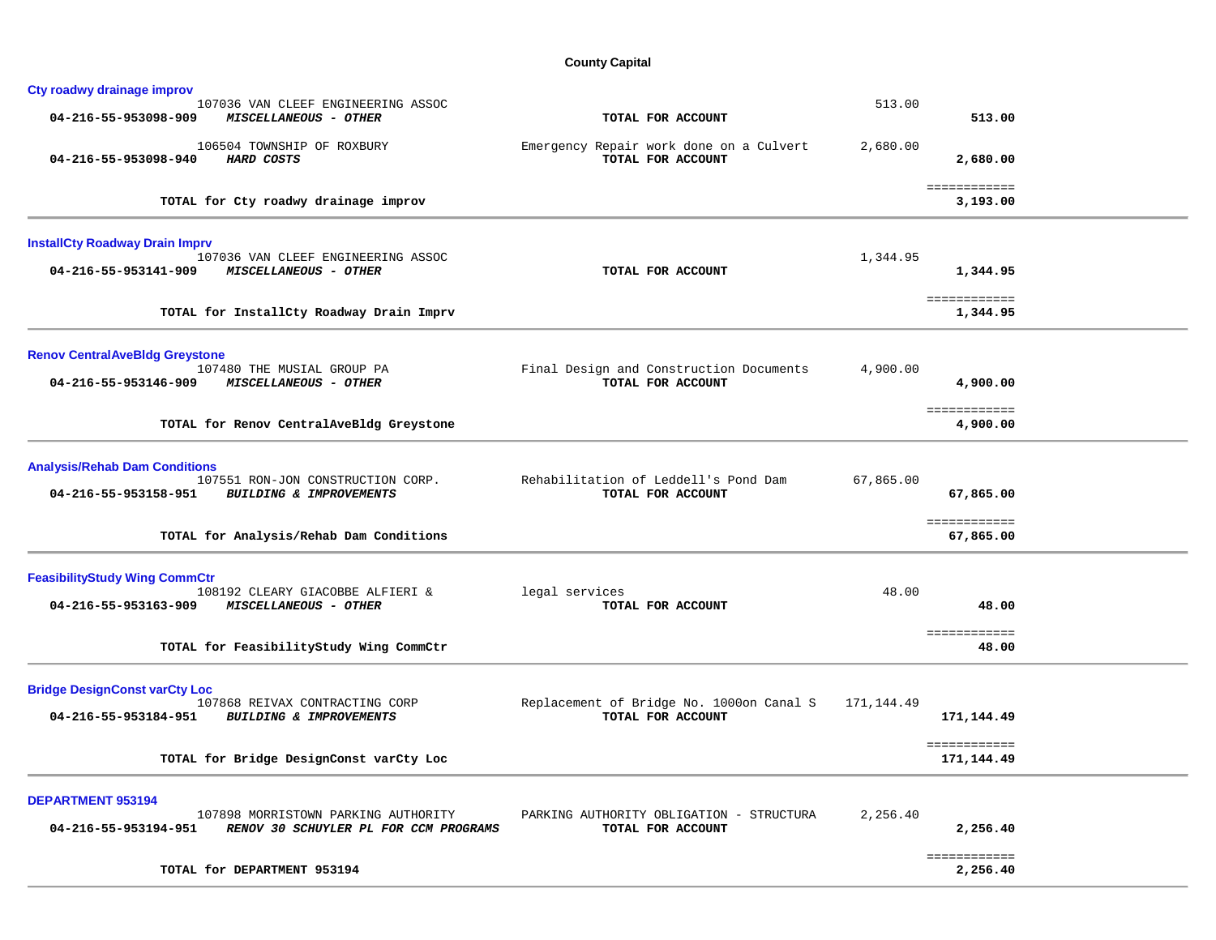## County Capital

### Cty roadwy drainage improv

| Account | Vendor / Description | Detail | Amount | Total |
|---|---|---|---|---|
| | 107036 VAN CLEEF ENGINEERING ASSOC | | 513.00 | |
| **04-216-55-953098-909** | ***MISCELLANEOUS - OTHER*** | **TOTAL FOR ACCOUNT** | | **513.00** |
| | 106504 TOWNSHIP OF ROXBURY | Emergency Repair work done on a Culvert | 2,680.00 | |
| **04-216-55-953098-940** | ***HARD COSTS*** | **TOTAL FOR ACCOUNT** | | **2,680.00** |
| | **TOTAL for Cty roadwy drainage improv** | | | **3,193.00** |

### InstallCty Roadway Drain Imprv

| Account | Vendor / Description | Detail | Amount | Total |
|---|---|---|---|---|
| | 107036 VAN CLEEF ENGINEERING ASSOC | | 1,344.95 | |
| **04-216-55-953141-909** | ***MISCELLANEOUS - OTHER*** | **TOTAL FOR ACCOUNT** | | **1,344.95** |
| | **TOTAL for InstallCty Roadway Drain Imprv** | | | **1,344.95** |

### Renov CentralAveBldg Greystone

| Account | Vendor / Description | Detail | Amount | Total |
|---|---|---|---|---|
| | 107480 THE MUSIAL GROUP PA | Final Design and Construction Documents | 4,900.00 | |
| **04-216-55-953146-909** | ***MISCELLANEOUS - OTHER*** | **TOTAL FOR ACCOUNT** | | **4,900.00** |
| | **TOTAL for Renov CentralAveBldg Greystone** | | | **4,900.00** |

### Analysis/Rehab Dam Conditions

| Account | Vendor / Description | Detail | Amount | Total |
|---|---|---|---|---|
| | 107551 RON-JON CONSTRUCTION CORP. | Rehabilitation of Leddell's Pond Dam | 67,865.00 | |
| **04-216-55-953158-951** | ***BUILDING & IMPROVEMENTS*** | **TOTAL FOR ACCOUNT** | | **67,865.00** |
| | **TOTAL for Analysis/Rehab Dam Conditions** | | | **67,865.00** |

### FeasibilityStudy Wing CommCtr

| Account | Vendor / Description | Detail | Amount | Total |
|---|---|---|---|---|
| | 108192 CLEARY GIACOBBE ALFIERI & | legal services | 48.00 | |
| **04-216-55-953163-909** | ***MISCELLANEOUS - OTHER*** | **TOTAL FOR ACCOUNT** | | **48.00** |
| | **TOTAL for FeasibilityStudy Wing CommCtr** | | | **48.00** |

### Bridge DesignConst varCty Loc

| Account | Vendor / Description | Detail | Amount | Total |
|---|---|---|---|---|
| | 107868 REIVAX CONTRACTING CORP | Replacement of Bridge No. 1000on Canal S | 171,144.49 | |
| **04-216-55-953184-951** | ***BUILDING & IMPROVEMENTS*** | **TOTAL FOR ACCOUNT** | | **171,144.49** |
| | **TOTAL for Bridge DesignConst varCty Loc** | | | **171,144.49** |

### DEPARTMENT 953194

| Account | Vendor / Description | Detail | Amount | Total |
|---|---|---|---|---|
| | 107898 MORRISTOWN PARKING AUTHORITY | PARKING AUTHORITY OBLIGATION - STRUCTURA | 2,256.40 | |
| **04-216-55-953194-951** | ***RENOV 30 SCHUYLER PL FOR CCM PROGRAMS*** | **TOTAL FOR ACCOUNT** | | **2,256.40** |
| | **TOTAL for DEPARTMENT 953194** | | | **2,256.40** |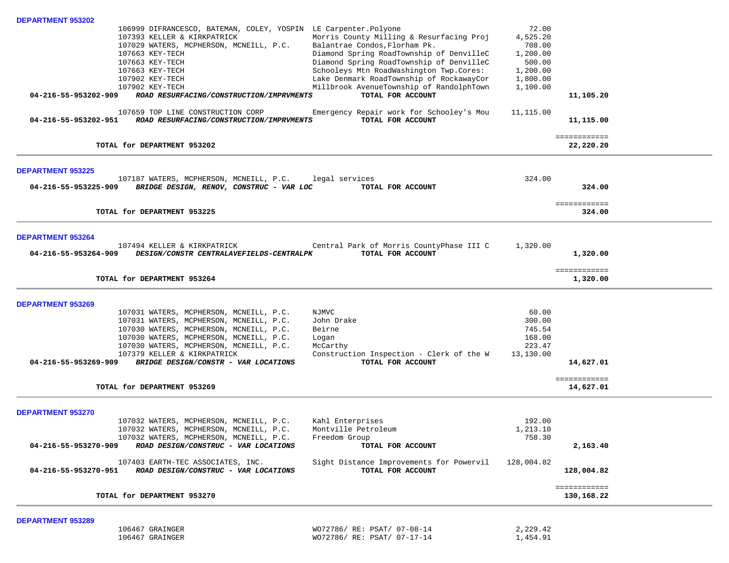**DEPARTMENT 953202**

| | | | | |
|---|---|---|---|---|
| | 106999 DIFRANCESCO, BATEMAN, COLEY, YOSPIN | LE Carpenter.Polyone | 72.00 | |
| | 107393 KELLER & KIRKPATRICK | Morris County Milling & Resurfacing Proj | 4,525.20 | |
| | 107029 WATERS, MCPHERSON, MCNEILL, P.C. | Balantrae Condos,Florham Pk. | 708.00 | |
| | 107663 KEY-TECH | Diamond Spring RoadTownship of DenvilleC | 1,200.00 | |
| | 107663 KEY-TECH | Diamond Spring RoadTownship of DenvilleC | 500.00 | |
| | 107663 KEY-TECH | Schooleys Mtn RoadWashington Twp.Cores: | 1,200.00 | |
| | 107902 KEY-TECH | Lake Denmark RoadTownship of RockawayCor | 1,800.00 | |
| | 107902 KEY-TECH | Millbrook AvenueTownship of RandolphTown | 1,100.00 | |
| **04-216-55-953202-909** | ***ROAD RESURFACING/CONSTRUCTION/IMPRVMENTS*** | **TOTAL FOR ACCOUNT** | | **11,105.20** |
| | 107659 TOP LINE CONSTRUCTION CORP | Emergency Repair work for Schooley's Mou | 11,115.00 | |
| **04-216-55-953202-951** | ***ROAD RESURFACING/CONSTRUCTION/IMPRVMENTS*** | **TOTAL FOR ACCOUNT** | | **11,115.00** |
| | | | | ============ |
| | **TOTAL for DEPARTMENT 953202** | | | **22,220.20** |

**DEPARTMENT 953225**

| | | | | |
|---|---|---|---|---|
| | 107187 WATERS, MCPHERSON, MCNEILL, P.C. | legal services | 324.00 | |
| **04-216-55-953225-909** | ***BRIDGE DESIGN, RENOV, CONSTRUC - VAR LOC*** | **TOTAL FOR ACCOUNT** | | **324.00** |
| | | | | ============ |
| | **TOTAL for DEPARTMENT 953225** | | | **324.00** |

**DEPARTMENT 953264**

| | | | | |
|---|---|---|---|---|
| | 107494 KELLER & KIRKPATRICK | Central Park of Morris CountyPhase III C | 1,320.00 | |
| **04-216-55-953264-909** | ***DESIGN/CONSTR CENTRALAVEFIELDS-CENTRALPK*** | **TOTAL FOR ACCOUNT** | | **1,320.00** |
| | | | | ============ |
| | **TOTAL for DEPARTMENT 953264** | | | **1,320.00** |

**DEPARTMENT 953269**

| | | | | |
|---|---|---|---|---|
| | 107031 WATERS, MCPHERSON, MCNEILL, P.C. | NJMVC | 60.00 | |
| | 107031 WATERS, MCPHERSON, MCNEILL, P.C. | John Drake | 300.00 | |
| | 107030 WATERS, MCPHERSON, MCNEILL, P.C. | Beirne | 745.54 | |
| | 107030 WATERS, MCPHERSON, MCNEILL, P.C. | Logan | 168.00 | |
| | 107030 WATERS, MCPHERSON, MCNEILL, P.C. | McCarthy | 223.47 | |
| | 107379 KELLER & KIRKPATRICK | Construction Inspection - Clerk of the W | 13,130.00 | |
| **04-216-55-953269-909** | ***BRIDGE DESIGN/CONSTR - VAR LOCATIONS*** | **TOTAL FOR ACCOUNT** | | **14,627.01** |
| | | | | ============ |
| | **TOTAL for DEPARTMENT 953269** | | | **14,627.01** |

**DEPARTMENT 953270**

| | | | | |
|---|---|---|---|---|
| | 107032 WATERS, MCPHERSON, MCNEILL, P.C. | Kahl Enterprises | 192.00 | |
| | 107032 WATERS, MCPHERSON, MCNEILL, P.C. | Montville Petroleum | 1,213.10 | |
| | 107032 WATERS, MCPHERSON, MCNEILL, P.C. | Freedom Group | 758.30 | |
| **04-216-55-953270-909** | ***ROAD DESIGN/CONSTRUC - VAR LOCATIONS*** | **TOTAL FOR ACCOUNT** | | **2,163.40** |
| | 107403 EARTH-TEC ASSOCIATES, INC. | Sight Distance Improvements for Powervil | 128,004.82 | |
| **04-216-55-953270-951** | ***ROAD DESIGN/CONSTRUC - VAR LOCATIONS*** | **TOTAL FOR ACCOUNT** | | **128,004.82** |
| | | | | ============ |
| | **TOTAL for DEPARTMENT 953270** | | | **130,168.22** |

**DEPARTMENT 953289**

| | | | | |
|---|---|---|---|---|
| | 106467 GRAINGER | WO72786/ RE: PSAT/ 07-08-14 | 2,229.42 | |
| | 106467 GRAINGER | WO72786/ RE: PSAT/ 07-17-14 | 1,454.91 | |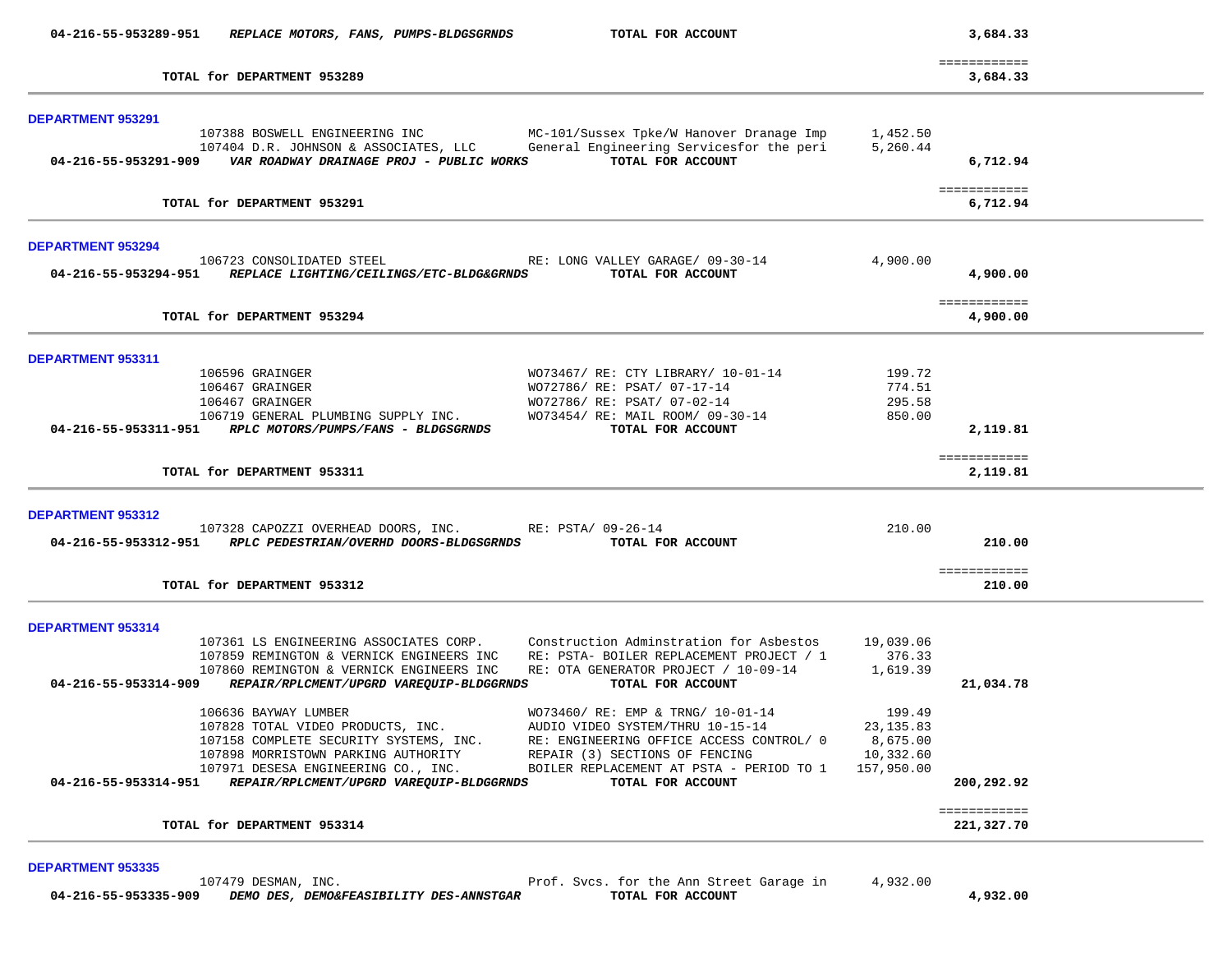**04-216-55-953289-951** ***REPLACE MOTORS, FANS, PUMPS-BLDGSGRNDS*** **TOTAL FOR ACCOUNT** **3,684.33**

============
**TOTAL for DEPARTMENT 953289** **3,684.33**

---

## DEPARTMENT 953291

| | | | | |
|---|---|---|---|---|
| | 107388 BOSWELL ENGINEERING INC | MC-101/Sussex Tpke/W Hanover Dranage Imp | 1,452.50 | |
| | 107404 D.R. JOHNSON & ASSOCIATES, LLC | General Engineering Servicesfor the peri | 5,260.44 | |
| **04-216-55-953291-909** | ***VAR ROADWAY DRAINAGE PROJ - PUBLIC WORKS*** | **TOTAL FOR ACCOUNT** | | **6,712.94** |

============
**TOTAL for DEPARTMENT 953291** **6,712.94**

---

## DEPARTMENT 953294

| | | | | |
|---|---|---|---|---|
| | 106723 CONSOLIDATED STEEL | RE: LONG VALLEY GARAGE/ 09-30-14 | 4,900.00 | |
| **04-216-55-953294-951** | ***REPLACE LIGHTING/CEILINGS/ETC-BLDG&GRNDS*** | **TOTAL FOR ACCOUNT** | | **4,900.00** |

============
**TOTAL for DEPARTMENT 953294** **4,900.00**

---

## DEPARTMENT 953311

| | | | | |
|---|---|---|---|---|
| | 106596 GRAINGER | WO73467/ RE: CTY LIBRARY/ 10-01-14 | 199.72 | |
| | 106467 GRAINGER | WO72786/ RE: PSAT/ 07-17-14 | 774.51 | |
| | 106467 GRAINGER | WO72786/ RE: PSAT/ 07-02-14 | 295.58 | |
| | 106719 GENERAL PLUMBING SUPPLY INC. | WO73454/ RE: MAIL ROOM/ 09-30-14 | 850.00 | |
| **04-216-55-953311-951** | ***RPLC MOTORS/PUMPS/FANS - BLDGSGRNDS*** | **TOTAL FOR ACCOUNT** | | **2,119.81** |

============
**TOTAL for DEPARTMENT 953311** **2,119.81**

---

## DEPARTMENT 953312

| | | | | |
|---|---|---|---|---|
| | 107328 CAPOZZI OVERHEAD DOORS, INC. | RE: PSTA/ 09-26-14 | 210.00 | |
| **04-216-55-953312-951** | ***RPLC PEDESTRIAN/OVERHD DOORS-BLDGSGRNDS*** | **TOTAL FOR ACCOUNT** | | **210.00** |

============
**TOTAL for DEPARTMENT 953312** **210.00**

---

## DEPARTMENT 953314

| | | | | |
|---|---|---|---|---|
| | 107361 LS ENGINEERING ASSOCIATES CORP. | Construction Adminstration for Asbestos | 19,039.06 | |
| | 107859 REMINGTON & VERNICK ENGINEERS INC | RE: PSTA- BOILER REPLACEMENT PROJECT / 1 | 376.33 | |
| | 107860 REMINGTON & VERNICK ENGINEERS INC | RE: OTA GENERATOR PROJECT / 10-09-14 | 1,619.39 | |
| **04-216-55-953314-909** | ***REPAIR/RPLCMENT/UPGRD VAREQUIP-BLDGGRNDS*** | **TOTAL FOR ACCOUNT** | | **21,034.78** |
| | 106636 BAYWAY LUMBER | WO73460/ RE: EMP & TRNG/ 10-01-14 | 199.49 | |
| | 107828 TOTAL VIDEO PRODUCTS, INC. | AUDIO VIDEO SYSTEM/THRU 10-15-14 | 23,135.83 | |
| | 107158 COMPLETE SECURITY SYSTEMS, INC. | RE: ENGINEERING OFFICE ACCESS CONTROL/ 0 | 8,675.00 | |
| | 107898 MORRISTOWN PARKING AUTHORITY | REPAIR (3) SECTIONS OF FENCING | 10,332.60 | |
| | 107971 DESESA ENGINEERING CO., INC. | BOILER REPLACEMENT AT PSTA - PERIOD TO 1 | 157,950.00 | |
| **04-216-55-953314-951** | ***REPAIR/RPLCMENT/UPGRD VAREQUIP-BLDGGRNDS*** | **TOTAL FOR ACCOUNT** | | **200,292.92** |

============
**TOTAL for DEPARTMENT 953314** **221,327.70**

---

## DEPARTMENT 953335

| | | | | |
|---|---|---|---|---|
| | 107479 DESMAN, INC. | Prof. Svcs. for the Ann Street Garage in | 4,932.00 | |
| **04-216-55-953335-909** | ***DEMO DES, DEMO&FEASIBILITY DES-ANNSTGAR*** | **TOTAL FOR ACCOUNT** | | **4,932.00** |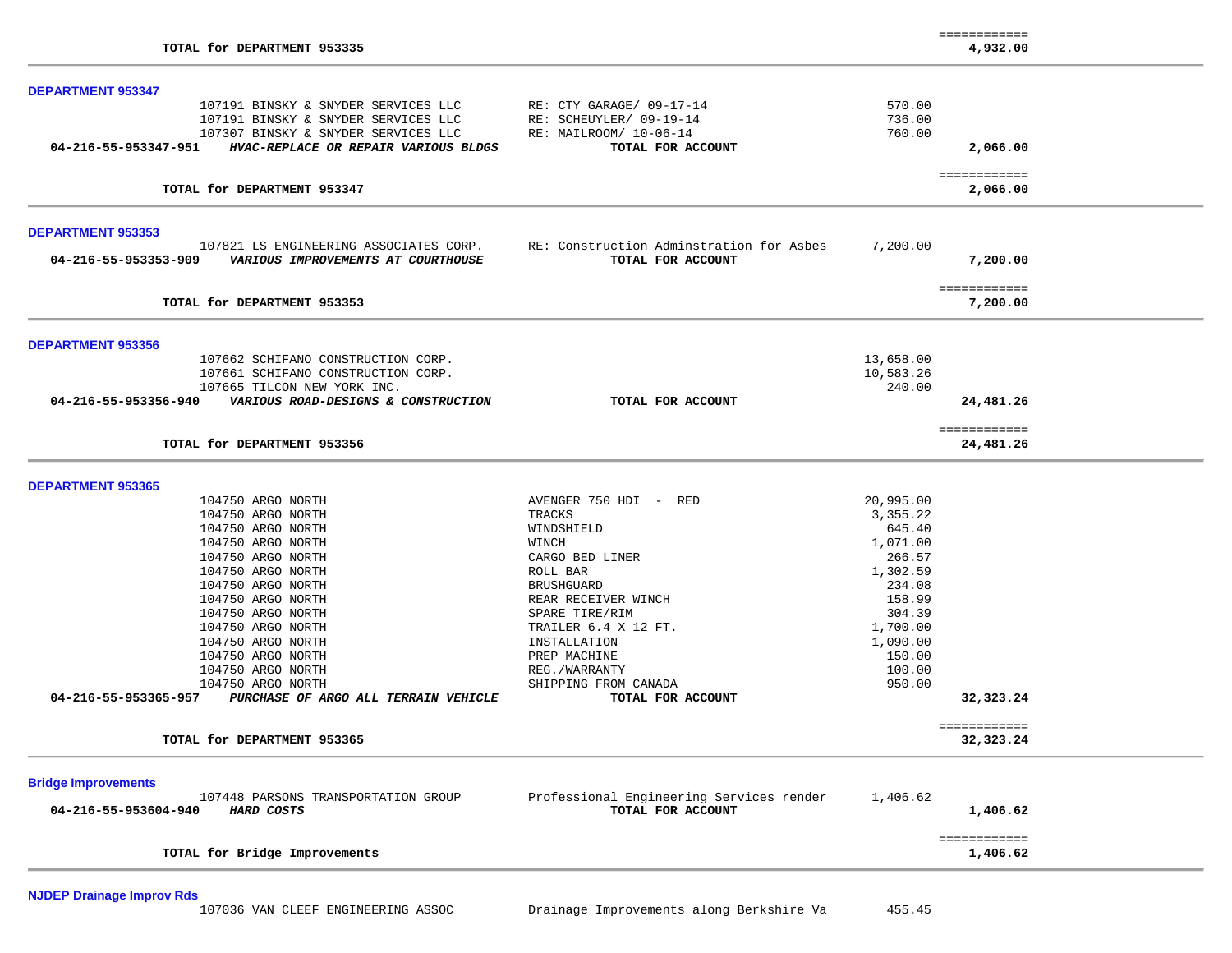| | | | |
|---|---|---|---|
| **TOTAL for DEPARTMENT 953335** | | | ============ **4,932.00** |

**DEPARTMENT 953347**

| | | | |
|---|---|---|---|
| 107191 BINSKY & SNYDER SERVICES LLC | RE: CTY GARAGE/ 09-17-14 | 570.00 | |
| 107191 BINSKY & SNYDER SERVICES LLC | RE: SCHEUYLER/ 09-19-14 | 736.00 | |
| 107307 BINSKY & SNYDER SERVICES LLC | RE: MAILROOM/ 10-06-14 | 760.00 | |
| **04-216-55-953347-951** ***HVAC-REPLACE OR REPAIR VARIOUS BLDGS*** | **TOTAL FOR ACCOUNT** | | **2,066.00** |
| **TOTAL for DEPARTMENT 953347** | | | ============ **2,066.00** |

**DEPARTMENT 953353**

| | | | |
|---|---|---|---|
| 107821 LS ENGINEERING ASSOCIATES CORP. | RE: Construction Adminstration for Asbes | 7,200.00 | |
| **04-216-55-953353-909** ***VARIOUS IMPROVEMENTS AT COURTHOUSE*** | **TOTAL FOR ACCOUNT** | | **7,200.00** |
| **TOTAL for DEPARTMENT 953353** | | | ============ **7,200.00** |

**DEPARTMENT 953356**

| | | | |
|---|---|---|---|
| 107662 SCHIFANO CONSTRUCTION CORP. | | 13,658.00 | |
| 107661 SCHIFANO CONSTRUCTION CORP. | | 10,583.26 | |
| 107665 TILCON NEW YORK INC. | | 240.00 | |
| **04-216-55-953356-940** ***VARIOUS ROAD-DESIGNS & CONSTRUCTION*** | **TOTAL FOR ACCOUNT** | | **24,481.26** |
| **TOTAL for DEPARTMENT 953356** | | | ============ **24,481.26** |

**DEPARTMENT 953365**

| | | | |
|---|---|---|---|
| 104750 ARGO NORTH | AVENGER 750 HDI - RED | 20,995.00 | |
| 104750 ARGO NORTH | TRACKS | 3,355.22 | |
| 104750 ARGO NORTH | WINDSHIELD | 645.40 | |
| 104750 ARGO NORTH | WINCH | 1,071.00 | |
| 104750 ARGO NORTH | CARGO BED LINER | 266.57 | |
| 104750 ARGO NORTH | ROLL BAR | 1,302.59 | |
| 104750 ARGO NORTH | BRUSHGUARD | 234.08 | |
| 104750 ARGO NORTH | REAR RECEIVER WINCH | 158.99 | |
| 104750 ARGO NORTH | SPARE TIRE/RIM | 304.39 | |
| 104750 ARGO NORTH | TRAILER 6.4 X 12 FT. | 1,700.00 | |
| 104750 ARGO NORTH | INSTALLATION | 1,090.00 | |
| 104750 ARGO NORTH | PREP MACHINE | 150.00 | |
| 104750 ARGO NORTH | REG./WARRANTY | 100.00 | |
| 104750 ARGO NORTH | SHIPPING FROM CANADA | 950.00 | |
| **04-216-55-953365-957** ***PURCHASE OF ARGO ALL TERRAIN VEHICLE*** | **TOTAL FOR ACCOUNT** | | **32,323.24** |
| **TOTAL for DEPARTMENT 953365** | | | ============ **32,323.24** |

**Bridge Improvements**

| | | | |
|---|---|---|---|
| 107448 PARSONS TRANSPORTATION GROUP | Professional Engineering Services render | 1,406.62 | |
| **04-216-55-953604-940** ***HARD COSTS*** | **TOTAL FOR ACCOUNT** | | **1,406.62** |
| **TOTAL for Bridge Improvements** | | | ============ **1,406.62** |

**NJDEP Drainage Improv Rds**

| | | | |
|---|---|---|---|
| 107036 VAN CLEEF ENGINEERING ASSOC | Drainage Improvements along Berkshire Va | 455.45 | |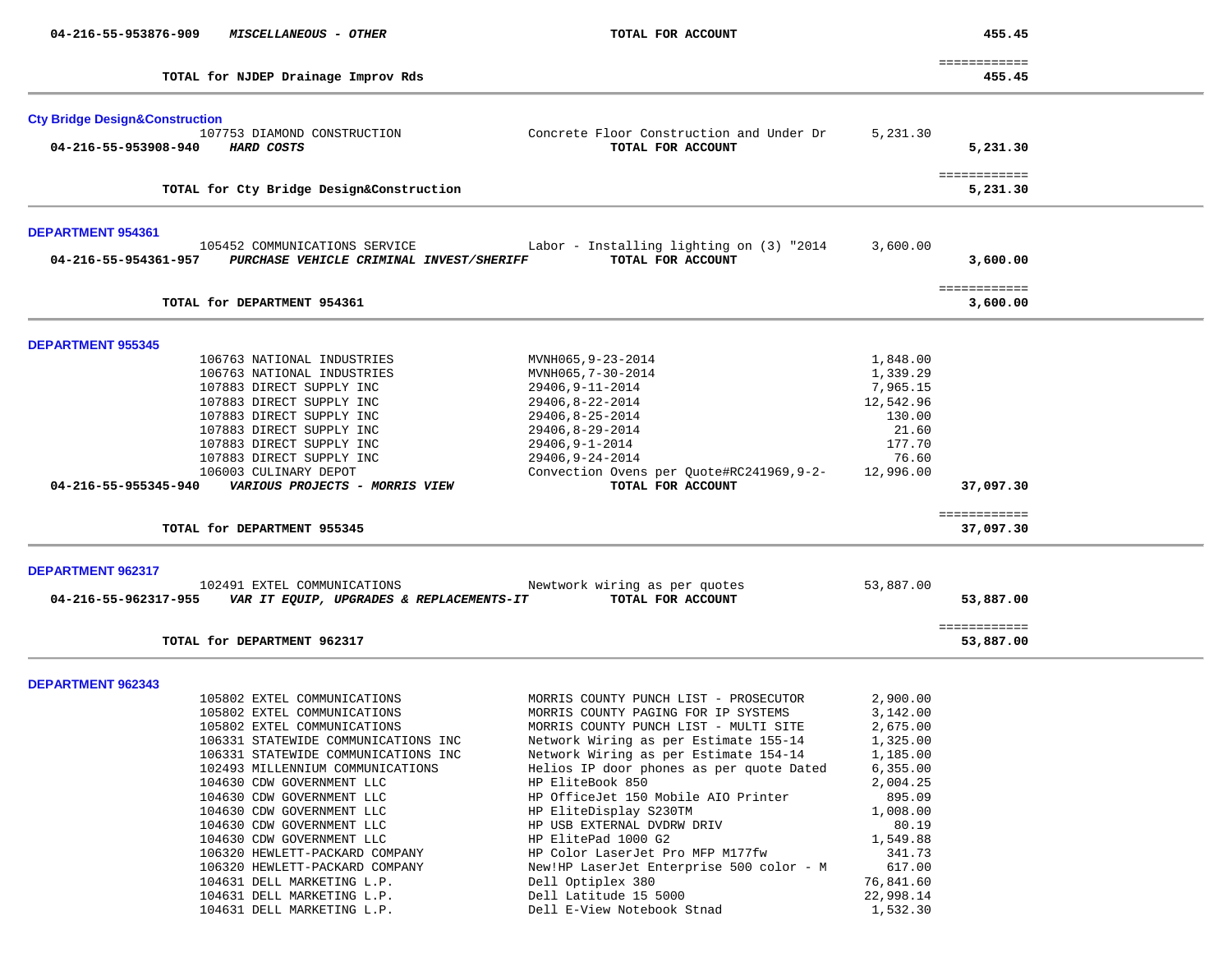**04-216-55-953876-909** ***MISCELLANEOUS - OTHER*** **TOTAL FOR ACCOUNT** **455.45**

============

**TOTAL for NJDEP Drainage Improv Rds** **455.45**

---

### Cty Bridge Design&Construction

| Vendor | Description | Amount | Total |
|---|---|---|---|
| 107753 DIAMOND CONSTRUCTION | Concrete Floor Construction and Under Dr | 5,231.30 | |
| **04-216-55-953908-940** ***HARD COSTS*** | **TOTAL FOR ACCOUNT** | | **5,231.30** |

============

**TOTAL for Cty Bridge Design&Construction** **5,231.30**

---

### DEPARTMENT 954361

| Vendor | Description | Amount | Total |
|---|---|---|---|
| 105452 COMMUNICATIONS SERVICE | Labor - Installing lighting on (3) "2014 | 3,600.00 | |
| **04-216-55-954361-957** ***PURCHASE VEHICLE CRIMINAL INVEST/SHERIFF*** | **TOTAL FOR ACCOUNT** | | **3,600.00** |

============

**TOTAL for DEPARTMENT 954361** **3,600.00**

---

### DEPARTMENT 955345

| Vendor | Description | Amount | Total |
|---|---|---|---|
| 106763 NATIONAL INDUSTRIES | MVNH065,9-23-2014 | 1,848.00 | |
| 106763 NATIONAL INDUSTRIES | MVNH065,7-30-2014 | 1,339.29 | |
| 107883 DIRECT SUPPLY INC | 29406,9-11-2014 | 7,965.15 | |
| 107883 DIRECT SUPPLY INC | 29406,8-22-2014 | 12,542.96 | |
| 107883 DIRECT SUPPLY INC | 29406,8-25-2014 | 130.00 | |
| 107883 DIRECT SUPPLY INC | 29406,8-29-2014 | 21.60 | |
| 107883 DIRECT SUPPLY INC | 29406,9-1-2014 | 177.70 | |
| 107883 DIRECT SUPPLY INC | 29406,9-24-2014 | 76.60 | |
| 106003 CULINARY DEPOT | Convection Ovens per Quote#RC241969,9-2- | 12,996.00 | |
| **04-216-55-955345-940** ***VARIOUS PROJECTS - MORRIS VIEW*** | **TOTAL FOR ACCOUNT** | | **37,097.30** |

============

**TOTAL for DEPARTMENT 955345** **37,097.30**

---

### DEPARTMENT 962317

| Vendor | Description | Amount | Total |
|---|---|---|---|
| 102491 EXTEL COMMUNICATIONS | Newtwork wiring as per quotes | 53,887.00 | |
| **04-216-55-962317-955** ***VAR IT EQUIP, UPGRADES & REPLACEMENTS-IT*** | **TOTAL FOR ACCOUNT** | | **53,887.00** |

============

**TOTAL for DEPARTMENT 962317** **53,887.00**

---

### DEPARTMENT 962343

| Vendor | Description | Amount |
|---|---|---|
| 105802 EXTEL COMMUNICATIONS | MORRIS COUNTY PUNCH LIST - PROSECUTOR | 2,900.00 |
| 105802 EXTEL COMMUNICATIONS | MORRIS COUNTY PAGING FOR IP SYSTEMS | 3,142.00 |
| 105802 EXTEL COMMUNICATIONS | MORRIS COUNTY PUNCH LIST - MULTI SITE | 2,675.00 |
| 106331 STATEWIDE COMMUNICATIONS INC | Network Wiring as per Estimate 155-14 | 1,325.00 |
| 106331 STATEWIDE COMMUNICATIONS INC | Network Wiring as per Estimate 154-14 | 1,185.00 |
| 102493 MILLENNIUM COMMUNICATIONS | Helios IP door phones as per quote Dated | 6,355.00 |
| 104630 CDW GOVERNMENT LLC | HP EliteBook 850 | 2,004.25 |
| 104630 CDW GOVERNMENT LLC | HP OfficeJet 150 Mobile AIO Printer | 895.09 |
| 104630 CDW GOVERNMENT LLC | HP EliteDisplay S230TM | 1,008.00 |
| 104630 CDW GOVERNMENT LLC | HP USB EXTERNAL DVDRW DRIV | 80.19 |
| 104630 CDW GOVERNMENT LLC | HP ElitePad 1000 G2 | 1,549.88 |
| 106320 HEWLETT-PACKARD COMPANY | HP Color LaserJet Pro MFP M177fw | 341.73 |
| 106320 HEWLETT-PACKARD COMPANY | New!HP LaserJet Enterprise 500 color - M | 617.00 |
| 104631 DELL MARKETING L.P. | Dell Optiplex 380 | 76,841.60 |
| 104631 DELL MARKETING L.P. | Dell Latitude 15 5000 | 22,998.14 |
| 104631 DELL MARKETING L.P. | Dell E-View Notebook Stnad | 1,532.30 |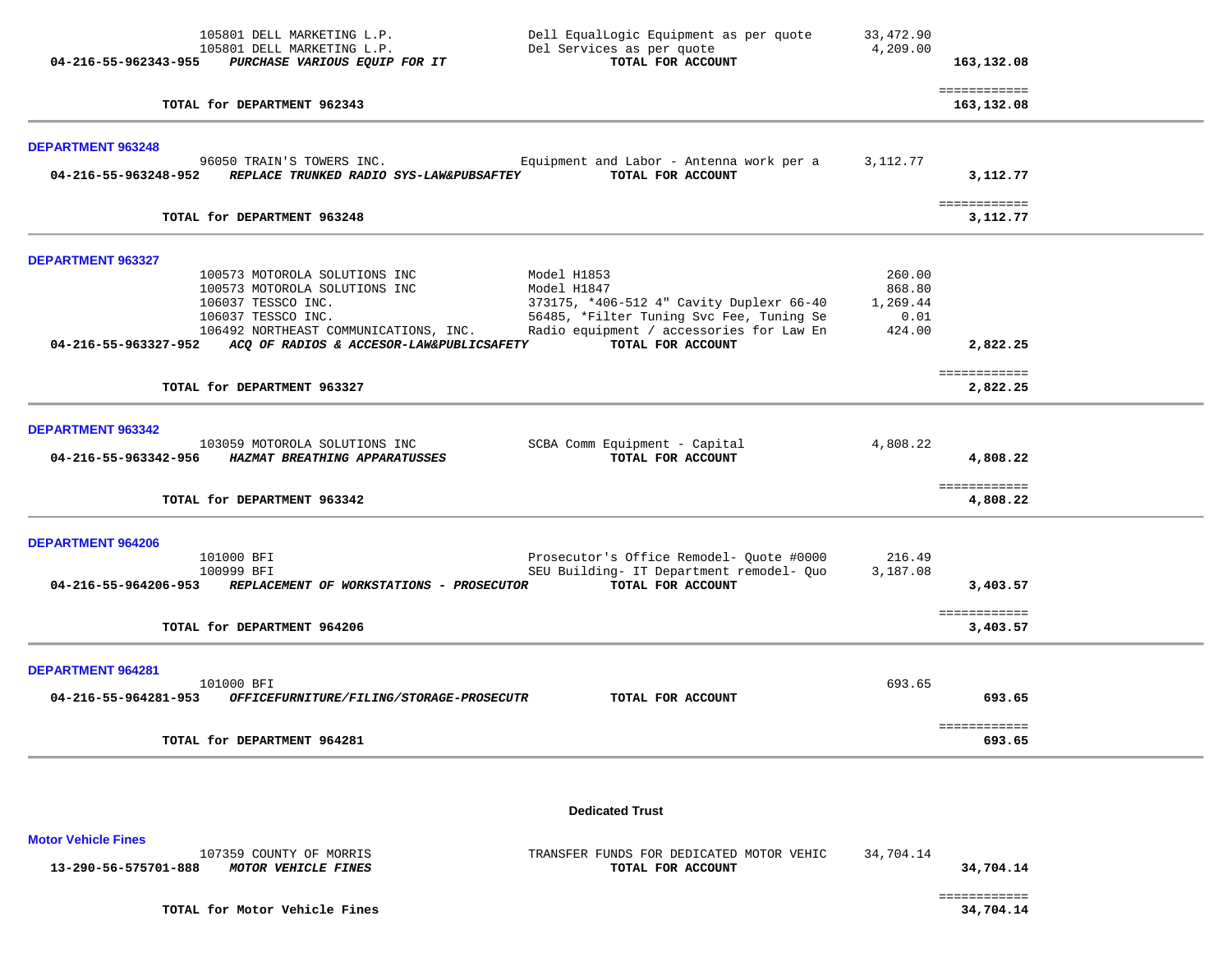| | | | |
|---|---|---|---|
| 105801 DELL MARKETING L.P. | Dell EqualLogic Equipment as per quote | 33,472.90 | |
| 105801 DELL MARKETING L.P. | Del Services as per quote | 4,209.00 | |
| **04-216-55-962343-955** ***PURCHASE VARIOUS EQUIP FOR IT*** | **TOTAL FOR ACCOUNT** | | **163,132.08** |
| | | | ============ |
| **TOTAL for DEPARTMENT 962343** | | | **163,132.08** |

## DEPARTMENT 963248

| | | | |
|---|---|---|---|
| 96050 TRAIN'S TOWERS INC. | Equipment and Labor - Antenna work per a | 3,112.77 | |
| **04-216-55-963248-952** ***REPLACE TRUNKED RADIO SYS-LAW&PUBSAFTEY*** | **TOTAL FOR ACCOUNT** | | **3,112.77** |
| | | | ============ |
| **TOTAL for DEPARTMENT 963248** | | | **3,112.77** |

## DEPARTMENT 963327

| | | | |
|---|---|---|---|
| 100573 MOTOROLA SOLUTIONS INC | Model H1853 | 260.00 | |
| 100573 MOTOROLA SOLUTIONS INC | Model H1847 | 868.80 | |
| 106037 TESSCO INC. | 373175, *406-512 4" Cavity Duplexr 66-40 | 1,269.44 | |
| 106037 TESSCO INC. | 56485, *Filter Tuning Svc Fee, Tuning Se | 0.01 | |
| 106492 NORTHEAST COMMUNICATIONS, INC. | Radio equipment / accessories for Law En | 424.00 | |
| **04-216-55-963327-952** ***ACQ OF RADIOS & ACCESOR-LAW&PUBLICSAFETY*** | **TOTAL FOR ACCOUNT** | | **2,822.25** |
| | | | ============ |
| **TOTAL for DEPARTMENT 963327** | | | **2,822.25** |

## DEPARTMENT 963342

| | | | |
|---|---|---|---|
| 103059 MOTOROLA SOLUTIONS INC | SCBA Comm Equipment - Capital | 4,808.22 | |
| **04-216-55-963342-956** ***HAZMAT BREATHING APPARATUSSES*** | **TOTAL FOR ACCOUNT** | | **4,808.22** |
| | | | ============ |
| **TOTAL for DEPARTMENT 963342** | | | **4,808.22** |

## DEPARTMENT 964206

| | | | |
|---|---|---|---|
| 101000 BFI | Prosecutor's Office Remodel- Quote #0000 | 216.49 | |
| 100999 BFI | SEU Building- IT Department remodel- Quo | 3,187.08 | |
| **04-216-55-964206-953** ***REPLACEMENT OF WORKSTATIONS - PROSECUTOR*** | **TOTAL FOR ACCOUNT** | | **3,403.57** |
| | | | ============ |
| **TOTAL for DEPARTMENT 964206** | | | **3,403.57** |

## DEPARTMENT 964281

| | | | |
|---|---|---|---|
| 101000 BFI | | 693.65 | |
| **04-216-55-964281-953** ***OFFICEFURNITURE/FILING/STORAGE-PROSECUTR*** | **TOTAL FOR ACCOUNT** | | **693.65** |
| | | | ============ |
| **TOTAL for DEPARTMENT 964281** | | | **693.65** |

# Dedicated Trust

## Motor Vehicle Fines

| | | | |
|---|---|---|---|
| 107359 COUNTY OF MORRIS | TRANSFER FUNDS FOR DEDICATED MOTOR VEHIC | 34,704.14 | |
| **13-290-56-575701-888** ***MOTOR VEHICLE FINES*** | **TOTAL FOR ACCOUNT** | | **34,704.14** |
| | | | ============ |
| **TOTAL for Motor Vehicle Fines** | | | **34,704.14** |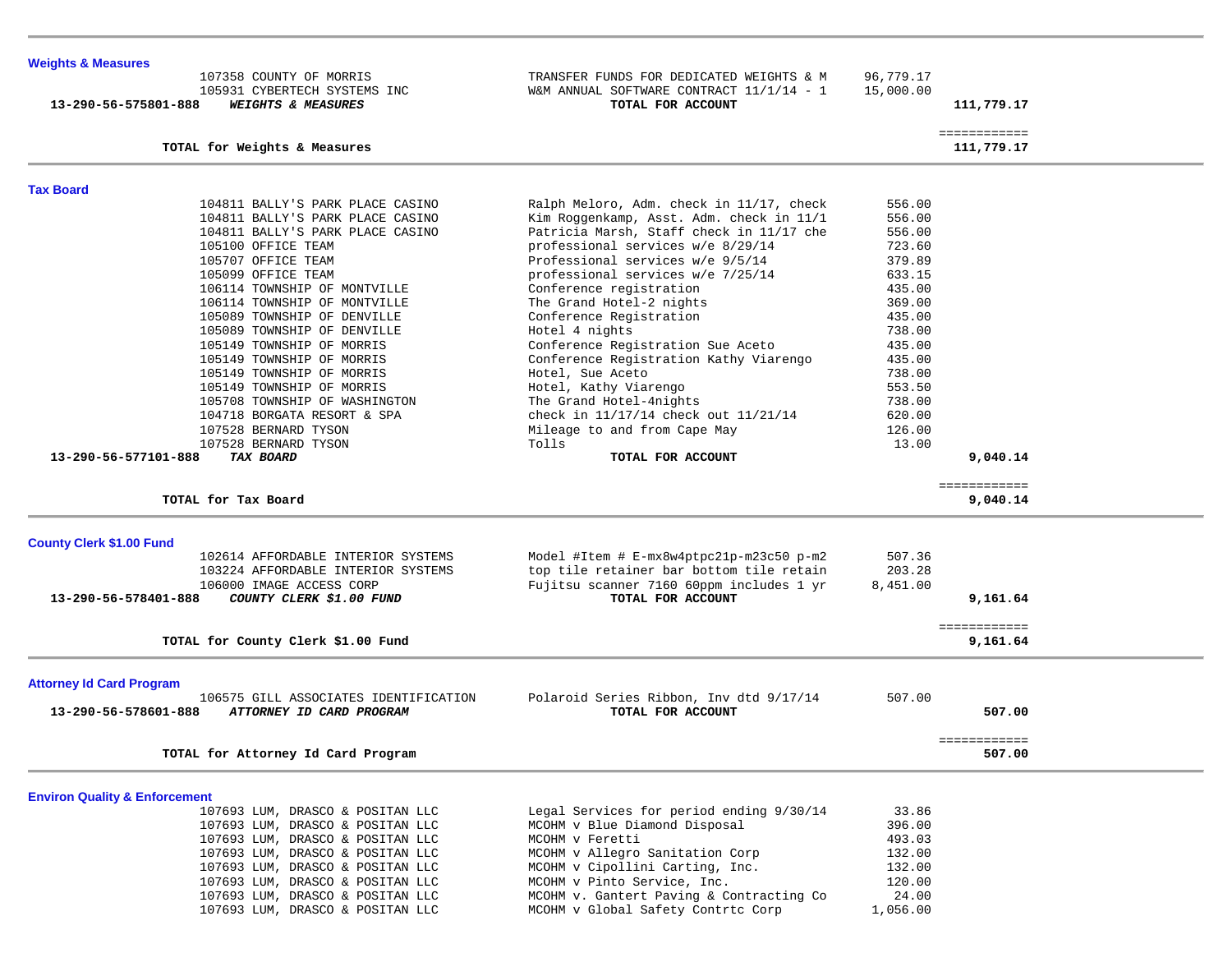## Weights & Measures

| | Vendor | Description | Amount | Total |
|---|---|---|---|---|
| | 107358 COUNTY OF MORRIS | TRANSFER FUNDS FOR DEDICATED WEIGHTS & M | 96,779.17 | |
| | 105931 CYBERTECH SYSTEMS INC | W&M ANNUAL SOFTWARE CONTRACT 11/1/14 - 1 | 15,000.00 | |
| **13-290-56-575801-888** | ***WEIGHTS & MEASURES*** | **TOTAL FOR ACCOUNT** | | **111,779.17** |

**TOTAL for Weights & Measures** ============ **111,779.17**

## Tax Board

| | Vendor | Description | Amount | Total |
|---|---|---|---|---|
| | 104811 BALLY'S PARK PLACE CASINO | Ralph Meloro, Adm. check in 11/17, check | 556.00 | |
| | 104811 BALLY'S PARK PLACE CASINO | Kim Roggenkamp, Asst. Adm. check in 11/1 | 556.00 | |
| | 104811 BALLY'S PARK PLACE CASINO | Patricia Marsh, Staff check in 11/17 che | 556.00 | |
| | 105100 OFFICE TEAM | professional services w/e 8/29/14 | 723.60 | |
| | 105707 OFFICE TEAM | Professional services w/e 9/5/14 | 379.89 | |
| | 105099 OFFICE TEAM | professional services w/e 7/25/14 | 633.15 | |
| | 106114 TOWNSHIP OF MONTVILLE | Conference registration | 435.00 | |
| | 106114 TOWNSHIP OF MONTVILLE | The Grand Hotel-2 nights | 369.00 | |
| | 105089 TOWNSHIP OF DENVILLE | Conference Registration | 435.00 | |
| | 105089 TOWNSHIP OF DENVILLE | Hotel 4 nights | 738.00 | |
| | 105149 TOWNSHIP OF MORRIS | Conference Registration Sue Aceto | 435.00 | |
| | 105149 TOWNSHIP OF MORRIS | Conference Registration Kathy Viarengo | 435.00 | |
| | 105149 TOWNSHIP OF MORRIS | Hotel, Sue Aceto | 738.00 | |
| | 105149 TOWNSHIP OF MORRIS | Hotel, Kathy Viarengo | 553.50 | |
| | 105708 TOWNSHIP OF WASHINGTON | The Grand Hotel-4nights | 738.00 | |
| | 104718 BORGATA RESORT & SPA | check in 11/17/14 check out 11/21/14 | 620.00 | |
| | 107528 BERNARD TYSON | Mileage to and from Cape May | 126.00 | |
| | 107528 BERNARD TYSON | Tolls | 13.00 | |
| **13-290-56-577101-888** | ***TAX BOARD*** | **TOTAL FOR ACCOUNT** | | **9,040.14** |

**TOTAL for Tax Board** ============ **9,040.14**

## County Clerk $1.00 Fund

| | Vendor | Description | Amount | Total |
|---|---|---|---|---|
| | 102614 AFFORDABLE INTERIOR SYSTEMS | Model #Item # E-mx8w4ptpc21p-m23c50 p-m2 | 507.36 | |
| | 103224 AFFORDABLE INTERIOR SYSTEMS | top tile retainer bar bottom tile retain | 203.28 | |
| | 106000 IMAGE ACCESS CORP | Fujitsu scanner 7160 60ppm includes 1 yr | 8,451.00 | |
| **13-290-56-578401-888** | ***COUNTY CLERK $1.00 FUND*** | **TOTAL FOR ACCOUNT** | | **9,161.64** |

**TOTAL for County Clerk $1.00 Fund** ============ **9,161.64**

## Attorney Id Card Program

| | Vendor | Description | Amount | Total |
|---|---|---|---|---|
| | 106575 GILL ASSOCIATES IDENTIFICATION | Polaroid Series Ribbon, Inv dtd 9/17/14 | 507.00 | |
| **13-290-56-578601-888** | ***ATTORNEY ID CARD PROGRAM*** | **TOTAL FOR ACCOUNT** | | **507.00** |

**TOTAL for Attorney Id Card Program** ============ **507.00**

## Environ Quality & Enforcement

| | Vendor | Description | Amount | Total |
|---|---|---|---|---|
| | 107693 LUM, DRASCO & POSITAN LLC | Legal Services for period ending 9/30/14 | 33.86 | |
| | 107693 LUM, DRASCO & POSITAN LLC | MCOHM v Blue Diamond Disposal | 396.00 | |
| | 107693 LUM, DRASCO & POSITAN LLC | MCOHM v Feretti | 493.03 | |
| | 107693 LUM, DRASCO & POSITAN LLC | MCOHM v Allegro Sanitation Corp | 132.00 | |
| | 107693 LUM, DRASCO & POSITAN LLC | MCOHM v Cipollini Carting, Inc. | 132.00 | |
| | 107693 LUM, DRASCO & POSITAN LLC | MCOHM v Pinto Service, Inc. | 120.00 | |
| | 107693 LUM, DRASCO & POSITAN LLC | MCOHM v. Gantert Paving & Contracting Co | 24.00 | |
| | 107693 LUM, DRASCO & POSITAN LLC | MCOHM v Global Safety Contrtc Corp | 1,056.00 | |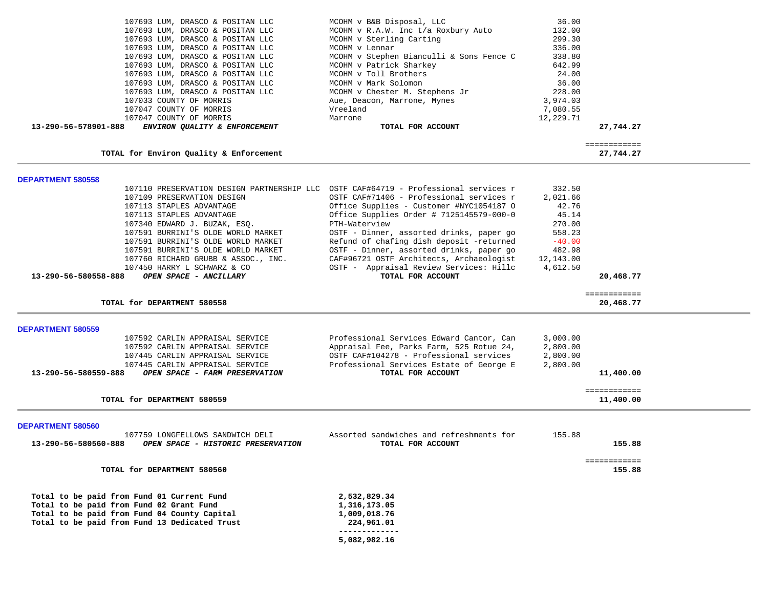| | | | | |
|---|---|---|---|---|
| | 107693 LUM, DRASCO & POSITAN LLC | MCOHM v B&B Disposal, LLC | 36.00 | |
| | 107693 LUM, DRASCO & POSITAN LLC | MCOHM v R.A.W. Inc t/a Roxbury Auto | 132.00 | |
| | 107693 LUM, DRASCO & POSITAN LLC | MCOHM v Sterling Carting | 299.30 | |
| | 107693 LUM, DRASCO & POSITAN LLC | MCOHM v Lennar | 336.00 | |
| | 107693 LUM, DRASCO & POSITAN LLC | MCOHM v Stephen Bianculli & Sons Fence C | 338.80 | |
| | 107693 LUM, DRASCO & POSITAN LLC | MCOHM v Patrick Sharkey | 642.99 | |
| | 107693 LUM, DRASCO & POSITAN LLC | MCOHM v Toll Brothers | 24.00 | |
| | 107693 LUM, DRASCO & POSITAN LLC | MCOHM v Mark Solomon | 36.00 | |
| | 107693 LUM, DRASCO & POSITAN LLC | MCOHM v Chester M. Stephens Jr | 228.00 | |
| | 107033 COUNTY OF MORRIS | Aue, Deacon, Marrone, Mynes | 3,974.03 | |
| | 107047 COUNTY OF MORRIS | Vreeland | 7,080.55 | |
| | 107047 COUNTY OF MORRIS | Marrone | 12,229.71 | |
| **13-290-56-578901-888** | ***ENVIRON QUALITY & ENFORCEMENT*** | **TOTAL FOR ACCOUNT** | | **27,744.27** |

**TOTAL for Environ Quality & Enforcement** ============ **27,744.27**

## DEPARTMENT 580558

| | | | | |
|---|---|---|---|---|
| | 107110 PRESERVATION DESIGN PARTNERSHIP LLC | OSTF CAF#64719 - Professional services r | 332.50 | |
| | 107109 PRESERVATION DESIGN | OSTF CAF#71406 - Professional services r | 2,021.66 | |
| | 107113 STAPLES ADVANTAGE | Office Supplies - Customer #NYC1054187 O | 42.76 | |
| | 107113 STAPLES ADVANTAGE | Office Supplies Order # 7125145579-000-0 | 45.14 | |
| | 107340 EDWARD J. BUZAK, ESQ. | PTH-Waterview | 270.00 | |
| | 107591 BURRINI'S OLDE WORLD MARKET | OSTF - Dinner, assorted drinks, paper go | 558.23 | |
| | 107591 BURRINI'S OLDE WORLD MARKET | Refund of chafing dish deposit -returned | -40.00 | |
| | 107591 BURRINI'S OLDE WORLD MARKET | OSTF - Dinner, assorted drinks, paper go | 482.98 | |
| | 107760 RICHARD GRUBB & ASSOC., INC. | CAF#96721 OSTF Architects, Archaeologist | 12,143.00 | |
| | 107450 HARRY L SCHWARZ & CO | OSTF - Appraisal Review Services: Hillc | 4,612.50 | |
| **13-290-56-580558-888** | ***OPEN SPACE - ANCILLARY*** | **TOTAL FOR ACCOUNT** | | **20,468.77** |

**TOTAL for DEPARTMENT 580558** ============ **20,468.77**

## DEPARTMENT 580559

| | | | | |
|---|---|---|---|---|
| | 107592 CARLIN APPRAISAL SERVICE | Professional Services Edward Cantor, Can | 3,000.00 | |
| | 107592 CARLIN APPRAISAL SERVICE | Appraisal Fee, Parks Farm, 525 Rotue 24, | 2,800.00 | |
| | 107445 CARLIN APPRAISAL SERVICE | OSTF CAF#104278 - Professional services | 2,800.00 | |
| | 107445 CARLIN APPRAISAL SERVICE | Professional Services Estate of George E | 2,800.00 | |
| **13-290-56-580559-888** | ***OPEN SPACE - FARM PRESERVATION*** | **TOTAL FOR ACCOUNT** | | **11,400.00** |

**TOTAL for DEPARTMENT 580559** ============ **11,400.00**

## DEPARTMENT 580560

| | | | | |
|---|---|---|---|---|
| | 107759 LONGFELLOWS SANDWICH DELI | Assorted sandwiches and refreshments for | 155.88 | |
| **13-290-56-580560-888** | ***OPEN SPACE - HISTORIC PRESERVATION*** | **TOTAL FOR ACCOUNT** | | **155.88** |

**TOTAL for DEPARTMENT 580560** ============ **155.88**

| | |
|---|---|
| **Total to be paid from Fund 01 Current Fund** | **2,532,829.34** |
| **Total to be paid from Fund 02 Grant Fund** | **1,316,173.05** |
| **Total to be paid from Fund 04 County Capital** | **1,009,018.76** |
| **Total to be paid from Fund 13 Dedicated Trust** | **224,961.01** |
| | ------------- |
| | **5,082,982.16** |